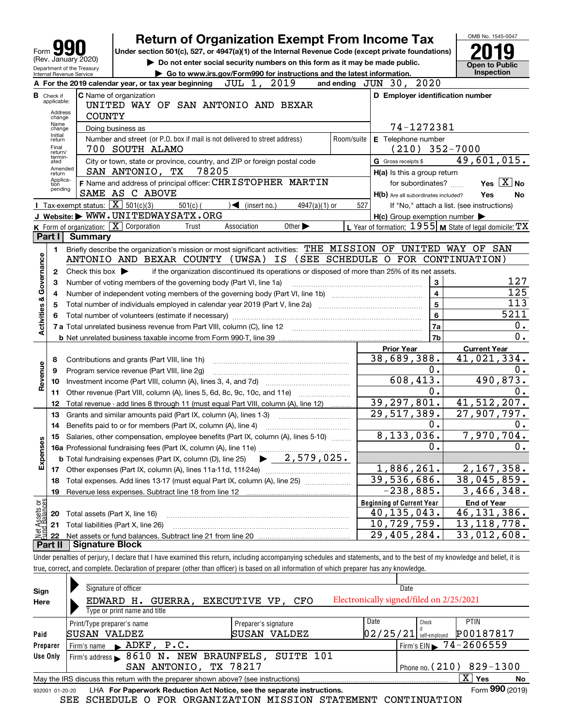# Form 990 — Return of Organization Exempt From Income Tax (2019)

Form **990** (Rev. January 2020)
Department of the Treasury
Internal Revenue Service

**Return of Organization Exempt From Income Tax**

Under section 501(c), 527, or 4947(a)(1) of the Internal Revenue Code (except private foundations)

▶ Do not enter social security numbers on this form as it may be made public.

▶ Go to www.irs.gov/Form990 for instructions and the latest information.

OMB No. 1545-0047

**2019**

**Open to Public Inspection**

**A** For the 2019 calendar year, or tax year beginning JUL 1, 2019 and ending JUN 30, 2020

**B** Check if applicable: Address change, Name change, Initial return, Final return/terminated, Amended return, Application pending

**C** Name of organization: UNITED WAY OF SAN ANTONIO AND BEXAR COUNTY

Doing business as

Number and street (or P.O. box if mail is not delivered to street address): 700 SOUTH ALAMO — Room/suite

City or town, state or province, country, and ZIP or foreign postal code: SAN ANTONIO, TX 78205

**D** Employer identification number: 74-1272381

**E** Telephone number: (210) 352-7000

**G** Gross receipts $ 49,601,015.

**F** Name and address of principal officer: CHRISTOPHER MARTIN, SAME AS C ABOVE

**H(a)** Is this a group return for subordinates? Yes [X] No

**H(b)** Are all subordinates included? Yes No — If "No," attach a list. (see instructions)

**H(c)** Group exemption number ▶

**I** Tax-exempt status: [X] 501(c)(3) 501(c) ( ) ◀ (insert no.) 4947(a)(1) or 527

**J** Website: ▶ WWW.UNITEDWAYSATX.ORG

**K** Form of organization: [X] Corporation Trust Association Other ▶

**L** Year of formation: 1955 **M** State of legal domicile: TX

## Part I Summary

**Activities & Governance**

1. Briefly describe the organization's mission or most significant activities: THE MISSION OF UNITED WAY OF SAN ANTONIO AND BEXAR COUNTY (UWSA) IS (SEE SCHEDULE O FOR CONTINUATION)
2. Check this box ▶ if the organization discontinued its operations or disposed of more than 25% of its net assets.

| | | | |
|---|---|---|---|
| 3 | Number of voting members of the governing body (Part VI, line 1a) | 3 | 127 |
| 4 | Number of independent voting members of the governing body (Part VI, line 1b) | 4 | 125 |
| 5 | Total number of individuals employed in calendar year 2019 (Part V, line 2a) | 5 | 113 |
| 6 | Total number of volunteers (estimate if necessary) | 6 | 5211 |
| 7a | Total unrelated business revenue from Part VIII, column (C), line 12 | 7a | 0. |
| b | Net unrelated business taxable income from Form 990-T, line 39 | 7b | 0. |

| | | Prior Year | Current Year |
|---|---|---|---|
| **Revenue** | | | |
| 8 | Contributions and grants (Part VIII, line 1h) | 38,689,388. | 41,021,334. |
| 9 | Program service revenue (Part VIII, line 2g) | 0. | 0. |
| 10 | Investment income (Part VIII, column (A), lines 3, 4, and 7d) | 608,413. | 490,873. |
| 11 | Other revenue (Part VIII, column (A), lines 5, 6d, 8c, 9c, 10c, and 11e) | 0. | 0. |
| 12 | Total revenue - add lines 8 through 11 (must equal Part VIII, column (A), line 12) | 39,297,801. | 41,512,207. |
| **Expenses** | | | |
| 13 | Grants and similar amounts paid (Part IX, column (A), lines 1-3) | 29,517,389. | 27,907,797. |
| 14 | Benefits paid to or for members (Part IX, column (A), line 4) | 0. | 0. |
| 15 | Salaries, other compensation, employee benefits (Part IX, column (A), lines 5-10) | 8,133,036. | 7,970,704. |
| 16a | Professional fundraising fees (Part IX, column (A), line 11e) | 0. | 0. |
| b | Total fundraising expenses (Part IX, column (D), line 25) ▶ 2,579,025. | | |
| 17 | Other expenses (Part IX, column (A), lines 11a-11d, 11f-24e) | 1,886,261. | 2,167,358. |
| 18 | Total expenses. Add lines 13-17 (must equal Part IX, column (A), line 25) | 39,536,686. | 38,045,859. |
| 19 | Revenue less expenses. Subtract line 18 from line 12 | -238,885. | 3,466,348. |

| **Net Assets or Fund Balances** | | Beginning of Current Year | End of Year |
|---|---|---|---|
| 20 | Total assets (Part X, line 16) | 40,135,043. | 46,131,386. |
| 21 | Total liabilities (Part X, line 26) | 10,729,759. | 13,118,778. |
| 22 | Net assets or fund balances. Subtract line 21 from line 20 | 29,405,284. | 33,012,608. |

## Part II Signature Block

Under penalties of perjury, I declare that I have examined this return, including accompanying schedules and statements, and to the best of my knowledge and belief, it is true, correct, and complete. Declaration of preparer (other than officer) is based on all information of which preparer has any knowledge.

**Sign Here**

Signature of officer — Date

EDWARD H. GUERRA, EXECUTIVE VP, CFO — Electronically signed/filed on 2/25/2021

Type or print name and title

**Paid Preparer Use Only**

| Print/Type preparer's name | Preparer's signature | Date | Check if self-employed | PTIN |
|---|---|---|---|---|
| SUSAN VALDEZ | SUSAN VALDEZ | 02/25/21 | | P00187817 |

Firm's name ▶ ADKF, P.C. — Firm's EIN ▶ 74-2606559

Firm's address ▶ 8610 N. NEW BRAUNFELS, SUITE 101, SAN ANTONIO, TX 78217 — Phone no. (210) 829-1300

May the IRS discuss this return with the preparer shown above? (see instructions) [X] Yes No

932001 01-20-20 LHA For Paperwork Reduction Act Notice, see the separate instructions. Form **990** (2019)

SEE SCHEDULE O FOR ORGANIZATION MISSION STATEMENT CONTINUATION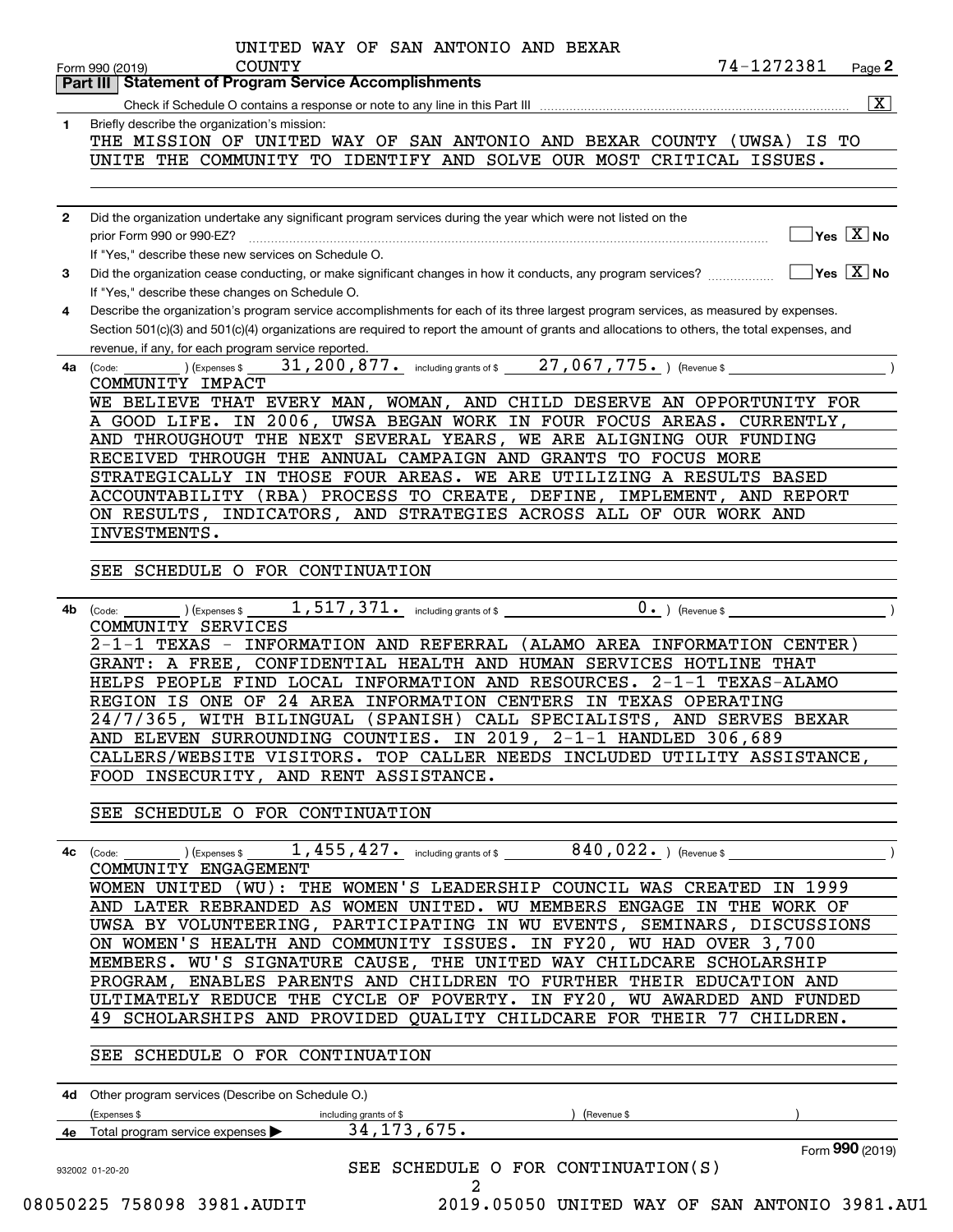UNITED WAY OF SAN ANTONIO AND BEXAR COUNTY 74-1272381

Form 990 (2019) Page 2

## Part III Statement of Program Service Accomplishments

Check if Schedule O contains a response or note to any line in this Part III [X]

**1** Briefly describe the organization's mission:

THE MISSION OF UNITED WAY OF SAN ANTONIO AND BEXAR COUNTY (UWSA) IS TO UNITE THE COMMUNITY TO IDENTIFY AND SOLVE OUR MOST CRITICAL ISSUES.

**2** Did the organization undertake any significant program services during the year which were not listed on the prior Form 990 or 990-EZ? [ ] Yes [X] No

If "Yes," describe these new services on Schedule O.

**3** Did the organization cease conducting, or make significant changes in how it conducts, any program services? [ ] Yes [X] No

If "Yes," describe these changes on Schedule O.

**4** Describe the organization's program service accomplishments for each of its three largest program services, as measured by expenses. Section 501(c)(3) and 501(c)(4) organizations are required to report the amount of grants and allocations to others, the total expenses, and revenue, if any, for each program service reported.

**4a** (Code: ) (Expenses $ 31,200,877. including grants of $ 27,067,775. ) (Revenue $ )

COMMUNITY IMPACT

WE BELIEVE THAT EVERY MAN, WOMAN, AND CHILD DESERVE AN OPPORTUNITY FOR A GOOD LIFE. IN 2006, UWSA BEGAN WORK IN FOUR FOCUS AREAS. CURRENTLY, AND THROUGHOUT THE NEXT SEVERAL YEARS, WE ARE ALIGNING OUR FUNDING RECEIVED THROUGH THE ANNUAL CAMPAIGN AND GRANTS TO FOCUS MORE STRATEGICALLY IN THOSE FOUR AREAS. WE ARE UTILIZING A RESULTS BASED ACCOUNTABILITY (RBA) PROCESS TO CREATE, DEFINE, IMPLEMENT, AND REPORT ON RESULTS, INDICATORS, AND STRATEGIES ACROSS ALL OF OUR WORK AND INVESTMENTS.

SEE SCHEDULE O FOR CONTINUATION

**4b** (Code: ) (Expenses $ 1,517,371. including grants of $ 0. ) (Revenue $ )

COMMUNITY SERVICES

2-1-1 TEXAS - INFORMATION AND REFERRAL (ALAMO AREA INFORMATION CENTER) GRANT: A FREE, CONFIDENTIAL HEALTH AND HUMAN SERVICES HOTLINE THAT HELPS PEOPLE FIND LOCAL INFORMATION AND RESOURCES. 2-1-1 TEXAS-ALAMO REGION IS ONE OF 24 AREA INFORMATION CENTERS IN TEXAS OPERATING 24/7/365, WITH BILINGUAL (SPANISH) CALL SPECIALISTS, AND SERVES BEXAR AND ELEVEN SURROUNDING COUNTIES. IN 2019, 2-1-1 HANDLED 306,689 CALLERS/WEBSITE VISITORS. TOP CALLER NEEDS INCLUDED UTILITY ASSISTANCE, FOOD INSECURITY, AND RENT ASSISTANCE.

SEE SCHEDULE O FOR CONTINUATION

**4c** (Code: ) (Expenses $ 1,455,427. including grants of $ 840,022. ) (Revenue $ )

COMMUNITY ENGAGEMENT

WOMEN UNITED (WU): THE WOMEN'S LEADERSHIP COUNCIL WAS CREATED IN 1999 AND LATER REBRANDED AS WOMEN UNITED. WU MEMBERS ENGAGE IN THE WORK OF UWSA BY VOLUNTEERING, PARTICIPATING IN WU EVENTS, SEMINARS, DISCUSSIONS ON WOMEN'S HEALTH AND COMMUNITY ISSUES. IN FY20, WU HAD OVER 3,700 MEMBERS. WU'S SIGNATURE CAUSE, THE UNITED WAY CHILDCARE SCHOLARSHIP PROGRAM, ENABLES PARENTS AND CHILDREN TO FURTHER THEIR EDUCATION AND ULTIMATELY REDUCE THE CYCLE OF POVERTY. IN FY20, WU AWARDED AND FUNDED 49 SCHOLARSHIPS AND PROVIDED QUALITY CHILDCARE FOR THEIR 77 CHILDREN.

SEE SCHEDULE O FOR CONTINUATION

**4d** Other program services (Describe on Schedule O.)

(Expenses $ including grants of $ ) (Revenue $ )

**4e** Total program service expenses ▶ 34,173,675.

Form 990 (2019)

932002 01-20-20

SEE SCHEDULE O FOR CONTINUATION(S)

08050225 758098 3981.AUDIT 2019.05050 UNITED WAY OF SAN ANTONIO 3981.AU1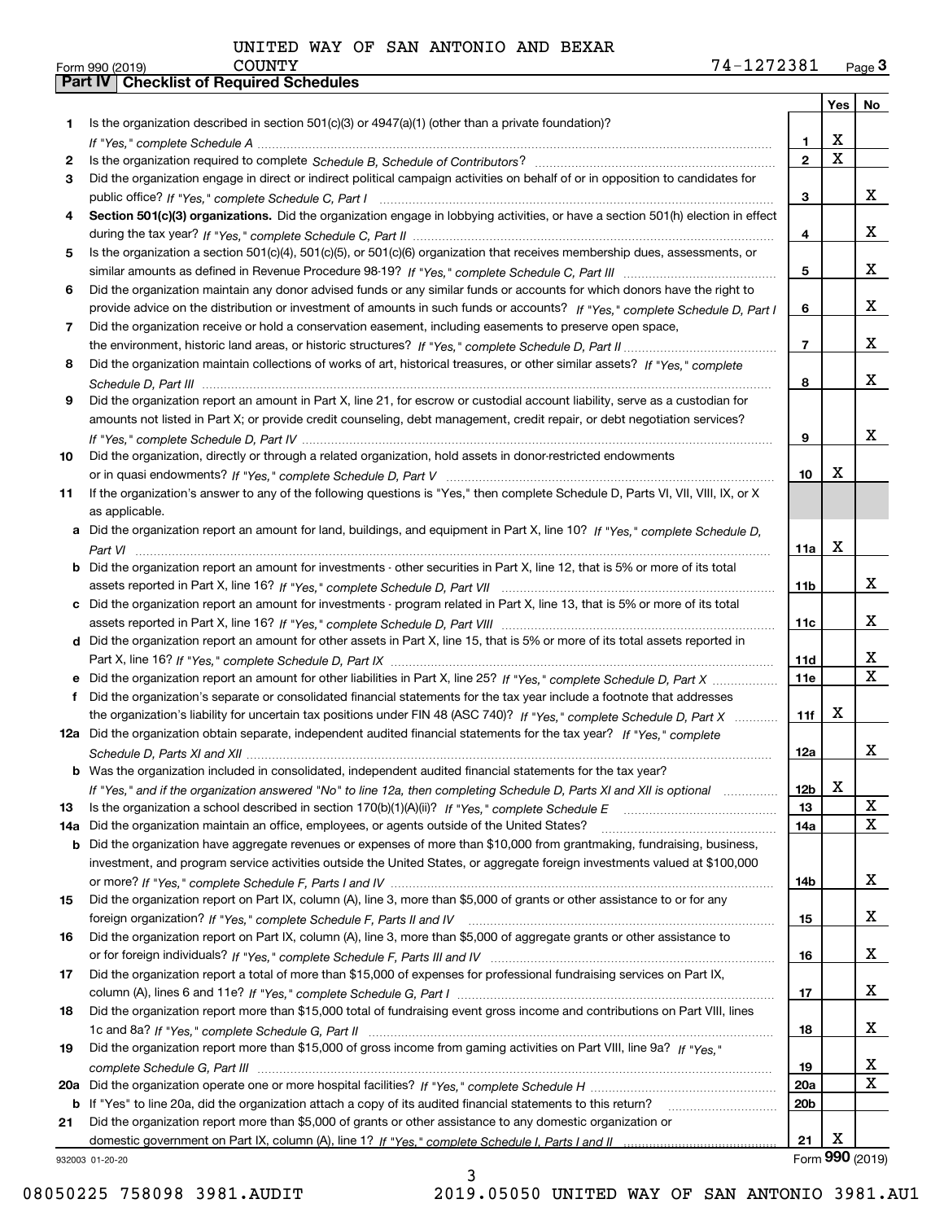UNITED WAY OF SAN ANTONIO AND BEXAR COUNTY

Form 990 (2019) 74-1272381 Page **3**

## Part IV Checklist of Required Schedules

| | | | Yes | No |
|---|---|---|---|---|
| **1** | Is the organization described in section 501(c)(3) or 4947(a)(1) (other than a private foundation)? *If "Yes," complete Schedule A* | **1** | X | |
| **2** | Is the organization required to complete *Schedule B, Schedule of Contributors*? | **2** | X | |
| **3** | Did the organization engage in direct or indirect political campaign activities on behalf of or in opposition to candidates for public office? *If "Yes," complete Schedule C, Part I* | **3** | | X |
| **4** | **Section 501(c)(3) organizations.** Did the organization engage in lobbying activities, or have a section 501(h) election in effect during the tax year? *If "Yes," complete Schedule C, Part II* | **4** | | X |
| **5** | Is the organization a section 501(c)(4), 501(c)(5), or 501(c)(6) organization that receives membership dues, assessments, or similar amounts as defined in Revenue Procedure 98-19? *If "Yes," complete Schedule C, Part III* | **5** | | X |
| **6** | Did the organization maintain any donor advised funds or any similar funds or accounts for which donors have the right to provide advice on the distribution or investment of amounts in such funds or accounts? *If "Yes," complete Schedule D, Part I* | **6** | | X |
| **7** | Did the organization receive or hold a conservation easement, including easements to preserve open space, the environment, historic land areas, or historic structures? *If "Yes," complete Schedule D, Part II* | **7** | | X |
| **8** | Did the organization maintain collections of works of art, historical treasures, or other similar assets? *If "Yes," complete Schedule D, Part III* | **8** | | X |
| **9** | Did the organization report an amount in Part X, line 21, for escrow or custodial account liability, serve as a custodian for amounts not listed in Part X; or provide credit counseling, debt management, credit repair, or debt negotiation services? *If "Yes," complete Schedule D, Part IV* | **9** | | X |
| **10** | Did the organization, directly or through a related organization, hold assets in donor-restricted endowments or in quasi endowments? *If "Yes," complete Schedule D, Part V* | **10** | X | |
| **11** | If the organization's answer to any of the following questions is "Yes," then complete Schedule D, Parts VI, VII, VIII, IX, or X as applicable. | | | |
| **a** | Did the organization report an amount for land, buildings, and equipment in Part X, line 10? *If "Yes," complete Schedule D, Part VI* | **11a** | X | |
| **b** | Did the organization report an amount for investments - other securities in Part X, line 12, that is 5% or more of its total assets reported in Part X, line 16? *If "Yes," complete Schedule D, Part VII* | **11b** | | X |
| **c** | Did the organization report an amount for investments - program related in Part X, line 13, that is 5% or more of its total assets reported in Part X, line 16? *If "Yes," complete Schedule D, Part VIII* | **11c** | | X |
| **d** | Did the organization report an amount for other assets in Part X, line 15, that is 5% or more of its total assets reported in Part X, line 16? *If "Yes," complete Schedule D, Part IX* | **11d** | | X |
| **e** | Did the organization report an amount for other liabilities in Part X, line 25? *If "Yes," complete Schedule D, Part X* | **11e** | | X |
| **f** | Did the organization's separate or consolidated financial statements for the tax year include a footnote that addresses the organization's liability for uncertain tax positions under FIN 48 (ASC 740)? *If "Yes," complete Schedule D, Part X* | **11f** | X | |
| **12a** | Did the organization obtain separate, independent audited financial statements for the tax year? *If "Yes," complete Schedule D, Parts XI and XII* | **12a** | | X |
| **b** | Was the organization included in consolidated, independent audited financial statements for the tax year? *If "Yes," and if the organization answered "No" to line 12a, then completing Schedule D, Parts XI and XII is optional* | **12b** | X | |
| **13** | Is the organization a school described in section 170(b)(1)(A)(ii)? *If "Yes," complete Schedule E* | **13** | | X |
| **14a** | Did the organization maintain an office, employees, or agents outside of the United States? | **14a** | | X |
| **b** | Did the organization have aggregate revenues or expenses of more than $10,000 from grantmaking, fundraising, business, investment, and program service activities outside the United States, or aggregate foreign investments valued at $100,000 or more? *If "Yes," complete Schedule F, Parts I and IV* | **14b** | | X |
| **15** | Did the organization report on Part IX, column (A), line 3, more than $5,000 of grants or other assistance to or for any foreign organization? *If "Yes," complete Schedule F, Parts II and IV* | **15** | | X |
| **16** | Did the organization report on Part IX, column (A), line 3, more than $5,000 of aggregate grants or other assistance to or for foreign individuals? *If "Yes," complete Schedule F, Parts III and IV* | **16** | | X |
| **17** | Did the organization report a total of more than $15,000 of expenses for professional fundraising services on Part IX, column (A), lines 6 and 11e? *If "Yes," complete Schedule G, Part I* | **17** | | X |
| **18** | Did the organization report more than $15,000 total of fundraising event gross income and contributions on Part VIII, lines 1c and 8a? *If "Yes," complete Schedule G, Part II* | **18** | | X |
| **19** | Did the organization report more than $15,000 of gross income from gaming activities on Part VIII, line 9a? *If "Yes," complete Schedule G, Part III* | **19** | | X |
| **20a** | Did the organization operate one or more hospital facilities? *If "Yes," complete Schedule H* | **20a** | | X |
| **b** | If "Yes" to line 20a, did the organization attach a copy of its audited financial statements to this return? | **20b** | | |
| **21** | Did the organization report more than $5,000 of grants or other assistance to any domestic organization or domestic government on Part IX, column (A), line 1? *If "Yes," complete Schedule I, Parts I and II* | **21** | X | |

932003 01-20-20 Form **990** (2019)

08050225 758098 3981.AUDIT 2019.05050 UNITED WAY OF SAN ANTONIO 3981.AU1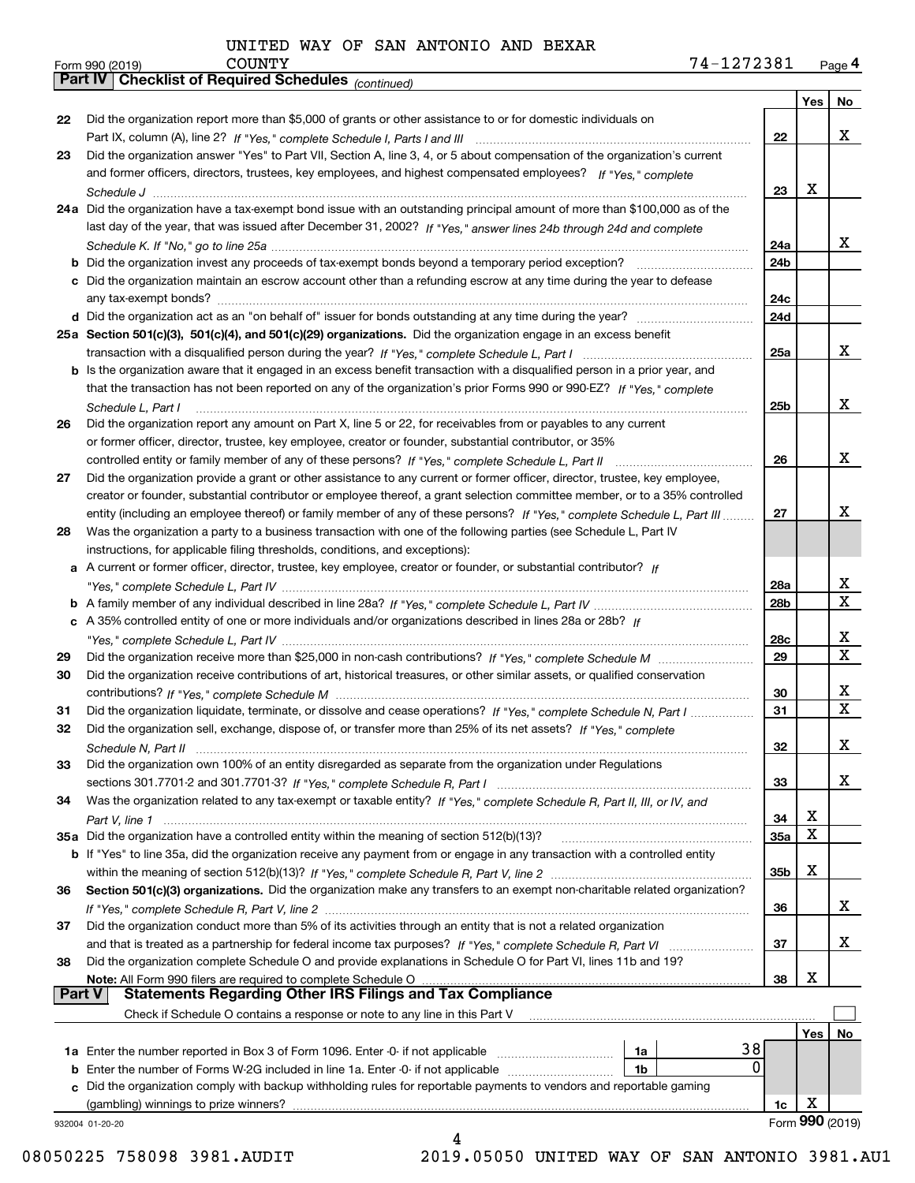UNITED WAY OF SAN ANTONIO AND BEXAR COUNTY

Form 990 (2019) 74-1272381 Page 4

**Part IV | Checklist of Required Schedules** *(continued)*

| | | | Yes | No |
|---|---|---|---|---|
| 22 | Did the organization report more than $5,000 of grants or other assistance to or for domestic individuals on Part IX, column (A), line 2? *If "Yes," complete Schedule I, Parts I and III* | 22 | | X |
| 23 | Did the organization answer "Yes" to Part VII, Section A, line 3, 4, or 5 about compensation of the organization's current and former officers, directors, trustees, key employees, and highest compensated employees? *If "Yes," complete Schedule J* | 23 | X | |
| 24a | Did the organization have a tax-exempt bond issue with an outstanding principal amount of more than $100,000 as of the last day of the year, that was issued after December 31, 2002? *If "Yes," answer lines 24b through 24d and complete Schedule K. If "No," go to line 25a* | 24a | | X |
| b | Did the organization invest any proceeds of tax-exempt bonds beyond a temporary period exception? | 24b | | |
| c | Did the organization maintain an escrow account other than a refunding escrow at any time during the year to defease any tax-exempt bonds? | 24c | | |
| d | Did the organization act as an "on behalf of" issuer for bonds outstanding at any time during the year? | 24d | | |
| 25a | **Section 501(c)(3), 501(c)(4), and 501(c)(29) organizations.** Did the organization engage in an excess benefit transaction with a disqualified person during the year? *If "Yes," complete Schedule L, Part I* | 25a | | X |
| b | Is the organization aware that it engaged in an excess benefit transaction with a disqualified person in a prior year, and that the transaction has not been reported on any of the organization's prior Forms 990 or 990-EZ? *If "Yes," complete Schedule L, Part I* | 25b | | X |
| 26 | Did the organization report any amount on Part X, line 5 or 22, for receivables from or payables to any current or former officer, director, trustee, key employee, creator or founder, substantial contributor, or 35% controlled entity or family member of any of these persons? *If "Yes," complete Schedule L, Part II* | 26 | | X |
| 27 | Did the organization provide a grant or other assistance to any current or former officer, director, trustee, key employee, creator or founder, substantial contributor or employee thereof, a grant selection committee member, or to a 35% controlled entity (including an employee thereof) or family member of any of these persons? *If "Yes," complete Schedule L, Part III* | 27 | | X |
| 28 | Was the organization a party to a business transaction with one of the following parties (see Schedule L, Part IV instructions, for applicable filing thresholds, conditions, and exceptions): | | | |
| a | A current or former officer, director, trustee, key employee, creator or founder, or substantial contributor? *If "Yes," complete Schedule L, Part IV* | 28a | | X |
| b | A family member of any individual described in line 28a? *If "Yes," complete Schedule L, Part IV* | 28b | | X |
| c | A 35% controlled entity of one or more individuals and/or organizations described in lines 28a or 28b? *If "Yes," complete Schedule L, Part IV* | 28c | | X |
| 29 | Did the organization receive more than $25,000 in non-cash contributions? *If "Yes," complete Schedule M* | 29 | | X |
| 30 | Did the organization receive contributions of art, historical treasures, or other similar assets, or qualified conservation contributions? *If "Yes," complete Schedule M* | 30 | | X |
| 31 | Did the organization liquidate, terminate, or dissolve and cease operations? *If "Yes," complete Schedule N, Part I* | 31 | | X |
| 32 | Did the organization sell, exchange, dispose of, or transfer more than 25% of its net assets? *If "Yes," complete Schedule N, Part II* | 32 | | X |
| 33 | Did the organization own 100% of an entity disregarded as separate from the organization under Regulations sections 301.7701-2 and 301.7701-3? *If "Yes," complete Schedule R, Part I* | 33 | | X |
| 34 | Was the organization related to any tax-exempt or taxable entity? *If "Yes," complete Schedule R, Part II, III, or IV, and Part V, line 1* | 34 | X | |
| 35a | Did the organization have a controlled entity within the meaning of section 512(b)(13)? | 35a | X | |
| b | If "Yes" to line 35a, did the organization receive any payment from or engage in any transaction with a controlled entity within the meaning of section 512(b)(13)? *If "Yes," complete Schedule R, Part V, line 2* | 35b | X | |
| 36 | **Section 501(c)(3) organizations.** Did the organization make any transfers to an exempt non-charitable related organization? *If "Yes," complete Schedule R, Part V, line 2* | 36 | | X |
| 37 | Did the organization conduct more than 5% of its activities through an entity that is not a related organization and that is treated as a partnership for federal income tax purposes? *If "Yes," complete Schedule R, Part VI* | 37 | | X |
| 38 | Did the organization complete Schedule O and provide explanations in Schedule O for Part VI, lines 11b and 19? **Note:** All Form 990 filers are required to complete Schedule O | 38 | X | |

**Part V | Statements Regarding Other IRS Filings and Tax Compliance**

Check if Schedule O contains a response or note to any line in this Part V ☐

| | | | | | Yes | No |
|---|---|---|---|---|---|---|
| 1a | Enter the number reported in Box 3 of Form 1096. Enter -0- if not applicable | 1a | 38 | | | |
| b | Enter the number of Forms W-2G included in line 1a. Enter -0- if not applicable | 1b | 0 | | | |
| c | Did the organization comply with backup withholding rules for reportable payments to vendors and reportable gaming (gambling) winnings to prize winners? | | | 1c | X | |

932004 01-20-20 Form **990** (2019)

08050225 758098 3981.AUDIT 2019.05050 UNITED WAY OF SAN ANTONIO 3981.AU1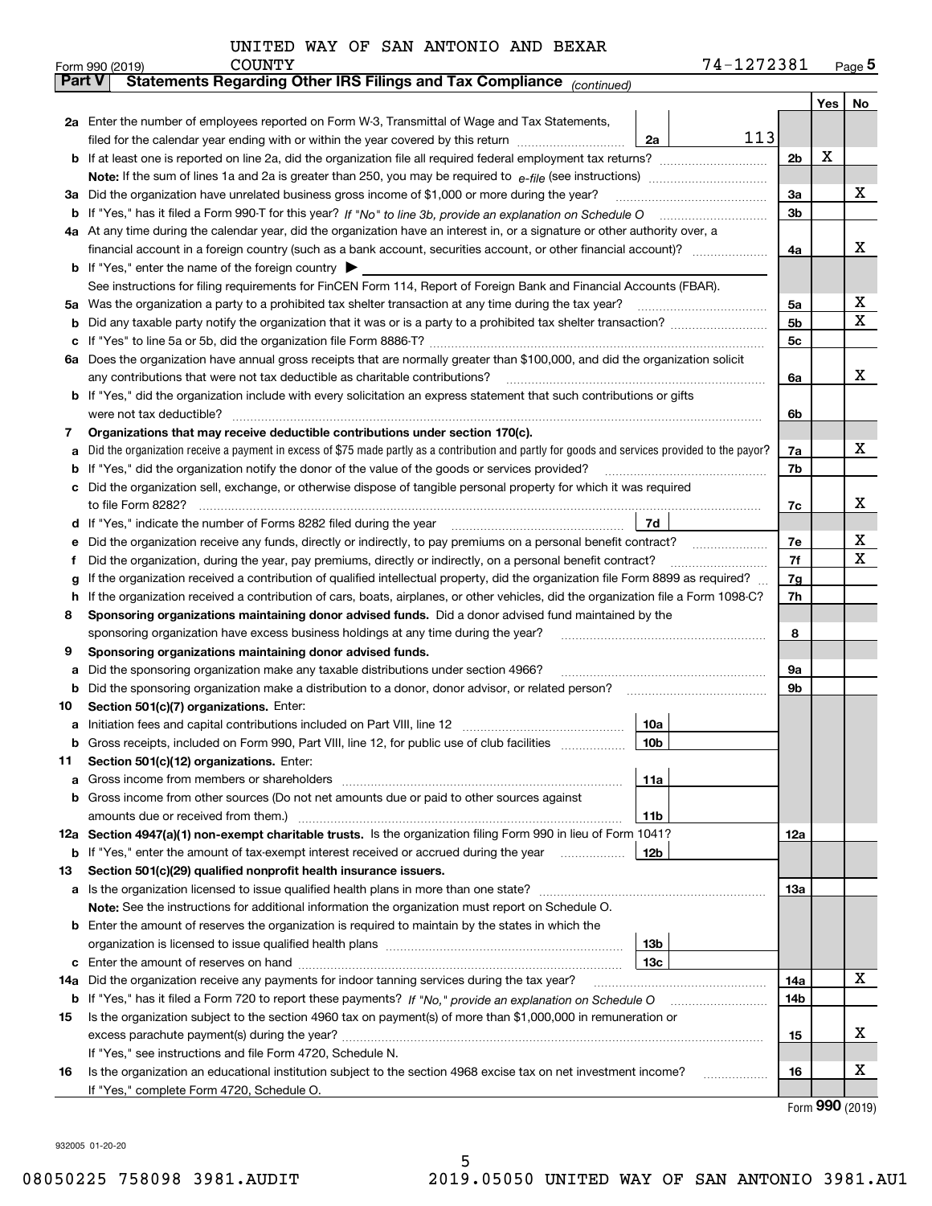UNITED WAY OF SAN ANTONIO AND BEXAR COUNTY

Form 990 (2019) 74-1272381 Page **5**

**Part V** **Statements Regarding Other IRS Filings and Tax Compliance** *(continued)*

| | | | | | Yes | No |
|---|---|---|---|---|---|---|
| **2a** | Enter the number of employees reported on Form W-3, Transmittal of Wage and Tax Statements, filed for the calendar year ending with or within the year covered by this return | 2a | 113 | | | |
| **b** | If at least one is reported on line 2a, did the organization file all required federal employment tax returns? | | | 2b | X | |
| | **Note:** If the sum of lines 1a and 2a is greater than 250, you may be required to *e-file* (see instructions) | | | | | |
| **3a** | Did the organization have unrelated business gross income of $1,000 or more during the year? | | | 3a | | X |
| **b** | If "Yes," has it filed a Form 990-T for this year? *If "No" to line 3b, provide an explanation on Schedule O* | | | 3b | | |
| **4a** | At any time during the calendar year, did the organization have an interest in, or a signature or other authority over, a financial account in a foreign country (such as a bank account, securities account, or other financial account)? | | | 4a | | X |
| **b** | If "Yes," enter the name of the foreign country ▶ | | | | | |
| | See instructions for filing requirements for FinCEN Form 114, Report of Foreign Bank and Financial Accounts (FBAR). | | | | | |
| **5a** | Was the organization a party to a prohibited tax shelter transaction at any time during the tax year? | | | 5a | | X |
| **b** | Did any taxable party notify the organization that it was or is a party to a prohibited tax shelter transaction? | | | 5b | | X |
| **c** | If "Yes" to line 5a or 5b, did the organization file Form 8886-T? | | | 5c | | |
| **6a** | Does the organization have annual gross receipts that are normally greater than $100,000, and did the organization solicit any contributions that were not tax deductible as charitable contributions? | | | 6a | | X |
| **b** | If "Yes," did the organization include with every solicitation an express statement that such contributions or gifts were not tax deductible? | | | 6b | | |
| **7** | **Organizations that may receive deductible contributions under section 170(c).** | | | | | |
| **a** | Did the organization receive a payment in excess of $75 made partly as a contribution and partly for goods and services provided to the payor? | | | 7a | | X |
| **b** | If "Yes," did the organization notify the donor of the value of the goods or services provided? | | | 7b | | |
| **c** | Did the organization sell, exchange, or otherwise dispose of tangible personal property for which it was required to file Form 8282? | | | 7c | | X |
| **d** | If "Yes," indicate the number of Forms 8282 filed during the year | 7d | | | | |
| **e** | Did the organization receive any funds, directly or indirectly, to pay premiums on a personal benefit contract? | | | 7e | | X |
| **f** | Did the organization, during the year, pay premiums, directly or indirectly, on a personal benefit contract? | | | 7f | | X |
| **g** | If the organization received a contribution of qualified intellectual property, did the organization file Form 8899 as required? | | | 7g | | |
| **h** | If the organization received a contribution of cars, boats, airplanes, or other vehicles, did the organization file a Form 1098-C? | | | 7h | | |
| **8** | **Sponsoring organizations maintaining donor advised funds.** Did a donor advised fund maintained by the sponsoring organization have excess business holdings at any time during the year? | | | 8 | | |
| **9** | **Sponsoring organizations maintaining donor advised funds.** | | | | | |
| **a** | Did the sponsoring organization make any taxable distributions under section 4966? | | | 9a | | |
| **b** | Did the sponsoring organization make a distribution to a donor, donor advisor, or related person? | | | 9b | | |
| **10** | **Section 501(c)(7) organizations.** Enter: | | | | | |
| **a** | Initiation fees and capital contributions included on Part VIII, line 12 | 10a | | | | |
| **b** | Gross receipts, included on Form 990, Part VIII, line 12, for public use of club facilities | 10b | | | | |
| **11** | **Section 501(c)(12) organizations.** Enter: | | | | | |
| **a** | Gross income from members or shareholders | 11a | | | | |
| **b** | Gross income from other sources (Do not net amounts due or paid to other sources against amounts due or received from them.) | 11b | | | | |
| **12a** | **Section 4947(a)(1) non-exempt charitable trusts.** Is the organization filing Form 990 in lieu of Form 1041? | | | 12a | | |
| **b** | If "Yes," enter the amount of tax-exempt interest received or accrued during the year | 12b | | | | |
| **13** | **Section 501(c)(29) qualified nonprofit health insurance issuers.** | | | | | |
| **a** | Is the organization licensed to issue qualified health plans in more than one state? | | | 13a | | |
| | **Note:** See the instructions for additional information the organization must report on Schedule O. | | | | | |
| **b** | Enter the amount of reserves the organization is required to maintain by the states in which the organization is licensed to issue qualified health plans | 13b | | | | |
| **c** | Enter the amount of reserves on hand | 13c | | | | |
| **14a** | Did the organization receive any payments for indoor tanning services during the tax year? | | | 14a | | X |
| **b** | If "Yes," has it filed a Form 720 to report these payments? *If "No," provide an explanation on Schedule O* | | | 14b | | |
| **15** | Is the organization subject to the section 4960 tax on payment(s) of more than $1,000,000 in remuneration or excess parachute payment(s) during the year? | | | 15 | | X |
| | If "Yes," see instructions and file Form 4720, Schedule N. | | | | | |
| **16** | Is the organization an educational institution subject to the section 4968 excise tax on net investment income? | | | 16 | | X |
| | If "Yes," complete Form 4720, Schedule O. | | | | | |

Form **990** (2019)

932005 01-20-20

08050225 758098 3981.AUDIT 2019.05050 UNITED WAY OF SAN ANTONIO 3981.AU1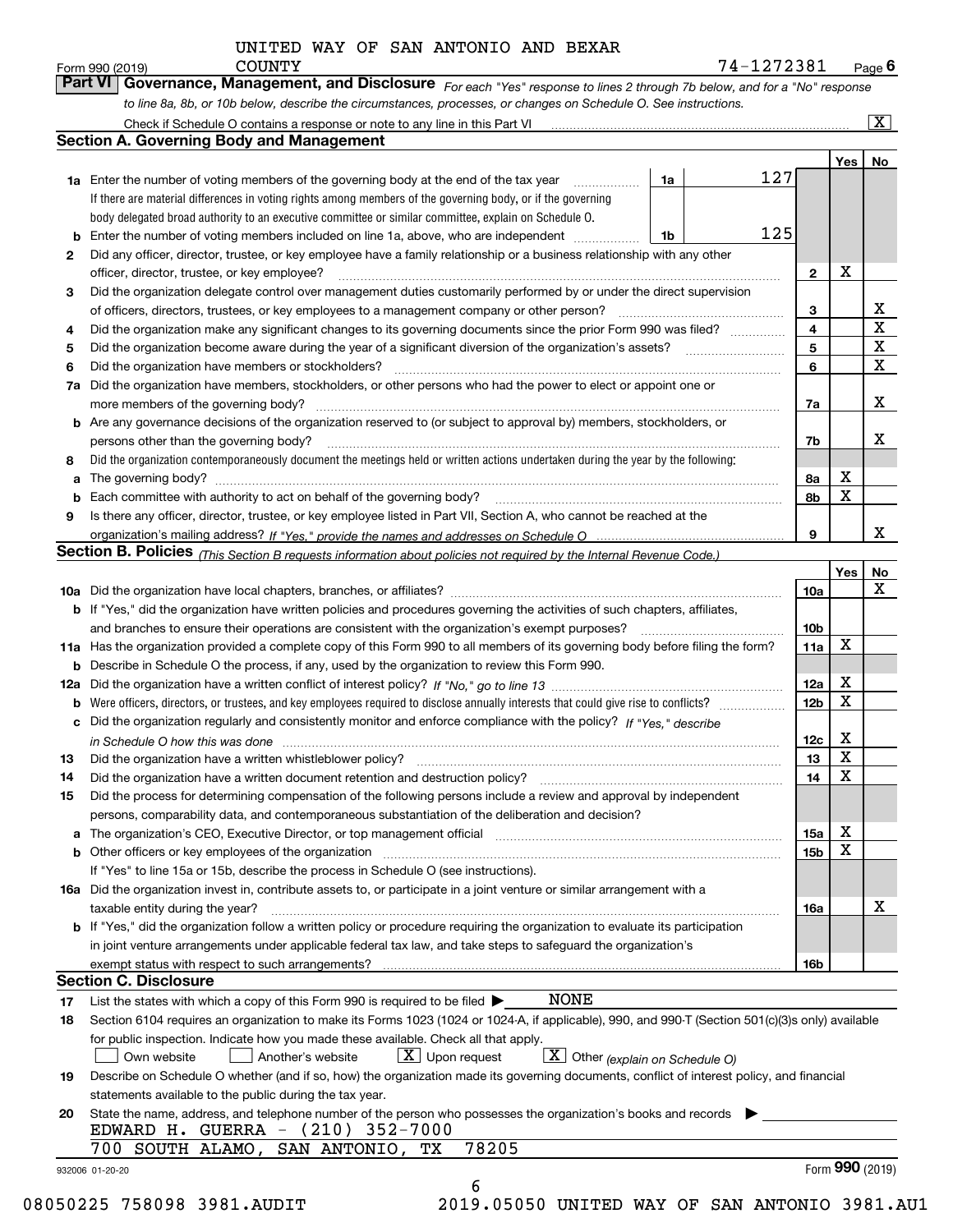UNITED WAY OF SAN ANTONIO AND BEXAR COUNTY

Form 990 (2019) 74-1272381 Page 6

**Part VI Governance, Management, and Disclosure** *For each "Yes" response to lines 2 through 7b below, and for a "No" response to line 8a, 8b, or 10b below, describe the circumstances, processes, or changes on Schedule O. See instructions.*

Check if Schedule O contains a response or note to any line in this Part VI [X]

## Section A. Governing Body and Management

| | | | | Yes | No |
|---|---|---|---|---|---|
| 1a | Enter the number of voting members of the governing body at the end of the tax year | 1a | 127 | | |
| | If there are material differences in voting rights among members of the governing body, or if the governing body delegated broad authority to an executive committee or similar committee, explain on Schedule O. | | | | |
| b | Enter the number of voting members included on line 1a, above, who are independent | 1b | 125 | | |
| 2 | Did any officer, director, trustee, or key employee have a family relationship or a business relationship with any other officer, director, trustee, or key employee? | 2 | | X | |
| 3 | Did the organization delegate control over management duties customarily performed by or under the direct supervision of officers, directors, trustees, or key employees to a management company or other person? | 3 | | | X |
| 4 | Did the organization make any significant changes to its governing documents since the prior Form 990 was filed? | 4 | | | X |
| 5 | Did the organization become aware during the year of a significant diversion of the organization's assets? | 5 | | | X |
| 6 | Did the organization have members or stockholders? | 6 | | | X |
| 7a | Did the organization have members, stockholders, or other persons who had the power to elect or appoint one or more members of the governing body? | 7a | | | X |
| b | Are any governance decisions of the organization reserved to (or subject to approval by) members, stockholders, or persons other than the governing body? | 7b | | | X |
| 8 | Did the organization contemporaneously document the meetings held or written actions undertaken during the year by the following: | | | | |
| a | The governing body? | 8a | | X | |
| b | Each committee with authority to act on behalf of the governing body? | 8b | | X | |
| 9 | Is there any officer, director, trustee, or key employee listed in Part VII, Section A, who cannot be reached at the organization's mailing address? *If "Yes," provide the names and addresses on Schedule O* | 9 | | | X |

## Section B. Policies *(This Section B requests information about policies not required by the Internal Revenue Code.)*

| | | | Yes | No |
|---|---|---|---|---|
| 10a | Did the organization have local chapters, branches, or affiliates? | 10a | | X |
| b | If "Yes," did the organization have written policies and procedures governing the activities of such chapters, affiliates, and branches to ensure their operations are consistent with the organization's exempt purposes? | 10b | | |
| 11a | Has the organization provided a complete copy of this Form 990 to all members of its governing body before filing the form? | 11a | X | |
| b | Describe in Schedule O the process, if any, used by the organization to review this Form 990. | | | |
| 12a | Did the organization have a written conflict of interest policy? *If "No," go to line 13* | 12a | X | |
| b | Were officers, directors, or trustees, and key employees required to disclose annually interests that could give rise to conflicts? | 12b | X | |
| c | Did the organization regularly and consistently monitor and enforce compliance with the policy? *If "Yes," describe in Schedule O how this was done* | 12c | X | |
| 13 | Did the organization have a written whistleblower policy? | 13 | X | |
| 14 | Did the organization have a written document retention and destruction policy? | 14 | X | |
| 15 | Did the process for determining compensation of the following persons include a review and approval by independent persons, comparability data, and contemporaneous substantiation of the deliberation and decision? | | | |
| a | The organization's CEO, Executive Director, or top management official | 15a | X | |
| b | Other officers or key employees of the organization | 15b | X | |
| | If "Yes" to line 15a or 15b, describe the process in Schedule O (see instructions). | | | |
| 16a | Did the organization invest in, contribute assets to, or participate in a joint venture or similar arrangement with a taxable entity during the year? | 16a | | X |
| b | If "Yes," did the organization follow a written policy or procedure requiring the organization to evaluate its participation in joint venture arrangements under applicable federal tax law, and take steps to safeguard the organization's exempt status with respect to such arrangements? | 16b | | |

## Section C. Disclosure

17 List the states with which a copy of this Form 990 is required to be filed ▶ NONE

18 Section 6104 requires an organization to make its Forms 1023 (1024 or 1024-A, if applicable), 990, and 990-T (Section 501(c)(3)s only) available for public inspection. Indicate how you made these available. Check all that apply.

[ ] Own website [ ] Another's website [X] Upon request [X] Other *(explain on Schedule O)*

19 Describe on Schedule O whether (and if so, how) the organization made its governing documents, conflict of interest policy, and financial statements available to the public during the tax year.

20 State the name, address, and telephone number of the person who possesses the organization's books and records ▶

EDWARD H. GUERRA - (210) 352-7000

700 SOUTH ALAMO, SAN ANTONIO, TX 78205

932006 01-20-20 Form 990 (2019)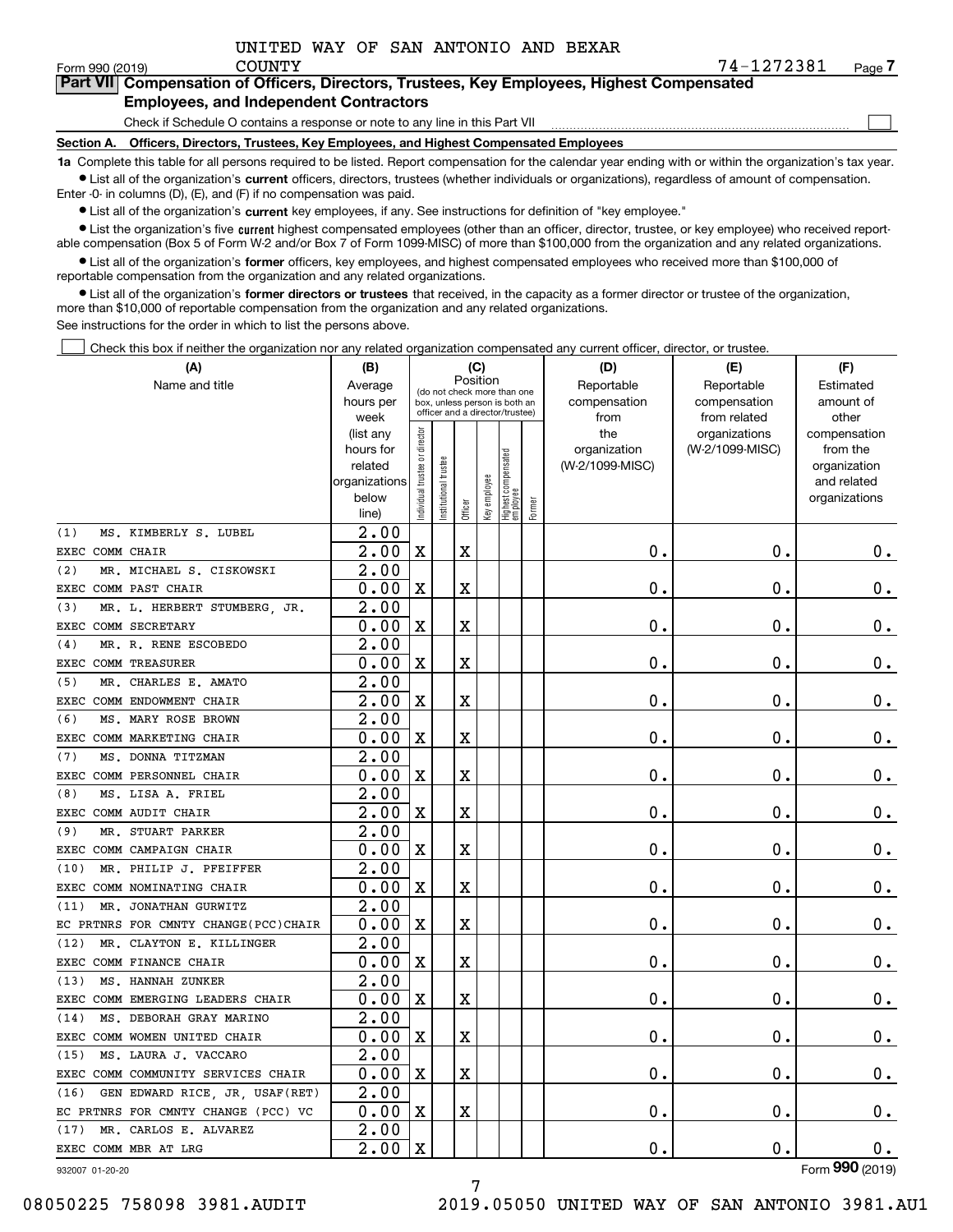UNITED WAY OF SAN ANTONIO AND BEXAR COUNTY

Form 990 (2019) 74-1272381 Page 7

**Part VII Compensation of Officers, Directors, Trustees, Key Employees, Highest Compensated Employees, and Independent Contractors**

Check if Schedule O contains a response or note to any line in this Part VII

**Section A. Officers, Directors, Trustees, Key Employees, and Highest Compensated Employees**

**1a** Complete this table for all persons required to be listed. Report compensation for the calendar year ending with or within the organization's tax year.

- List all of the organization's **current** officers, directors, trustees (whether individuals or organizations), regardless of amount of compensation. Enter -0- in columns (D), (E), and (F) if no compensation was paid.
- List all of the organization's **current** key employees, if any. See instructions for definition of "key employee."
- List the organization's five **current** highest compensated employees (other than an officer, director, trustee, or key employee) who received reportable compensation (Box 5 of Form W-2 and/or Box 7 of Form 1099-MISC) of more than $100,000 from the organization and any related organizations.
- List all of the organization's **former** officers, key employees, and highest compensated employees who received more than $100,000 of reportable compensation from the organization and any related organizations.
- List all of the organization's **former directors or trustees** that received, in the capacity as a former director or trustee of the organization, more than $10,000 of reportable compensation from the organization and any related organizations.

See instructions for the order in which to list the persons above.

Check this box if neither the organization nor any related organization compensated any current officer, director, or trustee.

| (A) Name and title | (B) Average hours per week (list any hours for related organizations below line) | (C) Individual trustee or director | Institutional trustee | Officer | Key employee | Highest compensated employee | Former | (D) Reportable compensation from the organization (W-2/1099-MISC) | (E) Reportable compensation from related organizations (W-2/1099-MISC) | (F) Estimated amount of other compensation from the organization and related organizations |
|---|---|---|---|---|---|---|---|---|---|---|
| (1) MS. KIMBERLY S. LUBEL<br>EXEC COMM CHAIR | 2.00<br>2.00 | X | | X | | | | 0. | 0. | 0. |
| (2) MR. MICHAEL S. CISKOWSKI<br>EXEC COMM PAST CHAIR | 2.00<br>0.00 | X | | X | | | | 0. | 0. | 0. |
| (3) MR. L. HERBERT STUMBERG, JR.<br>EXEC COMM SECRETARY | 2.00<br>0.00 | X | | X | | | | 0. | 0. | 0. |
| (4) MR. R. RENE ESCOBEDO<br>EXEC COMM TREASURER | 2.00<br>0.00 | X | | X | | | | 0. | 0. | 0. |
| (5) MR. CHARLES E. AMATO<br>EXEC COMM ENDOWMENT CHAIR | 2.00<br>2.00 | X | | X | | | | 0. | 0. | 0. |
| (6) MS. MARY ROSE BROWN<br>EXEC COMM MARKETING CHAIR | 2.00<br>0.00 | X | | X | | | | 0. | 0. | 0. |
| (7) MS. DONNA TITZMAN<br>EXEC COMM PERSONNEL CHAIR | 2.00<br>0.00 | X | | X | | | | 0. | 0. | 0. |
| (8) MS. LISA A. FRIEL<br>EXEC COMM AUDIT CHAIR | 2.00<br>2.00 | X | | X | | | | 0. | 0. | 0. |
| (9) MR. STUART PARKER<br>EXEC COMM CAMPAIGN CHAIR | 2.00<br>0.00 | X | | X | | | | 0. | 0. | 0. |
| (10) MR. PHILIP J. PFEIFFER<br>EXEC COMM NOMINATING CHAIR | 2.00<br>0.00 | X | | X | | | | 0. | 0. | 0. |
| (11) MR. JONATHAN GURWITZ<br>EC PRTNRS FOR CMNTY CHANGE(PCC)CHAIR | 2.00<br>0.00 | X | | X | | | | 0. | 0. | 0. |
| (12) MR. CLAYTON E. KILLINGER<br>EXEC COMM FINANCE CHAIR | 2.00<br>0.00 | X | | X | | | | 0. | 0. | 0. |
| (13) MS. HANNAH ZUNKER<br>EXEC COMM EMERGING LEADERS CHAIR | 2.00<br>0.00 | X | | X | | | | 0. | 0. | 0. |
| (14) MS. DEBORAH GRAY MARINO<br>EXEC COMM WOMEN UNITED CHAIR | 2.00<br>0.00 | X | | X | | | | 0. | 0. | 0. |
| (15) MS. LAURA J. VACCARO<br>EXEC COMM COMMUNITY SERVICES CHAIR | 2.00<br>0.00 | X | | X | | | | 0. | 0. | 0. |
| (16) GEN EDWARD RICE, JR, USAF(RET)<br>EC PRTNRS FOR CMNTY CHANGE (PCC) VC | 2.00<br>0.00 | X | | X | | | | 0. | 0. | 0. |
| (17) MR. CARLOS E. ALVAREZ<br>EXEC COMM MBR AT LRG | 2.00<br>2.00 | X | | | | | | 0. | 0. | 0. |

932007 01-20-20 Form **990** (2019)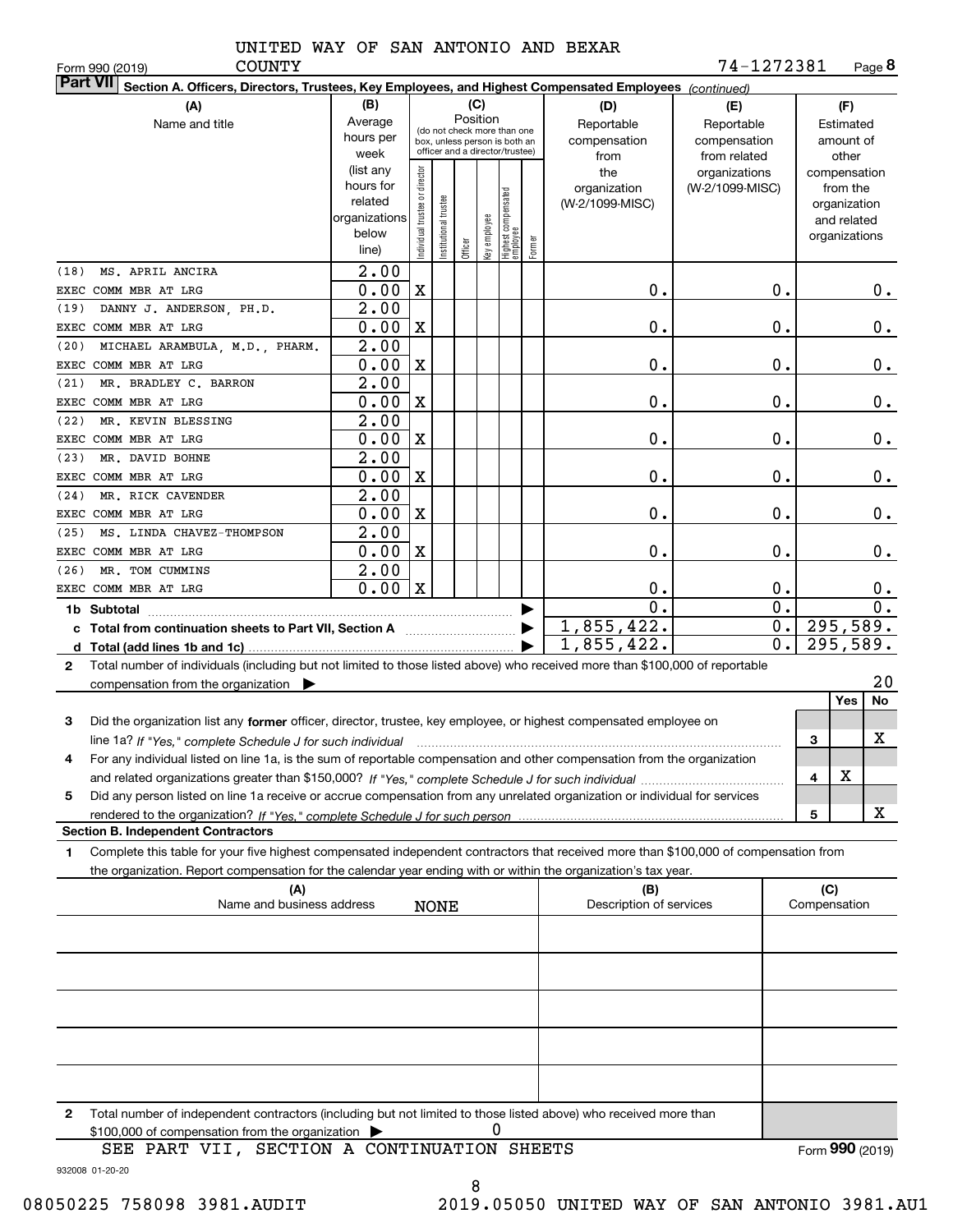UNITED WAY OF SAN ANTONIO AND BEXAR COUNTY

Form 990 (2019) 74-1272381

**Part VII** **Section A. Officers, Directors, Trustees, Key Employees, and Highest Compensated Employees** *(continued)*

| (A) Name and title | (B) Average hours per week (list any hours for related organizations below line) | (C) Position: Individual trustee or director | Institutional trustee | Officer | Key employee | Highest compensated employee | Former | (D) Reportable compensation from the organization (W-2/1099-MISC) | (E) Reportable compensation from related organizations (W-2/1099-MISC) | (F) Estimated amount of other compensation from the organization and related organizations |
|---|---|---|---|---|---|---|---|---|---|---|
| (18) MS. APRIL ANCIRA<br>EXEC COMM MBR AT LRG | 2.00<br>0.00 | X | | | | | | 0. | 0. | 0. |
| (19) DANNY J. ANDERSON, PH.D.<br>EXEC COMM MBR AT LRG | 2.00<br>0.00 | X | | | | | | 0. | 0. | 0. |
| (20) MICHAEL ARAMBULA, M.D., PHARM.<br>EXEC COMM MBR AT LRG | 2.00<br>0.00 | X | | | | | | 0. | 0. | 0. |
| (21) MR. BRADLEY C. BARRON<br>EXEC COMM MBR AT LRG | 2.00<br>0.00 | X | | | | | | 0. | 0. | 0. |
| (22) MR. KEVIN BLESSING<br>EXEC COMM MBR AT LRG | 2.00<br>0.00 | X | | | | | | 0. | 0. | 0. |
| (23) MR. DAVID BOHNE<br>EXEC COMM MBR AT LRG | 2.00<br>0.00 | X | | | | | | 0. | 0. | 0. |
| (24) MR. RICK CAVENDER<br>EXEC COMM MBR AT LRG | 2.00<br>0.00 | X | | | | | | 0. | 0. | 0. |
| (25) MS. LINDA CHAVEZ-THOMPSON<br>EXEC COMM MBR AT LRG | 2.00<br>0.00 | X | | | | | | 0. | 0. | 0. |
| (26) MR. TOM CUMMINS<br>EXEC COMM MBR AT LRG | 2.00<br>0.00 | X | | | | | | 0. | 0. | 0. |
| **1b Subtotal** | | | | | | | | 0. | 0. | 0. |
| **c Total from continuation sheets to Part VII, Section A** | | | | | | | | 1,855,422. | 0. | 295,589. |
| **d Total (add lines 1b and 1c)** | | | | | | | | 1,855,422. | 0. | 295,589. |

**2** Total number of individuals (including but not limited to those listed above) who received more than $100,000 of reportable compensation from the organization ▶ 20

| | | Yes | No |
|---|---|---|---|
| **3** Did the organization list any **former** officer, director, trustee, key employee, or highest compensated employee on line 1a? *If "Yes," complete Schedule J for such individual* | 3 | | X |
| **4** For any individual listed on line 1a, is the sum of reportable compensation and other compensation from the organization and related organizations greater than $150,000? *If "Yes," complete Schedule J for such individual* | 4 | X | |
| **5** Did any person listed on line 1a receive or accrue compensation from any unrelated organization or individual for services rendered to the organization? *If "Yes," complete Schedule J for such person* | 5 | | X |

**Section B. Independent Contractors**

**1** Complete this table for your five highest compensated independent contractors that received more than $100,000 of compensation from the organization. Report compensation for the calendar year ending with or within the organization's tax year.

| (A) Name and business address | (B) Description of services | (C) Compensation |
|---|---|---|
| NONE | | |
| | | |
| | | |
| | | |
| | | |

**2** Total number of independent contractors (including but not limited to those listed above) who received more than $100,000 of compensation from the organization ▶ 0

SEE PART VII, SECTION A CONTINUATION SHEETS

Form **990** (2019)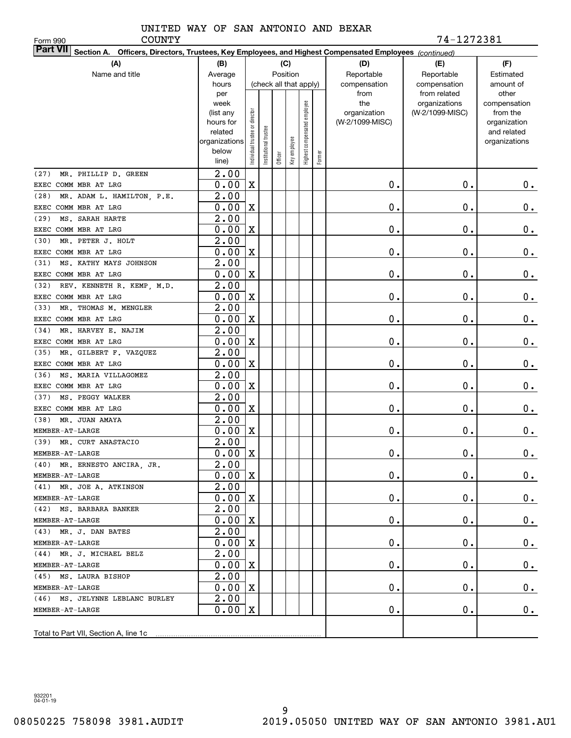Form 990

UNITED WAY OF SAN ANTONIO AND BEXAR COUNTY

74-1272381

**Part VII** Section A. Officers, Directors, Trustees, Key Employees, and Highest Compensated Employees *(continued)*

| (A) Name and title | (B) Average hours per week (list any hours for related organizations below line) | (C) Position (check all that apply): Individual trustee or director | Institutional trustee | Officer | Key employee | Highest compensated employee | Former | (D) Reportable compensation from the organization (W-2/1099-MISC) | (E) Reportable compensation from related organizations (W-2/1099-MISC) | (F) Estimated amount of other compensation from the organization and related organizations |
|---|---|---|---|---|---|---|---|---|---|---|
| (27) MR. PHILLIP D. GREEN<br>EXEC COMM MBR AT LRG | 2.00<br>0.00 | X | | | | | | 0. | 0. | 0. |
| (28) MR. ADAM L. HAMILTON, P.E.<br>EXEC COMM MBR AT LRG | 2.00<br>0.00 | X | | | | | | 0. | 0. | 0. |
| (29) MS. SARAH HARTE<br>EXEC COMM MBR AT LRG | 2.00<br>0.00 | X | | | | | | 0. | 0. | 0. |
| (30) MR. PETER J. HOLT<br>EXEC COMM MBR AT LRG | 2.00<br>0.00 | X | | | | | | 0. | 0. | 0. |
| (31) MS. KATHY MAYS JOHNSON<br>EXEC COMM MBR AT LRG | 2.00<br>0.00 | X | | | | | | 0. | 0. | 0. |
| (32) REV. KENNETH R. KEMP, M.D.<br>EXEC COMM MBR AT LRG | 2.00<br>0.00 | X | | | | | | 0. | 0. | 0. |
| (33) MR. THOMAS M. MENGLER<br>EXEC COMM MBR AT LRG | 2.00<br>0.00 | X | | | | | | 0. | 0. | 0. |
| (34) MR. HARVEY E. NAJIM<br>EXEC COMM MBR AT LRG | 2.00<br>0.00 | X | | | | | | 0. | 0. | 0. |
| (35) MR. GILBERT F. VAZQUEZ<br>EXEC COMM MBR AT LRG | 2.00<br>0.00 | X | | | | | | 0. | 0. | 0. |
| (36) MS. MARIA VILLAGOMEZ<br>EXEC COMM MBR AT LRG | 2.00<br>0.00 | X | | | | | | 0. | 0. | 0. |
| (37) MS. PEGGY WALKER<br>EXEC COMM MBR AT LRG | 2.00<br>0.00 | X | | | | | | 0. | 0. | 0. |
| (38) MR. JUAN AMAYA<br>MEMBER-AT-LARGE | 2.00<br>0.00 | X | | | | | | 0. | 0. | 0. |
| (39) MR. CURT ANASTACIO<br>MEMBER-AT-LARGE | 2.00<br>0.00 | X | | | | | | 0. | 0. | 0. |
| (40) MR. ERNESTO ANCIRA, JR.<br>MEMBER-AT-LARGE | 2.00<br>0.00 | X | | | | | | 0. | 0. | 0. |
| (41) MR. JOE A. ATKINSON<br>MEMBER-AT-LARGE | 2.00<br>0.00 | X | | | | | | 0. | 0. | 0. |
| (42) MS. BARBARA BANKER<br>MEMBER-AT-LARGE | 2.00<br>0.00 | X | | | | | | 0. | 0. | 0. |
| (43) MR. J. DAN BATES<br>MEMBER-AT-LARGE | 2.00<br>0.00 | X | | | | | | 0. | 0. | 0. |
| (44) MR. J. MICHAEL BELZ<br>MEMBER-AT-LARGE | 2.00<br>0.00 | X | | | | | | 0. | 0. | 0. |
| (45) MS. LAURA BISHOP<br>MEMBER-AT-LARGE | 2.00<br>0.00 | X | | | | | | 0. | 0. | 0. |
| (46) MS. JELYNNE LEBLANC BURLEY<br>MEMBER-AT-LARGE | 2.00<br>0.00 | X | | | | | | 0. | 0. | 0. |
| Total to Part VII, Section A, line 1c | | | | | | | | | | |

932201 04-01-19

08050225 758098 3981.AUDIT 2019.05050 UNITED WAY OF SAN ANTONIO 3981.AU1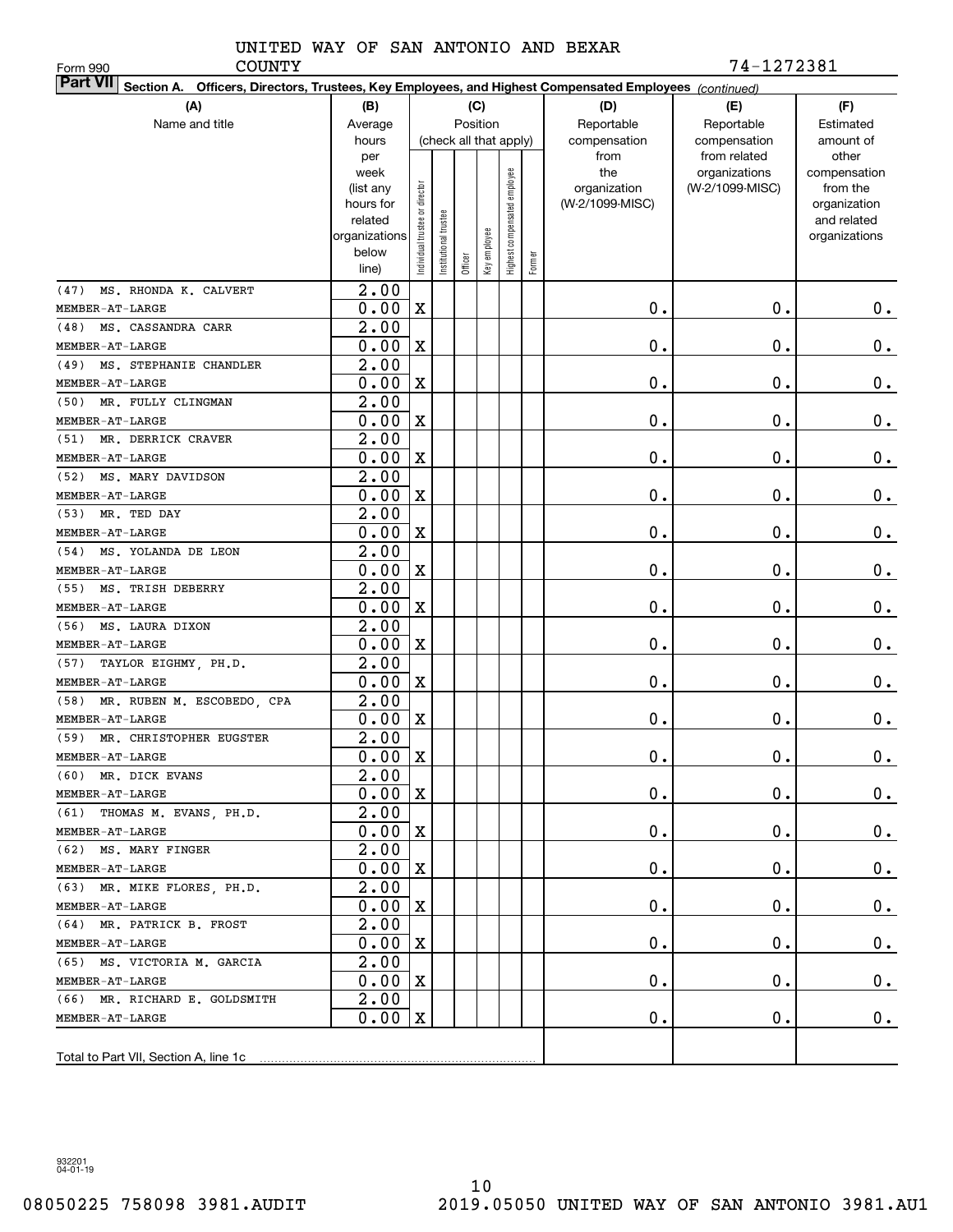UNITED WAY OF SAN ANTONIO AND BEXAR COUNTY

Form 990

74-1272381

**Part VII** Section A. Officers, Directors, Trustees, Key Employees, and Highest Compensated Employees *(continued)*

| (A) Name and title | (B) Average hours per week (list any hours for related organizations below line) | (C) Position (check all that apply) Individual trustee or director | Institutional trustee | Officer | Key employee | Highest compensated employee | Former | (D) Reportable compensation from the organization (W-2/1099-MISC) | (E) Reportable compensation from related organizations (W-2/1099-MISC) | (F) Estimated amount of other compensation from the organization and related organizations |
|---|---|---|---|---|---|---|---|---|---|---|
| (47) MS. RHONDA K. CALVERT<br>MEMBER-AT-LARGE | 2.00<br>0.00 | X | | | | | | 0. | 0. | 0. |
| (48) MS. CASSANDRA CARR<br>MEMBER-AT-LARGE | 2.00<br>0.00 | X | | | | | | 0. | 0. | 0. |
| (49) MS. STEPHANIE CHANDLER<br>MEMBER-AT-LARGE | 2.00<br>0.00 | X | | | | | | 0. | 0. | 0. |
| (50) MR. FULLY CLINGMAN<br>MEMBER-AT-LARGE | 2.00<br>0.00 | X | | | | | | 0. | 0. | 0. |
| (51) MR. DERRICK CRAVER<br>MEMBER-AT-LARGE | 2.00<br>0.00 | X | | | | | | 0. | 0. | 0. |
| (52) MS. MARY DAVIDSON<br>MEMBER-AT-LARGE | 2.00<br>0.00 | X | | | | | | 0. | 0. | 0. |
| (53) MR. TED DAY<br>MEMBER-AT-LARGE | 2.00<br>0.00 | X | | | | | | 0. | 0. | 0. |
| (54) MS. YOLANDA DE LEON<br>MEMBER-AT-LARGE | 2.00<br>0.00 | X | | | | | | 0. | 0. | 0. |
| (55) MS. TRISH DEBERRY<br>MEMBER-AT-LARGE | 2.00<br>0.00 | X | | | | | | 0. | 0. | 0. |
| (56) MS. LAURA DIXON<br>MEMBER-AT-LARGE | 2.00<br>0.00 | X | | | | | | 0. | 0. | 0. |
| (57) TAYLOR EIGHMY, PH.D.<br>MEMBER-AT-LARGE | 2.00<br>0.00 | X | | | | | | 0. | 0. | 0. |
| (58) MR. RUBEN M. ESCOBEDO, CPA<br>MEMBER-AT-LARGE | 2.00<br>0.00 | X | | | | | | 0. | 0. | 0. |
| (59) MR. CHRISTOPHER EUGSTER<br>MEMBER-AT-LARGE | 2.00<br>0.00 | X | | | | | | 0. | 0. | 0. |
| (60) MR. DICK EVANS<br>MEMBER-AT-LARGE | 2.00<br>0.00 | X | | | | | | 0. | 0. | 0. |
| (61) THOMAS M. EVANS, PH.D.<br>MEMBER-AT-LARGE | 2.00<br>0.00 | X | | | | | | 0. | 0. | 0. |
| (62) MS. MARY FINGER<br>MEMBER-AT-LARGE | 2.00<br>0.00 | X | | | | | | 0. | 0. | 0. |
| (63) MR. MIKE FLORES, PH.D.<br>MEMBER-AT-LARGE | 2.00<br>0.00 | X | | | | | | 0. | 0. | 0. |
| (64) MR. PATRICK B. FROST<br>MEMBER-AT-LARGE | 2.00<br>0.00 | X | | | | | | 0. | 0. | 0. |
| (65) MS. VICTORIA M. GARCIA<br>MEMBER-AT-LARGE | 2.00<br>0.00 | X | | | | | | 0. | 0. | 0. |
| (66) MR. RICHARD E. GOLDSMITH<br>MEMBER-AT-LARGE | 2.00<br>0.00 | X | | | | | | 0. | 0. | 0. |
| Total to Part VII, Section A, line 1c | | | | | | | | | | |

932201
04-01-19

08050225 758098 3981.AUDIT 2019.05050 UNITED WAY OF SAN ANTONIO 3981.AU1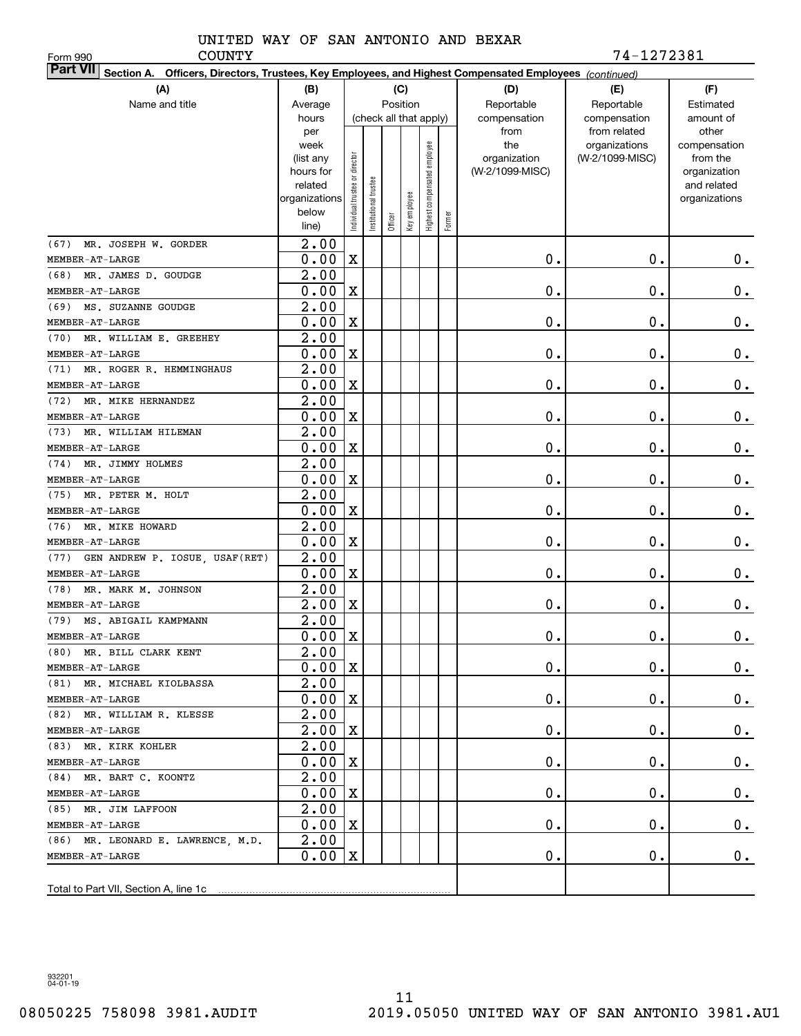UNITED WAY OF SAN ANTONIO AND BEXAR COUNTY

Form 990 74-1272381

**Part VII** Section A. Officers, Directors, Trustees, Key Employees, and Highest Compensated Employees *(continued)*

| (A) Name and title | (B) Average hours per week (list any hours for related organizations below line) | (C) Position (check all that apply): Individual trustee or director | Institutional trustee | Officer | Key employee | Highest compensated employee | Former | (D) Reportable compensation from the organization (W-2/1099-MISC) | (E) Reportable compensation from related organizations (W-2/1099-MISC) | (F) Estimated amount of other compensation from the organization and related organizations |
|---|---|---|---|---|---|---|---|---|---|---|
| (67) MR. JOSEPH W. GORDER<br>MEMBER-AT-LARGE | 2.00<br>0.00 | X | | | | | | 0. | 0. | 0. |
| (68) MR. JAMES D. GOUDGE<br>MEMBER-AT-LARGE | 2.00<br>0.00 | X | | | | | | 0. | 0. | 0. |
| (69) MS. SUZANNE GOUDGE<br>MEMBER-AT-LARGE | 2.00<br>0.00 | X | | | | | | 0. | 0. | 0. |
| (70) MR. WILLIAM E. GREEHEY<br>MEMBER-AT-LARGE | 2.00<br>0.00 | X | | | | | | 0. | 0. | 0. |
| (71) MR. ROGER R. HEMMINGHAUS<br>MEMBER-AT-LARGE | 2.00<br>0.00 | X | | | | | | 0. | 0. | 0. |
| (72) MR. MIKE HERNANDEZ<br>MEMBER-AT-LARGE | 2.00<br>0.00 | X | | | | | | 0. | 0. | 0. |
| (73) MR. WILLIAM HILEMAN<br>MEMBER-AT-LARGE | 2.00<br>0.00 | X | | | | | | 0. | 0. | 0. |
| (74) MR. JIMMY HOLMES<br>MEMBER-AT-LARGE | 2.00<br>0.00 | X | | | | | | 0. | 0. | 0. |
| (75) MR. PETER M. HOLT<br>MEMBER-AT-LARGE | 2.00<br>0.00 | X | | | | | | 0. | 0. | 0. |
| (76) MR. MIKE HOWARD<br>MEMBER-AT-LARGE | 2.00<br>0.00 | X | | | | | | 0. | 0. | 0. |
| (77) GEN ANDREW P. IOSUE, USAF(RET)<br>MEMBER-AT-LARGE | 2.00<br>0.00 | X | | | | | | 0. | 0. | 0. |
| (78) MR. MARK M. JOHNSON<br>MEMBER-AT-LARGE | 2.00<br>2.00 | X | | | | | | 0. | 0. | 0. |
| (79) MS. ABIGAIL KAMPMANN<br>MEMBER-AT-LARGE | 2.00<br>0.00 | X | | | | | | 0. | 0. | 0. |
| (80) MR. BILL CLARK KENT<br>MEMBER-AT-LARGE | 2.00<br>0.00 | X | | | | | | 0. | 0. | 0. |
| (81) MR. MICHAEL KIOLBASSA<br>MEMBER-AT-LARGE | 2.00<br>0.00 | X | | | | | | 0. | 0. | 0. |
| (82) MR. WILLIAM R. KLESSE<br>MEMBER-AT-LARGE | 2.00<br>2.00 | X | | | | | | 0. | 0. | 0. |
| (83) MR. KIRK KOHLER<br>MEMBER-AT-LARGE | 2.00<br>0.00 | X | | | | | | 0. | 0. | 0. |
| (84) MR. BART C. KOONTZ<br>MEMBER-AT-LARGE | 2.00<br>0.00 | X | | | | | | 0. | 0. | 0. |
| (85) MR. JIM LAFFOON<br>MEMBER-AT-LARGE | 2.00<br>0.00 | X | | | | | | 0. | 0. | 0. |
| (86) MR. LEONARD E. LAWRENCE, M.D.<br>MEMBER-AT-LARGE | 2.00<br>0.00 | X | | | | | | 0. | 0. | 0. |
| Total to Part VII, Section A, line 1c | | | | | | | | | | |

932201 04-01-19

08050225 758098 3981.AUDIT 2019.05050 UNITED WAY OF SAN ANTONIO 3981.AU1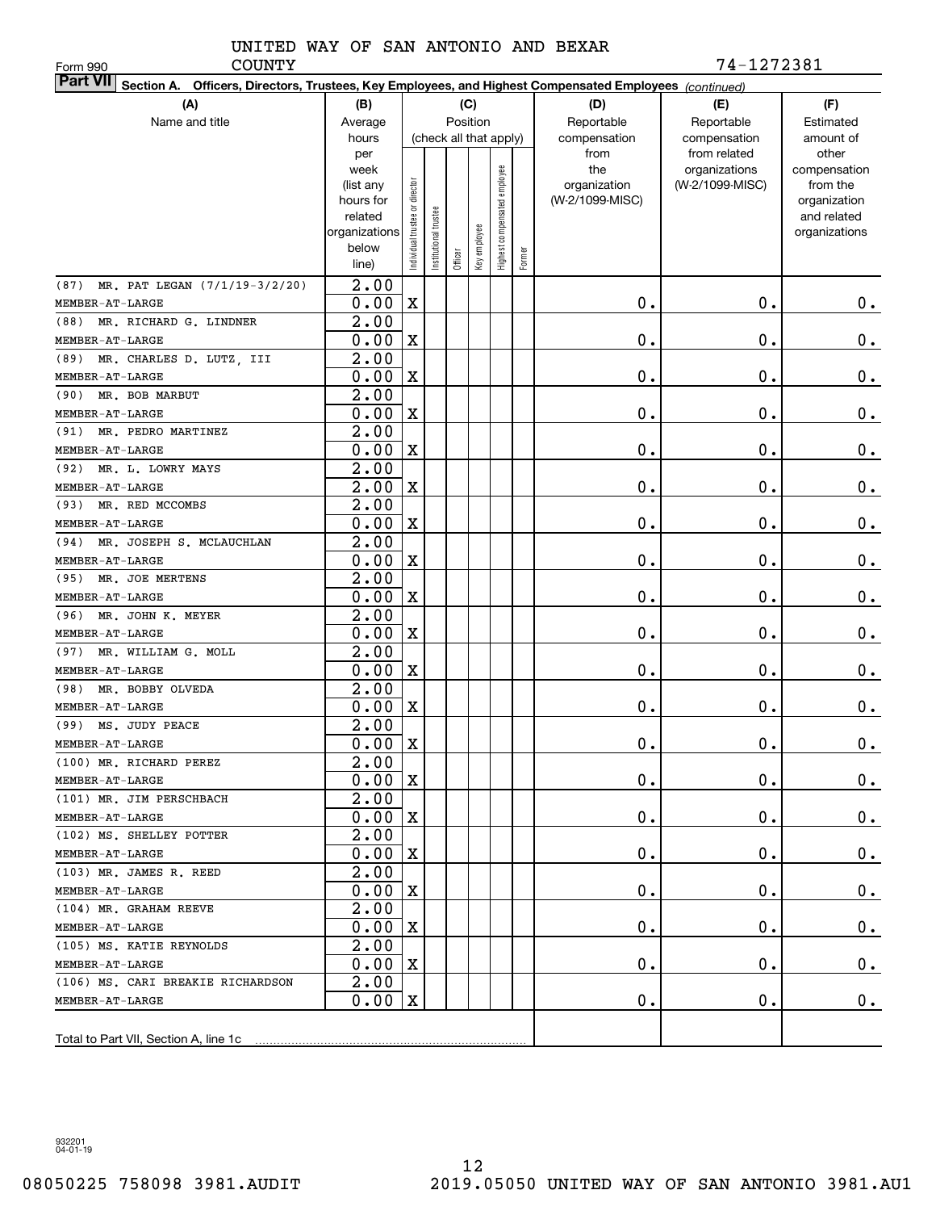Form 990 UNITED WAY OF SAN ANTONIO AND BEXAR COUNTY 74-1272381

**Part VII Section A. Officers, Directors, Trustees, Key Employees, and Highest Compensated Employees** *(continued)*

| (A) Name and title | (B) Average hours per week (list any hours for related organizations below line) | (C) Position (check all that apply): Individual trustee or director | Institutional trustee | Officer | Key employee | Highest compensated employee | Former | (D) Reportable compensation from the organization (W-2/1099-MISC) | (E) Reportable compensation from related organizations (W-2/1099-MISC) | (F) Estimated amount of other compensation from the organization and related organizations |
|---|---|---|---|---|---|---|---|---|---|---|
| (87) MR. PAT LEGAN (7/1/19-3/2/20) MEMBER-AT-LARGE | 2.00 / 0.00 | X | | | | | | 0. | 0. | 0. |
| (88) MR. RICHARD G. LINDNER MEMBER-AT-LARGE | 2.00 / 0.00 | X | | | | | | 0. | 0. | 0. |
| (89) MR. CHARLES D. LUTZ, III MEMBER-AT-LARGE | 2.00 / 0.00 | X | | | | | | 0. | 0. | 0. |
| (90) MR. BOB MARBUT MEMBER-AT-LARGE | 2.00 / 0.00 | X | | | | | | 0. | 0. | 0. |
| (91) MR. PEDRO MARTINEZ MEMBER-AT-LARGE | 2.00 / 0.00 | X | | | | | | 0. | 0. | 0. |
| (92) MR. L. LOWRY MAYS MEMBER-AT-LARGE | 2.00 / 2.00 | X | | | | | | 0. | 0. | 0. |
| (93) MR. RED MCCOMBS MEMBER-AT-LARGE | 2.00 / 0.00 | X | | | | | | 0. | 0. | 0. |
| (94) MR. JOSEPH S. MCLAUCHLAN MEMBER-AT-LARGE | 2.00 / 0.00 | X | | | | | | 0. | 0. | 0. |
| (95) MR. JOE MERTENS MEMBER-AT-LARGE | 2.00 / 0.00 | X | | | | | | 0. | 0. | 0. |
| (96) MR. JOHN K. MEYER MEMBER-AT-LARGE | 2.00 / 0.00 | X | | | | | | 0. | 0. | 0. |
| (97) MR. WILLIAM G. MOLL MEMBER-AT-LARGE | 2.00 / 0.00 | X | | | | | | 0. | 0. | 0. |
| (98) MR. BOBBY OLVEDA MEMBER-AT-LARGE | 2.00 / 0.00 | X | | | | | | 0. | 0. | 0. |
| (99) MS. JUDY PEACE MEMBER-AT-LARGE | 2.00 / 0.00 | X | | | | | | 0. | 0. | 0. |
| (100) MR. RICHARD PEREZ MEMBER-AT-LARGE | 2.00 / 0.00 | X | | | | | | 0. | 0. | 0. |
| (101) MR. JIM PERSCHBACH MEMBER-AT-LARGE | 2.00 / 0.00 | X | | | | | | 0. | 0. | 0. |
| (102) MS. SHELLEY POTTER MEMBER-AT-LARGE | 2.00 / 0.00 | X | | | | | | 0. | 0. | 0. |
| (103) MR. JAMES R. REED MEMBER-AT-LARGE | 2.00 / 0.00 | X | | | | | | 0. | 0. | 0. |
| (104) MR. GRAHAM REEVE MEMBER-AT-LARGE | 2.00 / 0.00 | X | | | | | | 0. | 0. | 0. |
| (105) MS. KATIE REYNOLDS MEMBER-AT-LARGE | 2.00 / 0.00 | X | | | | | | 0. | 0. | 0. |
| (106) MS. CARI BREAKIE RICHARDSON MEMBER-AT-LARGE | 2.00 / 0.00 | X | | | | | | 0. | 0. | 0. |
| Total to Part VII, Section A, line 1c | | | | | | | | | | |

932201 04-01-19

08050225 758098 3981.AUDIT 2019.05050 UNITED WAY OF SAN ANTONIO 3981.AU1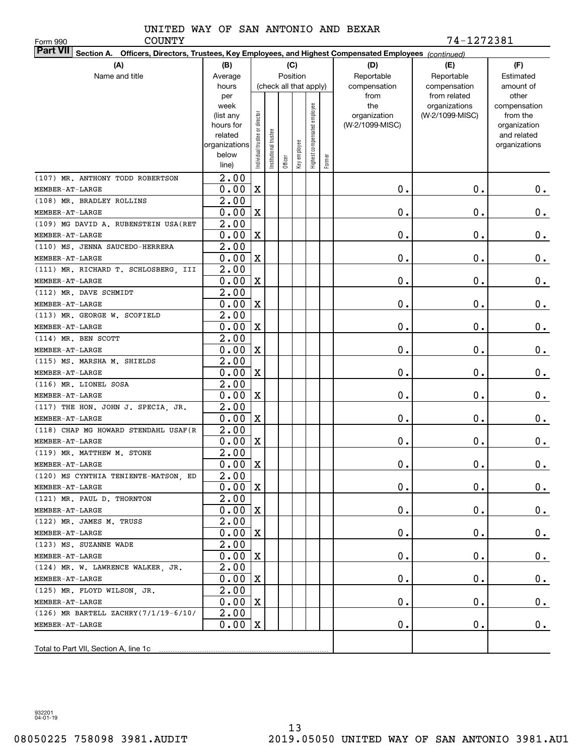UNITED WAY OF SAN ANTONIO AND BEXAR COUNTY

Form 990 &nbsp;&nbsp;&nbsp;&nbsp; 74-1272381

**Part VII** **Section A. Officers, Directors, Trustees, Key Employees, and Highest Compensated Employees** *(continued)*

| (A) Name and title | (B) Average hours per week (list any hours for related organizations below line) | (C) Position (check all that apply): Individual trustee or director | Institutional trustee | Officer | Key employee | Highest compensated employee | Former | (D) Reportable compensation from the organization (W-2/1099-MISC) | (E) Reportable compensation from related organizations (W-2/1099-MISC) | (F) Estimated amount of other compensation from the organization and related organizations |
|---|---|---|---|---|---|---|---|---|---|---|
| (107) MR. ANTHONY TODD ROBERTSON<br>MEMBER-AT-LARGE | 2.00<br>0.00 | X | | | | | | 0. | 0. | 0. |
| (108) MR. BRADLEY ROLLINS<br>MEMBER-AT-LARGE | 2.00<br>0.00 | X | | | | | | 0. | 0. | 0. |
| (109) MG DAVID A. RUBENSTEIN USA(RET<br>MEMBER-AT-LARGE | 2.00<br>0.00 | X | | | | | | 0. | 0. | 0. |
| (110) MS. JENNA SAUCEDO-HERRERA<br>MEMBER-AT-LARGE | 2.00<br>0.00 | X | | | | | | 0. | 0. | 0. |
| (111) MR. RICHARD T. SCHLOSBERG, III<br>MEMBER-AT-LARGE | 2.00<br>0.00 | X | | | | | | 0. | 0. | 0. |
| (112) MR. DAVE SCHMIDT<br>MEMBER-AT-LARGE | 2.00<br>0.00 | X | | | | | | 0. | 0. | 0. |
| (113) MR. GEORGE W. SCOFIELD<br>MEMBER-AT-LARGE | 2.00<br>0.00 | X | | | | | | 0. | 0. | 0. |
| (114) MR. BEN SCOTT<br>MEMBER-AT-LARGE | 2.00<br>0.00 | X | | | | | | 0. | 0. | 0. |
| (115) MS. MARSHA M. SHIELDS<br>MEMBER-AT-LARGE | 2.00<br>0.00 | X | | | | | | 0. | 0. | 0. |
| (116) MR. LIONEL SOSA<br>MEMBER-AT-LARGE | 2.00<br>0.00 | X | | | | | | 0. | 0. | 0. |
| (117) THE HON. JOHN J. SPECIA, JR.<br>MEMBER-AT-LARGE | 2.00<br>0.00 | X | | | | | | 0. | 0. | 0. |
| (118) CHAP MG HOWARD STENDAHL USAF(R<br>MEMBER-AT-LARGE | 2.00<br>0.00 | X | | | | | | 0. | 0. | 0. |
| (119) MR. MATTHEW M. STONE<br>MEMBER-AT-LARGE | 2.00<br>0.00 | X | | | | | | 0. | 0. | 0. |
| (120) MS CYNTHIA TENIENTE-MATSON, ED<br>MEMBER-AT-LARGE | 2.00<br>0.00 | X | | | | | | 0. | 0. | 0. |
| (121) MR. PAUL D. THORNTON<br>MEMBER-AT-LARGE | 2.00<br>0.00 | X | | | | | | 0. | 0. | 0. |
| (122) MR. JAMES M. TRUSS<br>MEMBER-AT-LARGE | 2.00<br>0.00 | X | | | | | | 0. | 0. | 0. |
| (123) MS. SUZANNE WADE<br>MEMBER-AT-LARGE | 2.00<br>0.00 | X | | | | | | 0. | 0. | 0. |
| (124) MR. W. LAWRENCE WALKER, JR.<br>MEMBER-AT-LARGE | 2.00<br>0.00 | X | | | | | | 0. | 0. | 0. |
| (125) MR. FLOYD WILSON, JR.<br>MEMBER-AT-LARGE | 2.00<br>0.00 | X | | | | | | 0. | 0. | 0. |
| (126) MR BARTELL ZACHRY(7/1/19-6/10/<br>MEMBER-AT-LARGE | 2.00<br>0.00 | X | | | | | | 0. | 0. | 0. |
| Total to Part VII, Section A, line 1c | | | | | | | | | | |

932201
04-01-19

08050225 758098 3981.AUDIT &nbsp;&nbsp;&nbsp;&nbsp; 2019.05050 UNITED WAY OF SAN ANTONIO 3981.AU1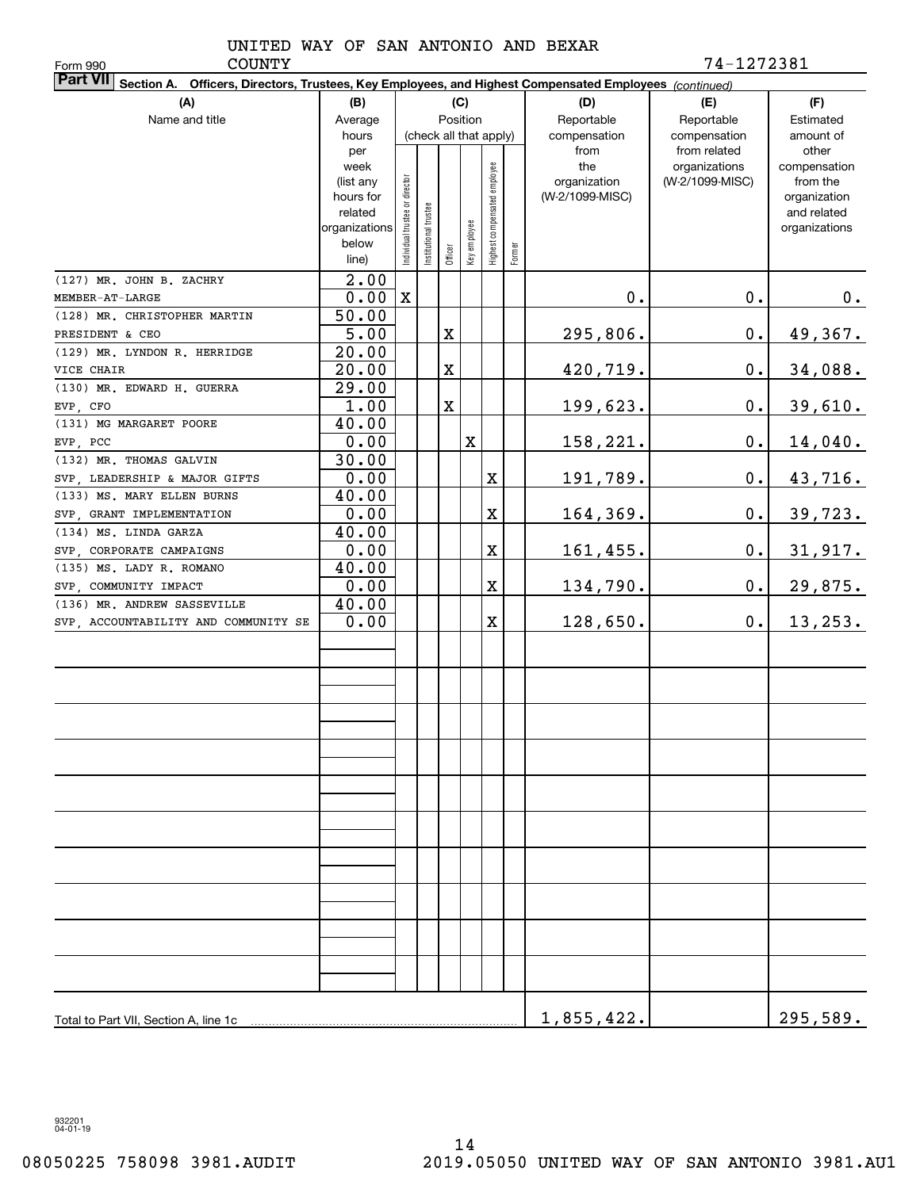Form 990

UNITED WAY OF SAN ANTONIO AND BEXAR COUNTY

74-1272381

**Part VII** **Section A. Officers, Directors, Trustees, Key Employees, and Highest Compensated Employees** *(continued)*

| (A) Name and title | (B) Average hours per week (list any hours for related organizations below line) | (C) Position (check all that apply): Individual trustee or director | Institutional trustee | Officer | Key employee | Highest compensated employee | Former | (D) Reportable compensation from the organization (W-2/1099-MISC) | (E) Reportable compensation from related organizations (W-2/1099-MISC) | (F) Estimated amount of other compensation from the organization and related organizations |
|---|---|---|---|---|---|---|---|---|---|---|
| (127) MR. JOHN B. ZACHRY<br>MEMBER-AT-LARGE | 2.00<br>0.00 | X | | | | | | 0. | 0. | 0. |
| (128) MR. CHRISTOPHER MARTIN<br>PRESIDENT & CEO | 50.00<br>5.00 | | | X | | | | 295,806. | 0. | 49,367. |
| (129) MR. LYNDON R. HERRIDGE<br>VICE CHAIR | 20.00<br>20.00 | | | X | | | | 420,719. | 0. | 34,088. |
| (130) MR. EDWARD H. GUERRA<br>EVP, CFO | 29.00<br>1.00 | | | X | | | | 199,623. | 0. | 39,610. |
| (131) MG MARGARET POORE<br>EVP, PCC | 40.00<br>0.00 | | | | X | | | 158,221. | 0. | 14,040. |
| (132) MR. THOMAS GALVIN<br>SVP, LEADERSHIP & MAJOR GIFTS | 30.00<br>0.00 | | | | | X | | 191,789. | 0. | 43,716. |
| (133) MS. MARY ELLEN BURNS<br>SVP, GRANT IMPLEMENTATION | 40.00<br>0.00 | | | | | X | | 164,369. | 0. | 39,723. |
| (134) MS. LINDA GARZA<br>SVP, CORPORATE CAMPAIGNS | 40.00<br>0.00 | | | | | X | | 161,455. | 0. | 31,917. |
| (135) MS. LADY R. ROMANO<br>SVP, COMMUNITY IMPACT | 40.00<br>0.00 | | | | | X | | 134,790. | 0. | 29,875. |
| (136) MR. ANDREW SASSEVILLE<br>SVP, ACCOUNTABILITY AND COMMUNITY SE | 40.00<br>0.00 | | | | | X | | 128,650. | 0. | 13,253. |
| Total to Part VII, Section A, line 1c | | | | | | | | 1,855,422. | | 295,589. |

932201 04-01-19

08050225 758098 3981.AUDIT 2019.05050 UNITED WAY OF SAN ANTONIO 3981.AU1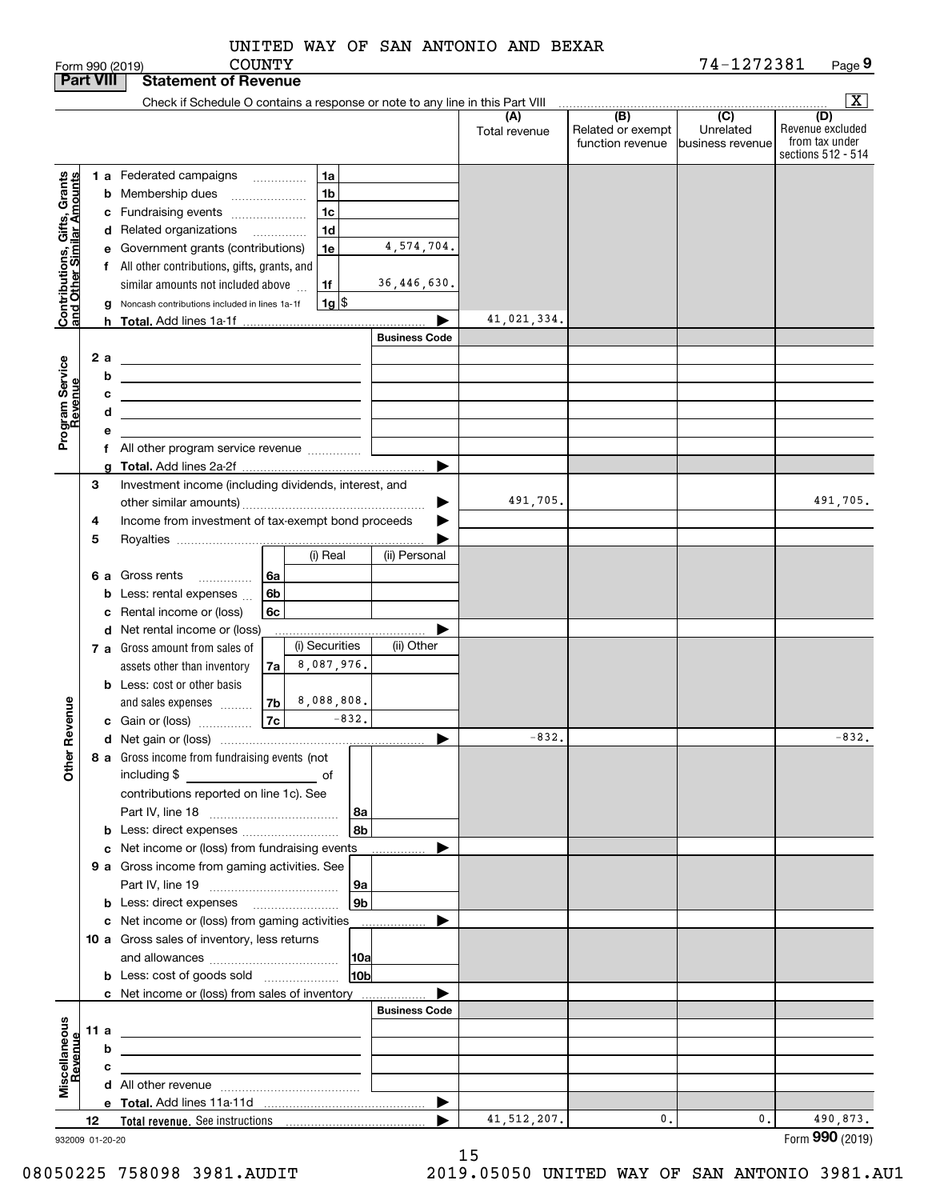UNITED WAY OF SAN ANTONIO AND BEXAR COUNTY

Form 990 (2019) 74-1272381 Page **9**

**Part VIII Statement of Revenue**

Check if Schedule O contains a response or note to any line in this Part VIII [X]

| | | | (A) Total revenue | (B) Related or exempt function revenue | (C) Unrelated business revenue | (D) Revenue excluded from tax under sections 512 - 514 |
|---|---|---|---|---|---|---|
| **Contributions, Gifts, Grants and Other Similar Amounts** | 1 a Federated campaigns | 1a | | | | |
| | b Membership dues | 1b | | | | |
| | c Fundraising events | 1c | | | | |
| | d Related organizations | 1d | | | | |
| | e Government grants (contributions) | 1e 4,574,704. | | | | |
| | f All other contributions, gifts, grants, and similar amounts not included above | 1f 36,446,630. | | | | |
| | g Noncash contributions included in lines 1a-1f | 1g $ | | | | |
| | h **Total.** Add lines 1a-1f | | 41,021,334. | | | |
| **Program Service Revenue** | | Business Code | | | | |
| | 2 a | | | | | |
| | b | | | | | |
| | c | | | | | |
| | d | | | | | |
| | e | | | | | |
| | f All other program service revenue | | | | | |
| | g **Total.** Add lines 2a-2f | | | | | |
| **Other Revenue** | 3 Investment income (including dividends, interest, and other similar amounts) | | 491,705. | | | 491,705. |
| | 4 Income from investment of tax-exempt bond proceeds | | | | | |
| | 5 Royalties | | | | | |
| | 6 a Gross rents | 6a (i) Real: / (ii) Personal: | | | | |
| | b Less: rental expenses | 6b | | | | |
| | c Rental income or (loss) | 6c | | | | |
| | d Net rental income or (loss) | | | | | |
| | 7 a Gross amount from sales of assets other than inventory | 7a (i) Securities: 8,087,976. / (ii) Other: | | | | |
| | b Less: cost or other basis and sales expenses | 7b (i) Securities: 8,088,808. | | | | |
| | c Gain or (loss) | 7c (i) Securities: -832. | | | | |
| | d Net gain or (loss) | | -832. | | | -832. |
| | 8 a Gross income from fundraising events (not including $ of contributions reported on line 1c). See Part IV, line 18 | 8a | | | | |
| | b Less: direct expenses | 8b | | | | |
| | c Net income or (loss) from fundraising events | | | | | |
| | 9 a Gross income from gaming activities. See Part IV, line 19 | 9a | | | | |
| | b Less: direct expenses | 9b | | | | |
| | c Net income or (loss) from gaming activities | | | | | |
| | 10 a Gross sales of inventory, less returns and allowances | 10a | | | | |
| | b Less: cost of goods sold | 10b | | | | |
| | c Net income or (loss) from sales of inventory | | | | | |
| **Miscellaneous Revenue** | | Business Code | | | | |
| | 11 a | | | | | |
| | b | | | | | |
| | c | | | | | |
| | d All other revenue | | | | | |
| | e **Total.** Add lines 11a-11d | | | | | |
| | 12 **Total revenue.** See instructions | | 41,512,207. | 0. | 0. | 490,873. |

932009 01-20-20 Form **990** (2019)

08050225 758098 3981.AUDIT 2019.05050 UNITED WAY OF SAN ANTONIO 3981.AU1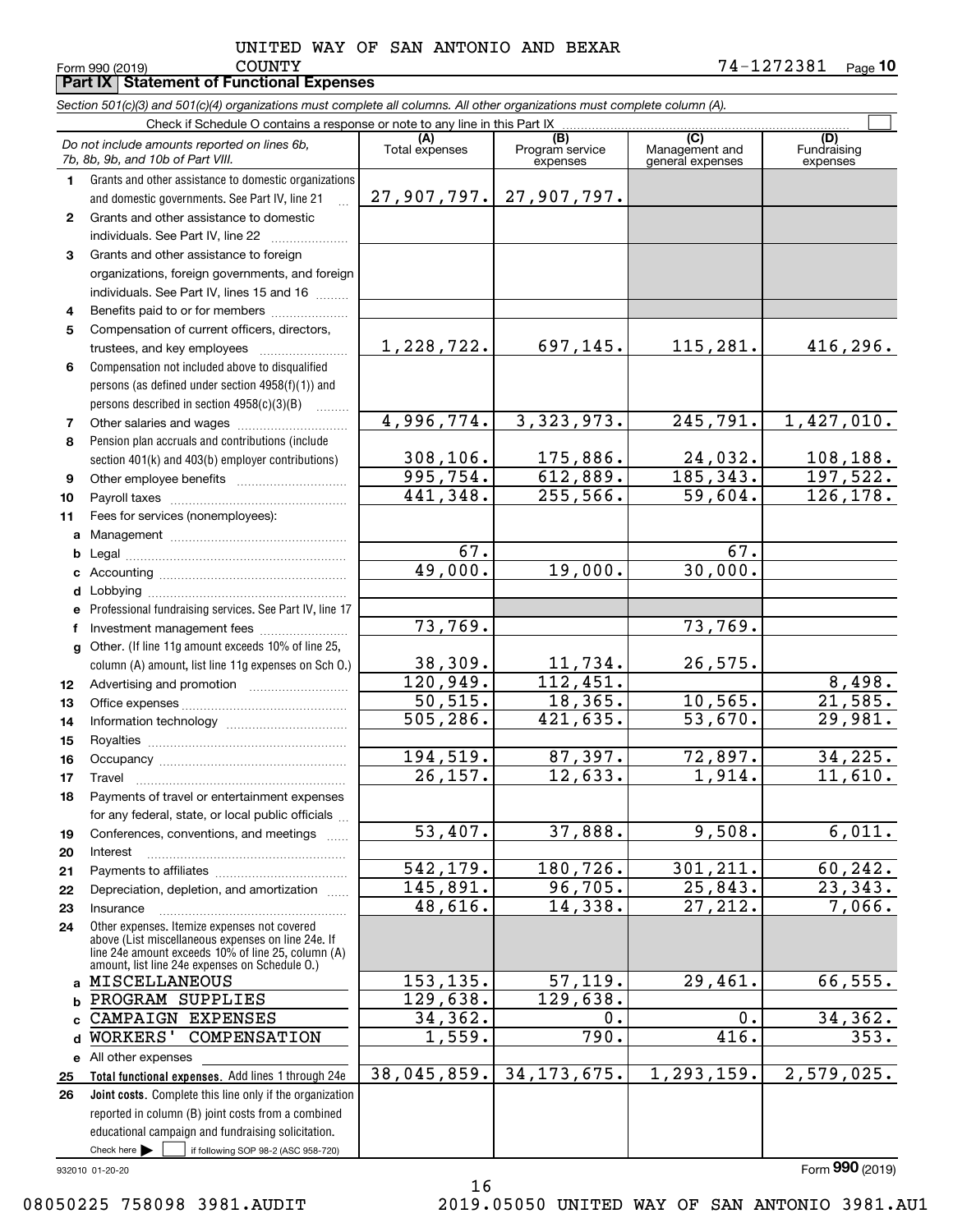UNITED WAY OF SAN ANTONIO AND BEXAR COUNTY

Form 990 (2019) 74-1272381 Page **10**

## Part IX Statement of Functional Expenses

*Section 501(c)(3) and 501(c)(4) organizations must complete all columns. All other organizations must complete column (A).*

Check if Schedule O contains a response or note to any line in this Part IX ☐

| | *Do not include amounts reported on lines 6b, 7b, 8b, 9b, and 10b of Part VIII.* | (A) Total expenses | (B) Program service expenses | (C) Management and general expenses | (D) Fundraising expenses |
|---|---|---|---|---|---|
| 1 | Grants and other assistance to domestic organizations and domestic governments. See Part IV, line 21 | 27,907,797. | 27,907,797. | | |
| 2 | Grants and other assistance to domestic individuals. See Part IV, line 22 | | | | |
| 3 | Grants and other assistance to foreign organizations, foreign governments, and foreign individuals. See Part IV, lines 15 and 16 | | | | |
| 4 | Benefits paid to or for members | | | | |
| 5 | Compensation of current officers, directors, trustees, and key employees | 1,228,722. | 697,145. | 115,281. | 416,296. |
| 6 | Compensation not included above to disqualified persons (as defined under section 4958(f)(1)) and persons described in section 4958(c)(3)(B) | | | | |
| 7 | Other salaries and wages | 4,996,774. | 3,323,973. | 245,791. | 1,427,010. |
| 8 | Pension plan accruals and contributions (include section 401(k) and 403(b) employer contributions) | 308,106. | 175,886. | 24,032. | 108,188. |
| 9 | Other employee benefits | 995,754. | 612,889. | 185,343. | 197,522. |
| 10 | Payroll taxes | 441,348. | 255,566. | 59,604. | 126,178. |
| 11 | Fees for services (nonemployees): | | | | |
| a | Management | | | | |
| b | Legal | 67. | | 67. | |
| c | Accounting | 49,000. | 19,000. | 30,000. | |
| d | Lobbying | | | | |
| e | Professional fundraising services. See Part IV, line 17 | | | | |
| f | Investment management fees | 73,769. | | 73,769. | |
| g | Other. (If line 11g amount exceeds 10% of line 25, column (A) amount, list line 11g expenses on Sch O.) | 38,309. | 11,734. | 26,575. | |
| 12 | Advertising and promotion | 120,949. | 112,451. | | 8,498. |
| 13 | Office expenses | 50,515. | 18,365. | 10,565. | 21,585. |
| 14 | Information technology | 505,286. | 421,635. | 53,670. | 29,981. |
| 15 | Royalties | | | | |
| 16 | Occupancy | 194,519. | 87,397. | 72,897. | 34,225. |
| 17 | Travel | 26,157. | 12,633. | 1,914. | 11,610. |
| 18 | Payments of travel or entertainment expenses for any federal, state, or local public officials | | | | |
| 19 | Conferences, conventions, and meetings | 53,407. | 37,888. | 9,508. | 6,011. |
| 20 | Interest | | | | |
| 21 | Payments to affiliates | 542,179. | 180,726. | 301,211. | 60,242. |
| 22 | Depreciation, depletion, and amortization | 145,891. | 96,705. | 25,843. | 23,343. |
| 23 | Insurance | 48,616. | 14,338. | 27,212. | 7,066. |
| 24 | Other expenses. Itemize expenses not covered above (List miscellaneous expenses on line 24e. If line 24e amount exceeds 10% of line 25, column (A) amount, list line 24e expenses on Schedule O.) | | | | |
| a | MISCELLANEOUS | 153,135. | 57,119. | 29,461. | 66,555. |
| b | PROGRAM SUPPLIES | 129,638. | 129,638. | | |
| c | CAMPAIGN EXPENSES | 34,362. | 0. | 0. | 34,362. |
| d | WORKERS' COMPENSATION | 1,559. | 790. | 416. | 353. |
| e | All other expenses | | | | |
| 25 | **Total functional expenses.** Add lines 1 through 24e | 38,045,859. | 34,173,675. | 1,293,159. | 2,579,025. |
| 26 | **Joint costs.** Complete this line only if the organization reported in column (B) joint costs from a combined educational campaign and fundraising solicitation. Check here ☐ if following SOP 98-2 (ASC 958-720) | | | | |

932010 01-20-20

Form **990** (2019)

08050225 758098 3981.AUDIT 2019.05050 UNITED WAY OF SAN ANTONIO 3981.AU1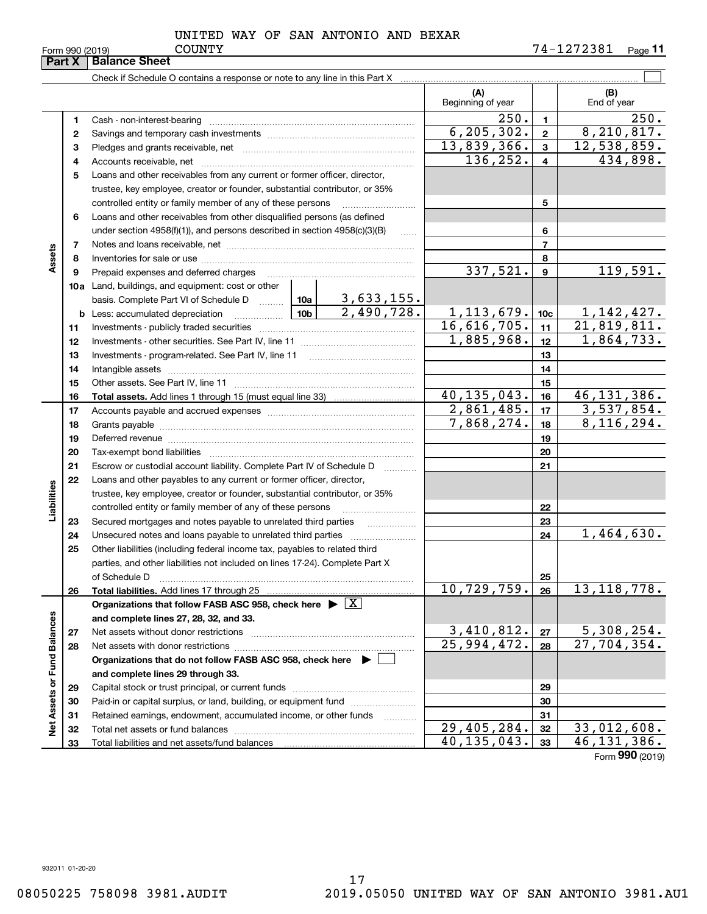UNITED WAY OF SAN ANTONIO AND BEXAR COUNTY

Form 990 (2019) 74-1272381 Page **11**

## Part X Balance Sheet

Check if Schedule O contains a response or note to any line in this Part X

| | | | | (A) Beginning of year | | (B) End of year |
|---|---|---|---|---|---|---|
| **Assets** | 1 | Cash - non-interest-bearing | | 250. | 1 | 250. |
| | 2 | Savings and temporary cash investments | | 6,205,302. | 2 | 8,210,817. |
| | 3 | Pledges and grants receivable, net | | 13,839,366. | 3 | 12,538,859. |
| | 4 | Accounts receivable, net | | 136,252. | 4 | 434,898. |
| | 5 | Loans and other receivables from any current or former officer, director, trustee, key employee, creator or founder, substantial contributor, or 35% controlled entity or family member of any of these persons | | | 5 | |
| | 6 | Loans and other receivables from other disqualified persons (as defined under section 4958(f)(1)), and persons described in section 4958(c)(3)(B) | | | 6 | |
| | 7 | Notes and loans receivable, net | | | 7 | |
| | 8 | Inventories for sale or use | | | 8 | |
| | 9 | Prepaid expenses and deferred charges | | 337,521. | 9 | 119,591. |
| | 10a | Land, buildings, and equipment: cost or other basis. Complete Part VI of Schedule D | 10a 3,633,155. | | | |
| | b | Less: accumulated depreciation | 10b 2,490,728. | 1,113,679. | 10c | 1,142,427. |
| | 11 | Investments - publicly traded securities | | 16,616,705. | 11 | 21,819,811. |
| | 12 | Investments - other securities. See Part IV, line 11 | | 1,885,968. | 12 | 1,864,733. |
| | 13 | Investments - program-related. See Part IV, line 11 | | | 13 | |
| | 14 | Intangible assets | | | 14 | |
| | 15 | Other assets. See Part IV, line 11 | | | 15 | |
| | 16 | **Total assets.** Add lines 1 through 15 (must equal line 33) | | 40,135,043. | 16 | 46,131,386. |
| **Liabilities** | 17 | Accounts payable and accrued expenses | | 2,861,485. | 17 | 3,537,854. |
| | 18 | Grants payable | | 7,868,274. | 18 | 8,116,294. |
| | 19 | Deferred revenue | | | 19 | |
| | 20 | Tax-exempt bond liabilities | | | 20 | |
| | 21 | Escrow or custodial account liability. Complete Part IV of Schedule D | | | 21 | |
| | 22 | Loans and other payables to any current or former officer, director, trustee, key employee, creator or founder, substantial contributor, or 35% controlled entity or family member of any of these persons | | | 22 | |
| | 23 | Secured mortgages and notes payable to unrelated third parties | | | 23 | |
| | 24 | Unsecured notes and loans payable to unrelated third parties | | | 24 | 1,464,630. |
| | 25 | Other liabilities (including federal income tax, payables to related third parties, and other liabilities not included on lines 17-24). Complete Part X of Schedule D | | | 25 | |
| | 26 | **Total liabilities.** Add lines 17 through 25 | | 10,729,759. | 26 | 13,118,778. |
| **Net Assets or Fund Balances** | | **Organizations that follow FASB ASC 958, check here** ▶ [X] **and complete lines 27, 28, 32, and 33.** | | | | |
| | 27 | Net assets without donor restrictions | | 3,410,812. | 27 | 5,308,254. |
| | 28 | Net assets with donor restrictions | | 25,994,472. | 28 | 27,704,354. |
| | | **Organizations that do not follow FASB ASC 958, check here** ▶ [ ] **and complete lines 29 through 33.** | | | | |
| | 29 | Capital stock or trust principal, or current funds | | | 29 | |
| | 30 | Paid-in or capital surplus, or land, building, or equipment fund | | | 30 | |
| | 31 | Retained earnings, endowment, accumulated income, or other funds | | | 31 | |
| | 32 | Total net assets or fund balances | | 29,405,284. | 32 | 33,012,608. |
| | 33 | Total liabilities and net assets/fund balances | | 40,135,043. | 33 | 46,131,386. |

Form **990** (2019)

932011 01-20-20

08050225 758098 3981.AUDIT 2019.05050 UNITED WAY OF SAN ANTONIO 3981.AU1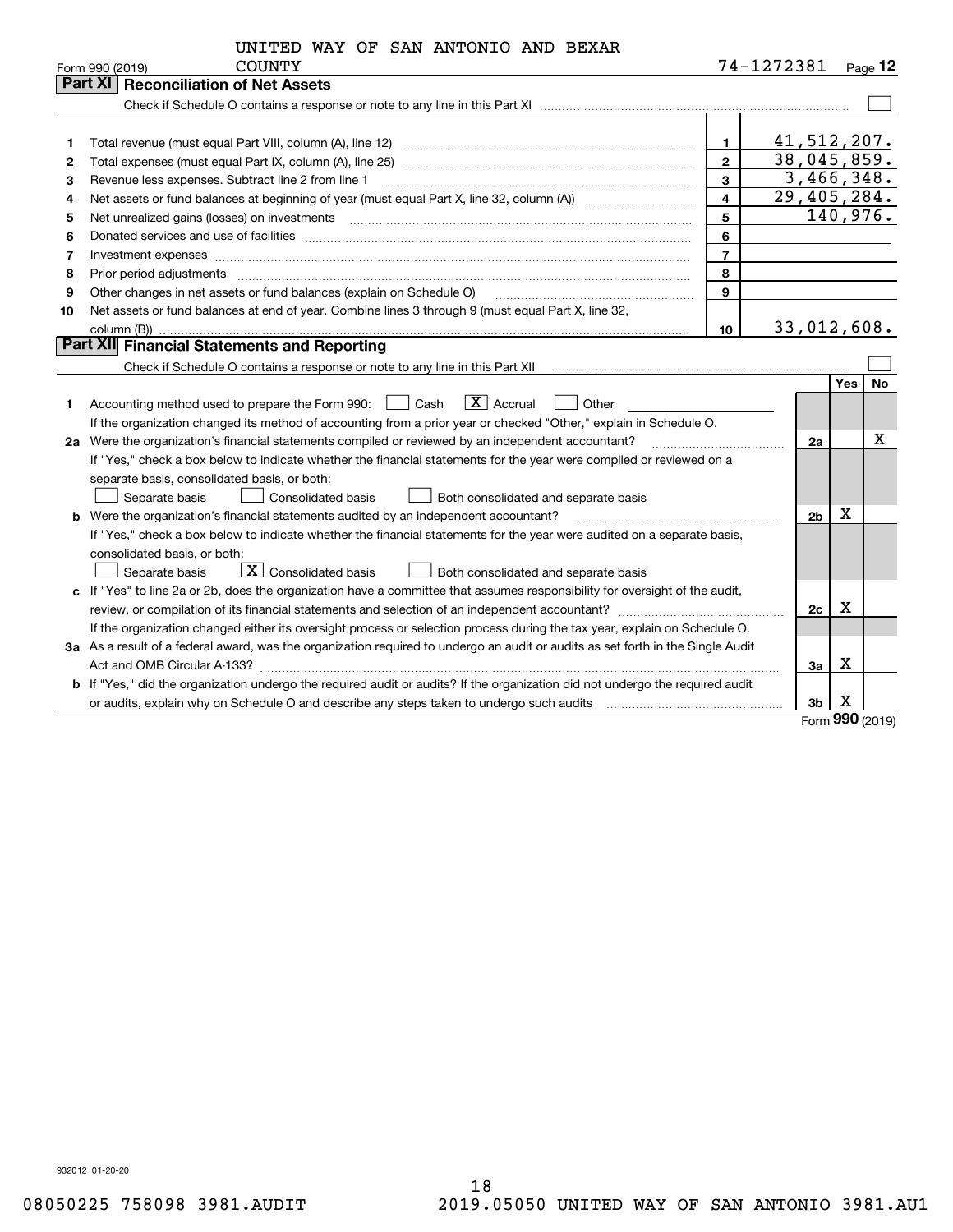UNITED WAY OF SAN ANTONIO AND BEXAR COUNTY

Form 990 (2019) 74-1272381 Page 12

## Part XI Reconciliation of Net Assets

Check if Schedule O contains a response or note to any line in this Part XI ☐

| | | | |
|---|---|---|---|
| 1 | Total revenue (must equal Part VIII, column (A), line 12) | 1 | 41,512,207. |
| 2 | Total expenses (must equal Part IX, column (A), line 25) | 2 | 38,045,859. |
| 3 | Revenue less expenses. Subtract line 2 from line 1 | 3 | 3,466,348. |
| 4 | Net assets or fund balances at beginning of year (must equal Part X, line 32, column (A)) | 4 | 29,405,284. |
| 5 | Net unrealized gains (losses) on investments | 5 | 140,976. |
| 6 | Donated services and use of facilities | 6 | |
| 7 | Investment expenses | 7 | |
| 8 | Prior period adjustments | 8 | |
| 9 | Other changes in net assets or fund balances (explain on Schedule O) | 9 | |
| 10 | Net assets or fund balances at end of year. Combine lines 3 through 9 (must equal Part X, line 32, column (B)) | 10 | 33,012,608. |

## Part XII Financial Statements and Reporting

Check if Schedule O contains a response or note to any line in this Part XII ☐

| | | | Yes | No |
|---|---|---|---|---|
| 1 | Accounting method used to prepare the Form 990: ☐ Cash ☒ Accrual ☐ Other | | | |
| | If the organization changed its method of accounting from a prior year or checked "Other," explain in Schedule O. | | | |
| 2a | Were the organization's financial statements compiled or reviewed by an independent accountant? | 2a | | X |
| | If "Yes," check a box below to indicate whether the financial statements for the year were compiled or reviewed on a separate basis, consolidated basis, or both: ☐ Separate basis ☐ Consolidated basis ☐ Both consolidated and separate basis | | | |
| b | Were the organization's financial statements audited by an independent accountant? | 2b | X | |
| | If "Yes," check a box below to indicate whether the financial statements for the year were audited on a separate basis, consolidated basis, or both: ☐ Separate basis ☒ Consolidated basis ☐ Both consolidated and separate basis | | | |
| c | If "Yes" to line 2a or 2b, does the organization have a committee that assumes responsibility for oversight of the audit, review, or compilation of its financial statements and selection of an independent accountant? | 2c | X | |
| | If the organization changed either its oversight process or selection process during the tax year, explain on Schedule O. | | | |
| 3a | As a result of a federal award, was the organization required to undergo an audit or audits as set forth in the Single Audit Act and OMB Circular A-133? | 3a | X | |
| b | If "Yes," did the organization undergo the required audit or audits? If the organization did not undergo the required audit or audits, explain why on Schedule O and describe any steps taken to undergo such audits | 3b | X | |

Form 990 (2019)

932012 01-20-20

08050225 758098 3981.AUDIT 2019.05050 UNITED WAY OF SAN ANTONIO 3981.AU1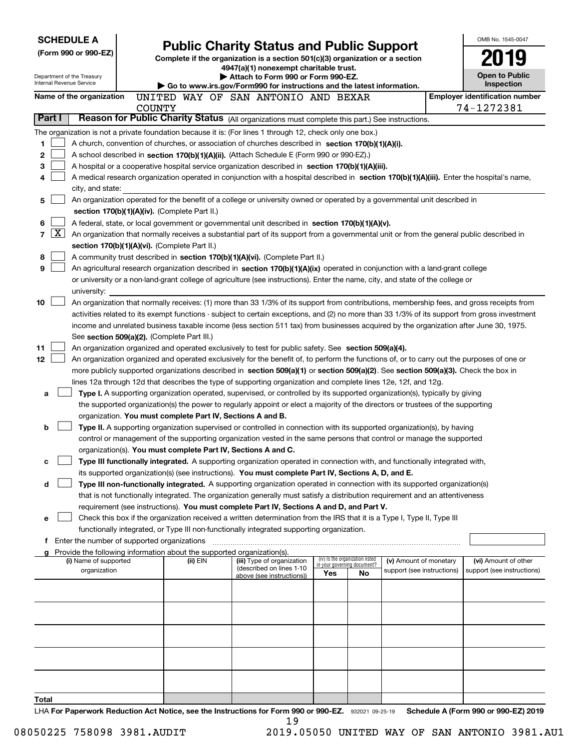**SCHEDULE A**
**(Form 990 or 990-EZ)**

Department of the Treasury
Internal Revenue Service

# Public Charity Status and Public Support

**Complete if the organization is a section 501(c)(3) organization or a section 4947(a)(1) nonexempt charitable trust.**
**▶ Attach to Form 990 or Form 990-EZ.**
**▶ Go to www.irs.gov/Form990 for instructions and the latest information.**

OMB No. 1545-0047

**2019**

**Open to Public Inspection**

**Name of the organization** UNITED WAY OF SAN ANTONIO AND BEXAR COUNTY

**Employer identification number** 74-1272381

**Part I** **Reason for Public Charity Status** (All organizations must complete this part.) See instructions.

The organization is not a private foundation because it is: (For lines 1 through 12, check only one box.)

1 [ ] A church, convention of churches, or association of churches described in **section 170(b)(1)(A)(i).**

2 [ ] A school described in **section 170(b)(1)(A)(ii).** (Attach Schedule E (Form 990 or 990-EZ).)

3 [ ] A hospital or a cooperative hospital service organization described in **section 170(b)(1)(A)(iii).**

4 [ ] A medical research organization operated in conjunction with a hospital described in **section 170(b)(1)(A)(iii).** Enter the hospital's name, city, and state:

5 [ ] An organization operated for the benefit of a college or university owned or operated by a governmental unit described in **section 170(b)(1)(A)(iv).** (Complete Part II.)

6 [ ] A federal, state, or local government or governmental unit described in **section 170(b)(1)(A)(v).**

7 [X] An organization that normally receives a substantial part of its support from a governmental unit or from the general public described in **section 170(b)(1)(A)(vi).** (Complete Part II.)

8 [ ] A community trust described in **section 170(b)(1)(A)(vi).** (Complete Part II.)

9 [ ] An agricultural research organization described in **section 170(b)(1)(A)(ix)** operated in conjunction with a land-grant college or university or a non-land-grant college of agriculture (see instructions). Enter the name, city, and state of the college or university:

10 [ ] An organization that normally receives: (1) more than 33 1/3% of its support from contributions, membership fees, and gross receipts from activities related to its exempt functions - subject to certain exceptions, and (2) no more than 33 1/3% of its support from gross investment income and unrelated business taxable income (less section 511 tax) from businesses acquired by the organization after June 30, 1975. See **section 509(a)(2).** (Complete Part III.)

11 [ ] An organization organized and operated exclusively to test for public safety. See **section 509(a)(4).**

12 [ ] An organization organized and operated exclusively for the benefit of, to perform the functions of, or to carry out the purposes of one or more publicly supported organizations described in **section 509(a)(1)** or **section 509(a)(2)**. See **section 509(a)(3).** Check the box in lines 12a through 12d that describes the type of supporting organization and complete lines 12e, 12f, and 12g.

a [ ] **Type I.** A supporting organization operated, supervised, or controlled by its supported organization(s), typically by giving the supported organization(s) the power to regularly appoint or elect a majority of the directors or trustees of the supporting organization. **You must complete Part IV, Sections A and B.**

b [ ] **Type II.** A supporting organization supervised or controlled in connection with its supported organization(s), by having control or management of the supporting organization vested in the same persons that control or manage the supported organization(s). **You must complete Part IV, Sections A and C.**

c [ ] **Type III functionally integrated.** A supporting organization operated in connection with, and functionally integrated with, its supported organization(s) (see instructions). **You must complete Part IV, Sections A, D, and E.**

d [ ] **Type III non-functionally integrated.** A supporting organization operated in connection with its supported organization(s) that is not functionally integrated. The organization generally must satisfy a distribution requirement and an attentiveness requirement (see instructions). **You must complete Part IV, Sections A and D, and Part V.**

e [ ] Check this box if the organization received a written determination from the IRS that it is a Type I, Type II, Type III functionally integrated, or Type III non-functionally integrated supporting organization.

f Enter the number of supported organizations

g Provide the following information about the supported organization(s).

| (i) Name of supported organization | (ii) EIN | (iii) Type of organization (described on lines 1-10 above (see instructions)) | (iv) Is the organization listed in your governing document? Yes | No | (v) Amount of monetary support (see instructions) | (vi) Amount of other support (see instructions) |
|---|---|---|---|---|---|---|
| | | | | | | |
| | | | | | | |
| | | | | | | |
| | | | | | | |
| | | | | | | |
| **Total** | | | | | | |

LHA **For Paperwork Reduction Act Notice, see the Instructions for Form 990 or 990-EZ.** 932021 09-25-19 **Schedule A (Form 990 or 990-EZ) 2019**

08050225 758098 3981.AUDIT 2019.05050 UNITED WAY OF SAN ANTONIO 3981.AU1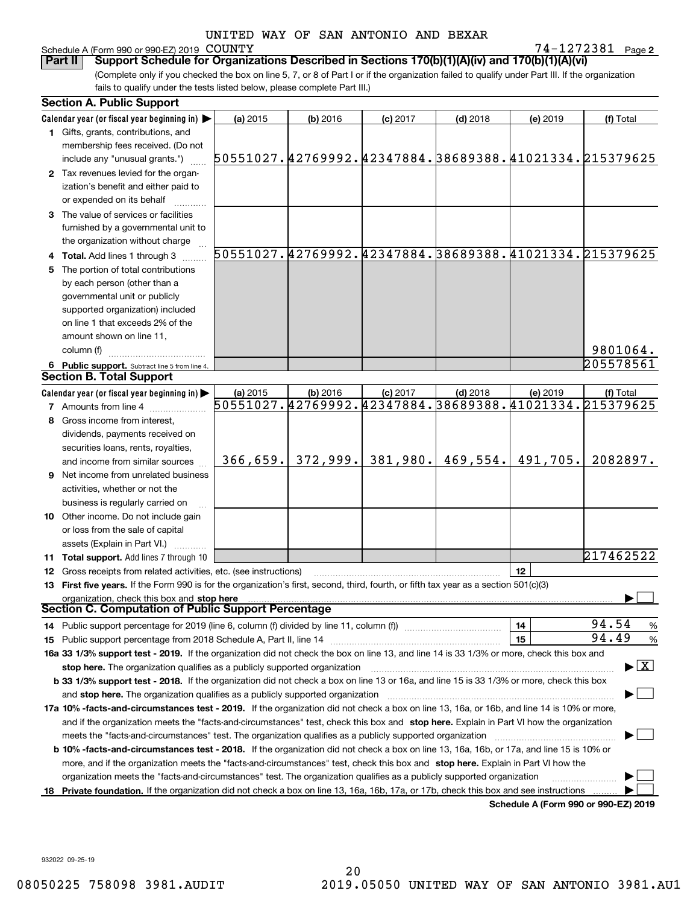UNITED WAY OF SAN ANTONIO AND BEXAR COUNTY

Schedule A (Form 990 or 990-EZ) 2019 74-1272381 Page 2

**Part II Support Schedule for Organizations Described in Sections 170(b)(1)(A)(iv) and 170(b)(1)(A)(vi)**

(Complete only if you checked the box on line 5, 7, or 8 of Part I or if the organization failed to qualify under Part III. If the organization fails to qualify under the tests listed below, please complete Part III.)

**Section A. Public Support**

| Calendar year (or fiscal year beginning in) ▶ | (a) 2015 | (b) 2016 | (c) 2017 | (d) 2018 | (e) 2019 | (f) Total |
|---|---|---|---|---|---|---|
| 1 Gifts, grants, contributions, and membership fees received. (Do not include any "unusual grants.") | 50551027. | 42769992. | 42347884. | 38689388. | 41021334. | 215379625 |
| 2 Tax revenues levied for the organization's benefit and either paid to or expended on its behalf | | | | | | |
| 3 The value of services or facilities furnished by a governmental unit to the organization without charge | | | | | | |
| 4 Total. Add lines 1 through 3 | 50551027. | 42769992. | 42347884. | 38689388. | 41021334. | 215379625 |
| 5 The portion of total contributions by each person (other than a governmental unit or publicly supported organization) included on line 1 that exceeds 2% of the amount shown on line 11, column (f) | | | | | | 9801064. |
| 6 Public support. Subtract line 5 from line 4. | | | | | | 205578561 |

**Section B. Total Support**

| Calendar year (or fiscal year beginning in) ▶ | (a) 2015 | (b) 2016 | (c) 2017 | (d) 2018 | (e) 2019 | (f) Total |
|---|---|---|---|---|---|---|
| 7 Amounts from line 4 | 50551027. | 42769992. | 42347884. | 38689388. | 41021334. | 215379625 |
| 8 Gross income from interest, dividends, payments received on securities loans, rents, royalties, and income from similar sources | 366,659. | 372,999. | 381,980. | 469,554. | 491,705. | 2082897. |
| 9 Net income from unrelated business activities, whether or not the business is regularly carried on | | | | | | |
| 10 Other income. Do not include gain or loss from the sale of capital assets (Explain in Part VI.) | | | | | | |
| 11 Total support. Add lines 7 through 10 | | | | | | 217462522 |

12 Gross receipts from related activities, etc. (see instructions) | 12 |

13 **First five years.** If the Form 990 is for the organization's first, second, third, fourth, or fifth tax year as a section 501(c)(3) organization, check this box and **stop here** ▶ ☐

**Section C. Computation of Public Support Percentage**

14 Public support percentage for 2019 (line 6, column (f) divided by line 11, column (f)) | 14 | 94.54 %

15 Public support percentage from 2018 Schedule A, Part II, line 14 | 15 | 94.49 %

**16a 33 1/3% support test - 2019.** If the organization did not check the box on line 13, and line 14 is 33 1/3% or more, check this box and **stop here.** The organization qualifies as a publicly supported organization ▶ ☒

**b 33 1/3% support test - 2018.** If the organization did not check a box on line 13 or 16a, and line 15 is 33 1/3% or more, check this box and **stop here.** The organization qualifies as a publicly supported organization ▶ ☐

**17a 10% -facts-and-circumstances test - 2019.** If the organization did not check a box on line 13, 16a, or 16b, and line 14 is 10% or more, and if the organization meets the "facts-and-circumstances" test, check this box and **stop here.** Explain in Part VI how the organization meets the "facts-and-circumstances" test. The organization qualifies as a publicly supported organization ▶ ☐

**b 10% -facts-and-circumstances test - 2018.** If the organization did not check a box on line 13, 16a, 16b, or 17a, and line 15 is 10% or more, and if the organization meets the "facts-and-circumstances" test, check this box and **stop here.** Explain in Part VI how the organization meets the "facts-and-circumstances" test. The organization qualifies as a publicly supported organization ▶ ☐

**18 Private foundation.** If the organization did not check a box on line 13, 16a, 16b, 17a, or 17b, check this box and see instructions ▶ ☐

**Schedule A (Form 990 or 990-EZ) 2019**

932022 09-25-19

08050225 758098 3981.AUDIT 2019.05050 UNITED WAY OF SAN ANTONIO 3981.AU1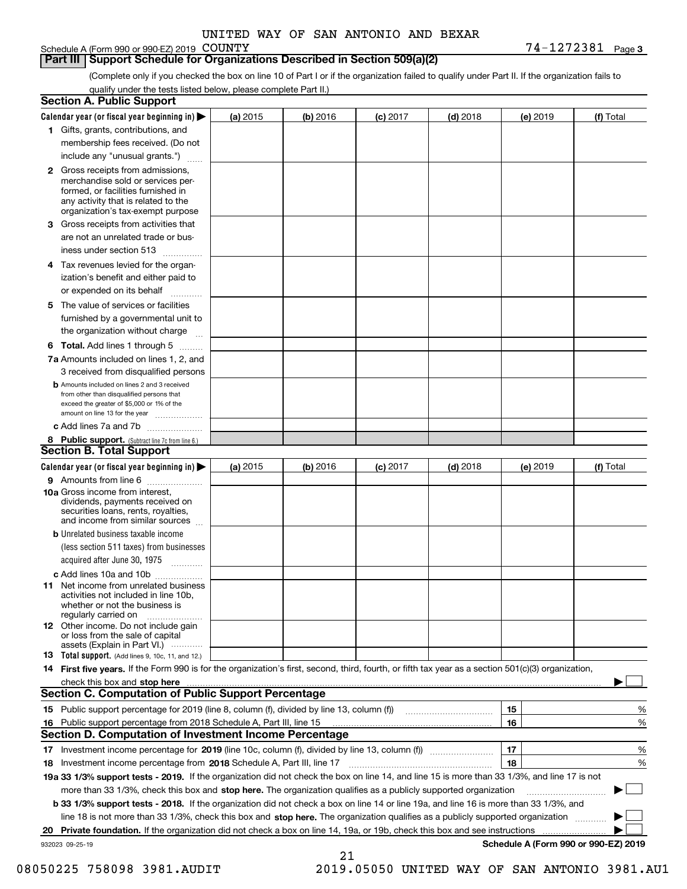UNITED WAY OF SAN ANTONIO AND BEXAR

Schedule A (Form 990 or 990-EZ) 2019 COUNTY 74-1272381 Page 3

## Part III Support Schedule for Organizations Described in Section 509(a)(2)

(Complete only if you checked the box on line 10 of Part I or if the organization failed to qualify under Part II. If the organization fails to qualify under the tests listed below, please complete Part II.)

### Section A. Public Support

| Calendar year (or fiscal year beginning in) | (a) 2015 | (b) 2016 | (c) 2017 | (d) 2018 | (e) 2019 | (f) Total |
|---|---|---|---|---|---|---|
| 1 Gifts, grants, contributions, and membership fees received. (Do not include any "unusual grants.") | | | | | | |
| 2 Gross receipts from admissions, merchandise sold or services performed, or facilities furnished in any activity that is related to the organization's tax-exempt purpose | | | | | | |
| 3 Gross receipts from activities that are not an unrelated trade or business under section 513 | | | | | | |
| 4 Tax revenues levied for the organization's benefit and either paid to or expended on its behalf | | | | | | |
| 5 The value of services or facilities furnished by a governmental unit to the organization without charge | | | | | | |
| 6 Total. Add lines 1 through 5 | | | | | | |
| 7a Amounts included on lines 1, 2, and 3 received from disqualified persons | | | | | | |
| b Amounts included on lines 2 and 3 received from other than disqualified persons that exceed the greater of $5,000 or 1% of the amount on line 13 for the year | | | | | | |
| c Add lines 7a and 7b | | | | | | |
| 8 Public support. (Subtract line 7c from line 6.) | | | | | | |

### Section B. Total Support

| Calendar year (or fiscal year beginning in) | (a) 2015 | (b) 2016 | (c) 2017 | (d) 2018 | (e) 2019 | (f) Total |
|---|---|---|---|---|---|---|
| 9 Amounts from line 6 | | | | | | |
| 10a Gross income from interest, dividends, payments received on securities loans, rents, royalties, and income from similar sources | | | | | | |
| b Unrelated business taxable income (less section 511 taxes) from businesses acquired after June 30, 1975 | | | | | | |
| c Add lines 10a and 10b | | | | | | |
| 11 Net income from unrelated business activities not included in line 10b, whether or not the business is regularly carried on | | | | | | |
| 12 Other income. Do not include gain or loss from the sale of capital assets (Explain in Part VI.) | | | | | | |
| 13 Total support. (Add lines 9, 10c, 11, and 12.) | | | | | | |

14 **First five years.** If the Form 990 is for the organization's first, second, third, fourth, or fifth tax year as a section 501(c)(3) organization, check this box and **stop here** ☐

### Section C. Computation of Public Support Percentage

| | | |
|---|---|---|
| 15 Public support percentage for 2019 (line 8, column (f), divided by line 13, column (f)) | 15 | % |
| 16 Public support percentage from 2018 Schedule A, Part III, line 15 | 16 | % |

### Section D. Computation of Investment Income Percentage

| | | |
|---|---|---|
| 17 Investment income percentage for **2019** (line 10c, column (f), divided by line 13, column (f)) | 17 | % |
| 18 Investment income percentage from **2018** Schedule A, Part III, line 17 | 18 | % |

**19a 33 1/3% support tests - 2019.** If the organization did not check the box on line 14, and line 15 is more than 33 1/3%, and line 17 is not more than 33 1/3%, check this box and **stop here.** The organization qualifies as a publicly supported organization ☐

**b 33 1/3% support tests - 2018.** If the organization did not check a box on line 14 or line 19a, and line 16 is more than 33 1/3%, and line 18 is not more than 33 1/3%, check this box and **stop here.** The organization qualifies as a publicly supported organization ☐

**20 Private foundation.** If the organization did not check a box on line 14, 19a, or 19b, check this box and see instructions ☐

932023 09-25-19 **Schedule A (Form 990 or 990-EZ) 2019**

08050225 758098 3981.AUDIT 2019.05050 UNITED WAY OF SAN ANTONIO 3981.AU1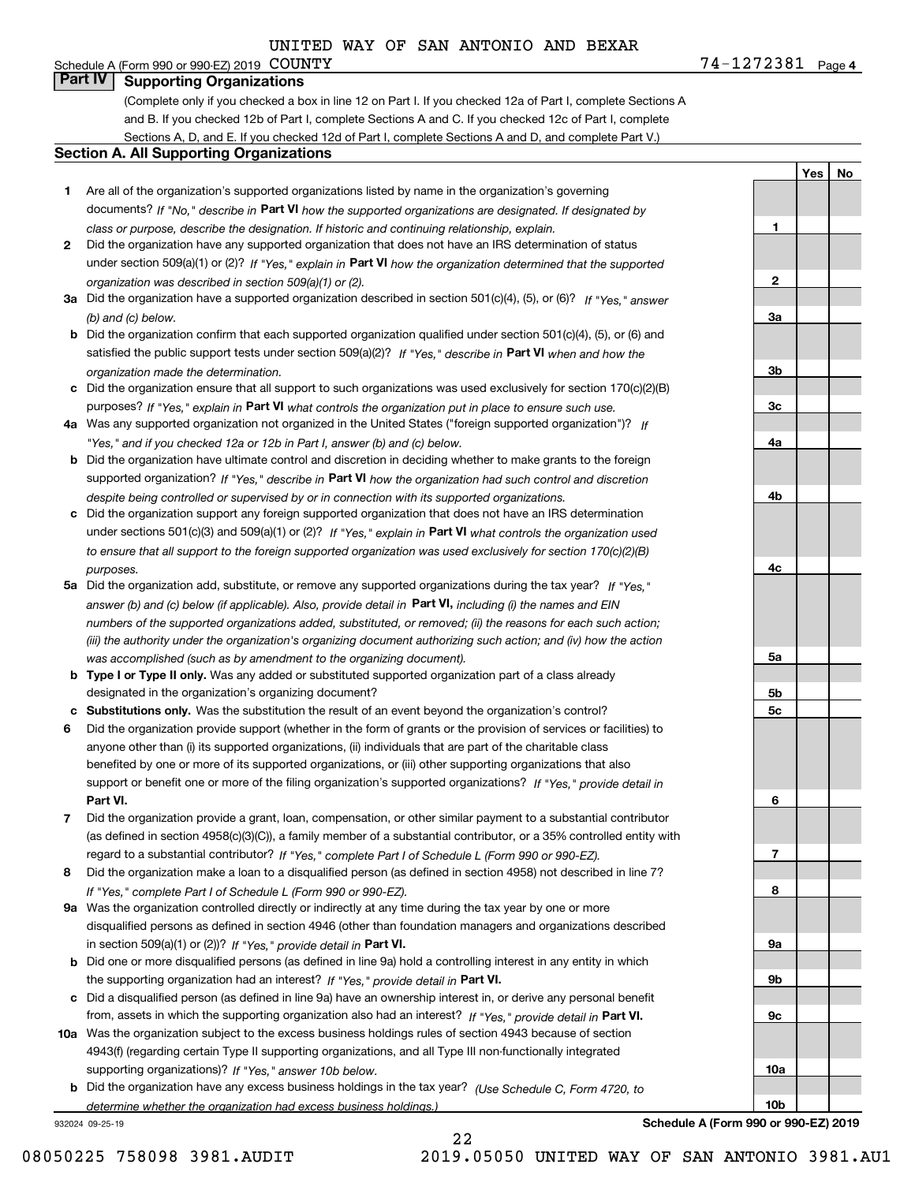UNITED WAY OF SAN ANTONIO AND BEXAR

Schedule A (Form 990 or 990-EZ) 2019 COUNTY 74-1272381 Page 4

## Part IV Supporting Organizations

(Complete only if you checked a box in line 12 on Part I. If you checked 12a of Part I, complete Sections A and B. If you checked 12b of Part I, complete Sections A and C. If you checked 12c of Part I, complete Sections A, D, and E. If you checked 12d of Part I, complete Sections A and D, and complete Part V.)

### Section A. All Supporting Organizations

| | | | Yes | No |
|---|---|---|---|---|
| **1** | Are all of the organization's supported organizations listed by name in the organization's governing documents? *If "No," describe in* **Part VI** *how the supported organizations are designated. If designated by class or purpose, describe the designation. If historic and continuing relationship, explain.* | 1 | | |
| **2** | Did the organization have any supported organization that does not have an IRS determination of status under section 509(a)(1) or (2)? *If "Yes," explain in* **Part VI** *how the organization determined that the supported organization was described in section 509(a)(1) or (2).* | 2 | | |
| **3a** | Did the organization have a supported organization described in section 501(c)(4), (5), or (6)? *If "Yes," answer (b) and (c) below.* | 3a | | |
| **b** | Did the organization confirm that each supported organization qualified under section 501(c)(4), (5), or (6) and satisfied the public support tests under section 509(a)(2)? *If "Yes," describe in* **Part VI** *when and how the organization made the determination.* | 3b | | |
| **c** | Did the organization ensure that all support to such organizations was used exclusively for section 170(c)(2)(B) purposes? *If "Yes," explain in* **Part VI** *what controls the organization put in place to ensure such use.* | 3c | | |
| **4a** | Was any supported organization not organized in the United States ("foreign supported organization")? *If "Yes," and if you checked 12a or 12b in Part I, answer (b) and (c) below.* | 4a | | |
| **b** | Did the organization have ultimate control and discretion in deciding whether to make grants to the foreign supported organization? *If "Yes," describe in* **Part VI** *how the organization had such control and discretion despite being controlled or supervised by or in connection with its supported organizations.* | 4b | | |
| **c** | Did the organization support any foreign supported organization that does not have an IRS determination under sections 501(c)(3) and 509(a)(1) or (2)? *If "Yes," explain in* **Part VI** *what controls the organization used to ensure that all support to the foreign supported organization was used exclusively for section 170(c)(2)(B) purposes.* | 4c | | |
| **5a** | Did the organization add, substitute, or remove any supported organizations during the tax year? *If "Yes," answer (b) and (c) below (if applicable). Also, provide detail in* **Part VI,** *including (i) the names and EIN numbers of the supported organizations added, substituted, or removed; (ii) the reasons for each such action; (iii) the authority under the organization's organizing document authorizing such action; and (iv) how the action was accomplished (such as by amendment to the organizing document).* | 5a | | |
| **b** | **Type I or Type II only.** Was any added or substituted supported organization part of a class already designated in the organization's organizing document? | 5b | | |
| **c** | **Substitutions only.** Was the substitution the result of an event beyond the organization's control? | 5c | | |
| **6** | Did the organization provide support (whether in the form of grants or the provision of services or facilities) to anyone other than (i) its supported organizations, (ii) individuals that are part of the charitable class benefited by one or more of its supported organizations, or (iii) other supporting organizations that also support or benefit one or more of the filing organization's supported organizations? *If "Yes," provide detail in* **Part VI.** | 6 | | |
| **7** | Did the organization provide a grant, loan, compensation, or other similar payment to a substantial contributor (as defined in section 4958(c)(3)(C)), a family member of a substantial contributor, or a 35% controlled entity with regard to a substantial contributor? *If "Yes," complete Part I of Schedule L (Form 990 or 990-EZ).* | 7 | | |
| **8** | Did the organization make a loan to a disqualified person (as defined in section 4958) not described in line 7? *If "Yes," complete Part I of Schedule L (Form 990 or 990-EZ).* | 8 | | |
| **9a** | Was the organization controlled directly or indirectly at any time during the tax year by one or more disqualified persons as defined in section 4946 (other than foundation managers and organizations described in section 509(a)(1) or (2))? *If "Yes," provide detail in* **Part VI.** | 9a | | |
| **b** | Did one or more disqualified persons (as defined in line 9a) hold a controlling interest in any entity in which the supporting organization had an interest? *If "Yes," provide detail in* **Part VI.** | 9b | | |
| **c** | Did a disqualified person (as defined in line 9a) have an ownership interest in, or derive any personal benefit from, assets in which the supporting organization also had an interest? *If "Yes," provide detail in* **Part VI.** | 9c | | |
| **10a** | Was the organization subject to the excess business holdings rules of section 4943 because of section 4943(f) (regarding certain Type II supporting organizations, and all Type III non-functionally integrated supporting organizations)? *If "Yes," answer 10b below.* | 10a | | |
| **b** | Did the organization have any excess business holdings in the tax year? *(Use Schedule C, Form 4720, to determine whether the organization had excess business holdings.)* | 10b | | |

932024 09-25-19 **Schedule A (Form 990 or 990-EZ) 2019**

08050225 758098 3981.AUDIT 2019.05050 UNITED WAY OF SAN ANTONIO 3981.AU1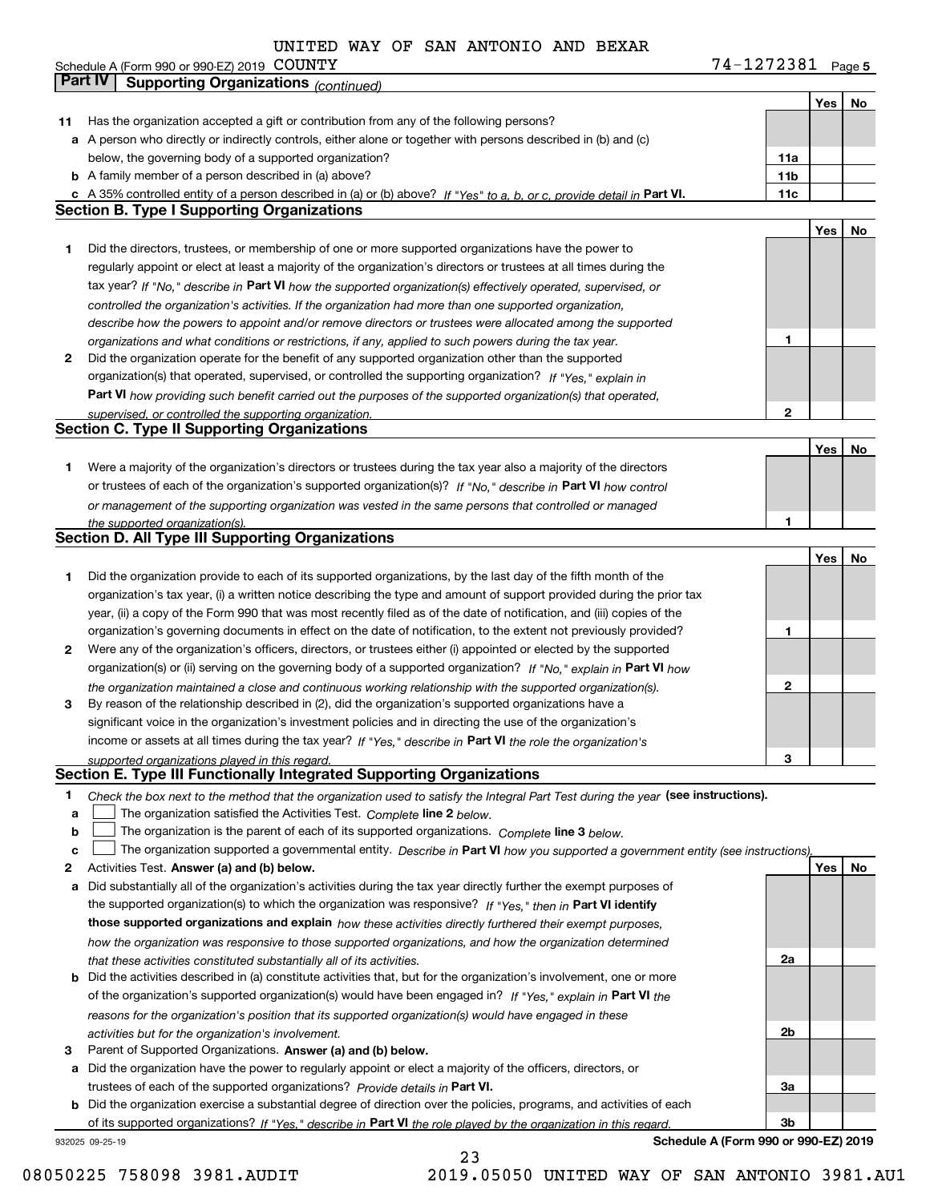UNITED WAY OF SAN ANTONIO AND BEXAR COUNTY

Schedule A (Form 990 or 990-EZ) 2019 74-1272381 Page 5

## Part IV Supporting Organizations *(continued)*

| | | | Yes | No |
|---|---|---|---|---|
| 11 | Has the organization accepted a gift or contribution from any of the following persons? | | | |
| a | A person who directly or indirectly controls, either alone or together with persons described in (b) and (c) below, the governing body of a supported organization? | 11a | | |
| b | A family member of a person described in (a) above? | 11b | | |
| c | A 35% controlled entity of a person described in (a) or (b) above? *If "Yes" to a, b, or c, provide detail in* **Part VI.** | 11c | | |

### Section B. Type I Supporting Organizations

| | | | Yes | No |
|---|---|---|---|---|
| 1 | Did the directors, trustees, or membership of one or more supported organizations have the power to regularly appoint or elect at least a majority of the organization's directors or trustees at all times during the tax year? *If "No," describe in* **Part VI** *how the supported organization(s) effectively operated, supervised, or controlled the organization's activities. If the organization had more than one supported organization, describe how the powers to appoint and/or remove directors or trustees were allocated among the supported organizations and what conditions or restrictions, if any, applied to such powers during the tax year.* | 1 | | |
| 2 | Did the organization operate for the benefit of any supported organization other than the supported organization(s) that operated, supervised, or controlled the supporting organization? *If "Yes," explain in* **Part VI** *how providing such benefit carried out the purposes of the supported organization(s) that operated, supervised, or controlled the supporting organization.* | 2 | | |

### Section C. Type II Supporting Organizations

| | | | Yes | No |
|---|---|---|---|---|
| 1 | Were a majority of the organization's directors or trustees during the tax year also a majority of the directors or trustees of each of the organization's supported organization(s)? *If "No," describe in* **Part VI** *how control or management of the supporting organization was vested in the same persons that controlled or managed the supported organization(s).* | 1 | | |

### Section D. All Type III Supporting Organizations

| | | | Yes | No |
|---|---|---|---|---|
| 1 | Did the organization provide to each of its supported organizations, by the last day of the fifth month of the organization's tax year, (i) a written notice describing the type and amount of support provided during the prior tax year, (ii) a copy of the Form 990 that was most recently filed as of the date of notification, and (iii) copies of the organization's governing documents in effect on the date of notification, to the extent not previously provided? | 1 | | |
| 2 | Were any of the organization's officers, directors, or trustees either (i) appointed or elected by the supported organization(s) or (ii) serving on the governing body of a supported organization? *If "No," explain in* **Part VI** *how the organization maintained a close and continuous working relationship with the supported organization(s).* | 2 | | |
| 3 | By reason of the relationship described in (2), did the organization's supported organizations have a significant voice in the organization's investment policies and in directing the use of the organization's income or assets at all times during the tax year? *If "Yes," describe in* **Part VI** *the role the organization's supported organizations played in this regard.* | 3 | | |

### Section E. Type III Functionally Integrated Supporting Organizations

1 *Check the box next to the method that the organization used to satisfy the Integral Part Test during the year* **(see instructions).**

a ☐ The organization satisfied the Activities Test. *Complete* **line 2** *below.*

b ☐ The organization is the parent of each of its supported organizations. *Complete* **line 3** *below.*

c ☐ The organization supported a governmental entity. *Describe in* **Part VI** *how you supported a government entity (see instructions).*

| | | | Yes | No |
|---|---|---|---|---|
| 2 | Activities Test. **Answer (a) and (b) below.** | | | |
| a | Did substantially all of the organization's activities during the tax year directly further the exempt purposes of the supported organization(s) to which the organization was responsive? *If "Yes," then in* **Part VI identify those supported organizations and explain** *how these activities directly furthered their exempt purposes, how the organization was responsive to those supported organizations, and how the organization determined that these activities constituted substantially all of its activities.* | 2a | | |
| b | Did the activities described in (a) constitute activities that, but for the organization's involvement, one or more of the organization's supported organization(s) would have been engaged in? *If "Yes," explain in* **Part VI** *the reasons for the organization's position that its supported organization(s) would have engaged in these activities but for the organization's involvement.* | 2b | | |
| 3 | Parent of Supported Organizations. **Answer (a) and (b) below.** | | | |
| a | Did the organization have the power to regularly appoint or elect a majority of the officers, directors, or trustees of each of the supported organizations? *Provide details in* **Part VI.** | 3a | | |
| b | Did the organization exercise a substantial degree of direction over the policies, programs, and activities of each of its supported organizations? *If "Yes," describe in* **Part VI** *the role played by the organization in this regard.* | 3b | | |

932025 09-25-19 **Schedule A (Form 990 or 990-EZ) 2019**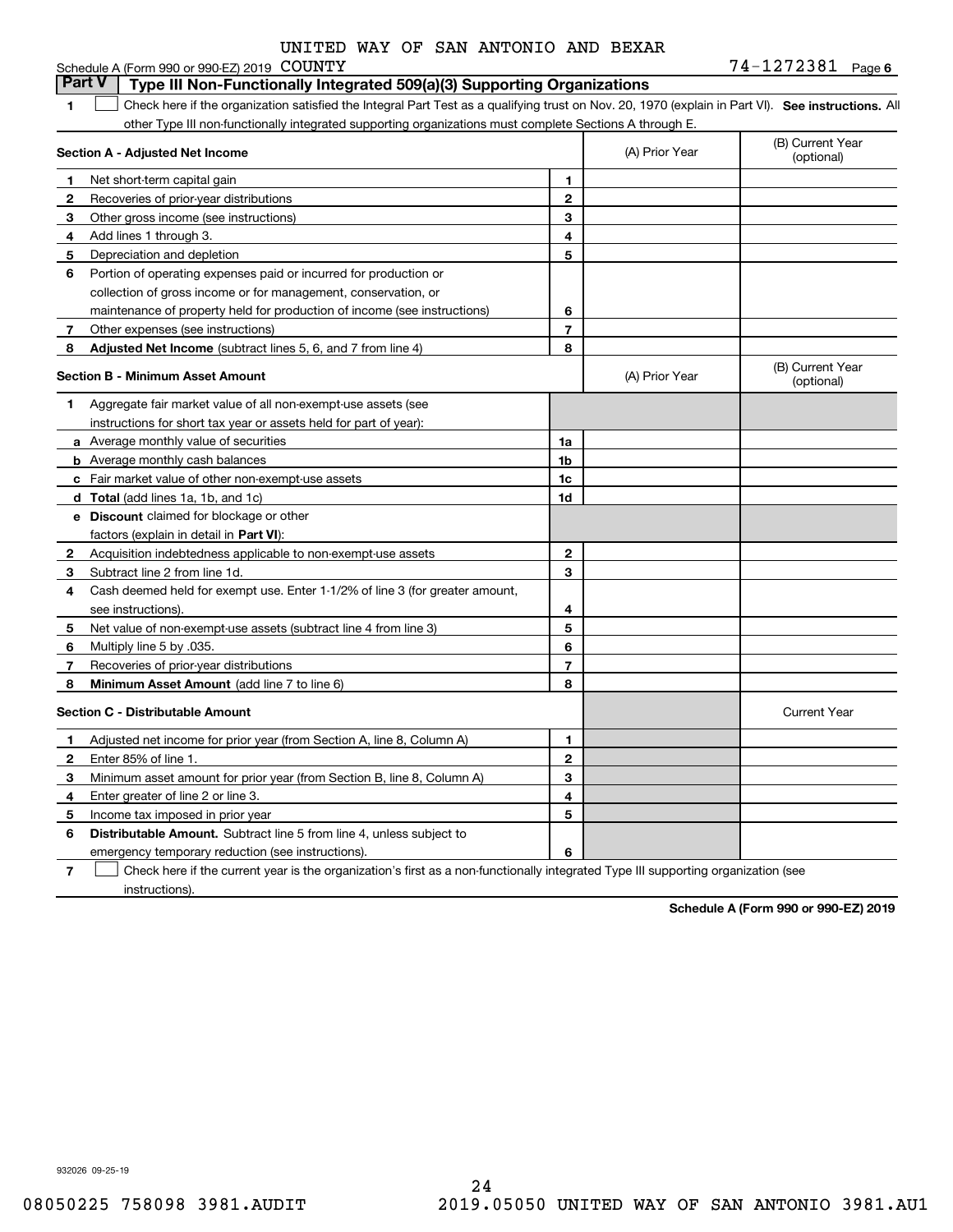UNITED WAY OF SAN ANTONIO AND BEXAR

Schedule A (Form 990 or 990-EZ) 2019 COUNTY 74-1272381 Page 6

## Part V Type III Non-Functionally Integrated 509(a)(3) Supporting Organizations

**1** ☐ Check here if the organization satisfied the Integral Part Test as a qualifying trust on Nov. 20, 1970 (explain in Part VI). **See instructions.** All other Type III non-functionally integrated supporting organizations must complete Sections A through E.

| Section A - Adjusted Net Income | | | (A) Prior Year | (B) Current Year (optional) |
|---|---|---|---|---|
| 1 | Net short-term capital gain | 1 | | |
| 2 | Recoveries of prior-year distributions | 2 | | |
| 3 | Other gross income (see instructions) | 3 | | |
| 4 | Add lines 1 through 3. | 4 | | |
| 5 | Depreciation and depletion | 5 | | |
| 6 | Portion of operating expenses paid or incurred for production or collection of gross income or for management, conservation, or maintenance of property held for production of income (see instructions) | 6 | | |
| 7 | Other expenses (see instructions) | 7 | | |
| 8 | **Adjusted Net Income** (subtract lines 5, 6, and 7 from line 4) | 8 | | |

| Section B - Minimum Asset Amount | | | (A) Prior Year | (B) Current Year (optional) |
|---|---|---|---|---|
| 1 | Aggregate fair market value of all non-exempt-use assets (see instructions for short tax year or assets held for part of year): | | | |
| a | Average monthly value of securities | 1a | | |
| b | Average monthly cash balances | 1b | | |
| c | Fair market value of other non-exempt-use assets | 1c | | |
| d | **Total** (add lines 1a, 1b, and 1c) | 1d | | |
| e | **Discount** claimed for blockage or other factors (explain in detail in **Part VI**): | | | |
| 2 | Acquisition indebtedness applicable to non-exempt-use assets | 2 | | |
| 3 | Subtract line 2 from line 1d. | 3 | | |
| 4 | Cash deemed held for exempt use. Enter 1-1/2% of line 3 (for greater amount, see instructions). | 4 | | |
| 5 | Net value of non-exempt-use assets (subtract line 4 from line 3) | 5 | | |
| 6 | Multiply line 5 by .035. | 6 | | |
| 7 | Recoveries of prior-year distributions | 7 | | |
| 8 | **Minimum Asset Amount** (add line 7 to line 6) | 8 | | |

| Section C - Distributable Amount | | | | Current Year |
|---|---|---|---|---|
| 1 | Adjusted net income for prior year (from Section A, line 8, Column A) | 1 | | |
| 2 | Enter 85% of line 1. | 2 | | |
| 3 | Minimum asset amount for prior year (from Section B, line 8, Column A) | 3 | | |
| 4 | Enter greater of line 2 or line 3. | 4 | | |
| 5 | Income tax imposed in prior year | 5 | | |
| 6 | **Distributable Amount.** Subtract line 5 from line 4, unless subject to emergency temporary reduction (see instructions). | 6 | | |

**7** ☐ Check here if the current year is the organization's first as a non-functionally integrated Type III supporting organization (see instructions).

**Schedule A (Form 990 or 990-EZ) 2019**

932026 09-25-19

08050225 758098 3981.AUDIT 2019.05050 UNITED WAY OF SAN ANTONIO 3981.AU1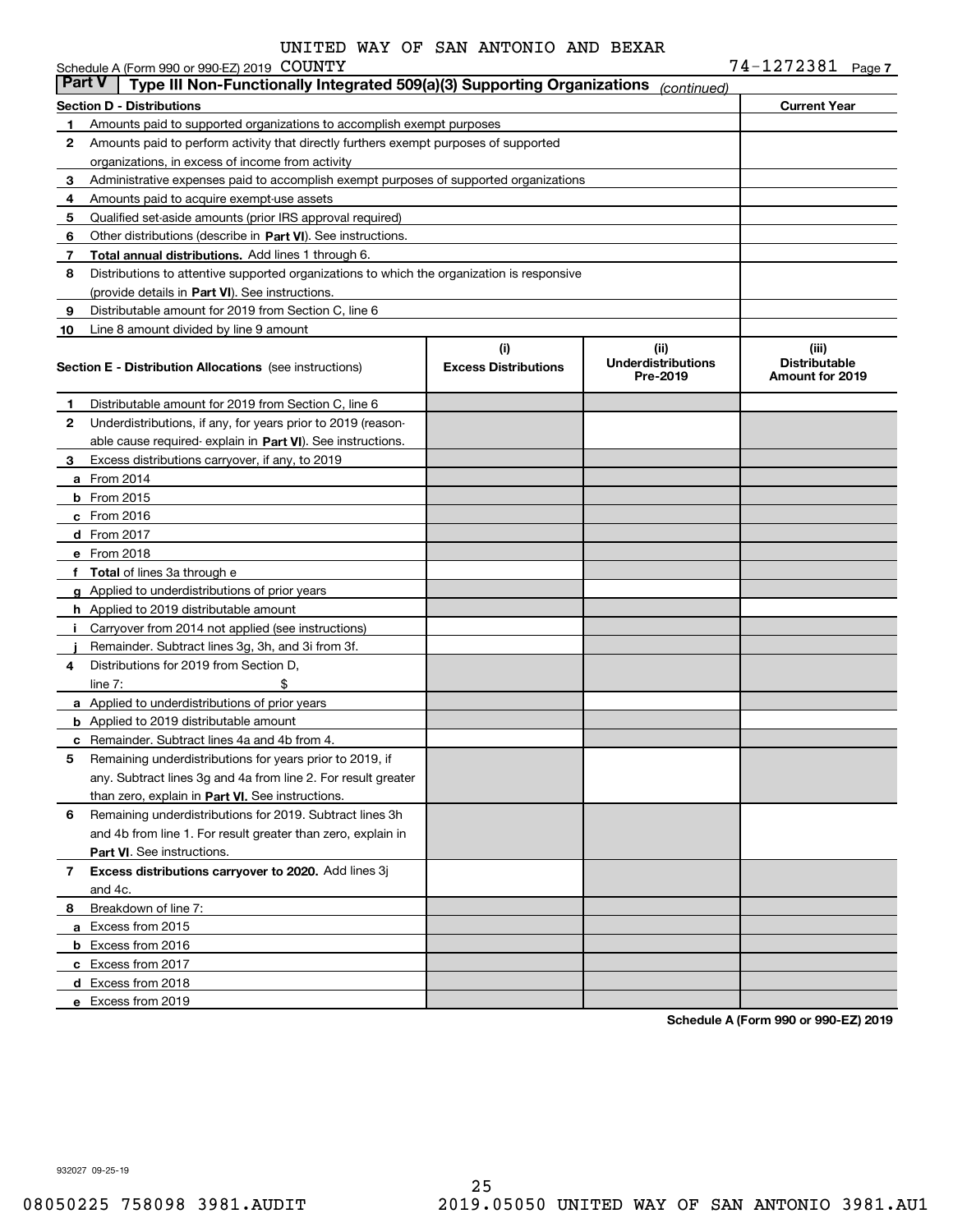UNITED WAY OF SAN ANTONIO AND BEXAR COUNTY

Schedule A (Form 990 or 990-EZ) 2019 74-1272381 Page 7

## Part V Type III Non-Functionally Integrated 509(a)(3) Supporting Organizations *(continued)*

| Section D - Distributions | Current Year |
|---|---|
| 1 Amounts paid to supported organizations to accomplish exempt purposes | |
| 2 Amounts paid to perform activity that directly furthers exempt purposes of supported organizations, in excess of income from activity | |
| 3 Administrative expenses paid to accomplish exempt purposes of supported organizations | |
| 4 Amounts paid to acquire exempt-use assets | |
| 5 Qualified set-aside amounts (prior IRS approval required) | |
| 6 Other distributions (describe in **Part VI**). See instructions. | |
| 7 **Total annual distributions.** Add lines 1 through 6. | |
| 8 Distributions to attentive supported organizations to which the organization is responsive (provide details in **Part VI**). See instructions. | |
| 9 Distributable amount for 2019 from Section C, line 6 | |
| 10 Line 8 amount divided by line 9 amount | |

| **Section E - Distribution Allocations** (see instructions) | (i) Excess Distributions | (ii) Underdistributions Pre-2019 | (iii) Distributable Amount for 2019 |
|---|---|---|---|
| 1 Distributable amount for 2019 from Section C, line 6 | | | |
| 2 Underdistributions, if any, for years prior to 2019 (reasonable cause required- explain in **Part VI**). See instructions. | | | |
| 3 Excess distributions carryover, if any, to 2019 | | | |
| a From 2014 | | | |
| b From 2015 | | | |
| c From 2016 | | | |
| d From 2017 | | | |
| e From 2018 | | | |
| f **Total** of lines 3a through e | | | |
| g Applied to underdistributions of prior years | | | |
| h Applied to 2019 distributable amount | | | |
| i Carryover from 2014 not applied (see instructions) | | | |
| j Remainder. Subtract lines 3g, 3h, and 3i from 3f. | | | |
| 4 Distributions for 2019 from Section D, line 7: $ | | | |
| a Applied to underdistributions of prior years | | | |
| b Applied to 2019 distributable amount | | | |
| c Remainder. Subtract lines 4a and 4b from 4. | | | |
| 5 Remaining underdistributions for years prior to 2019, if any. Subtract lines 3g and 4a from line 2. For result greater than zero, explain in **Part VI.** See instructions. | | | |
| 6 Remaining underdistributions for 2019. Subtract lines 3h and 4b from line 1. For result greater than zero, explain in **Part VI**. See instructions. | | | |
| 7 **Excess distributions carryover to 2020.** Add lines 3j and 4c. | | | |
| 8 Breakdown of line 7: | | | |
| a Excess from 2015 | | | |
| b Excess from 2016 | | | |
| c Excess from 2017 | | | |
| d Excess from 2018 | | | |
| e Excess from 2019 | | | |

**Schedule A (Form 990 or 990-EZ) 2019**

932027 09-25-19

08050225 758098 3981.AUDIT 2019.05050 UNITED WAY OF SAN ANTONIO 3981.AU1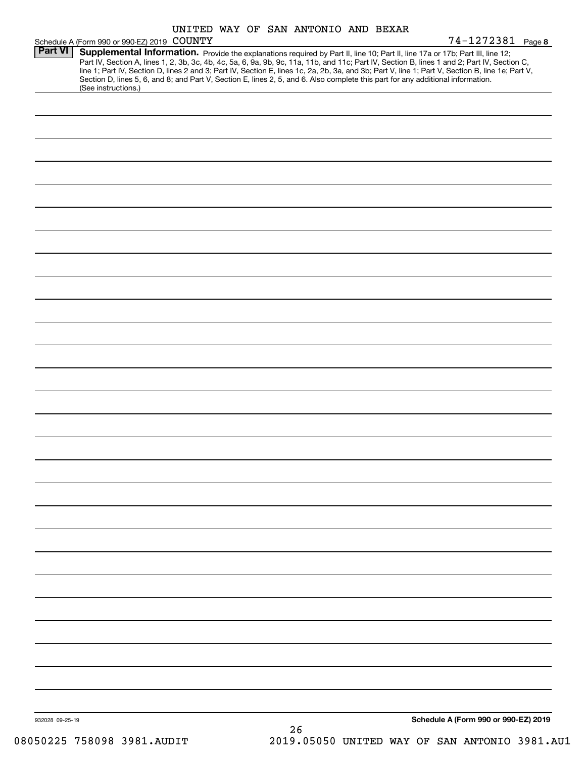UNITED WAY OF SAN ANTONIO AND BEXAR COUNTY

Schedule A (Form 990 or 990-EZ) 2019 74-1272381 Page **8**

## Part VI Supplemental Information.

Provide the explanations required by Part II, line 10; Part II, line 17a or 17b; Part III, line 12; Part IV, Section A, lines 1, 2, 3b, 3c, 4b, 4c, 5a, 6, 9a, 9b, 9c, 11a, 11b, and 11c; Part IV, Section B, lines 1 and 2; Part IV, Section C, line 1; Part IV, Section D, lines 2 and 3; Part IV, Section E, lines 1c, 2a, 2b, 3a, and 3b; Part V, line 1; Part V, Section B, line 1e; Part V, Section D, lines 5, 6, and 8; and Part V, Section E, lines 2, 5, and 6. Also complete this part for any additional information. (See instructions.)

932028 09-25-19

**Schedule A (Form 990 or 990-EZ) 2019**

08050225 758098 3981.AUDIT 2019.05050 UNITED WAY OF SAN ANTONIO 3981.AU1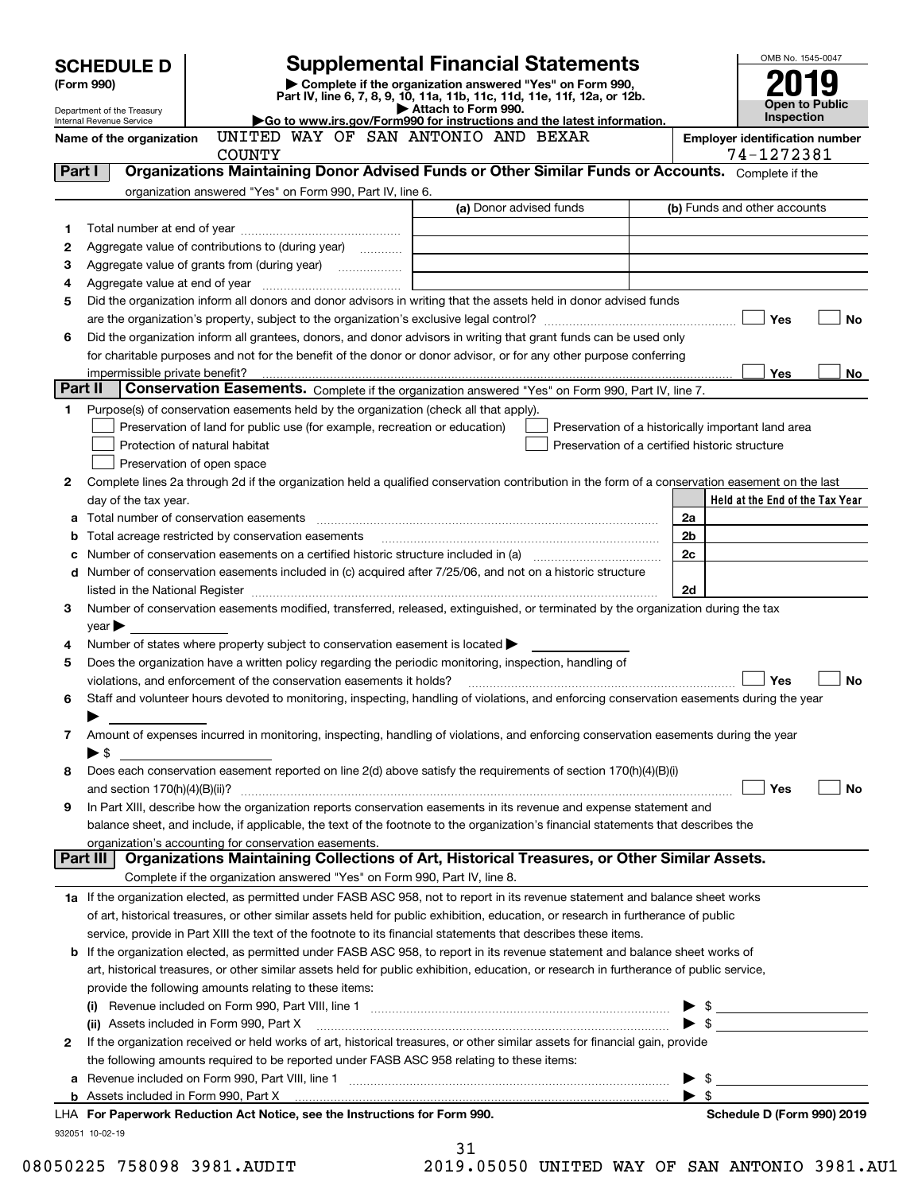# SCHEDULE D (Form 990)

Department of the Treasury
Internal Revenue Service

## Supplemental Financial Statements

▶ Complete if the organization answered "Yes" on Form 990, Part IV, line 6, 7, 8, 9, 10, 11a, 11b, 11c, 11d, 11e, 11f, 12a, or 12b.
▶ Attach to Form 990.
▶Go to www.irs.gov/Form990 for instructions and the latest information.

OMB No. 1545-0047
**2019**
**Open to Public Inspection**

**Name of the organization:** UNITED WAY OF SAN ANTONIO AND BEXAR COUNTY

**Employer identification number:** 74-1272381

## Part I — Organizations Maintaining Donor Advised Funds or Other Similar Funds or Accounts.
Complete if the organization answered "Yes" on Form 990, Part IV, line 6.

| | | (a) Donor advised funds | (b) Funds and other accounts |
|---|---|---|---|
| 1 | Total number at end of year | | |
| 2 | Aggregate value of contributions to (during year) | | |
| 3 | Aggregate value of grants from (during year) | | |
| 4 | Aggregate value at end of year | | |

5 Did the organization inform all donors and donor advisors in writing that the assets held in donor advised funds are the organization's property, subject to the organization's exclusive legal control? ☐ Yes ☐ No

6 Did the organization inform all grantees, donors, and donor advisors in writing that grant funds can be used only for charitable purposes and not for the benefit of the donor or donor advisor, or for any other purpose conferring impermissible private benefit? ☐ Yes ☐ No

## Part II — Conservation Easements.
Complete if the organization answered "Yes" on Form 990, Part IV, line 7.

1 Purpose(s) of conservation easements held by the organization (check all that apply).

- ☐ Preservation of land for public use (for example, recreation or education)
- ☐ Preservation of a historically important land area
- ☐ Protection of natural habitat
- ☐ Preservation of a certified historic structure
- ☐ Preservation of open space

2 Complete lines 2a through 2d if the organization held a qualified conservation contribution in the form of a conservation easement on the last day of the tax year.

| | | | Held at the End of the Tax Year |
|---|---|---|---|
| a | Total number of conservation easements | 2a | |
| b | Total acreage restricted by conservation easements | 2b | |
| c | Number of conservation easements on a certified historic structure included in (a) | 2c | |
| d | Number of conservation easements included in (c) acquired after 7/25/06, and not on a historic structure listed in the National Register | 2d | |

3 Number of conservation easements modified, transferred, released, extinguished, or terminated by the organization during the tax year ▶

4 Number of states where property subject to conservation easement is located ▶

5 Does the organization have a written policy regarding the periodic monitoring, inspection, handling of violations, and enforcement of the conservation easements it holds? ☐ Yes ☐ No

6 Staff and volunteer hours devoted to monitoring, inspecting, handling of violations, and enforcing conservation easements during the year ▶

7 Amount of expenses incurred in monitoring, inspecting, handling of violations, and enforcing conservation easements during the year ▶ $

8 Does each conservation easement reported on line 2(d) above satisfy the requirements of section 170(h)(4)(B)(i) and section 170(h)(4)(B)(ii)? ☐ Yes ☐ No

9 In Part XIII, describe how the organization reports conservation easements in its revenue and expense statement and balance sheet, and include, if applicable, the text of the footnote to the organization's financial statements that describes the organization's accounting for conservation easements.

## Part III — Organizations Maintaining Collections of Art, Historical Treasures, or Other Similar Assets.
Complete if the organization answered "Yes" on Form 990, Part IV, line 8.

1a If the organization elected, as permitted under FASB ASC 958, not to report in its revenue statement and balance sheet works of art, historical treasures, or other similar assets held for public exhibition, education, or research in furtherance of public service, provide in Part XIII the text of the footnote to its financial statements that describes these items.

b If the organization elected, as permitted under FASB ASC 958, to report in its revenue statement and balance sheet works of art, historical treasures, or other similar assets held for public exhibition, education, or research in furtherance of public service, provide the following amounts relating to these items:

(i) Revenue included on Form 990, Part VIII, line 1 ▶ $

(ii) Assets included in Form 990, Part X ▶ $

2 If the organization received or held works of art, historical treasures, or other similar assets for financial gain, provide the following amounts required to be reported under FASB ASC 958 relating to these items:

a Revenue included on Form 990, Part VIII, line 1 ▶ $

b Assets included in Form 990, Part X ▶ $

LHA **For Paperwork Reduction Act Notice, see the Instructions for Form 990.** **Schedule D (Form 990) 2019**

932051 10-02-19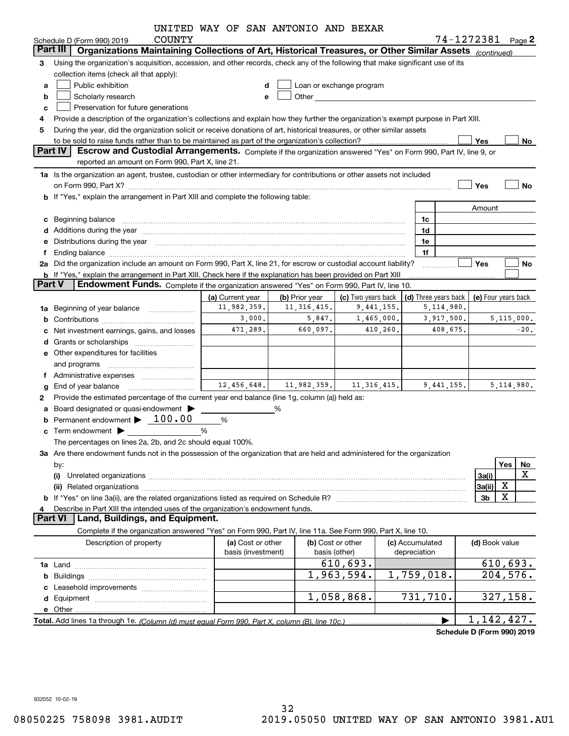UNITED WAY OF SAN ANTONIO AND BEXAR COUNTY

Schedule D (Form 990) 2019 74-1272381 Page 2

## Part III Organizations Maintaining Collections of Art, Historical Treasures, or Other Similar Assets *(continued)*

**3** Using the organization's acquisition, accession, and other records, check any of the following that make significant use of its collection items (check all that apply):

- **a** ☐ Public exhibition
- **b** ☐ Scholarly research
- **c** ☐ Preservation for future generations
- **d** ☐ Loan or exchange program
- **e** ☐ Other

**4** Provide a description of the organization's collections and explain how they further the organization's exempt purpose in Part XIII.

**5** During the year, did the organization solicit or receive donations of art, historical treasures, or other similar assets to be sold to raise funds rather than to be maintained as part of the organization's collection? ☐ Yes ☐ No

## Part IV Escrow and Custodial Arrangements.

Complete if the organization answered "Yes" on Form 990, Part IV, line 9, or reported an amount on Form 990, Part X, line 21.

**1a** Is the organization an agent, trustee, custodian or other intermediary for contributions or other assets not included on Form 990, Part X? ☐ Yes ☐ No

**b** If "Yes," explain the arrangement in Part XIII and complete the following table:

| | | Amount |
|---|---|---|
| **c** Beginning balance | 1c | |
| **d** Additions during the year | 1d | |
| **e** Distributions during the year | 1e | |
| **f** Ending balance | 1f | |

**2a** Did the organization include an amount on Form 990, Part X, line 21, for escrow or custodial account liability? ☐ Yes ☐ No

**b** If "Yes," explain the arrangement in Part XIII. Check here if the explanation has been provided on Part XIII ☐

## Part V Endowment Funds.

Complete if the organization answered "Yes" on Form 990, Part IV, line 10.

| | (a) Current year | (b) Prior year | (c) Two years back | (d) Three years back | (e) Four years back |
|---|---|---|---|---|---|
| **1a** Beginning of year balance | 11,982,359. | 11,316,415. | 9,441,155. | 5,114,980. | |
| **b** Contributions | 3,000. | 5,847. | 1,465,000. | 3,917,500. | 5,115,000. |
| **c** Net investment earnings, gains, and losses | 471,289. | 660,097. | 410,260. | 408,675. | -20. |
| **d** Grants or scholarships | | | | | |
| **e** Other expenditures for facilities and programs | | | | | |
| **f** Administrative expenses | | | | | |
| **g** End of year balance | 12,456,648. | 11,982,359. | 11,316,415. | 9,441,155. | 5,114,980. |

**2** Provide the estimated percentage of the current year end balance (line 1g, column (a)) held as:

- **a** Board designated or quasi-endowment ▶ ______ %
- **b** Permanent endowment ▶ 100.00 %
- **c** Term endowment ▶ ______ %

The percentages on lines 2a, 2b, and 2c should equal 100%.

**3a** Are there endowment funds not in the possession of the organization that are held and administered for the organization by:

| | | Yes | No |
|---|---|---|---|
| **(i)** Unrelated organizations | 3a(i) | | X |
| **(ii)** Related organizations | 3a(ii) | X | |
| **b** If "Yes" on line 3a(ii), are the related organizations listed as required on Schedule R? | 3b | X | |

**4** Describe in Part XIII the intended uses of the organization's endowment funds.

## Part VI Land, Buildings, and Equipment.

Complete if the organization answered "Yes" on Form 990, Part IV, line 11a. See Form 990, Part X, line 10.

| Description of property | (a) Cost or other basis (investment) | (b) Cost or other basis (other) | (c) Accumulated depreciation | (d) Book value |
|---|---|---|---|---|
| **1a** Land | | 610,693. | | 610,693. |
| **b** Buildings | | 1,963,594. | 1,759,018. | 204,576. |
| **c** Leasehold improvements | | | | |
| **d** Equipment | | 1,058,868. | 731,710. | 327,158. |
| **e** Other | | | | |
| **Total.** Add lines 1a through 1e. *(Column (d) must equal Form 990, Part X, column (B), line 10c.)* | | | ▶ | 1,142,427. |

**Schedule D (Form 990) 2019**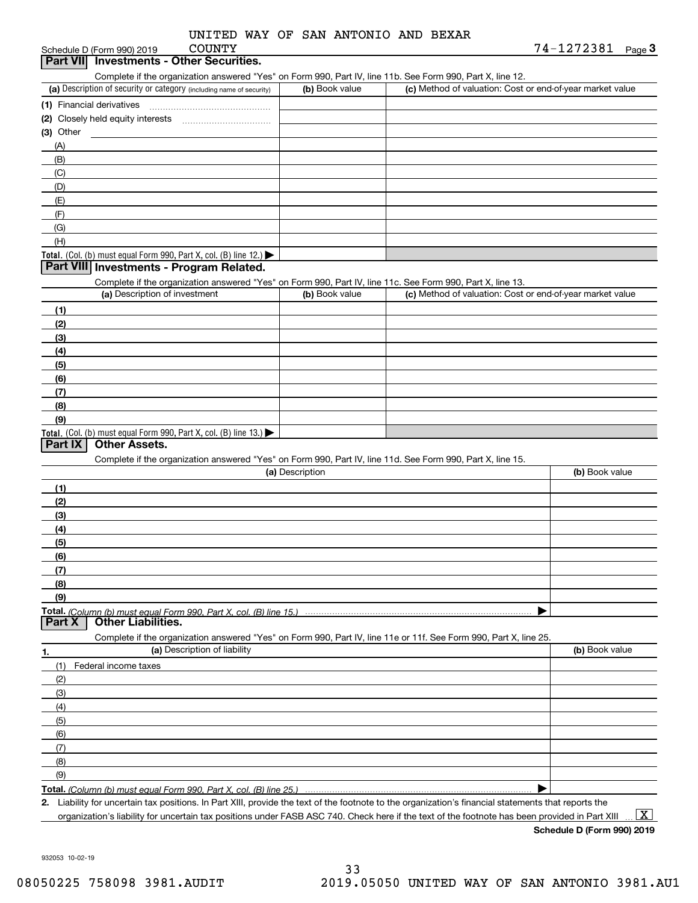UNITED WAY OF SAN ANTONIO AND BEXAR COUNTY

Schedule D (Form 990) 2019 74-1272381 Page **3**

## Part VII Investments - Other Securities.

Complete if the organization answered "Yes" on Form 990, Part IV, line 11b. See Form 990, Part X, line 12.

| (a) Description of security or category (including name of security) | (b) Book value | (c) Method of valuation: Cost or end-of-year market value |
|---|---|---|
| (1) Financial derivatives | | |
| (2) Closely held equity interests | | |
| (3) Other | | |
| (A) | | |
| (B) | | |
| (C) | | |
| (D) | | |
| (E) | | |
| (F) | | |
| (G) | | |
| (H) | | |
| **Total.** (Col. (b) must equal Form 990, Part X, col. (B) line 12.) ▶ | | |

## Part VIII Investments - Program Related.

Complete if the organization answered "Yes" on Form 990, Part IV, line 11c. See Form 990, Part X, line 13.

| (a) Description of investment | (b) Book value | (c) Method of valuation: Cost or end-of-year market value |
|---|---|---|
| (1) | | |
| (2) | | |
| (3) | | |
| (4) | | |
| (5) | | |
| (6) | | |
| (7) | | |
| (8) | | |
| (9) | | |
| **Total.** (Col. (b) must equal Form 990, Part X, col. (B) line 13.) ▶ | | |

## Part IX Other Assets.

Complete if the organization answered "Yes" on Form 990, Part IV, line 11d. See Form 990, Part X, line 15.

| (a) Description | (b) Book value |
|---|---|
| (1) | |
| (2) | |
| (3) | |
| (4) | |
| (5) | |
| (6) | |
| (7) | |
| (8) | |
| (9) | |
| **Total.** *(Column (b) must equal Form 990, Part X, col. (B) line 15.)* ▶ | |

## Part X Other Liabilities.

Complete if the organization answered "Yes" on Form 990, Part IV, line 11e or 11f. See Form 990, Part X, line 25.

| 1. (a) Description of liability | (b) Book value |
|---|---|
| (1) Federal income taxes | |
| (2) | |
| (3) | |
| (4) | |
| (5) | |
| (6) | |
| (7) | |
| (8) | |
| (9) | |
| **Total.** *(Column (b) must equal Form 990, Part X, col. (B) line 25.)* ▶ | |

**2.** Liability for uncertain tax positions. In Part XIII, provide the text of the footnote to the organization's financial statements that reports the organization's liability for uncertain tax positions under FASB ASC 740. Check here if the text of the footnote has been provided in Part XIII ... [X]

**Schedule D (Form 990) 2019**

932053 10-02-19

08050225 758098 3981.AUDIT 2019.05050 UNITED WAY OF SAN ANTONIO 3981.AU1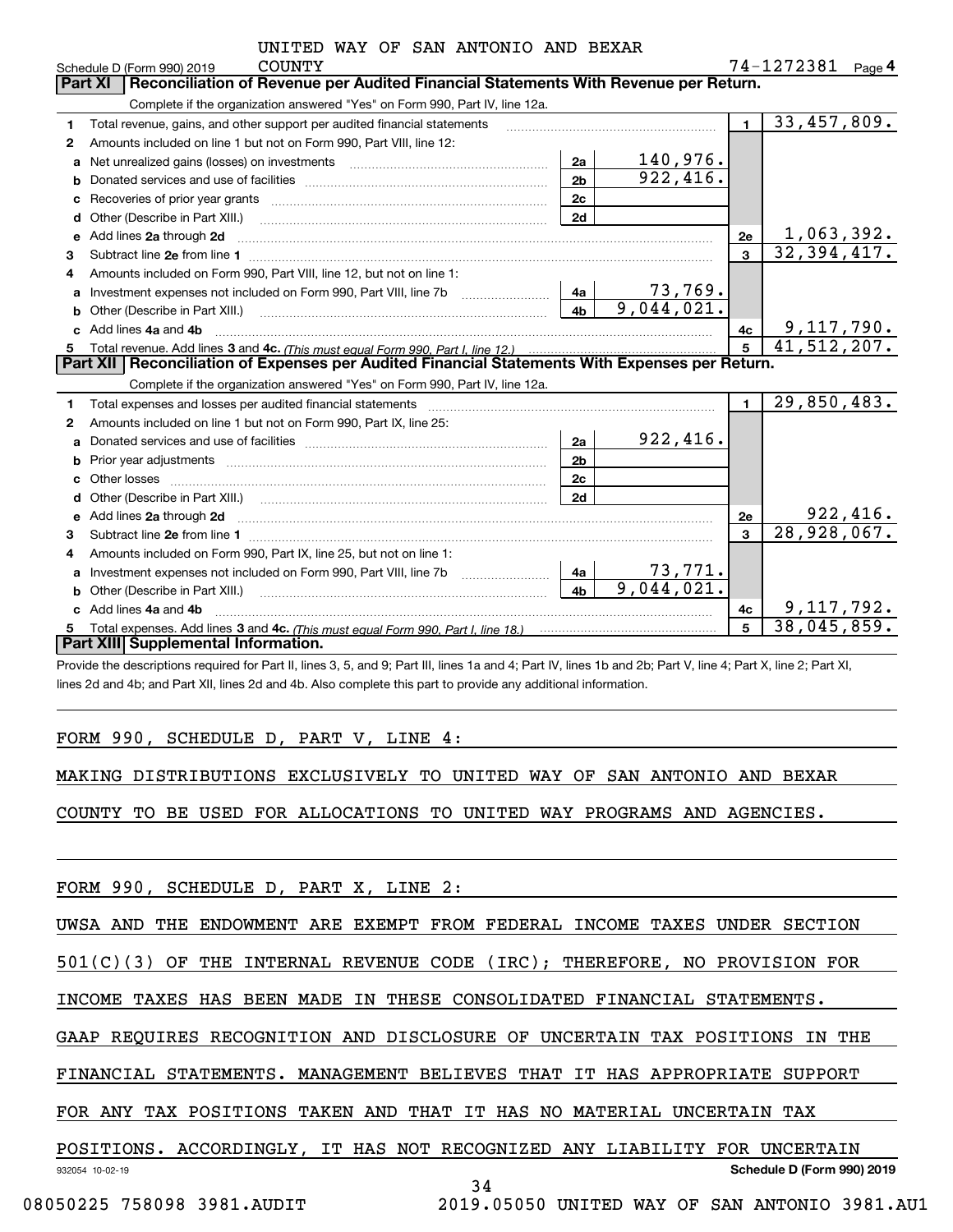UNITED WAY OF SAN ANTONIO AND BEXAR COUNTY

Schedule D (Form 990) 2019 — 74-1272381 Page 4

## Part XI Reconciliation of Revenue per Audited Financial Statements With Revenue per Return.

Complete if the organization answered "Yes" on Form 990, Part IV, line 12a.

| | | | | | |
|---|---|---|---|---|---|
| 1 | Total revenue, gains, and other support per audited financial statements | | | 1 | 33,457,809. |
| 2 | Amounts included on line 1 but not on Form 990, Part VIII, line 12: | | | | |
| a | Net unrealized gains (losses) on investments | 2a | 140,976. | | |
| b | Donated services and use of facilities | 2b | 922,416. | | |
| c | Recoveries of prior year grants | 2c | | | |
| d | Other (Describe in Part XIII.) | 2d | | | |
| e | Add lines 2a through 2d | | | 2e | 1,063,392. |
| 3 | Subtract line 2e from line 1 | | | 3 | 32,394,417. |
| 4 | Amounts included on Form 990, Part VIII, line 12, but not on line 1: | | | | |
| a | Investment expenses not included on Form 990, Part VIII, line 7b | 4a | 73,769. | | |
| b | Other (Describe in Part XIII.) | 4b | 9,044,021. | | |
| c | Add lines 4a and 4b | | | 4c | 9,117,790. |
| 5 | Total revenue. Add lines 3 and 4c. *(This must equal Form 990, Part I, line 12.)* | | | 5 | 41,512,207. |

## Part XII Reconciliation of Expenses per Audited Financial Statements With Expenses per Return.

Complete if the organization answered "Yes" on Form 990, Part IV, line 12a.

| | | | | | |
|---|---|---|---|---|---|
| 1 | Total expenses and losses per audited financial statements | | | 1 | 29,850,483. |
| 2 | Amounts included on line 1 but not on Form 990, Part IX, line 25: | | | | |
| a | Donated services and use of facilities | 2a | 922,416. | | |
| b | Prior year adjustments | 2b | | | |
| c | Other losses | 2c | | | |
| d | Other (Describe in Part XIII.) | 2d | | | |
| e | Add lines 2a through 2d | | | 2e | 922,416. |
| 3 | Subtract line 2e from line 1 | | | 3 | 28,928,067. |
| 4 | Amounts included on Form 990, Part IX, line 25, but not on line 1: | | | | |
| a | Investment expenses not included on Form 990, Part VIII, line 7b | 4a | 73,771. | | |
| b | Other (Describe in Part XIII.) | 4b | 9,044,021. | | |
| c | Add lines 4a and 4b | | | 4c | 9,117,792. |
| 5 | Total expenses. Add lines 3 and 4c. *(This must equal Form 990, Part I, line 18.)* | | | 5 | 38,045,859. |

## Part XIII Supplemental Information.

Provide the descriptions required for Part II, lines 3, 5, and 9; Part III, lines 1a and 4; Part IV, lines 1b and 2b; Part V, line 4; Part X, line 2; Part XI, lines 2d and 4b; and Part XII, lines 2d and 4b. Also complete this part to provide any additional information.

FORM 990, SCHEDULE D, PART V, LINE 4:

MAKING DISTRIBUTIONS EXCLUSIVELY TO UNITED WAY OF SAN ANTONIO AND BEXAR COUNTY TO BE USED FOR ALLOCATIONS TO UNITED WAY PROGRAMS AND AGENCIES.

FORM 990, SCHEDULE D, PART X, LINE 2:

UWSA AND THE ENDOWMENT ARE EXEMPT FROM FEDERAL INCOME TAXES UNDER SECTION 501(C)(3) OF THE INTERNAL REVENUE CODE (IRC); THEREFORE, NO PROVISION FOR INCOME TAXES HAS BEEN MADE IN THESE CONSOLIDATED FINANCIAL STATEMENTS. GAAP REQUIRES RECOGNITION AND DISCLOSURE OF UNCERTAIN TAX POSITIONS IN THE FINANCIAL STATEMENTS. MANAGEMENT BELIEVES THAT IT HAS APPROPRIATE SUPPORT FOR ANY TAX POSITIONS TAKEN AND THAT IT HAS NO MATERIAL UNCERTAIN TAX POSITIONS. ACCORDINGLY, IT HAS NOT RECOGNIZED ANY LIABILITY FOR UNCERTAIN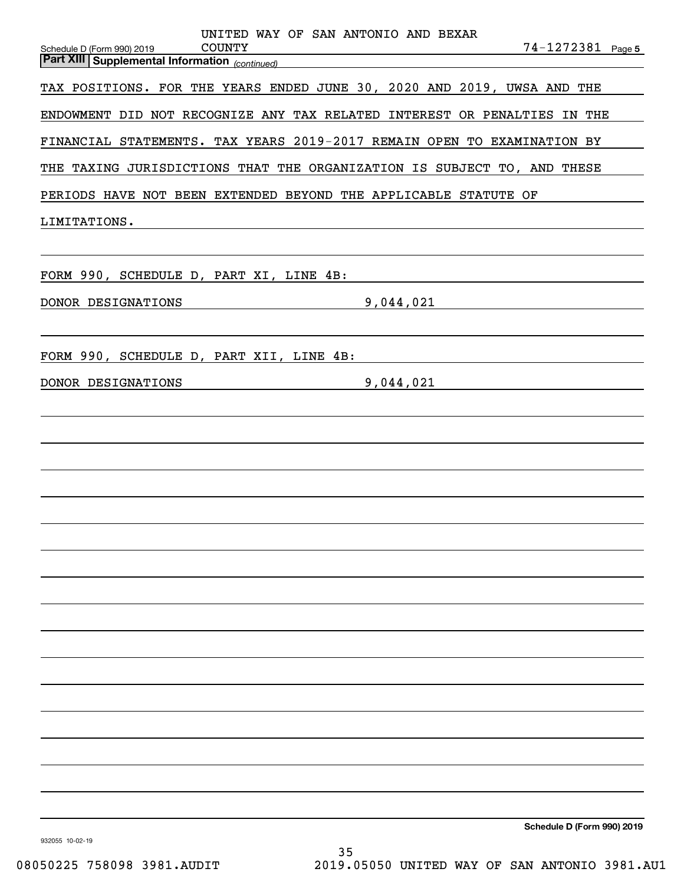**Part XIII Supplemental Information** *(continued)*

TAX POSITIONS. FOR THE YEARS ENDED JUNE 30, 2020 AND 2019, UWSA AND THE ENDOWMENT DID NOT RECOGNIZE ANY TAX RELATED INTEREST OR PENALTIES IN THE FINANCIAL STATEMENTS. TAX YEARS 2019-2017 REMAIN OPEN TO EXAMINATION BY THE TAXING JURISDICTIONS THAT THE ORGANIZATION IS SUBJECT TO, AND THESE PERIODS HAVE NOT BEEN EXTENDED BEYOND THE APPLICABLE STATUTE OF LIMITATIONS.

FORM 990, SCHEDULE D, PART XI, LINE 4B:

DONOR DESIGNATIONS 9,044,021

FORM 990, SCHEDULE D, PART XII, LINE 4B:

DONOR DESIGNATIONS 9,044,021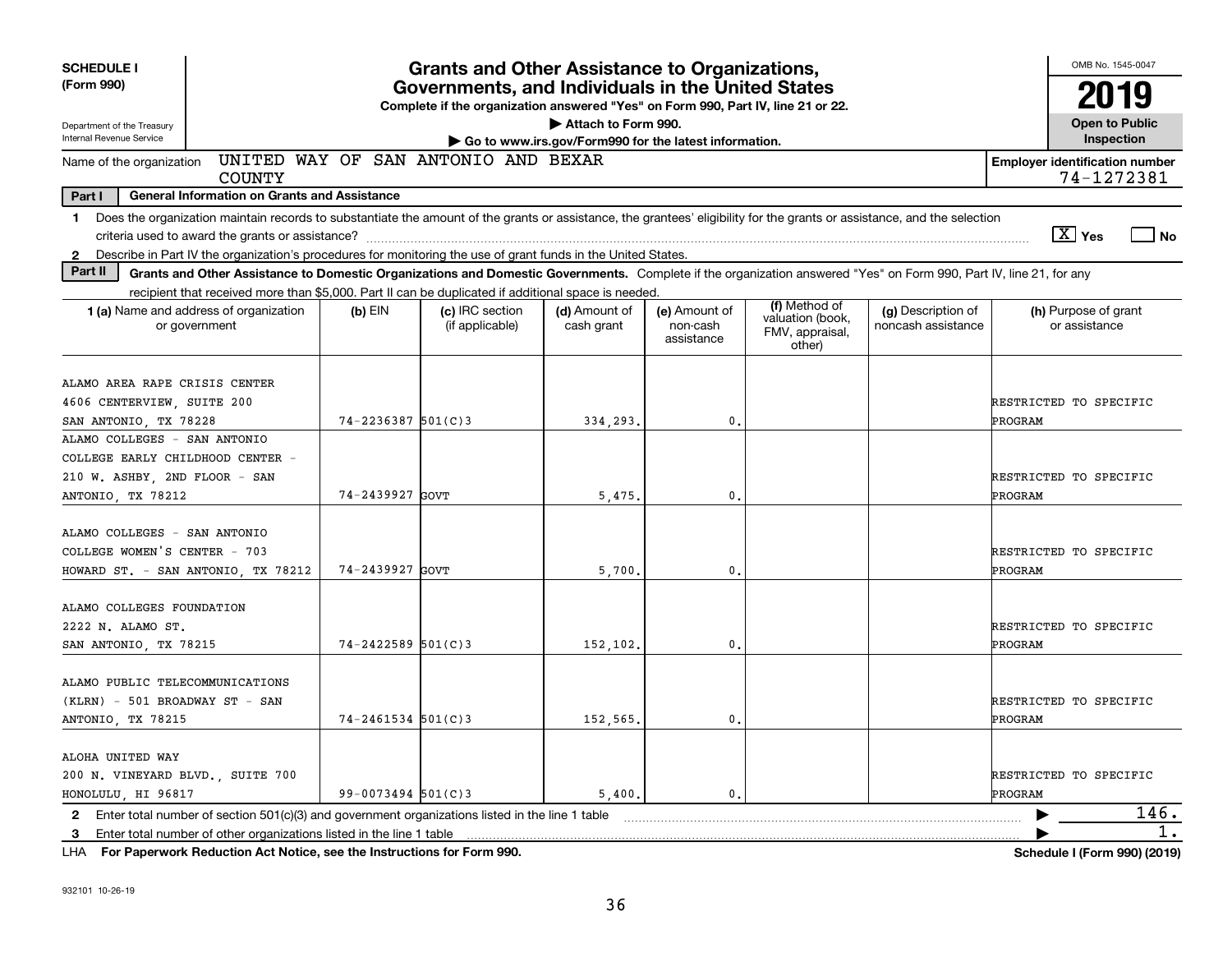**SCHEDULE I (Form 990)**

Department of the Treasury
Internal Revenue Service

# Grants and Other Assistance to Organizations, Governments, and Individuals in the United States

**Complete if the organization answered "Yes" on Form 990, Part IV, line 21 or 22.**

▶ Attach to Form 990.

▶ Go to www.irs.gov/Form990 for the latest information.

OMB No. 1545-0047

**2019**

**Open to Public Inspection**

Name of the organization: UNITED WAY OF SAN ANTONIO AND BEXAR COUNTY

**Employer identification number** 74-1272381

**Part I — General Information on Grants and Assistance**

1 Does the organization maintain records to substantiate the amount of the grants or assistance, the grantees' eligibility for the grants or assistance, and the selection criteria used to award the grants or assistance? [X] Yes [ ] No

2 Describe in Part IV the organization's procedures for monitoring the use of grant funds in the United States.

**Part II — Grants and Other Assistance to Domestic Organizations and Domestic Governments.** Complete if the organization answered "Yes" on Form 990, Part IV, line 21, for any recipient that received more than $5,000. Part II can be duplicated if additional space is needed.

| 1 (a) Name and address of organization or government | (b) EIN | (c) IRC section (if applicable) | (d) Amount of cash grant | (e) Amount of non-cash assistance | (f) Method of valuation (book, FMV, appraisal, other) | (g) Description of noncash assistance | (h) Purpose of grant or assistance |
|---|---|---|---|---|---|---|---|
| ALAMO AREA RAPE CRISIS CENTER 4606 CENTERVIEW, SUITE 200 SAN ANTONIO, TX 78228 | 74-2236387 | 501(C)3 | 334,293. | 0. | | | RESTRICTED TO SPECIFIC PROGRAM |
| ALAMO COLLEGES - SAN ANTONIO COLLEGE EARLY CHILDHOOD CENTER - 210 W. ASHBY, 2ND FLOOR - SAN ANTONIO, TX 78212 | 74-2439927 | GOVT | 5,475. | 0. | | | RESTRICTED TO SPECIFIC PROGRAM |
| ALAMO COLLEGES - SAN ANTONIO COLLEGE WOMEN'S CENTER - 703 HOWARD ST. - SAN ANTONIO, TX 78212 | 74-2439927 | GOVT | 5,700. | 0. | | | RESTRICTED TO SPECIFIC PROGRAM |
| ALAMO COLLEGES FOUNDATION 2222 N. ALAMO ST. SAN ANTONIO, TX 78215 | 74-2422589 | 501(C)3 | 152,102. | 0. | | | RESTRICTED TO SPECIFIC PROGRAM |
| ALAMO PUBLIC TELECOMMUNICATIONS (KLRN) - 501 BROADWAY ST - SAN ANTONIO, TX 78215 | 74-2461534 | 501(C)3 | 152,565. | 0. | | | RESTRICTED TO SPECIFIC PROGRAM |
| ALOHA UNITED WAY 200 N. VINEYARD BLVD., SUITE 700 HONOLULU, HI 96817 | 99-0073494 | 501(C)3 | 5,400. | 0. | | | RESTRICTED TO SPECIFIC PROGRAM |

2 Enter total number of section 501(c)(3) and government organizations listed in the line 1 table ▶ 146.

3 Enter total number of other organizations listed in the line 1 table ▶ 1.

LHA For Paperwork Reduction Act Notice, see the Instructions for Form 990. **Schedule I (Form 990) (2019)**

932101 10-26-19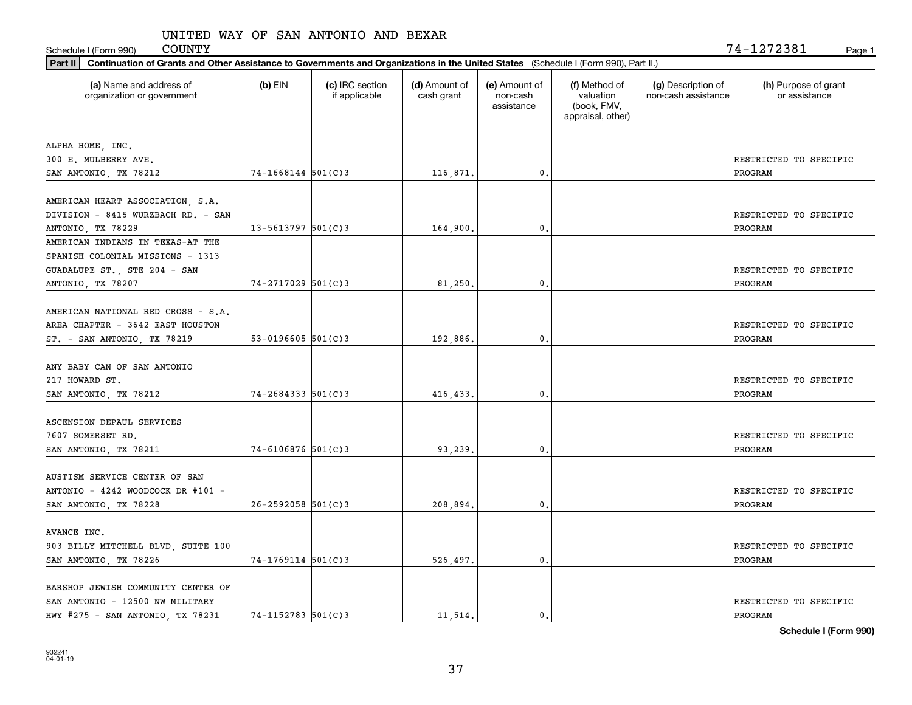UNITED WAY OF SAN ANTONIO AND BEXAR COUNTY

Schedule I (Form 990) 74-1272381 Page 1

**Part II** **Continuation of Grants and Other Assistance to Governments and Organizations in the United States** (Schedule I (Form 990), Part II.)

| (a) Name and address of organization or government | (b) EIN | (c) IRC section if applicable | (d) Amount of cash grant | (e) Amount of non-cash assistance | (f) Method of valuation (book, FMV, appraisal, other) | (g) Description of non-cash assistance | (h) Purpose of grant or assistance |
|---|---|---|---|---|---|---|---|
| ALPHA HOME, INC. 300 E. MULBERRY AVE. SAN ANTONIO, TX 78212 | 74-1668144 | 501(C)3 | 116,871. | 0. | | | RESTRICTED TO SPECIFIC PROGRAM |
| AMERICAN HEART ASSOCIATION, S.A. DIVISION - 8415 WURZBACH RD. - SAN ANTONIO, TX 78229 | 13-5613797 | 501(C)3 | 164,900. | 0. | | | RESTRICTED TO SPECIFIC PROGRAM |
| AMERICAN INDIANS IN TEXAS-AT THE SPANISH COLONIAL MISSIONS - 1313 GUADALUPE ST., STE 204 - SAN ANTONIO, TX 78207 | 74-2717029 | 501(C)3 | 81,250. | 0. | | | RESTRICTED TO SPECIFIC PROGRAM |
| AMERICAN NATIONAL RED CROSS - S.A. AREA CHAPTER - 3642 EAST HOUSTON ST. - SAN ANTONIO, TX 78219 | 53-0196605 | 501(C)3 | 192,886. | 0. | | | RESTRICTED TO SPECIFIC PROGRAM |
| ANY BABY CAN OF SAN ANTONIO 217 HOWARD ST. SAN ANTONIO, TX 78212 | 74-2684333 | 501(C)3 | 416,433. | 0. | | | RESTRICTED TO SPECIFIC PROGRAM |
| ASCENSION DEPAUL SERVICES 7607 SOMERSET RD. SAN ANTONIO, TX 78211 | 74-6106876 | 501(C)3 | 93,239. | 0. | | | RESTRICTED TO SPECIFIC PROGRAM |
| AUSTISM SERVICE CENTER OF SAN ANTONIO - 4242 WOODCOCK DR #101 - SAN ANTONIO, TX 78228 | 26-2592058 | 501(C)3 | 208,894. | 0. | | | RESTRICTED TO SPECIFIC PROGRAM |
| AVANCE INC. 903 BILLY MITCHELL BLVD, SUITE 100 SAN ANTONIO, TX 78226 | 74-1769114 | 501(C)3 | 526,497. | 0. | | | RESTRICTED TO SPECIFIC PROGRAM |
| BARSHOP JEWISH COMMUNITY CENTER OF SAN ANTONIO - 12500 NW MILITARY HWY #275 - SAN ANTONIO, TX 78231 | 74-1152783 | 501(C)3 | 11,514. | 0. | | | RESTRICTED TO SPECIFIC PROGRAM |

**Schedule I (Form 990)**

932241 04-01-19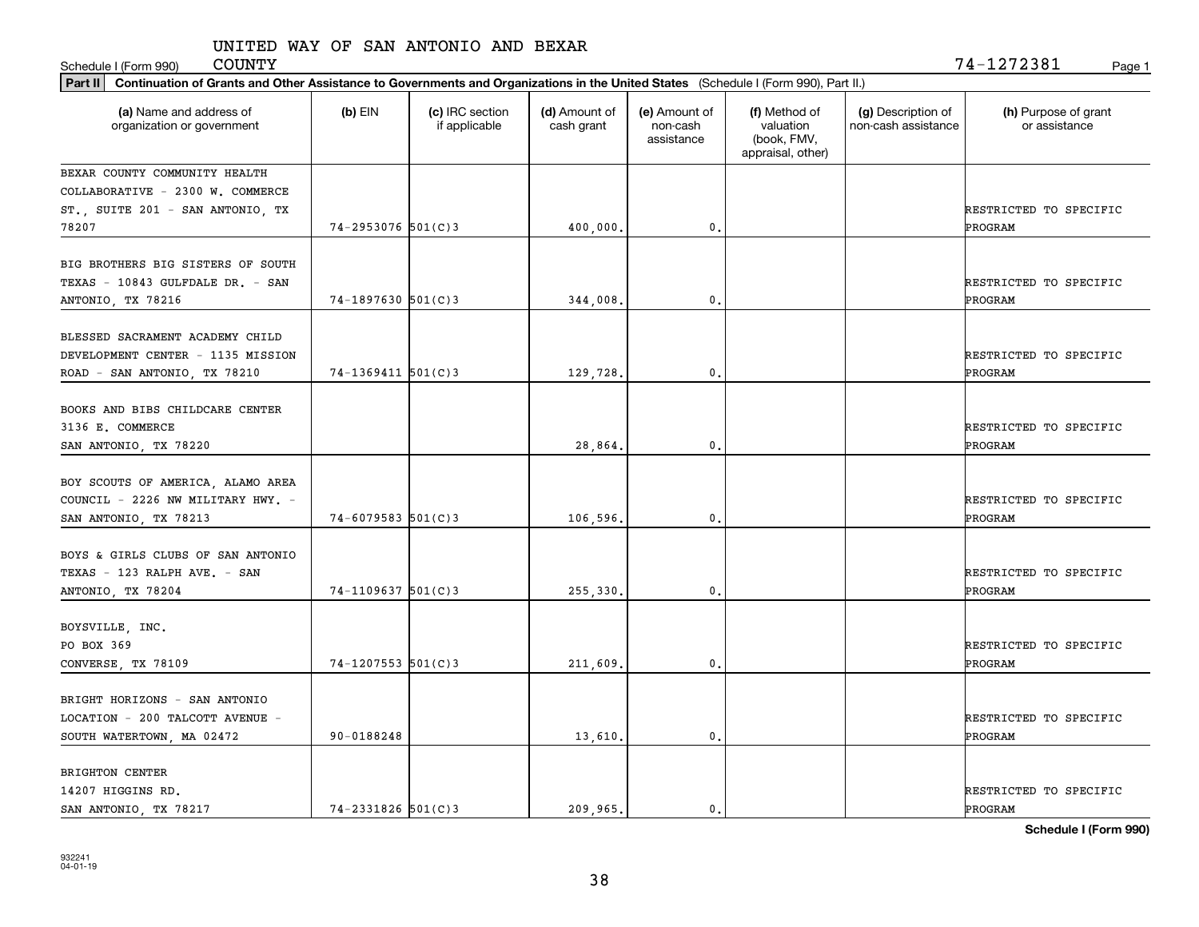UNITED WAY OF SAN ANTONIO AND BEXAR COUNTY

Schedule I (Form 990) 74-1272381

**Part II Continuation of Grants and Other Assistance to Governments and Organizations in the United States** (Schedule I (Form 990), Part II.)

| (a) Name and address of organization or government | (b) EIN | (c) IRC section if applicable | (d) Amount of cash grant | (e) Amount of non-cash assistance | (f) Method of valuation (book, FMV, appraisal, other) | (g) Description of non-cash assistance | (h) Purpose of grant or assistance |
|---|---|---|---|---|---|---|---|
| BEXAR COUNTY COMMUNITY HEALTH COLLABORATIVE - 2300 W. COMMERCE ST., SUITE 201 - SAN ANTONIO, TX 78207 | 74-2953076 | 501(C)3 | 400,000. | 0. | | | RESTRICTED TO SPECIFIC PROGRAM |
| BIG BROTHERS BIG SISTERS OF SOUTH TEXAS - 10843 GULFDALE DR. - SAN ANTONIO, TX 78216 | 74-1897630 | 501(C)3 | 344,008. | 0. | | | RESTRICTED TO SPECIFIC PROGRAM |
| BLESSED SACRAMENT ACADEMY CHILD DEVELOPMENT CENTER - 1135 MISSION ROAD - SAN ANTONIO, TX 78210 | 74-1369411 | 501(C)3 | 129,728. | 0. | | | RESTRICTED TO SPECIFIC PROGRAM |
| BOOKS AND BIBS CHILDCARE CENTER 3136 E. COMMERCE SAN ANTONIO, TX 78220 | | | 28,864. | 0. | | | RESTRICTED TO SPECIFIC PROGRAM |
| BOY SCOUTS OF AMERICA, ALAMO AREA COUNCIL - 2226 NW MILITARY HWY. - SAN ANTONIO, TX 78213 | 74-6079583 | 501(C)3 | 106,596. | 0. | | | RESTRICTED TO SPECIFIC PROGRAM |
| BOYS & GIRLS CLUBS OF SAN ANTONIO TEXAS - 123 RALPH AVE. - SAN ANTONIO, TX 78204 | 74-1109637 | 501(C)3 | 255,330. | 0. | | | RESTRICTED TO SPECIFIC PROGRAM |
| BOYSVILLE, INC. PO BOX 369 CONVERSE, TX 78109 | 74-1207553 | 501(C)3 | 211,609. | 0. | | | RESTRICTED TO SPECIFIC PROGRAM |
| BRIGHT HORIZONS - SAN ANTONIO LOCATION - 200 TALCOTT AVENUE - SOUTH WATERTOWN, MA 02472 | 90-0188248 | | 13,610. | 0. | | | RESTRICTED TO SPECIFIC PROGRAM |
| BRIGHTON CENTER 14207 HIGGINS RD. SAN ANTONIO, TX 78217 | 74-2331826 | 501(C)3 | 209,965. | 0. | | | RESTRICTED TO SPECIFIC PROGRAM |

Schedule I (Form 990)

932241 04-01-19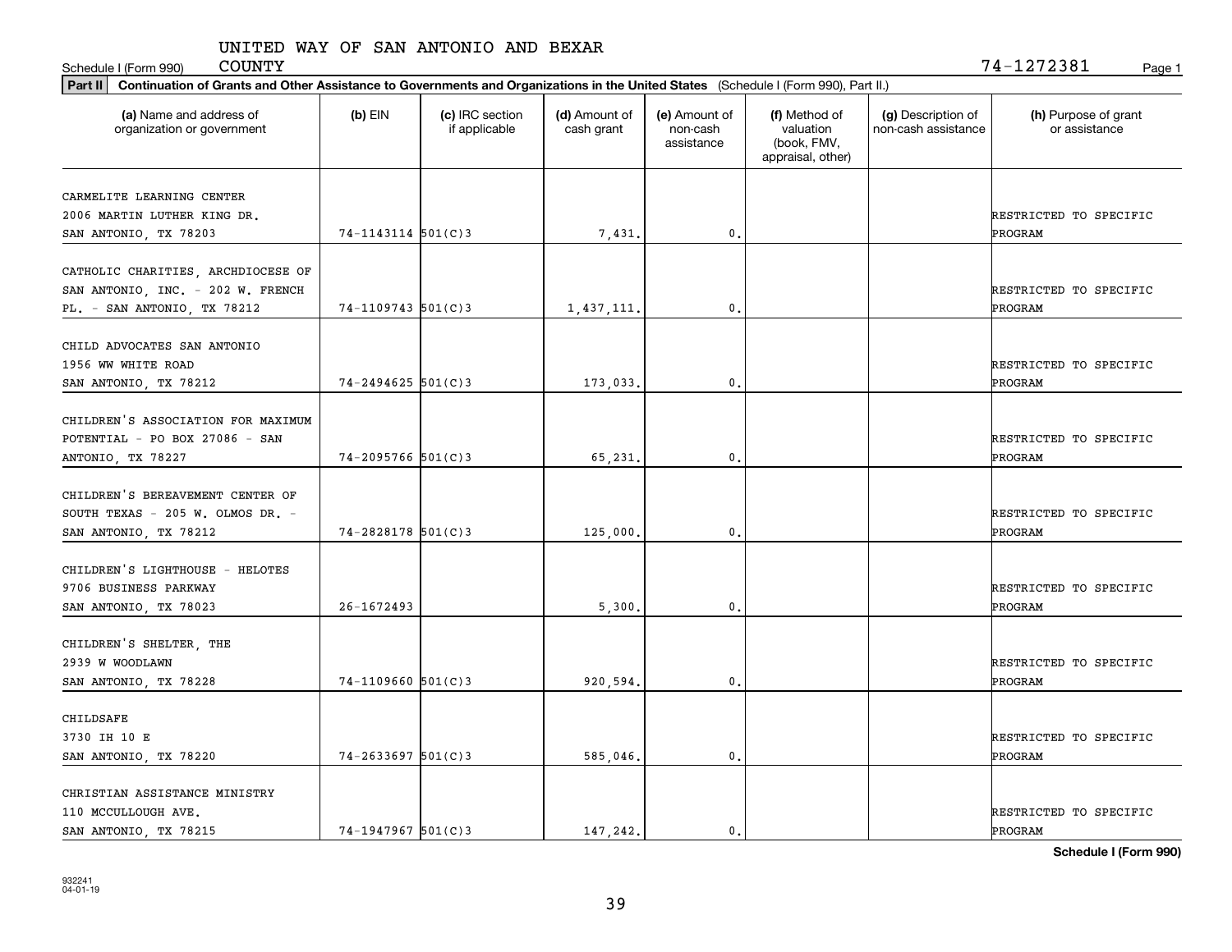UNITED WAY OF SAN ANTONIO AND BEXAR COUNTY

Schedule I (Form 990) 74-1272381 Page 1

**Part II** **Continuation of Grants and Other Assistance to Governments and Organizations in the United States** (Schedule I (Form 990), Part II.)

| (a) Name and address of organization or government | (b) EIN | (c) IRC section if applicable | (d) Amount of cash grant | (e) Amount of non-cash assistance | (f) Method of valuation (book, FMV, appraisal, other) | (g) Description of non-cash assistance | (h) Purpose of grant or assistance |
|---|---|---|---|---|---|---|---|
| CARMELITE LEARNING CENTER 2006 MARTIN LUTHER KING DR. SAN ANTONIO, TX 78203 | 74-1143114 | 501(C)3 | 7,431. | 0. | | | RESTRICTED TO SPECIFIC PROGRAM |
| CATHOLIC CHARITIES, ARCHDIOCESE OF SAN ANTONIO, INC. - 202 W. FRENCH PL. - SAN ANTONIO, TX 78212 | 74-1109743 | 501(C)3 | 1,437,111. | 0. | | | RESTRICTED TO SPECIFIC PROGRAM |
| CHILD ADVOCATES SAN ANTONIO 1956 WW WHITE ROAD SAN ANTONIO, TX 78212 | 74-2494625 | 501(C)3 | 173,033. | 0. | | | RESTRICTED TO SPECIFIC PROGRAM |
| CHILDREN'S ASSOCIATION FOR MAXIMUM POTENTIAL - PO BOX 27086 - SAN ANTONIO, TX 78227 | 74-2095766 | 501(C)3 | 65,231. | 0. | | | RESTRICTED TO SPECIFIC PROGRAM |
| CHILDREN'S BEREAVEMENT CENTER OF SOUTH TEXAS - 205 W. OLMOS DR. - SAN ANTONIO, TX 78212 | 74-2828178 | 501(C)3 | 125,000. | 0. | | | RESTRICTED TO SPECIFIC PROGRAM |
| CHILDREN'S LIGHTHOUSE - HELOTES 9706 BUSINESS PARKWAY SAN ANTONIO, TX 78023 | 26-1672493 | | 5,300. | 0. | | | RESTRICTED TO SPECIFIC PROGRAM |
| CHILDREN'S SHELTER, THE 2939 W WOODLAWN SAN ANTONIO, TX 78228 | 74-1109660 | 501(C)3 | 920,594. | 0. | | | RESTRICTED TO SPECIFIC PROGRAM |
| CHILDSAFE 3730 IH 10 E SAN ANTONIO, TX 78220 | 74-2633697 | 501(C)3 | 585,046. | 0. | | | RESTRICTED TO SPECIFIC PROGRAM |
| CHRISTIAN ASSISTANCE MINISTRY 110 MCCULLOUGH AVE. SAN ANTONIO, TX 78215 | 74-1947967 | 501(C)3 | 147,242. | 0. | | | RESTRICTED TO SPECIFIC PROGRAM |

**Schedule I (Form 990)**

932241 04-01-19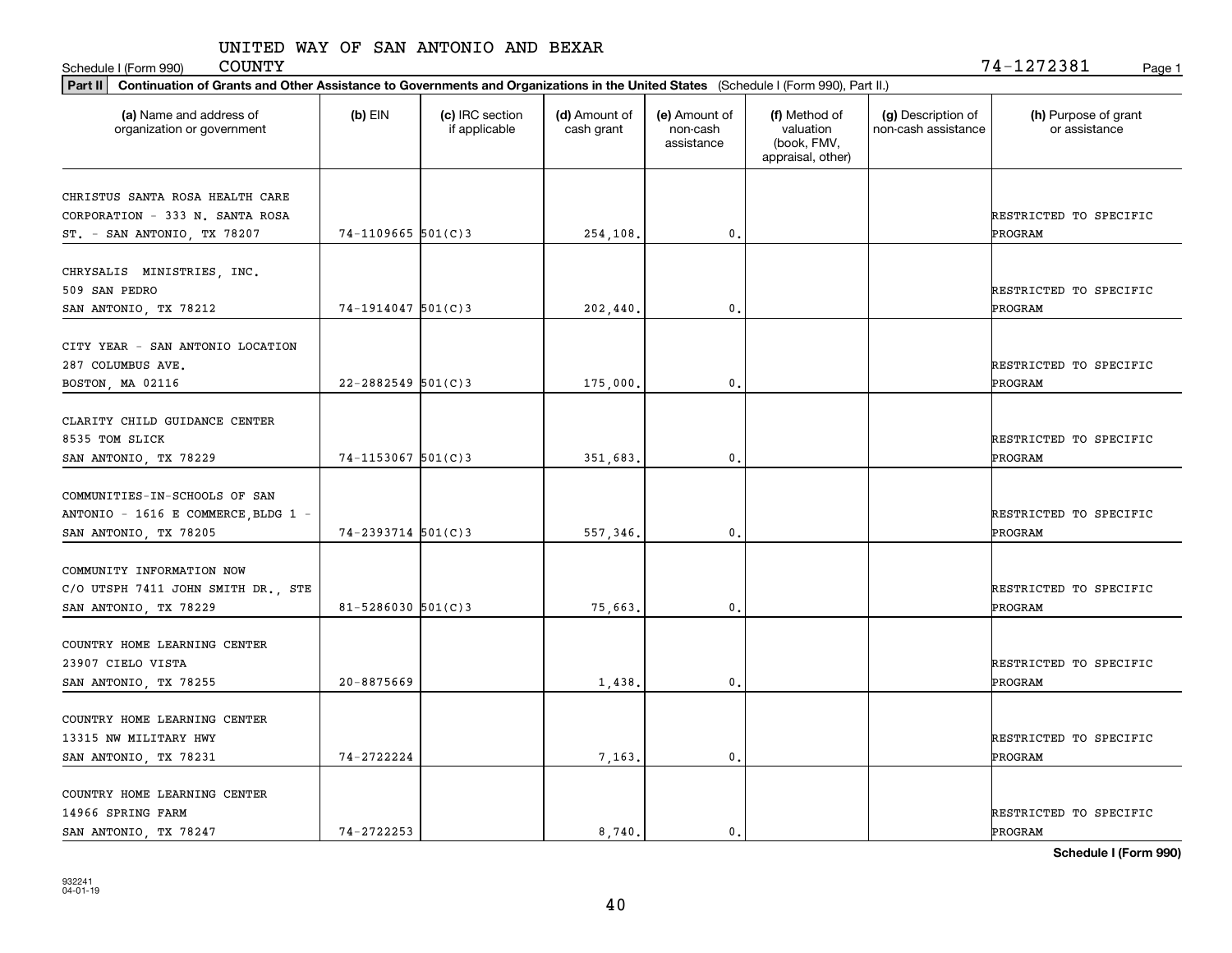UNITED WAY OF SAN ANTONIO AND BEXAR COUNTY

Schedule I (Form 990) 74-1272381

**Part II** **Continuation of Grants and Other Assistance to Governments and Organizations in the United States** (Schedule I (Form 990), Part II.)

| (a) Name and address of organization or government | (b) EIN | (c) IRC section if applicable | (d) Amount of cash grant | (e) Amount of non-cash assistance | (f) Method of valuation (book, FMV, appraisal, other) | (g) Description of non-cash assistance | (h) Purpose of grant or assistance |
|---|---|---|---|---|---|---|---|
| CHRISTUS SANTA ROSA HEALTH CARE CORPORATION - 333 N. SANTA ROSA ST. - SAN ANTONIO, TX 78207 | 74-1109665 | 501(C)3 | 254,108. | 0. | | | RESTRICTED TO SPECIFIC PROGRAM |
| CHRYSALIS MINISTRIES, INC. 509 SAN PEDRO SAN ANTONIO, TX 78212 | 74-1914047 | 501(C)3 | 202,440. | 0. | | | RESTRICTED TO SPECIFIC PROGRAM |
| CITY YEAR - SAN ANTONIO LOCATION 287 COLUMBUS AVE. BOSTON, MA 02116 | 22-2882549 | 501(C)3 | 175,000. | 0. | | | RESTRICTED TO SPECIFIC PROGRAM |
| CLARITY CHILD GUIDANCE CENTER 8535 TOM SLICK SAN ANTONIO, TX 78229 | 74-1153067 | 501(C)3 | 351,683. | 0. | | | RESTRICTED TO SPECIFIC PROGRAM |
| COMMUNITIES-IN-SCHOOLS OF SAN ANTONIO - 1616 E COMMERCE,BLDG 1 - SAN ANTONIO, TX 78205 | 74-2393714 | 501(C)3 | 557,346. | 0. | | | RESTRICTED TO SPECIFIC PROGRAM |
| COMMUNITY INFORMATION NOW C/O UTSPH 7411 JOHN SMITH DR., STE SAN ANTONIO, TX 78229 | 81-5286030 | 501(C)3 | 75,663. | 0. | | | RESTRICTED TO SPECIFIC PROGRAM |
| COUNTRY HOME LEARNING CENTER 23907 CIELO VISTA SAN ANTONIO, TX 78255 | 20-8875669 | | 1,438. | 0. | | | RESTRICTED TO SPECIFIC PROGRAM |
| COUNTRY HOME LEARNING CENTER 13315 NW MILITARY HWY SAN ANTONIO, TX 78231 | 74-2722224 | | 7,163. | 0. | | | RESTRICTED TO SPECIFIC PROGRAM |
| COUNTRY HOME LEARNING CENTER 14966 SPRING FARM SAN ANTONIO, TX 78247 | 74-2722253 | | 8,740. | 0. | | | RESTRICTED TO SPECIFIC PROGRAM |

**Schedule I (Form 990)**

932241
04-01-19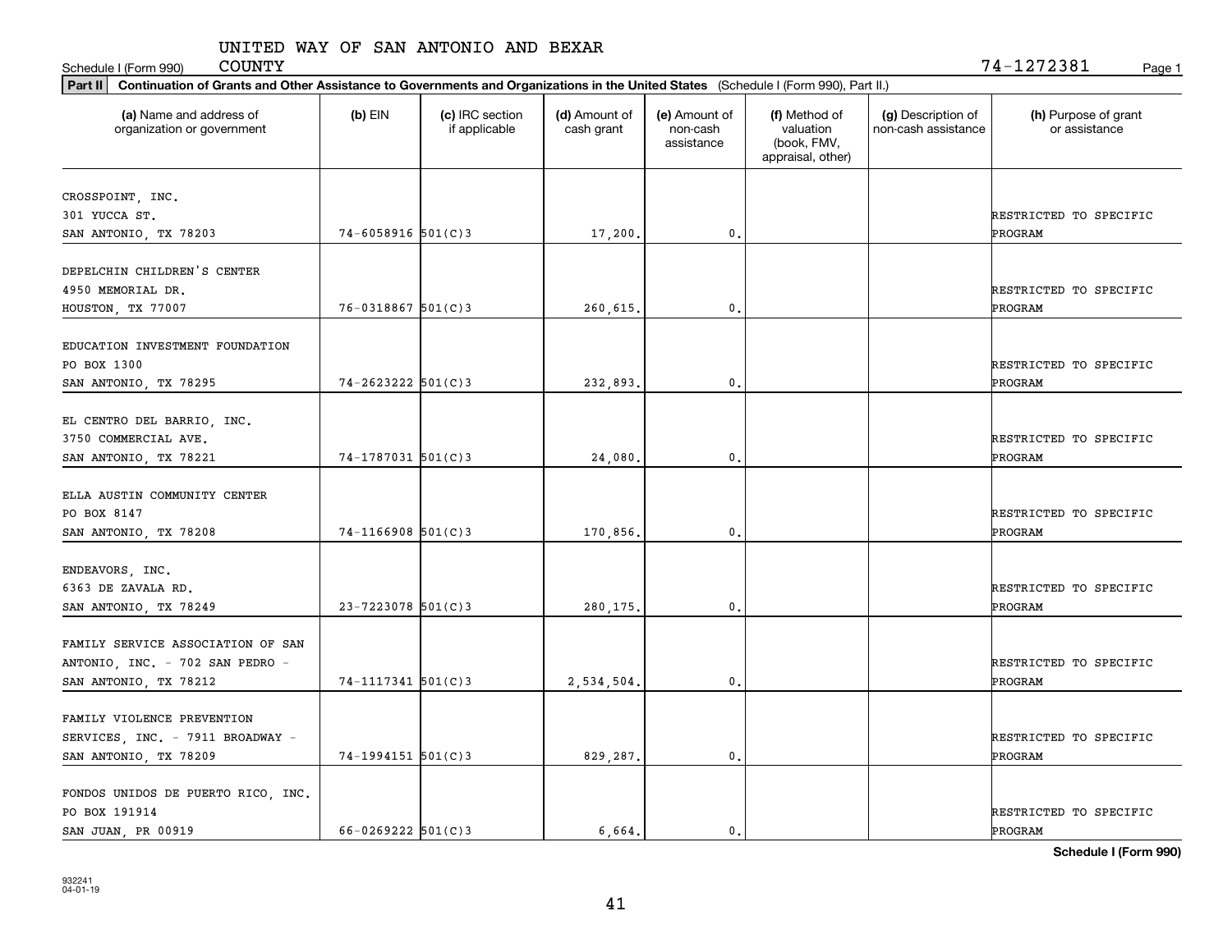UNITED WAY OF SAN ANTONIO AND BEXAR COUNTY

Schedule I (Form 990) 74-1272381

**Part II** **Continuation of Grants and Other Assistance to Governments and Organizations in the United States** (Schedule I (Form 990), Part II.)

| (a) Name and address of organization or government | (b) EIN | (c) IRC section if applicable | (d) Amount of cash grant | (e) Amount of non-cash assistance | (f) Method of valuation (book, FMV, appraisal, other) | (g) Description of non-cash assistance | (h) Purpose of grant or assistance |
|---|---|---|---|---|---|---|---|
| CROSSPOINT, INC. 301 YUCCA ST. SAN ANTONIO, TX 78203 | 74-6058916 | 501(C)3 | 17,200. | 0. | | | RESTRICTED TO SPECIFIC PROGRAM |
| DEPELCHIN CHILDREN'S CENTER 4950 MEMORIAL DR. HOUSTON, TX 77007 | 76-0318867 | 501(C)3 | 260,615. | 0. | | | RESTRICTED TO SPECIFIC PROGRAM |
| EDUCATION INVESTMENT FOUNDATION PO BOX 1300 SAN ANTONIO, TX 78295 | 74-2623222 | 501(C)3 | 232,893. | 0. | | | RESTRICTED TO SPECIFIC PROGRAM |
| EL CENTRO DEL BARRIO, INC. 3750 COMMERCIAL AVE. SAN ANTONIO, TX 78221 | 74-1787031 | 501(C)3 | 24,080. | 0. | | | RESTRICTED TO SPECIFIC PROGRAM |
| ELLA AUSTIN COMMUNITY CENTER PO BOX 8147 SAN ANTONIO, TX 78208 | 74-1166908 | 501(C)3 | 170,856. | 0. | | | RESTRICTED TO SPECIFIC PROGRAM |
| ENDEAVORS, INC. 6363 DE ZAVALA RD. SAN ANTONIO, TX 78249 | 23-7223078 | 501(C)3 | 280,175. | 0. | | | RESTRICTED TO SPECIFIC PROGRAM |
| FAMILY SERVICE ASSOCIATION OF SAN ANTONIO, INC. - 702 SAN PEDRO - SAN ANTONIO, TX 78212 | 74-1117341 | 501(C)3 | 2,534,504. | 0. | | | RESTRICTED TO SPECIFIC PROGRAM |
| FAMILY VIOLENCE PREVENTION SERVICES, INC. - 7911 BROADWAY - SAN ANTONIO, TX 78209 | 74-1994151 | 501(C)3 | 829,287. | 0. | | | RESTRICTED TO SPECIFIC PROGRAM |
| FONDOS UNIDOS DE PUERTO RICO, INC. PO BOX 191914 SAN JUAN, PR 00919 | 66-0269222 | 501(C)3 | 6,664. | 0. | | | RESTRICTED TO SPECIFIC PROGRAM |

Schedule I (Form 990)

932241 04-01-19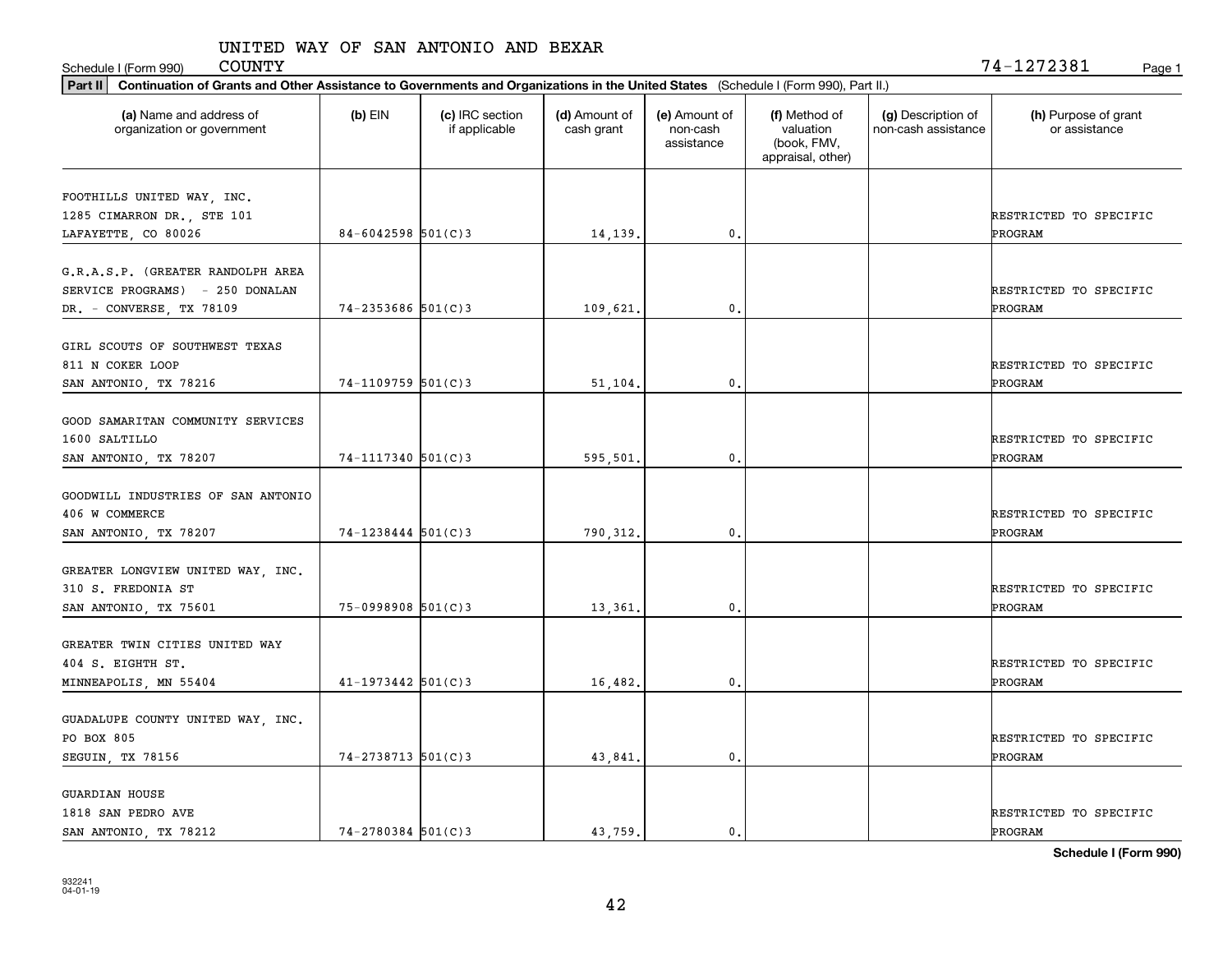UNITED WAY OF SAN ANTONIO AND BEXAR COUNTY

Schedule I (Form 990) 74-1272381 Page 1

**Part II** Continuation of Grants and Other Assistance to Governments and Organizations in the United States (Schedule I (Form 990), Part II.)

| (a) Name and address of organization or government | (b) EIN | (c) IRC section if applicable | (d) Amount of cash grant | (e) Amount of non-cash assistance | (f) Method of valuation (book, FMV, appraisal, other) | (g) Description of non-cash assistance | (h) Purpose of grant or assistance |
|---|---|---|---|---|---|---|---|
| FOOTHILLS UNITED WAY, INC. 1285 CIMARRON DR., STE 101 LAFAYETTE, CO 80026 | 84-6042598 | 501(C)3 | 14,139. | 0. | | | RESTRICTED TO SPECIFIC PROGRAM |
| G.R.A.S.P. (GREATER RANDOLPH AREA SERVICE PROGRAMS) - 250 DONALAN DR. - CONVERSE, TX 78109 | 74-2353686 | 501(C)3 | 109,621. | 0. | | | RESTRICTED TO SPECIFIC PROGRAM |
| GIRL SCOUTS OF SOUTHWEST TEXAS 811 N COKER LOOP SAN ANTONIO, TX 78216 | 74-1109759 | 501(C)3 | 51,104. | 0. | | | RESTRICTED TO SPECIFIC PROGRAM |
| GOOD SAMARITAN COMMUNITY SERVICES 1600 SALTILLO SAN ANTONIO, TX 78207 | 74-1117340 | 501(C)3 | 595,501. | 0. | | | RESTRICTED TO SPECIFIC PROGRAM |
| GOODWILL INDUSTRIES OF SAN ANTONIO 406 W COMMERCE SAN ANTONIO, TX 78207 | 74-1238444 | 501(C)3 | 790,312. | 0. | | | RESTRICTED TO SPECIFIC PROGRAM |
| GREATER LONGVIEW UNITED WAY, INC. 310 S. FREDONIA ST SAN ANTONIO, TX 75601 | 75-0998908 | 501(C)3 | 13,361. | 0. | | | RESTRICTED TO SPECIFIC PROGRAM |
| GREATER TWIN CITIES UNITED WAY 404 S. EIGHTH ST. MINNEAPOLIS, MN 55404 | 41-1973442 | 501(C)3 | 16,482. | 0. | | | RESTRICTED TO SPECIFIC PROGRAM |
| GUADALUPE COUNTY UNITED WAY, INC. PO BOX 805 SEGUIN, TX 78156 | 74-2738713 | 501(C)3 | 43,841. | 0. | | | RESTRICTED TO SPECIFIC PROGRAM |
| GUARDIAN HOUSE 1818 SAN PEDRO AVE SAN ANTONIO, TX 78212 | 74-2780384 | 501(C)3 | 43,759. | 0. | | | RESTRICTED TO SPECIFIC PROGRAM |

**Schedule I (Form 990)**

932241 04-01-19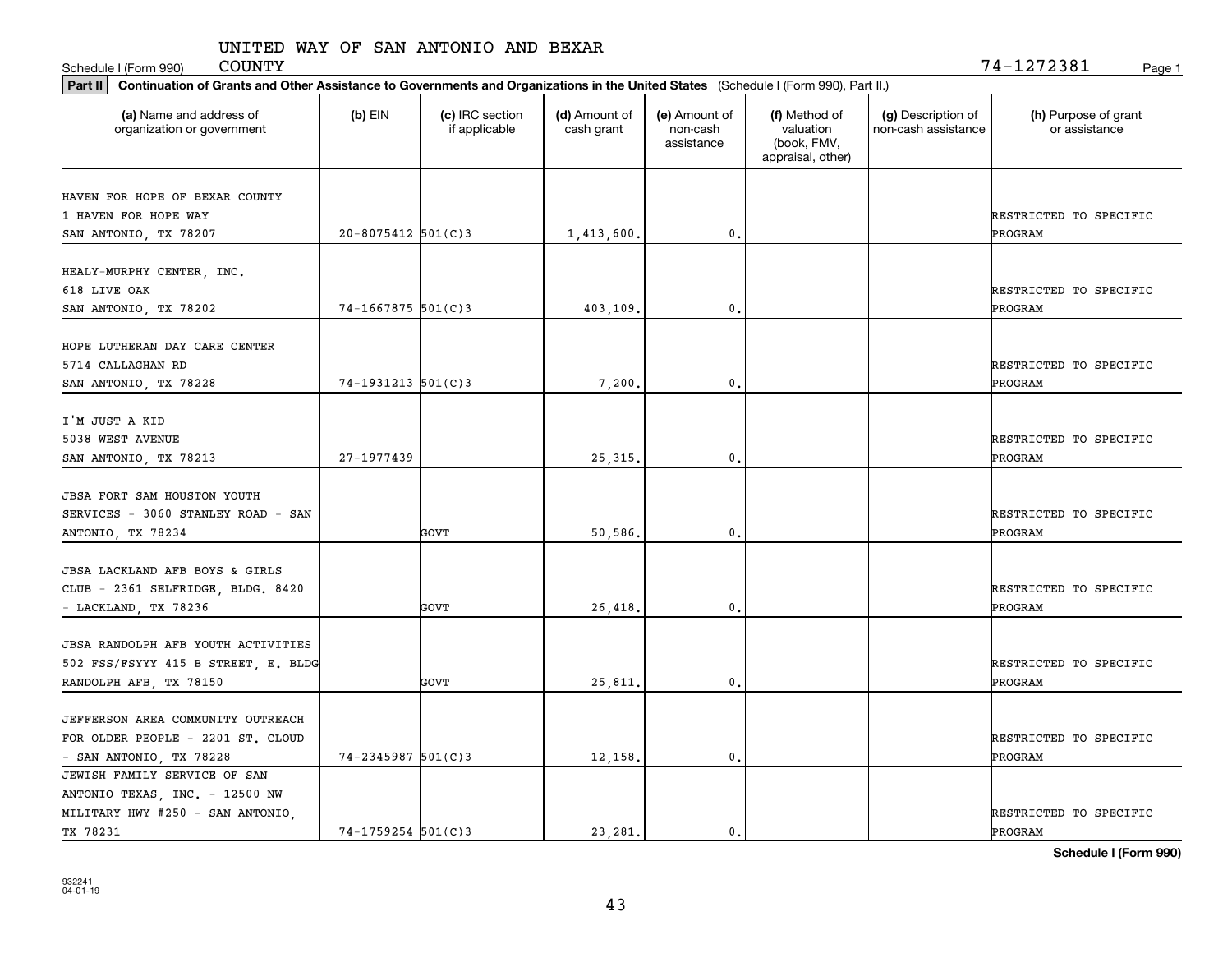UNITED WAY OF SAN ANTONIO AND BEXAR COUNTY

Schedule I (Form 990) 74-1272381 Page 1

**Part II Continuation of Grants and Other Assistance to Governments and Organizations in the United States** (Schedule I (Form 990), Part II.)

| (a) Name and address of organization or government | (b) EIN | (c) IRC section if applicable | (d) Amount of cash grant | (e) Amount of non-cash assistance | (f) Method of valuation (book, FMV, appraisal, other) | (g) Description of non-cash assistance | (h) Purpose of grant or assistance |
|---|---|---|---|---|---|---|---|
| HAVEN FOR HOPE OF BEXAR COUNTY 1 HAVEN FOR HOPE WAY SAN ANTONIO, TX 78207 | 20-8075412 | 501(C)3 | 1,413,600. | 0. | | | RESTRICTED TO SPECIFIC PROGRAM |
| HEALY-MURPHY CENTER, INC. 618 LIVE OAK SAN ANTONIO, TX 78202 | 74-1667875 | 501(C)3 | 403,109. | 0. | | | RESTRICTED TO SPECIFIC PROGRAM |
| HOPE LUTHERAN DAY CARE CENTER 5714 CALLAGHAN RD SAN ANTONIO, TX 78228 | 74-1931213 | 501(C)3 | 7,200. | 0. | | | RESTRICTED TO SPECIFIC PROGRAM |
| I'M JUST A KID 5038 WEST AVENUE SAN ANTONIO, TX 78213 | 27-1977439 | | 25,315. | 0. | | | RESTRICTED TO SPECIFIC PROGRAM |
| JBSA FORT SAM HOUSTON YOUTH SERVICES - 3060 STANLEY ROAD - SAN ANTONIO, TX 78234 | | GOVT | 50,586. | 0. | | | RESTRICTED TO SPECIFIC PROGRAM |
| JBSA LACKLAND AFB BOYS & GIRLS CLUB - 2361 SELFRIDGE, BLDG. 8420 - LACKLAND, TX 78236 | | GOVT | 26,418. | 0. | | | RESTRICTED TO SPECIFIC PROGRAM |
| JBSA RANDOLPH AFB YOUTH ACTIVITIES 502 FSS/FSYYY 415 B STREET, E. BLDG RANDOLPH AFB, TX 78150 | | GOVT | 25,811. | 0. | | | RESTRICTED TO SPECIFIC PROGRAM |
| JEFFERSON AREA COMMUNITY OUTREACH FOR OLDER PEOPLE - 2201 ST. CLOUD - SAN ANTONIO, TX 78228 | 74-2345987 | 501(C)3 | 12,158. | 0. | | | RESTRICTED TO SPECIFIC PROGRAM |
| JEWISH FAMILY SERVICE OF SAN ANTONIO TEXAS, INC. - 12500 NW MILITARY HWY #250 - SAN ANTONIO, TX 78231 | 74-1759254 | 501(C)3 | 23,281. | 0. | | | RESTRICTED TO SPECIFIC PROGRAM |

932241 04-01-19

**Schedule I (Form 990)**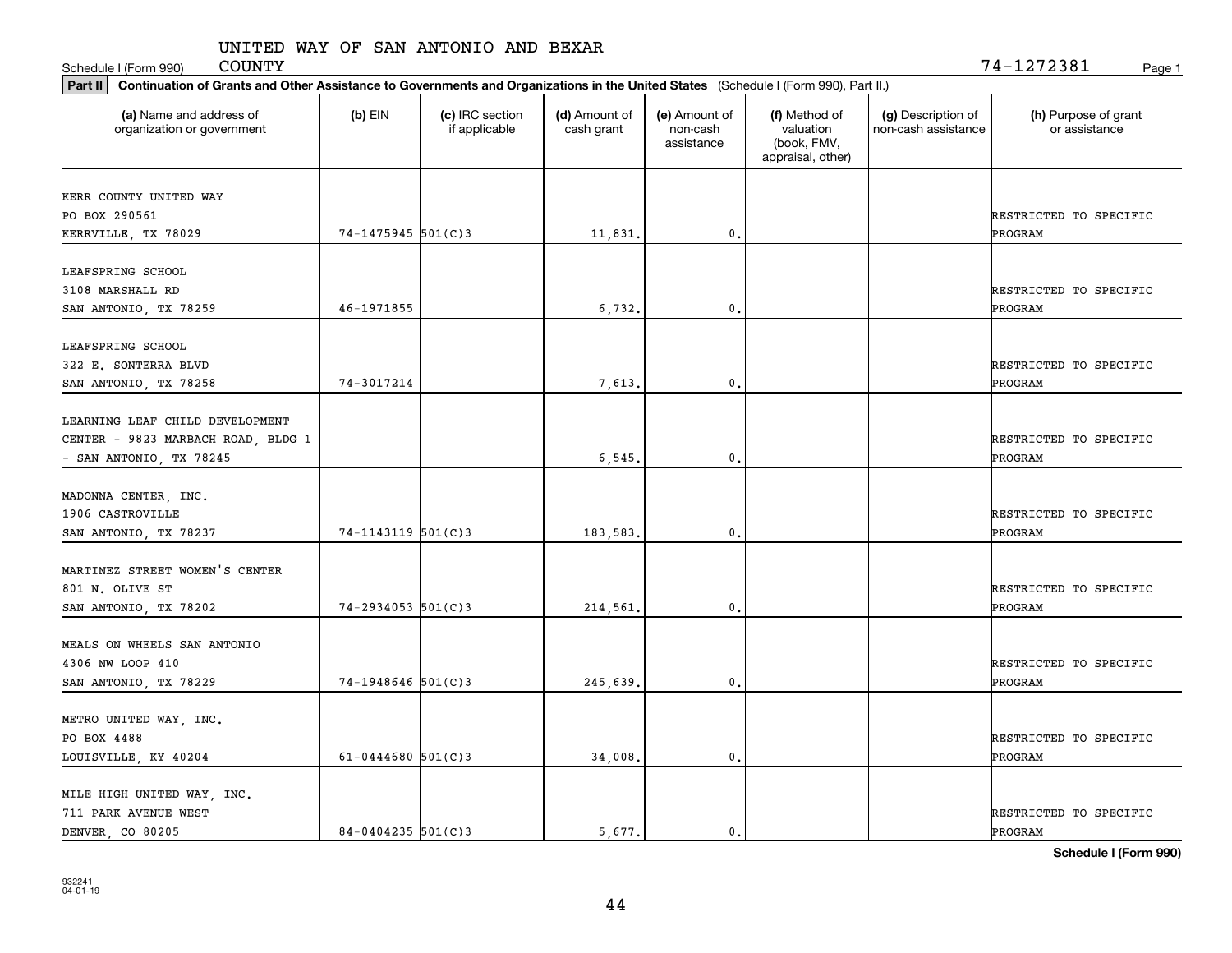UNITED WAY OF SAN ANTONIO AND BEXAR COUNTY

Schedule I (Form 990) 74-1272381 Page 1

**Part II** **Continuation of Grants and Other Assistance to Governments and Organizations in the United States** (Schedule I (Form 990), Part II.)

| (a) Name and address of organization or government | (b) EIN | (c) IRC section if applicable | (d) Amount of cash grant | (e) Amount of non-cash assistance | (f) Method of valuation (book, FMV, appraisal, other) | (g) Description of non-cash assistance | (h) Purpose of grant or assistance |
|---|---|---|---|---|---|---|---|
| KERR COUNTY UNITED WAY<br>PO BOX 290561<br>KERRVILLE, TX 78029 | 74-1475945 | 501(C)3 | 11,831. | 0. | | | RESTRICTED TO SPECIFIC PROGRAM |
| LEAFSPRING SCHOOL<br>3108 MARSHALL RD<br>SAN ANTONIO, TX 78259 | 46-1971855 | | 6,732. | 0. | | | RESTRICTED TO SPECIFIC PROGRAM |
| LEAFSPRING SCHOOL<br>322 E. SONTERRA BLVD<br>SAN ANTONIO, TX 78258 | 74-3017214 | | 7,613. | 0. | | | RESTRICTED TO SPECIFIC PROGRAM |
| LEARNING LEAF CHILD DEVELOPMENT CENTER - 9823 MARBACH ROAD, BLDG 1 - SAN ANTONIO, TX 78245 | | | 6,545. | 0. | | | RESTRICTED TO SPECIFIC PROGRAM |
| MADONNA CENTER, INC.<br>1906 CASTROVILLE<br>SAN ANTONIO, TX 78237 | 74-1143119 | 501(C)3 | 183,583. | 0. | | | RESTRICTED TO SPECIFIC PROGRAM |
| MARTINEZ STREET WOMEN'S CENTER<br>801 N. OLIVE ST<br>SAN ANTONIO, TX 78202 | 74-2934053 | 501(C)3 | 214,561. | 0. | | | RESTRICTED TO SPECIFIC PROGRAM |
| MEALS ON WHEELS SAN ANTONIO<br>4306 NW LOOP 410<br>SAN ANTONIO, TX 78229 | 74-1948646 | 501(C)3 | 245,639. | 0. | | | RESTRICTED TO SPECIFIC PROGRAM |
| METRO UNITED WAY, INC.<br>PO BOX 4488<br>LOUISVILLE, KY 40204 | 61-0444680 | 501(C)3 | 34,008. | 0. | | | RESTRICTED TO SPECIFIC PROGRAM |
| MILE HIGH UNITED WAY, INC.<br>711 PARK AVENUE WEST<br>DENVER, CO 80205 | 84-0404235 | 501(C)3 | 5,677. | 0. | | | RESTRICTED TO SPECIFIC PROGRAM |

Schedule I (Form 990)

932241
04-01-19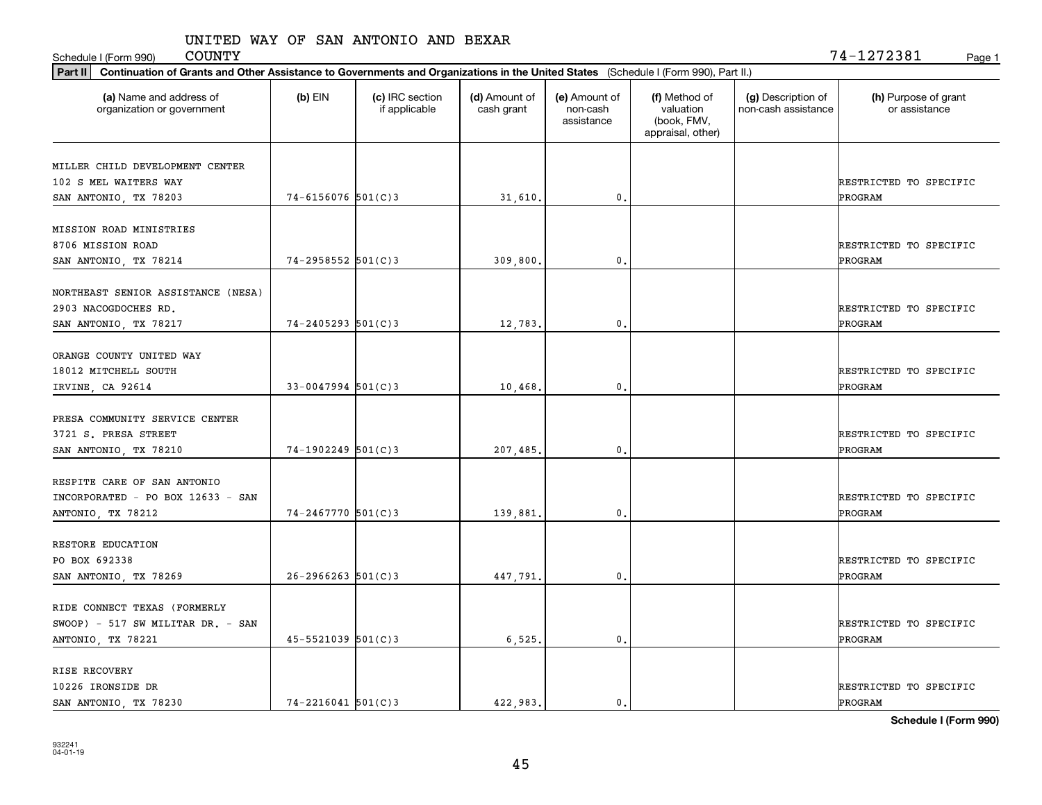Schedule I (Form 990) UNITED WAY OF SAN ANTONIO AND BEXAR COUNTY 74-1272381 Page 1

**Part II** **Continuation of Grants and Other Assistance to Governments and Organizations in the United States** (Schedule I (Form 990), Part II.)

| (a) Name and address of organization or government | (b) EIN | (c) IRC section if applicable | (d) Amount of cash grant | (e) Amount of non-cash assistance | (f) Method of valuation (book, FMV, appraisal, other) | (g) Description of non-cash assistance | (h) Purpose of grant or assistance |
|---|---|---|---|---|---|---|---|
| MILLER CHILD DEVELOPMENT CENTER 102 S MEL WAITERS WAY SAN ANTONIO, TX 78203 | 74-6156076 | 501(C)3 | 31,610. | 0. | | | RESTRICTED TO SPECIFIC PROGRAM |
| MISSION ROAD MINISTRIES 8706 MISSION ROAD SAN ANTONIO, TX 78214 | 74-2958552 | 501(C)3 | 309,800. | 0. | | | RESTRICTED TO SPECIFIC PROGRAM |
| NORTHEAST SENIOR ASSISTANCE (NESA) 2903 NACOGDOCHES RD. SAN ANTONIO, TX 78217 | 74-2405293 | 501(C)3 | 12,783. | 0. | | | RESTRICTED TO SPECIFIC PROGRAM |
| ORANGE COUNTY UNITED WAY 18012 MITCHELL SOUTH IRVINE, CA 92614 | 33-0047994 | 501(C)3 | 10,468. | 0. | | | RESTRICTED TO SPECIFIC PROGRAM |
| PRESA COMMUNITY SERVICE CENTER 3721 S. PRESA STREET SAN ANTONIO, TX 78210 | 74-1902249 | 501(C)3 | 207,485. | 0. | | | RESTRICTED TO SPECIFIC PROGRAM |
| RESPITE CARE OF SAN ANTONIO INCORPORATED - PO BOX 12633 - SAN ANTONIO, TX 78212 | 74-2467770 | 501(C)3 | 139,881. | 0. | | | RESTRICTED TO SPECIFIC PROGRAM |
| RESTORE EDUCATION PO BOX 692338 SAN ANTONIO, TX 78269 | 26-2966263 | 501(C)3 | 447,791. | 0. | | | RESTRICTED TO SPECIFIC PROGRAM |
| RIDE CONNECT TEXAS (FORMERLY SWOOP) - 517 SW MILITAR DR. - SAN ANTONIO, TX 78221 | 45-5521039 | 501(C)3 | 6,525. | 0. | | | RESTRICTED TO SPECIFIC PROGRAM |
| RISE RECOVERY 10226 IRONSIDE DR SAN ANTONIO, TX 78230 | 74-2216041 | 501(C)3 | 422,983. | 0. | | | RESTRICTED TO SPECIFIC PROGRAM |

**Schedule I (Form 990)**

932241 04-01-19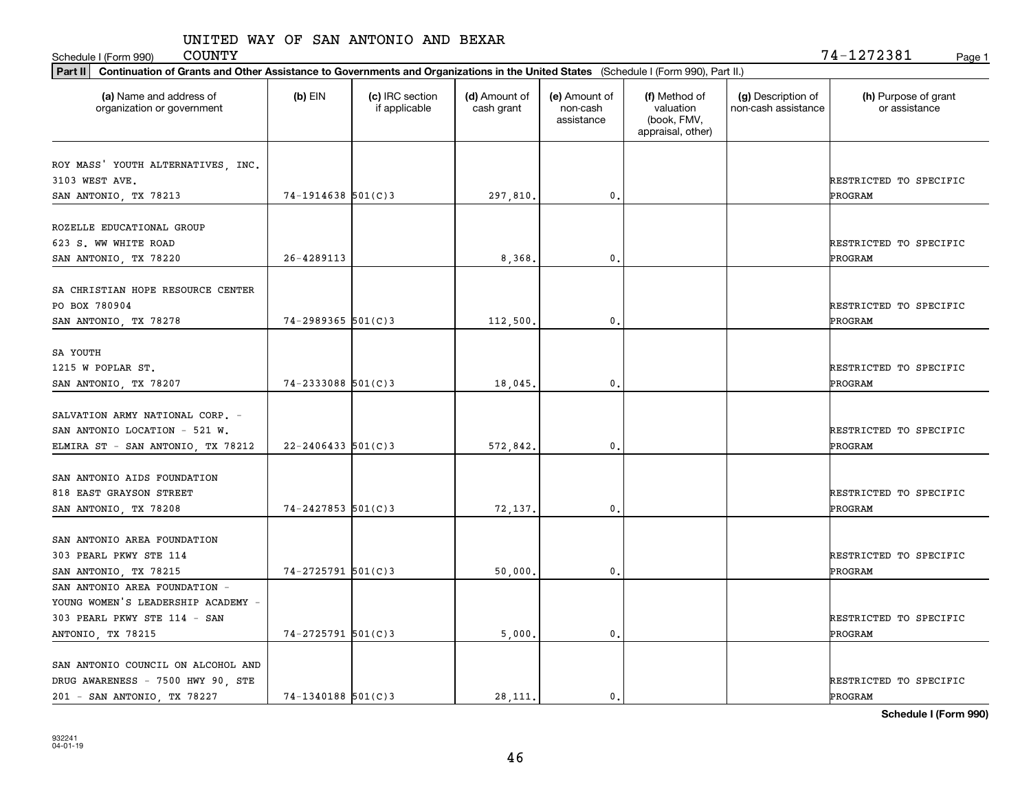Schedule I (Form 990) UNITED WAY OF SAN ANTONIO AND BEXAR COUNTY 74-1272381 Page 1

**Part II** **Continuation of Grants and Other Assistance to Governments and Organizations in the United States** (Schedule I (Form 990), Part II.)

| (a) Name and address of organization or government | (b) EIN | (c) IRC section if applicable | (d) Amount of cash grant | (e) Amount of non-cash assistance | (f) Method of valuation (book, FMV, appraisal, other) | (g) Description of non-cash assistance | (h) Purpose of grant or assistance |
|---|---|---|---|---|---|---|---|
| ROY MASS' YOUTH ALTERNATIVES, INC. 3103 WEST AVE. SAN ANTONIO, TX 78213 | 74-1914638 | 501(C)3 | 297,810. | 0. | | | RESTRICTED TO SPECIFIC PROGRAM |
| ROZELLE EDUCATIONAL GROUP 623 S. WW WHITE ROAD SAN ANTONIO, TX 78220 | 26-4289113 | | 8,368. | 0. | | | RESTRICTED TO SPECIFIC PROGRAM |
| SA CHRISTIAN HOPE RESOURCE CENTER PO BOX 780904 SAN ANTONIO, TX 78278 | 74-2989365 | 501(C)3 | 112,500. | 0. | | | RESTRICTED TO SPECIFIC PROGRAM |
| SA YOUTH 1215 W POPLAR ST. SAN ANTONIO, TX 78207 | 74-2333088 | 501(C)3 | 18,045. | 0. | | | RESTRICTED TO SPECIFIC PROGRAM |
| SALVATION ARMY NATIONAL CORP. - SAN ANTONIO LOCATION - 521 W. ELMIRA ST - SAN ANTONIO, TX 78212 | 22-2406433 | 501(C)3 | 572,842. | 0. | | | RESTRICTED TO SPECIFIC PROGRAM |
| SAN ANTONIO AIDS FOUNDATION 818 EAST GRAYSON STREET SAN ANTONIO, TX 78208 | 74-2427853 | 501(C)3 | 72,137. | 0. | | | RESTRICTED TO SPECIFIC PROGRAM |
| SAN ANTONIO AREA FOUNDATION 303 PEARL PKWY STE 114 SAN ANTONIO, TX 78215 | 74-2725791 | 501(C)3 | 50,000. | 0. | | | RESTRICTED TO SPECIFIC PROGRAM |
| SAN ANTONIO AREA FOUNDATION - YOUNG WOMEN'S LEADERSHIP ACADEMY - 303 PEARL PKWY STE 114 - SAN ANTONIO, TX 78215 | 74-2725791 | 501(C)3 | 5,000. | 0. | | | RESTRICTED TO SPECIFIC PROGRAM |
| SAN ANTONIO COUNCIL ON ALCOHOL AND DRUG AWARENESS - 7500 HWY 90, STE 201 - SAN ANTONIO, TX 78227 | 74-1340188 | 501(C)3 | 28,111. | 0. | | | RESTRICTED TO SPECIFIC PROGRAM |

**Schedule I (Form 990)**

932241 04-01-19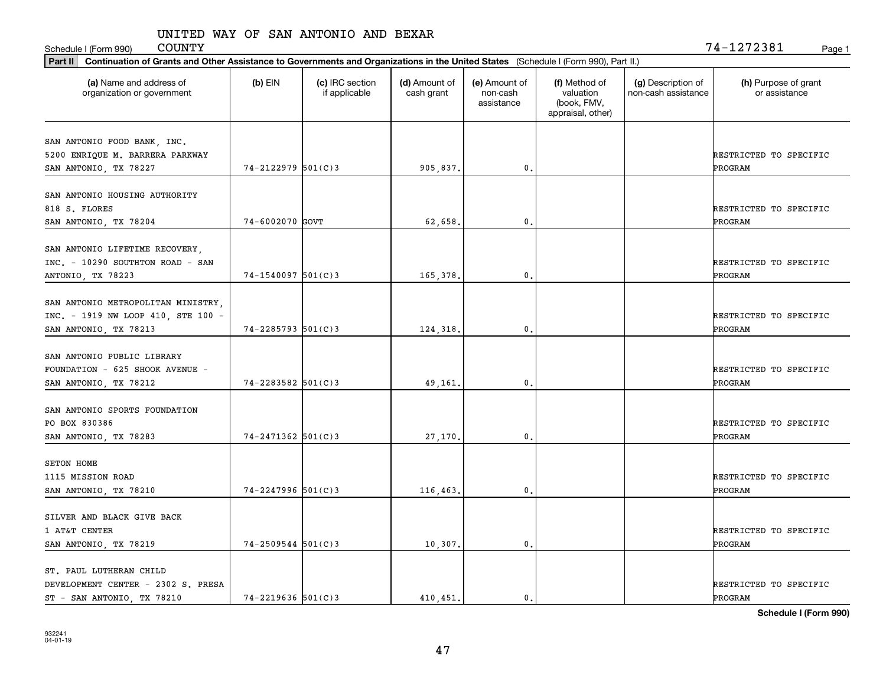UNITED WAY OF SAN ANTONIO AND BEXAR COUNTY

Schedule I (Form 990) 74-1272381 Page 1

**Part II** **Continuation of Grants and Other Assistance to Governments and Organizations in the United States** (Schedule I (Form 990), Part II.)

| (a) Name and address of organization or government | (b) EIN | (c) IRC section if applicable | (d) Amount of cash grant | (e) Amount of non-cash assistance | (f) Method of valuation (book, FMV, appraisal, other) | (g) Description of non-cash assistance | (h) Purpose of grant or assistance |
|---|---|---|---|---|---|---|---|
| SAN ANTONIO FOOD BANK, INC. 5200 ENRIQUE M. BARRERA PARKWAY SAN ANTONIO, TX 78227 | 74-2122979 | 501(C)3 | 905,837. | 0. | | | RESTRICTED TO SPECIFIC PROGRAM |
| SAN ANTONIO HOUSING AUTHORITY 818 S. FLORES SAN ANTONIO, TX 78204 | 74-6002070 | GOVT | 62,658. | 0. | | | RESTRICTED TO SPECIFIC PROGRAM |
| SAN ANTONIO LIFETIME RECOVERY, INC. - 10290 SOUTHTON ROAD - SAN ANTONIO, TX 78223 | 74-1540097 | 501(C)3 | 165,378. | 0. | | | RESTRICTED TO SPECIFIC PROGRAM |
| SAN ANTONIO METROPOLITAN MINISTRY, INC. - 1919 NW LOOP 410, STE 100 - SAN ANTONIO, TX 78213 | 74-2285793 | 501(C)3 | 124,318. | 0. | | | RESTRICTED TO SPECIFIC PROGRAM |
| SAN ANTONIO PUBLIC LIBRARY FOUNDATION - 625 SHOOK AVENUE - SAN ANTONIO, TX 78212 | 74-2283582 | 501(C)3 | 49,161. | 0. | | | RESTRICTED TO SPECIFIC PROGRAM |
| SAN ANTONIO SPORTS FOUNDATION PO BOX 830386 SAN ANTONIO, TX 78283 | 74-2471362 | 501(C)3 | 27,170. | 0. | | | RESTRICTED TO SPECIFIC PROGRAM |
| SETON HOME 1115 MISSION ROAD SAN ANTONIO, TX 78210 | 74-2247996 | 501(C)3 | 116,463. | 0. | | | RESTRICTED TO SPECIFIC PROGRAM |
| SILVER AND BLACK GIVE BACK 1 AT&T CENTER SAN ANTONIO, TX 78219 | 74-2509544 | 501(C)3 | 10,307. | 0. | | | RESTRICTED TO SPECIFIC PROGRAM |
| ST. PAUL LUTHERAN CHILD DEVELOPMENT CENTER - 2302 S. PRESA ST - SAN ANTONIO, TX 78210 | 74-2219636 | 501(C)3 | 410,451. | 0. | | | RESTRICTED TO SPECIFIC PROGRAM |

**Schedule I (Form 990)**

932241 04-01-19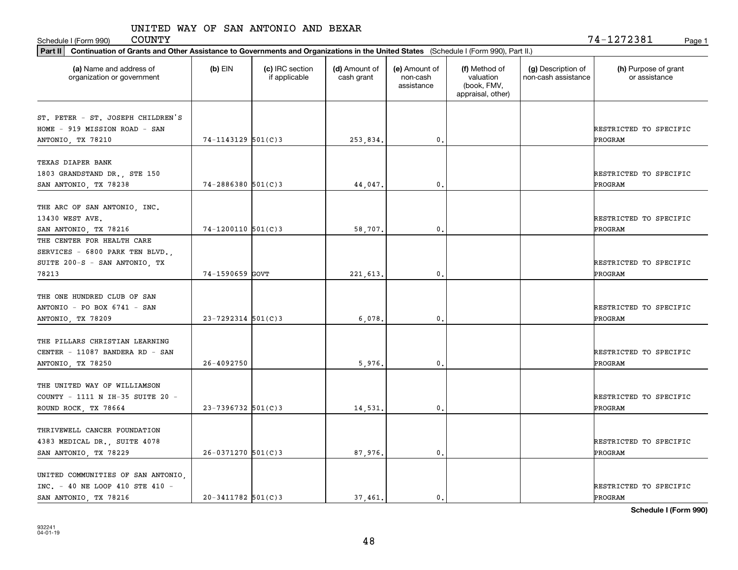UNITED WAY OF SAN ANTONIO AND BEXAR COUNTY

Schedule I (Form 990) 74-1272381

**Part II** **Continuation of Grants and Other Assistance to Governments and Organizations in the United States** (Schedule I (Form 990), Part II.)

| (a) Name and address of organization or government | (b) EIN | (c) IRC section if applicable | (d) Amount of cash grant | (e) Amount of non-cash assistance | (f) Method of valuation (book, FMV, appraisal, other) | (g) Description of non-cash assistance | (h) Purpose of grant or assistance |
|---|---|---|---|---|---|---|---|
| ST. PETER - ST. JOSEPH CHILDREN'S HOME - 919 MISSION ROAD - SAN ANTONIO, TX 78210 | 74-1143129 | 501(C)3 | 253,834. | 0. | | | RESTRICTED TO SPECIFIC PROGRAM |
| TEXAS DIAPER BANK 1803 GRANDSTAND DR., STE 150 SAN ANTONIO, TX 78238 | 74-2886380 | 501(C)3 | 44,047. | 0. | | | RESTRICTED TO SPECIFIC PROGRAM |
| THE ARC OF SAN ANTONIO, INC. 13430 WEST AVE. SAN ANTONIO, TX 78216 | 74-1200110 | 501(C)3 | 58,707. | 0. | | | RESTRICTED TO SPECIFIC PROGRAM |
| THE CENTER FOR HEALTH CARE SERVICES - 6800 PARK TEN BLVD., SUITE 200-S - SAN ANTONIO, TX 78213 | 74-1590659 | GOVT | 221,613. | 0. | | | RESTRICTED TO SPECIFIC PROGRAM |
| THE ONE HUNDRED CLUB OF SAN ANTONIO - PO BOX 6741 - SAN ANTONIO, TX 78209 | 23-7292314 | 501(C)3 | 6,078. | 0. | | | RESTRICTED TO SPECIFIC PROGRAM |
| THE PILLARS CHRISTIAN LEARNING CENTER - 11087 BANDERA RD - SAN ANTONIO, TX 78250 | 26-4092750 | | 5,976. | 0. | | | RESTRICTED TO SPECIFIC PROGRAM |
| THE UNITED WAY OF WILLIAMSON COUNTY - 1111 N IH-35 SUITE 20 - ROUND ROCK, TX 78664 | 23-7396732 | 501(C)3 | 14,531. | 0. | | | RESTRICTED TO SPECIFIC PROGRAM |
| THRIVEWELL CANCER FOUNDATION 4383 MEDICAL DR., SUITE 4078 SAN ANTONIO, TX 78229 | 26-0371270 | 501(C)3 | 87,976. | 0. | | | RESTRICTED TO SPECIFIC PROGRAM |
| UNITED COMMUNITIES OF SAN ANTONIO, INC. - 40 NE LOOP 410 STE 410 - SAN ANTONIO, TX 78216 | 20-3411782 | 501(C)3 | 37,461. | 0. | | | RESTRICTED TO SPECIFIC PROGRAM |

**Schedule I (Form 990)**

932241
04-01-19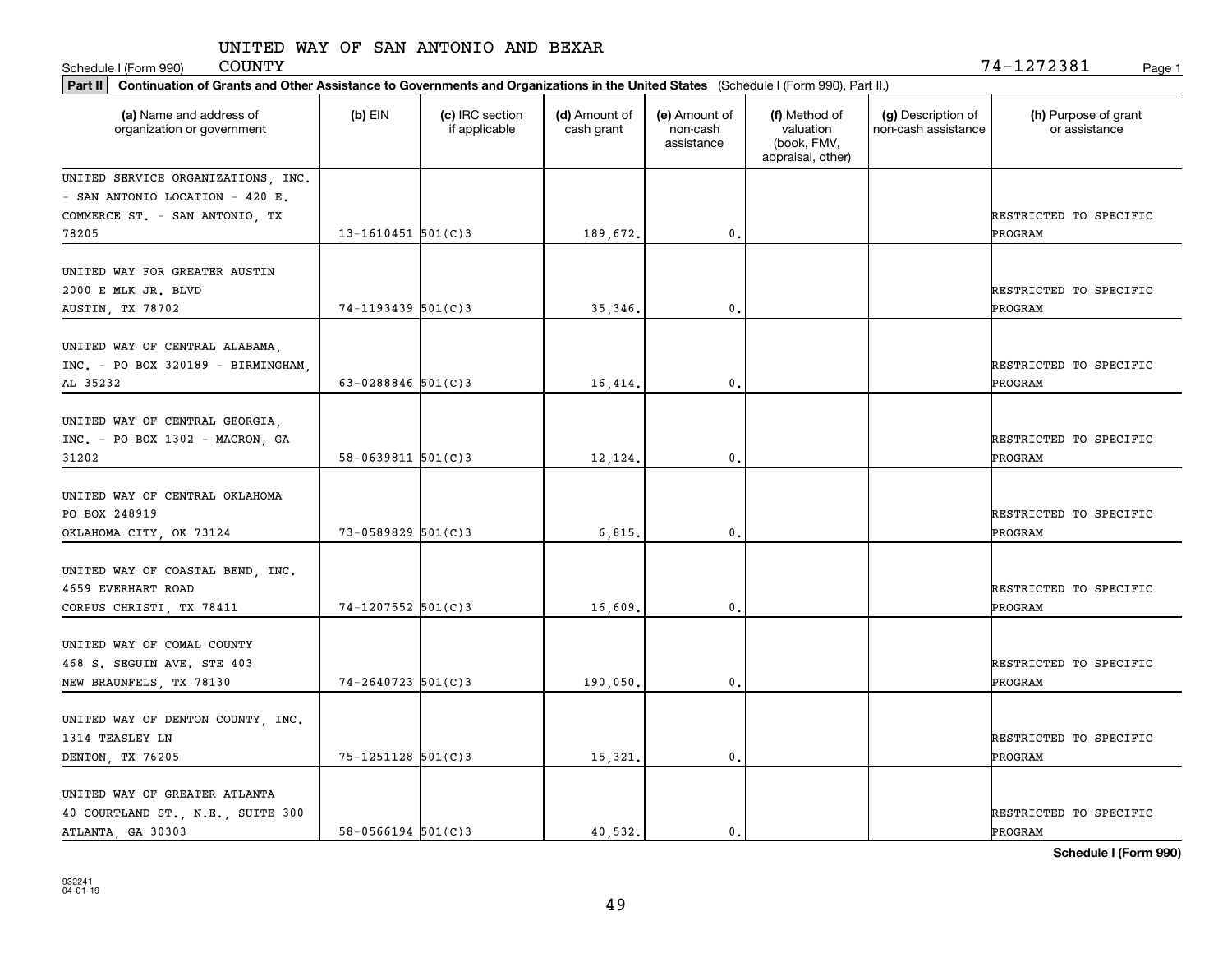UNITED WAY OF SAN ANTONIO AND BEXAR COUNTY

Schedule I (Form 990) 74-1272381 Page 1

**Part II** **Continuation of Grants and Other Assistance to Governments and Organizations in the United States** (Schedule I (Form 990), Part II.)

| (a) Name and address of organization or government | (b) EIN | (c) IRC section if applicable | (d) Amount of cash grant | (e) Amount of non-cash assistance | (f) Method of valuation (book, FMV, appraisal, other) | (g) Description of non-cash assistance | (h) Purpose of grant or assistance |
|---|---|---|---|---|---|---|---|
| UNITED SERVICE ORGANIZATIONS, INC. - SAN ANTONIO LOCATION - 420 E. COMMERCE ST. - SAN ANTONIO, TX 78205 | 13-1610451 | 501(C)3 | 189,672. | 0. | | | RESTRICTED TO SPECIFIC PROGRAM |
| UNITED WAY FOR GREATER AUSTIN 2000 E MLK JR. BLVD AUSTIN, TX 78702 | 74-1193439 | 501(C)3 | 35,346. | 0. | | | RESTRICTED TO SPECIFIC PROGRAM |
| UNITED WAY OF CENTRAL ALABAMA, INC. - PO BOX 320189 - BIRMINGHAM, AL 35232 | 63-0288846 | 501(C)3 | 16,414. | 0. | | | RESTRICTED TO SPECIFIC PROGRAM |
| UNITED WAY OF CENTRAL GEORGIA, INC. - PO BOX 1302 - MACRON, GA 31202 | 58-0639811 | 501(C)3 | 12,124. | 0. | | | RESTRICTED TO SPECIFIC PROGRAM |
| UNITED WAY OF CENTRAL OKLAHOMA PO BOX 248919 OKLAHOMA CITY, OK 73124 | 73-0589829 | 501(C)3 | 6,815. | 0. | | | RESTRICTED TO SPECIFIC PROGRAM |
| UNITED WAY OF COASTAL BEND, INC. 4659 EVERHART ROAD CORPUS CHRISTI, TX 78411 | 74-1207552 | 501(C)3 | 16,609. | 0. | | | RESTRICTED TO SPECIFIC PROGRAM |
| UNITED WAY OF COMAL COUNTY 468 S. SEGUIN AVE. STE 403 NEW BRAUNFELS, TX 78130 | 74-2640723 | 501(C)3 | 190,050. | 0. | | | RESTRICTED TO SPECIFIC PROGRAM |
| UNITED WAY OF DENTON COUNTY, INC. 1314 TEASLEY LN DENTON, TX 76205 | 75-1251128 | 501(C)3 | 15,321. | 0. | | | RESTRICTED TO SPECIFIC PROGRAM |
| UNITED WAY OF GREATER ATLANTA 40 COURTLAND ST., N.E., SUITE 300 ATLANTA, GA 30303 | 58-0566194 | 501(C)3 | 40,532. | 0. | | | RESTRICTED TO SPECIFIC PROGRAM |

**Schedule I (Form 990)**

932241 04-01-19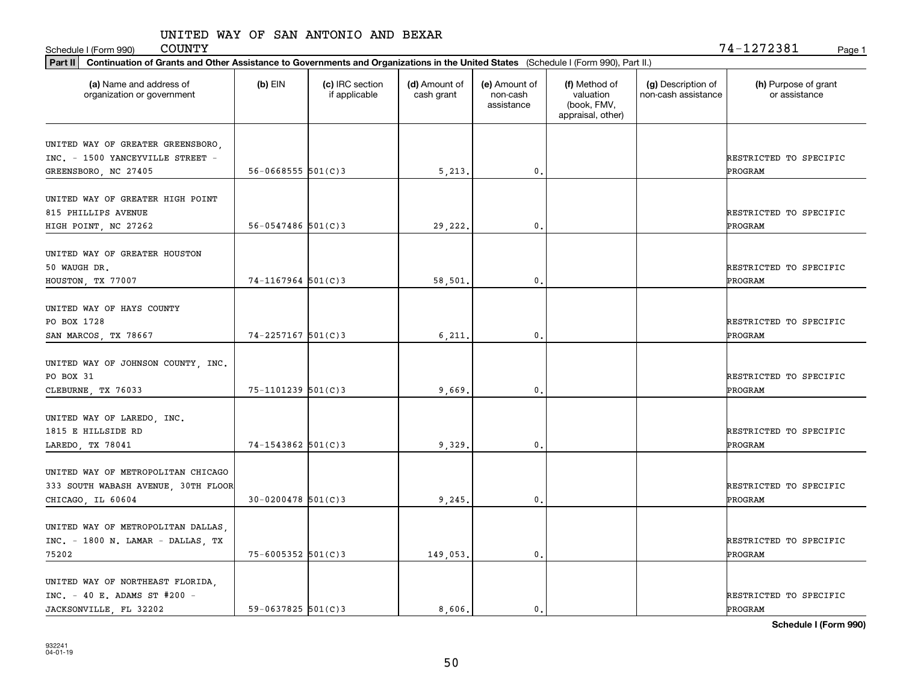UNITED WAY OF SAN ANTONIO AND BEXAR COUNTY

Schedule I (Form 990) 74-1272381 Page 1

**Part II** **Continuation of Grants and Other Assistance to Governments and Organizations in the United States** (Schedule I (Form 990), Part II.)

| (a) Name and address of organization or government | (b) EIN | (c) IRC section if applicable | (d) Amount of cash grant | (e) Amount of non-cash assistance | (f) Method of valuation (book, FMV, appraisal, other) | (g) Description of non-cash assistance | (h) Purpose of grant or assistance |
|---|---|---|---|---|---|---|---|
| UNITED WAY OF GREATER GREENSBORO, INC. - 1500 YANCEYVILLE STREET - GREENSBORO, NC 27405 | 56-0668555 | 501(C)3 | 5,213. | 0. | | | RESTRICTED TO SPECIFIC PROGRAM |
| UNITED WAY OF GREATER HIGH POINT 815 PHILLIPS AVENUE HIGH POINT, NC 27262 | 56-0547486 | 501(C)3 | 29,222. | 0. | | | RESTRICTED TO SPECIFIC PROGRAM |
| UNITED WAY OF GREATER HOUSTON 50 WAUGH DR. HOUSTON, TX 77007 | 74-1167964 | 501(C)3 | 58,501. | 0. | | | RESTRICTED TO SPECIFIC PROGRAM |
| UNITED WAY OF HAYS COUNTY PO BOX 1728 SAN MARCOS, TX 78667 | 74-2257167 | 501(C)3 | 6,211. | 0. | | | RESTRICTED TO SPECIFIC PROGRAM |
| UNITED WAY OF JOHNSON COUNTY, INC. PO BOX 31 CLEBURNE, TX 76033 | 75-1101239 | 501(C)3 | 9,669. | 0. | | | RESTRICTED TO SPECIFIC PROGRAM |
| UNITED WAY OF LAREDO, INC. 1815 E HILLSIDE RD LAREDO, TX 78041 | 74-1543862 | 501(C)3 | 9,329. | 0. | | | RESTRICTED TO SPECIFIC PROGRAM |
| UNITED WAY OF METROPOLITAN CHICAGO 333 SOUTH WABASH AVENUE, 30TH FLOOR CHICAGO, IL 60604 | 30-0200478 | 501(C)3 | 9,245. | 0. | | | RESTRICTED TO SPECIFIC PROGRAM |
| UNITED WAY OF METROPOLITAN DALLAS, INC. - 1800 N. LAMAR - DALLAS, TX 75202 | 75-6005352 | 501(C)3 | 149,053. | 0. | | | RESTRICTED TO SPECIFIC PROGRAM |
| UNITED WAY OF NORTHEAST FLORIDA, INC. - 40 E. ADAMS ST #200 - JACKSONVILLE, FL 32202 | 59-0637825 | 501(C)3 | 8,606. | 0. | | | RESTRICTED TO SPECIFIC PROGRAM |

**Schedule I (Form 990)**

932241
04-01-19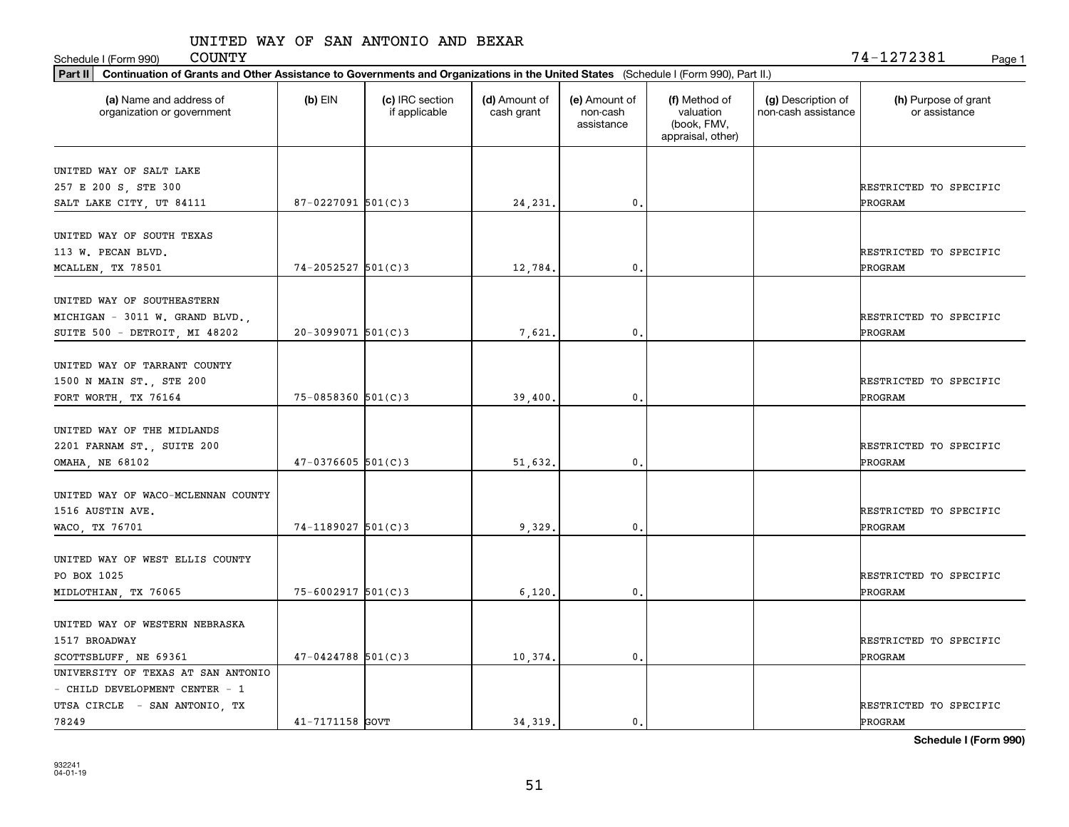Schedule I (Form 990) UNITED WAY OF SAN ANTONIO AND BEXAR COUNTY 74-1272381

**Part II** **Continuation of Grants and Other Assistance to Governments and Organizations in the United States** (Schedule I (Form 990), Part II.)

| (a) Name and address of organization or government | (b) EIN | (c) IRC section if applicable | (d) Amount of cash grant | (e) Amount of non-cash assistance | (f) Method of valuation (book, FMV, appraisal, other) | (g) Description of non-cash assistance | (h) Purpose of grant or assistance |
|---|---|---|---|---|---|---|---|
| UNITED WAY OF SALT LAKE 257 E 200 S, STE 300 SALT LAKE CITY, UT 84111 | 87-0227091 | 501(C)3 | 24,231. | 0. | | | RESTRICTED TO SPECIFIC PROGRAM |
| UNITED WAY OF SOUTH TEXAS 113 W. PECAN BLVD. MCALLEN, TX 78501 | 74-2052527 | 501(C)3 | 12,784. | 0. | | | RESTRICTED TO SPECIFIC PROGRAM |
| UNITED WAY OF SOUTHEASTERN MICHIGAN - 3011 W. GRAND BLVD., SUITE 500 - DETROIT, MI 48202 | 20-3099071 | 501(C)3 | 7,621. | 0. | | | RESTRICTED TO SPECIFIC PROGRAM |
| UNITED WAY OF TARRANT COUNTY 1500 N MAIN ST., STE 200 FORT WORTH, TX 76164 | 75-0858360 | 501(C)3 | 39,400. | 0. | | | RESTRICTED TO SPECIFIC PROGRAM |
| UNITED WAY OF THE MIDLANDS 2201 FARNAM ST., SUITE 200 OMAHA, NE 68102 | 47-0376605 | 501(C)3 | 51,632. | 0. | | | RESTRICTED TO SPECIFIC PROGRAM |
| UNITED WAY OF WACO-MCLENNAN COUNTY 1516 AUSTIN AVE. WACO, TX 76701 | 74-1189027 | 501(C)3 | 9,329. | 0. | | | RESTRICTED TO SPECIFIC PROGRAM |
| UNITED WAY OF WEST ELLIS COUNTY PO BOX 1025 MIDLOTHIAN, TX 76065 | 75-6002917 | 501(C)3 | 6,120. | 0. | | | RESTRICTED TO SPECIFIC PROGRAM |
| UNITED WAY OF WESTERN NEBRASKA 1517 BROADWAY SCOTTSBLUFF, NE 69361 | 47-0424788 | 501(C)3 | 10,374. | 0. | | | RESTRICTED TO SPECIFIC PROGRAM |
| UNIVERSITY OF TEXAS AT SAN ANTONIO - CHILD DEVELOPMENT CENTER - 1 UTSA CIRCLE - SAN ANTONIO, TX 78249 | 41-7171158 | GOVT | 34,319. | 0. | | | RESTRICTED TO SPECIFIC PROGRAM |

**Schedule I (Form 990)**

932241 04-01-19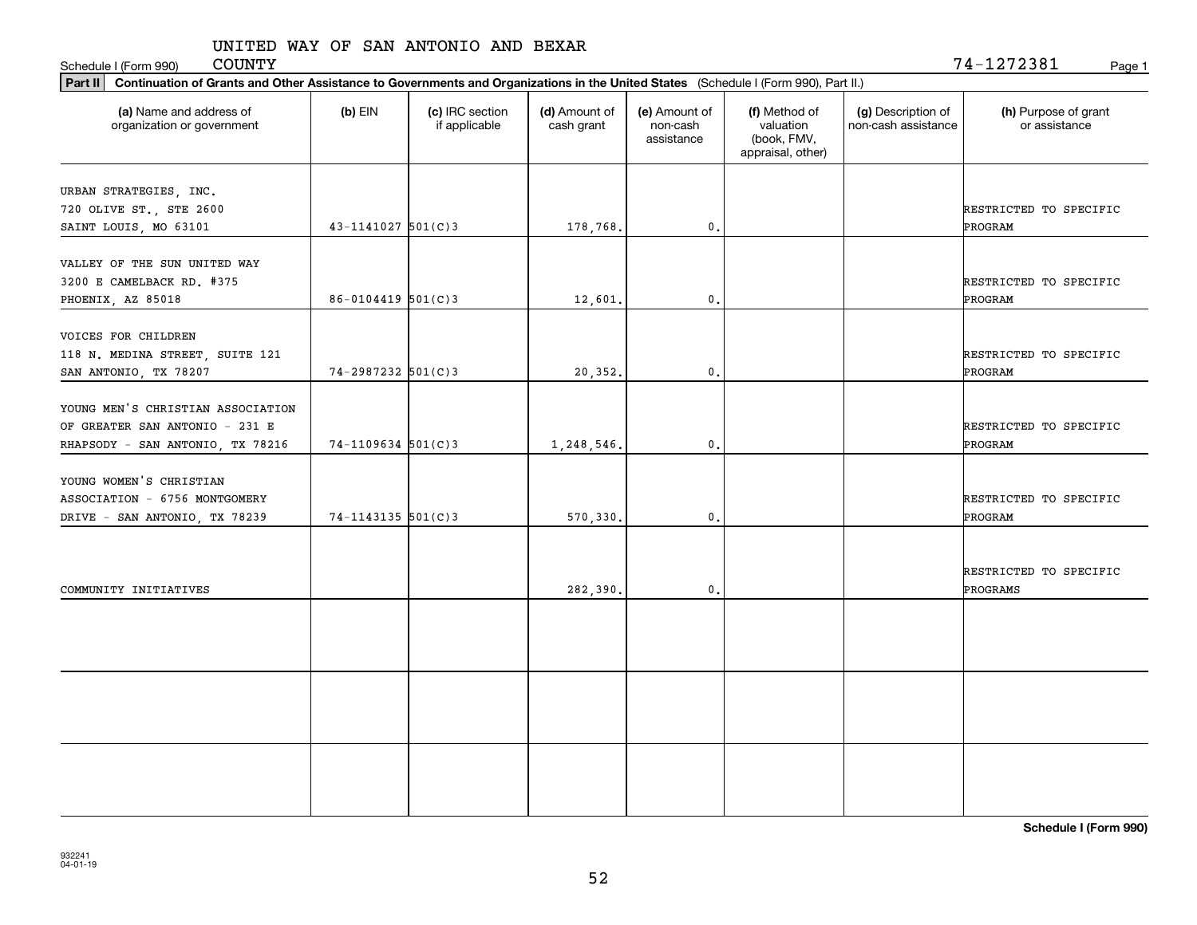UNITED WAY OF SAN ANTONIO AND BEXAR COUNTY

Schedule I (Form 990) 74-1272381 Page 1

**Part II** **Continuation of Grants and Other Assistance to Governments and Organizations in the United States** (Schedule I (Form 990), Part II.)

| (a) Name and address of organization or government | (b) EIN | (c) IRC section if applicable | (d) Amount of cash grant | (e) Amount of non-cash assistance | (f) Method of valuation (book, FMV, appraisal, other) | (g) Description of non-cash assistance | (h) Purpose of grant or assistance |
|---|---|---|---|---|---|---|---|
| URBAN STRATEGIES, INC. 720 OLIVE ST., STE 2600 SAINT LOUIS, MO 63101 | 43-1141027 | 501(C)3 | 178,768. | 0. | | | RESTRICTED TO SPECIFIC PROGRAM |
| VALLEY OF THE SUN UNITED WAY 3200 E CAMELBACK RD. #375 PHOENIX, AZ 85018 | 86-0104419 | 501(C)3 | 12,601. | 0. | | | RESTRICTED TO SPECIFIC PROGRAM |
| VOICES FOR CHILDREN 118 N. MEDINA STREET, SUITE 121 SAN ANTONIO, TX 78207 | 74-2987232 | 501(C)3 | 20,352. | 0. | | | RESTRICTED TO SPECIFIC PROGRAM |
| YOUNG MEN'S CHRISTIAN ASSOCIATION OF GREATER SAN ANTONIO - 231 E RHAPSODY - SAN ANTONIO, TX 78216 | 74-1109634 | 501(C)3 | 1,248,546. | 0. | | | RESTRICTED TO SPECIFIC PROGRAM |
| YOUNG WOMEN'S CHRISTIAN ASSOCIATION - 6756 MONTGOMERY DRIVE - SAN ANTONIO, TX 78239 | 74-1143135 | 501(C)3 | 570,330. | 0. | | | RESTRICTED TO SPECIFIC PROGRAM |
| COMMUNITY INITIATIVES | | | 282,390. | 0. | | | RESTRICTED TO SPECIFIC PROGRAMS |
| | | | | | | | |
| | | | | | | | |
| | | | | | | | |

932241 04-01-19

**Schedule I (Form 990)**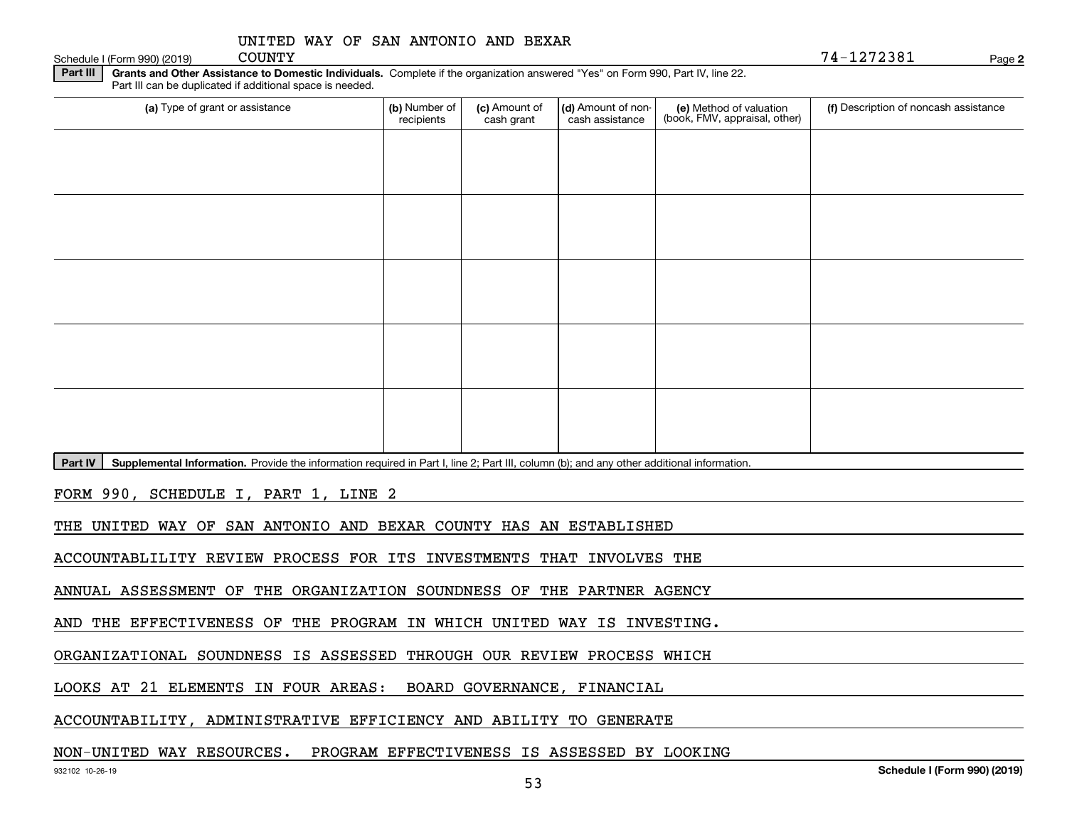UNITED WAY OF SAN ANTONIO AND BEXAR COUNTY

Schedule I (Form 990) (2019) 74-1272381

**Part III** **Grants and Other Assistance to Domestic Individuals.** Complete if the organization answered "Yes" on Form 990, Part IV, line 22. Part III can be duplicated if additional space is needed.

| (a) Type of grant or assistance | (b) Number of recipients | (c) Amount of cash grant | (d) Amount of non-cash assistance | (e) Method of valuation (book, FMV, appraisal, other) | (f) Description of noncash assistance |
|---|---|---|---|---|---|
| | | | | | |
| | | | | | |
| | | | | | |
| | | | | | |
| | | | | | |

**Part IV** **Supplemental Information.** Provide the information required in Part I, line 2; Part III, column (b); and any other additional information.

FORM 990, SCHEDULE I, PART 1, LINE 2

THE UNITED WAY OF SAN ANTONIO AND BEXAR COUNTY HAS AN ESTABLISHED ACCOUNTABLILITY REVIEW PROCESS FOR ITS INVESTMENTS THAT INVOLVES THE ANNUAL ASSESSMENT OF THE ORGANIZATION SOUNDNESS OF THE PARTNER AGENCY AND THE EFFECTIVENESS OF THE PROGRAM IN WHICH UNITED WAY IS INVESTING. ORGANIZATIONAL SOUNDNESS IS ASSESSED THROUGH OUR REVIEW PROCESS WHICH LOOKS AT 21 ELEMENTS IN FOUR AREAS: BOARD GOVERNANCE, FINANCIAL ACCOUNTABILITY, ADMINISTRATIVE EFFICIENCY AND ABILITY TO GENERATE NON-UNITED WAY RESOURCES. PROGRAM EFFECTIVENESS IS ASSESSED BY LOOKING

932102 10-26-19 **Schedule I (Form 990) (2019)**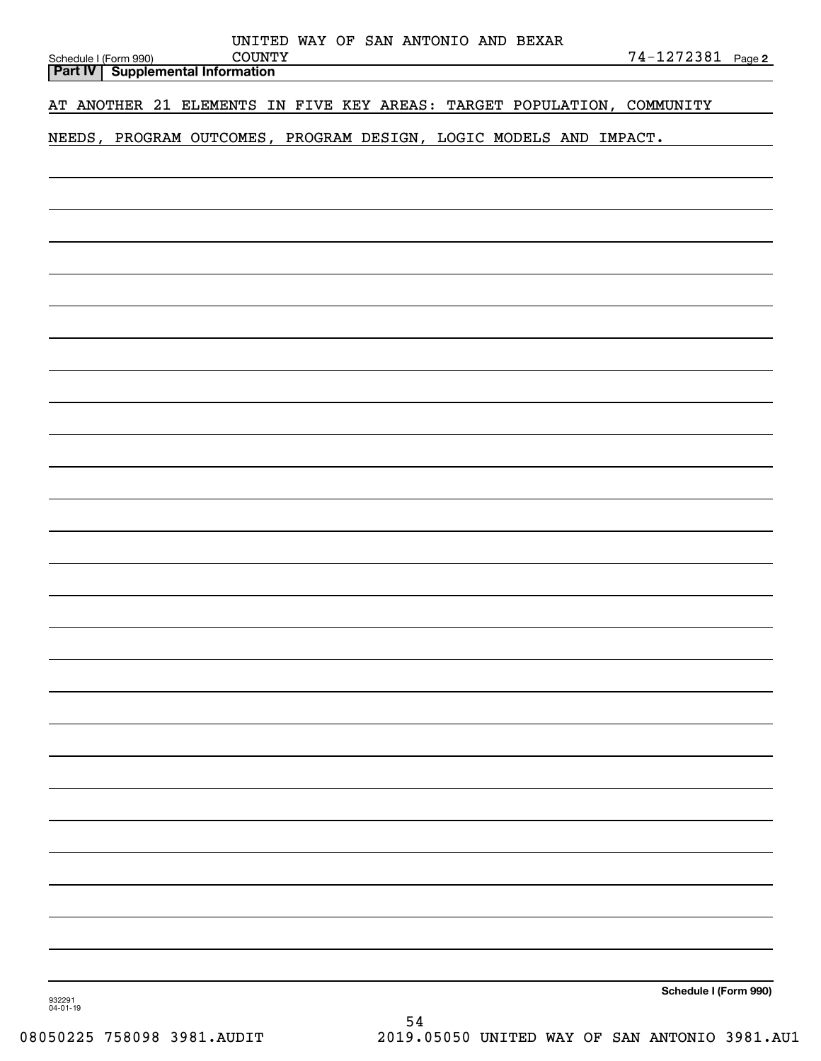UNITED WAY OF SAN ANTONIO AND BEXAR COUNTY

Schedule I (Form 990) 74-1272381 Page **2**

**Part IV | Supplemental Information**

AT ANOTHER 21 ELEMENTS IN FIVE KEY AREAS: TARGET POPULATION, COMMUNITY NEEDS, PROGRAM OUTCOMES, PROGRAM DESIGN, LOGIC MODELS AND IMPACT.

**Schedule I (Form 990)**

932291 04-01-19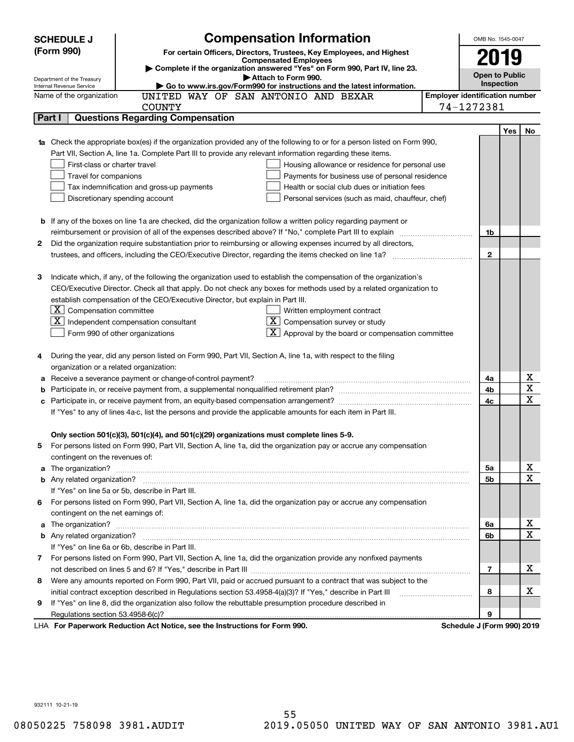# SCHEDULE J (Form 990)

## Compensation Information

**For certain Officers, Directors, Trustees, Key Employees, and Highest Compensated Employees**

▶ Complete if the organization answered "Yes" on Form 990, Part IV, line 23.

▶ Attach to Form 990.

▶ Go to www.irs.gov/Form990 for instructions and the latest information.

OMB No. 1545-0047

**2019**

**Open to Public Inspection**

Department of the Treasury
Internal Revenue Service

Name of the organization: UNITED WAY OF SAN ANTONIO AND BEXAR COUNTY

Employer identification number: 74-1272381

### Part I — Questions Regarding Compensation

| | | | Yes | No |
|---|---|---|---|---|
| **1a** | Check the appropriate box(es) if the organization provided any of the following to or for a person listed on Form 990, Part VII, Section A, line 1a. Complete Part III to provide any relevant information regarding these items.<br>☐ First-class or charter travel ☐ Housing allowance or residence for personal use<br>☐ Travel for companions ☐ Payments for business use of personal residence<br>☐ Tax indemnification and gross-up payments ☐ Health or social club dues or initiation fees<br>☐ Discretionary spending account ☐ Personal services (such as maid, chauffeur, chef) | | | |
| **b** | If any of the boxes on line 1a are checked, did the organization follow a written policy regarding payment or reimbursement or provision of all of the expenses described above? If "No," complete Part III to explain | 1b | | |
| **2** | Did the organization require substantiation prior to reimbursing or allowing expenses incurred by all directors, trustees, and officers, including the CEO/Executive Director, regarding the items checked on line 1a? | 2 | | |
| **3** | Indicate which, if any, of the following the organization used to establish the compensation of the organization's CEO/Executive Director. Check all that apply. Do not check any boxes for methods used by a related organization to establish compensation of the CEO/Executive Director, but explain in Part III.<br>☒ Compensation committee ☐ Written employment contract<br>☒ Independent compensation consultant ☒ Compensation survey or study<br>☐ Form 990 of other organizations ☒ Approval by the board or compensation committee | | | |
| **4** | During the year, did any person listed on Form 990, Part VII, Section A, line 1a, with respect to the filing organization or a related organization: | | | |
| **a** | Receive a severance payment or change-of-control payment? | 4a | | X |
| **b** | Participate in, or receive payment from, a supplemental nonqualified retirement plan? | 4b | | X |
| **c** | Participate in, or receive payment from, an equity-based compensation arrangement? | 4c | | X |
| | If "Yes" to any of lines 4a-c, list the persons and provide the applicable amounts for each item in Part III. | | | |
| | **Only section 501(c)(3), 501(c)(4), and 501(c)(29) organizations must complete lines 5-9.** | | | |
| **5** | For persons listed on Form 990, Part VII, Section A, line 1a, did the organization pay or accrue any compensation contingent on the revenues of: | | | |
| **a** | The organization? | 5a | | X |
| **b** | Any related organization? | 5b | | X |
| | If "Yes" on line 5a or 5b, describe in Part III. | | | |
| **6** | For persons listed on Form 990, Part VII, Section A, line 1a, did the organization pay or accrue any compensation contingent on the net earnings of: | | | |
| **a** | The organization? | 6a | | X |
| **b** | Any related organization? | 6b | | X |
| | If "Yes" on line 6a or 6b, describe in Part III. | | | |
| **7** | For persons listed on Form 990, Part VII, Section A, line 1a, did the organization provide any nonfixed payments not described on lines 5 and 6? If "Yes," describe in Part III | 7 | | X |
| **8** | Were any amounts reported on Form 990, Part VII, paid or accrued pursuant to a contract that was subject to the initial contract exception described in Regulations section 53.4958-4(a)(3)? If "Yes," describe in Part III | 8 | | X |
| **9** | If "Yes" on line 8, did the organization also follow the rebuttable presumption procedure described in Regulations section 53.4958-6(c)? | 9 | | |

LHA **For Paperwork Reduction Act Notice, see the Instructions for Form 990.** **Schedule J (Form 990) 2019**

932111 10-21-19

08050225 758098 3981.AUDIT 2019.05050 UNITED WAY OF SAN ANTONIO 3981.AU1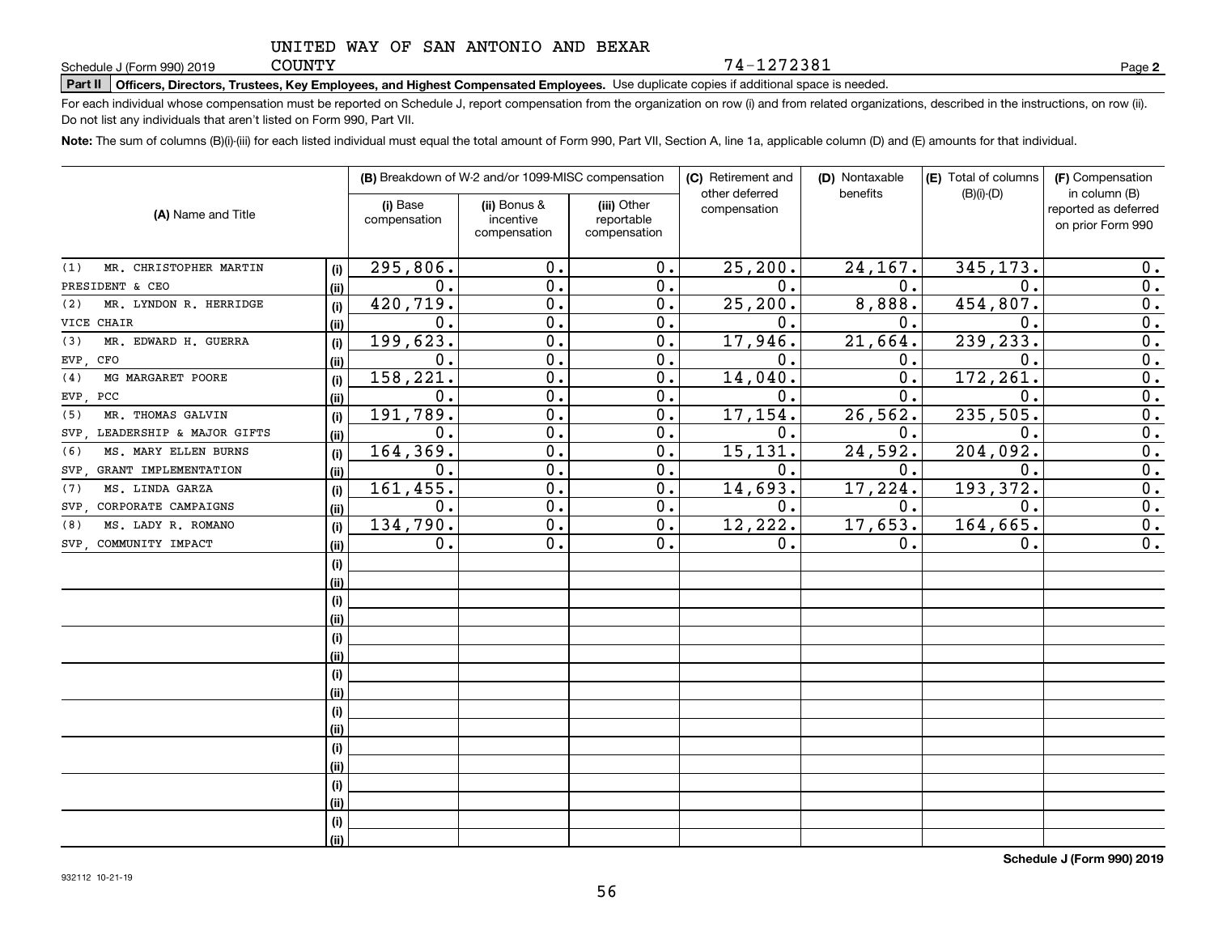UNITED WAY OF SAN ANTONIO AND BEXAR COUNTY 74-1272381

Schedule J (Form 990) 2019

**Part II Officers, Directors, Trustees, Key Employees, and Highest Compensated Employees.** Use duplicate copies if additional space is needed.

For each individual whose compensation must be reported on Schedule J, report compensation from the organization on row (i) and from related organizations, described in the instructions, on row (ii). Do not list any individuals that aren't listed on Form 990, Part VII.

**Note:** The sum of columns (B)(i)-(iii) for each listed individual must equal the total amount of Form 990, Part VII, Section A, line 1a, applicable column (D) and (E) amounts for that individual.

| (A) Name and Title | | (B) Breakdown of W-2 and/or 1099-MISC compensation | | | (C) Retirement and other deferred compensation | (D) Nontaxable benefits | (E) Total of columns (B)(i)-(D) | (F) Compensation in column (B) reported as deferred on prior Form 990 |
|---|---|---|---|---|---|---|---|---|
| | | (i) Base compensation | (ii) Bonus & incentive compensation | (iii) Other reportable compensation | | | | |
| (1) MR. CHRISTOPHER MARTIN | (i) | 295,806. | 0. | 0. | 25,200. | 24,167. | 345,173. | 0. |
| PRESIDENT & CEO | (ii) | 0. | 0. | 0. | 0. | 0. | 0. | 0. |
| (2) MR. LYNDON R. HERRIDGE | (i) | 420,719. | 0. | 0. | 25,200. | 8,888. | 454,807. | 0. |
| VICE CHAIR | (ii) | 0. | 0. | 0. | 0. | 0. | 0. | 0. |
| (3) MR. EDWARD H. GUERRA | (i) | 199,623. | 0. | 0. | 17,946. | 21,664. | 239,233. | 0. |
| EVP, CFO | (ii) | 0. | 0. | 0. | 0. | 0. | 0. | 0. |
| (4) MG MARGARET POORE | (i) | 158,221. | 0. | 0. | 14,040. | 0. | 172,261. | 0. |
| EVP, PCC | (ii) | 0. | 0. | 0. | 0. | 0. | 0. | 0. |
| (5) MR. THOMAS GALVIN | (i) | 191,789. | 0. | 0. | 17,154. | 26,562. | 235,505. | 0. |
| SVP, LEADERSHIP & MAJOR GIFTS | (ii) | 0. | 0. | 0. | 0. | 0. | 0. | 0. |
| (6) MS. MARY ELLEN BURNS | (i) | 164,369. | 0. | 0. | 15,131. | 24,592. | 204,092. | 0. |
| SVP, GRANT IMPLEMENTATION | (ii) | 0. | 0. | 0. | 0. | 0. | 0. | 0. |
| (7) MS. LINDA GARZA | (i) | 161,455. | 0. | 0. | 14,693. | 17,224. | 193,372. | 0. |
| SVP, CORPORATE CAMPAIGNS | (ii) | 0. | 0. | 0. | 0. | 0. | 0. | 0. |
| (8) MS. LADY R. ROMANO | (i) | 134,790. | 0. | 0. | 12,222. | 17,653. | 164,665. | 0. |
| SVP, COMMUNITY IMPACT | (ii) | 0. | 0. | 0. | 0. | 0. | 0. | 0. |
| | (i) | | | | | | | |
| | (ii) | | | | | | | |
| | (i) | | | | | | | |
| | (ii) | | | | | | | |
| | (i) | | | | | | | |
| | (ii) | | | | | | | |
| | (i) | | | | | | | |
| | (ii) | | | | | | | |
| | (i) | | | | | | | |
| | (ii) | | | | | | | |
| | (i) | | | | | | | |
| | (ii) | | | | | | | |
| | (i) | | | | | | | |
| | (ii) | | | | | | | |
| | (i) | | | | | | | |
| | (ii) | | | | | | | |

**Schedule J (Form 990) 2019**

932112 10-21-19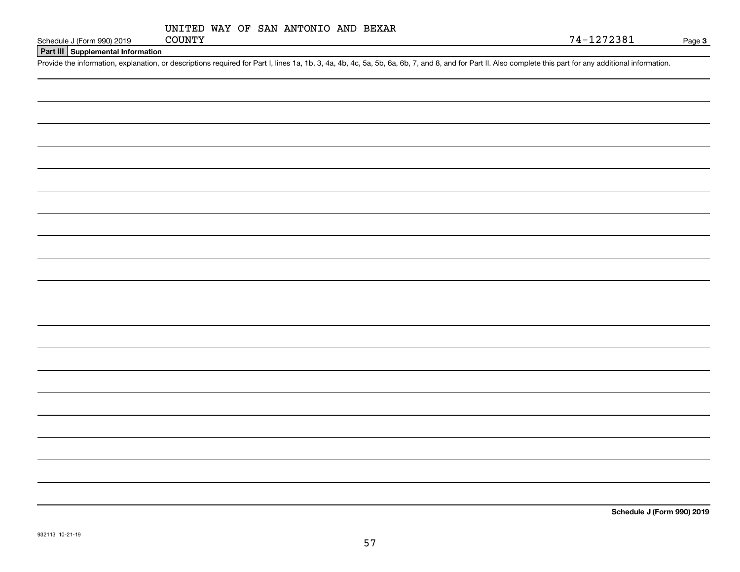UNITED WAY OF SAN ANTONIO AND BEXAR COUNTY

74-1272381

Schedule J (Form 990) 2019

## Part III Supplemental Information

Provide the information, explanation, or descriptions required for Part I, lines 1a, 1b, 3, 4a, 4b, 4c, 5a, 5b, 6a, 6b, 7, and 8, and for Part II. Also complete this part for any additional information.

**Schedule J (Form 990) 2019**

932113 10-21-19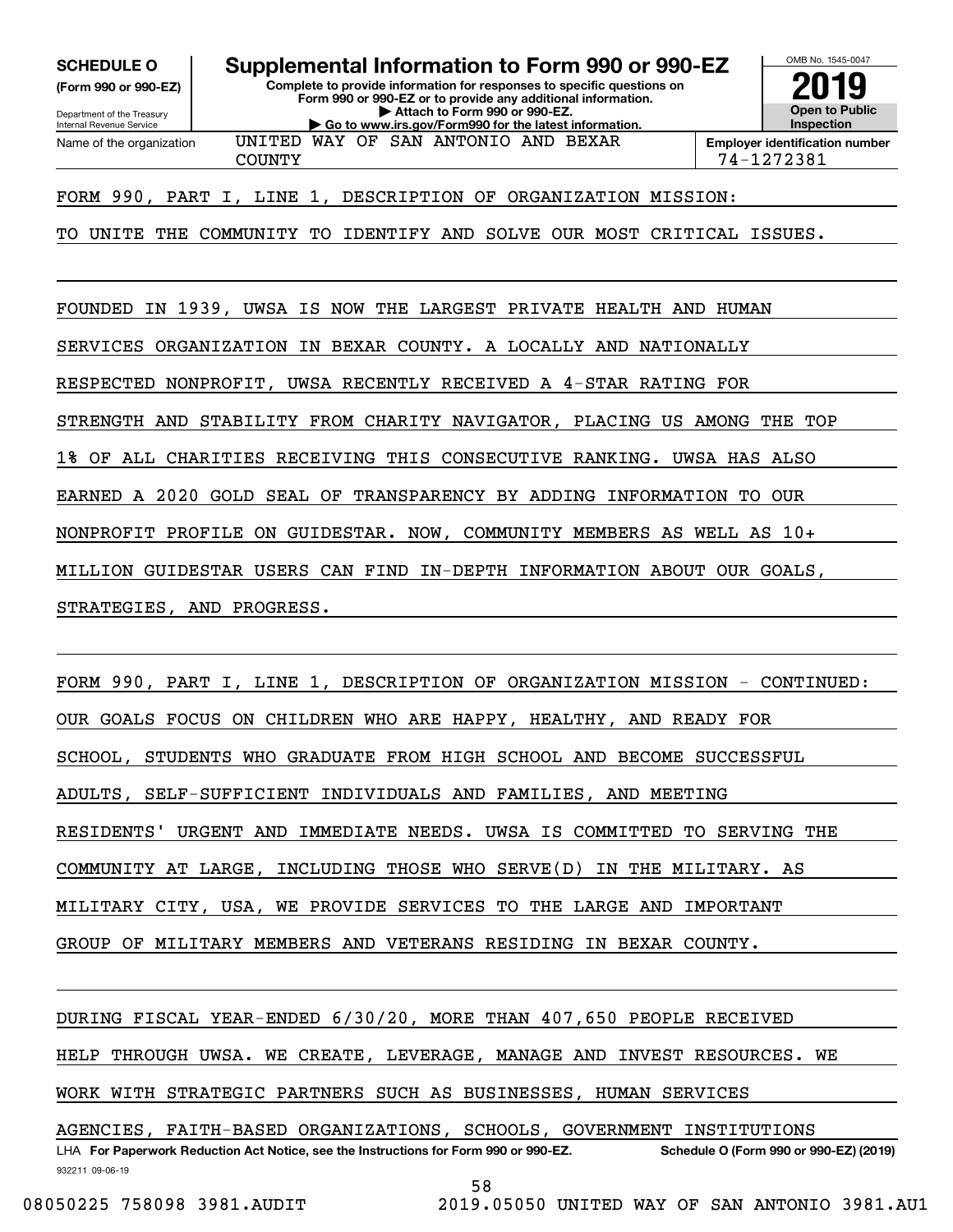**SCHEDULE O** (Form 990 or 990-EZ)

Department of the Treasury
Internal Revenue Service

# Supplemental Information to Form 990 or 990-EZ

**Complete to provide information for responses to specific questions on Form 990 or 990-EZ or to provide any additional information.**
**▶ Attach to Form 990 or 990-EZ.**
**▶ Go to www.irs.gov/Form990 for the latest information.**

OMB No. 1545-0047

**2019**

**Open to Public Inspection**

Name of the organization: UNITED WAY OF SAN ANTONIO AND BEXAR COUNTY

**Employer identification number** 74-1272381

FORM 990, PART I, LINE 1, DESCRIPTION OF ORGANIZATION MISSION:

TO UNITE THE COMMUNITY TO IDENTIFY AND SOLVE OUR MOST CRITICAL ISSUES.

FOUNDED IN 1939, UWSA IS NOW THE LARGEST PRIVATE HEALTH AND HUMAN SERVICES ORGANIZATION IN BEXAR COUNTY. A LOCALLY AND NATIONALLY RESPECTED NONPROFIT, UWSA RECENTLY RECEIVED A 4-STAR RATING FOR STRENGTH AND STABILITY FROM CHARITY NAVIGATOR, PLACING US AMONG THE TOP 1% OF ALL CHARITIES RECEIVING THIS CONSECUTIVE RANKING. UWSA HAS ALSO EARNED A 2020 GOLD SEAL OF TRANSPARENCY BY ADDING INFORMATION TO OUR NONPROFIT PROFILE ON GUIDESTAR. NOW, COMMUNITY MEMBERS AS WELL AS 10+ MILLION GUIDESTAR USERS CAN FIND IN-DEPTH INFORMATION ABOUT OUR GOALS, STRATEGIES, AND PROGRESS.

FORM 990, PART I, LINE 1, DESCRIPTION OF ORGANIZATION MISSION - CONTINUED:

OUR GOALS FOCUS ON CHILDREN WHO ARE HAPPY, HEALTHY, AND READY FOR SCHOOL, STUDENTS WHO GRADUATE FROM HIGH SCHOOL AND BECOME SUCCESSFUL ADULTS, SELF-SUFFICIENT INDIVIDUALS AND FAMILIES, AND MEETING RESIDENTS' URGENT AND IMMEDIATE NEEDS. UWSA IS COMMITTED TO SERVING THE COMMUNITY AT LARGE, INCLUDING THOSE WHO SERVE(D) IN THE MILITARY. AS MILITARY CITY, USA, WE PROVIDE SERVICES TO THE LARGE AND IMPORTANT GROUP OF MILITARY MEMBERS AND VETERANS RESIDING IN BEXAR COUNTY.

DURING FISCAL YEAR-ENDED 6/30/20, MORE THAN 407,650 PEOPLE RECEIVED HELP THROUGH UWSA. WE CREATE, LEVERAGE, MANAGE AND INVEST RESOURCES. WE WORK WITH STRATEGIC PARTNERS SUCH AS BUSINESSES, HUMAN SERVICES AGENCIES, FAITH-BASED ORGANIZATIONS, SCHOOLS, GOVERNMENT INSTITUTIONS

LHA **For Paperwork Reduction Act Notice, see the Instructions for Form 990 or 990-EZ.** **Schedule O (Form 990 or 990-EZ) (2019)**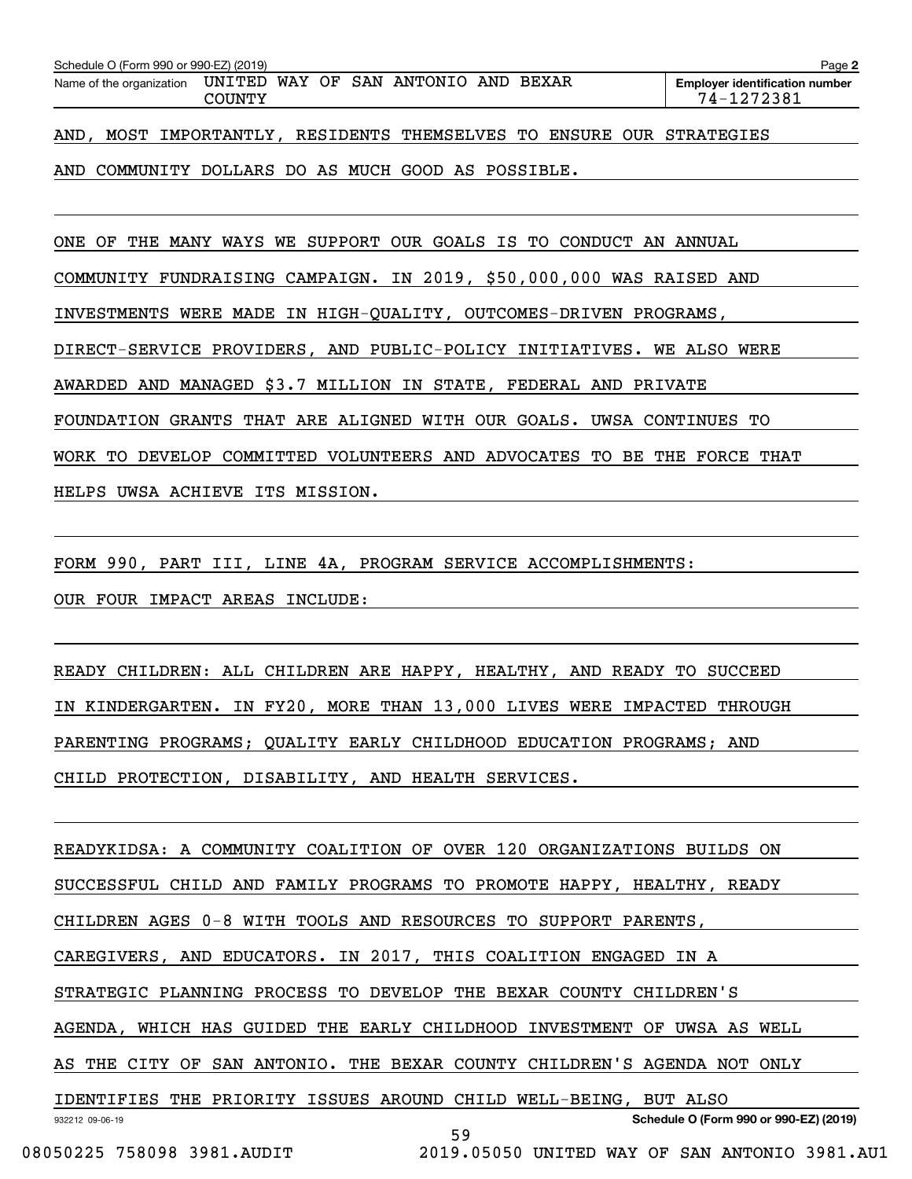AND, MOST IMPORTANTLY, RESIDENTS THEMSELVES TO ENSURE OUR STRATEGIES AND COMMUNITY DOLLARS DO AS MUCH GOOD AS POSSIBLE.

ONE OF THE MANY WAYS WE SUPPORT OUR GOALS IS TO CONDUCT AN ANNUAL COMMUNITY FUNDRAISING CAMPAIGN. IN 2019, $50,000,000 WAS RAISED AND INVESTMENTS WERE MADE IN HIGH-QUALITY, OUTCOMES-DRIVEN PROGRAMS, DIRECT-SERVICE PROVIDERS, AND PUBLIC-POLICY INITIATIVES. WE ALSO WERE AWARDED AND MANAGED $3.7 MILLION IN STATE, FEDERAL AND PRIVATE FOUNDATION GRANTS THAT ARE ALIGNED WITH OUR GOALS. UWSA CONTINUES TO WORK TO DEVELOP COMMITTED VOLUNTEERS AND ADVOCATES TO BE THE FORCE THAT HELPS UWSA ACHIEVE ITS MISSION.

FORM 990, PART III, LINE 4A, PROGRAM SERVICE ACCOMPLISHMENTS:

OUR FOUR IMPACT AREAS INCLUDE:

READY CHILDREN: ALL CHILDREN ARE HAPPY, HEALTHY, AND READY TO SUCCEED IN KINDERGARTEN. IN FY20, MORE THAN 13,000 LIVES WERE IMPACTED THROUGH PARENTING PROGRAMS; QUALITY EARLY CHILDHOOD EDUCATION PROGRAMS; AND CHILD PROTECTION, DISABILITY, AND HEALTH SERVICES.

READYKIDSA: A COMMUNITY COALITION OF OVER 120 ORGANIZATIONS BUILDS ON SUCCESSFUL CHILD AND FAMILY PROGRAMS TO PROMOTE HAPPY, HEALTHY, READY CHILDREN AGES 0-8 WITH TOOLS AND RESOURCES TO SUPPORT PARENTS, CAREGIVERS, AND EDUCATORS. IN 2017, THIS COALITION ENGAGED IN A STRATEGIC PLANNING PROCESS TO DEVELOP THE BEXAR COUNTY CHILDREN'S AGENDA, WHICH HAS GUIDED THE EARLY CHILDHOOD INVESTMENT OF UWSA AS WELL AS THE CITY OF SAN ANTONIO. THE BEXAR COUNTY CHILDREN'S AGENDA NOT ONLY IDENTIFIES THE PRIORITY ISSUES AROUND CHILD WELL-BEING, BUT ALSO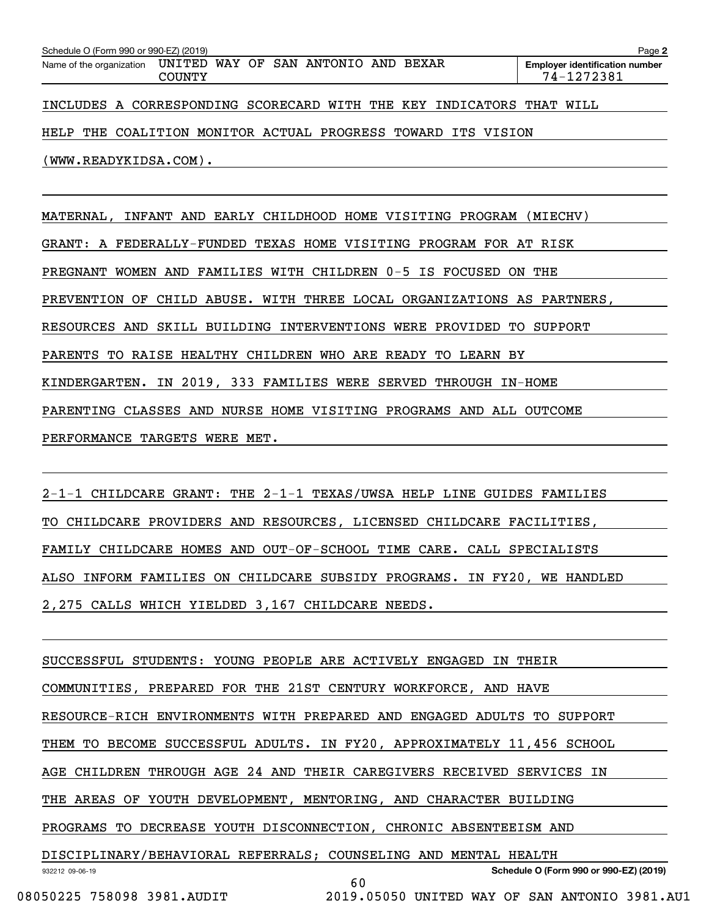INCLUDES A CORRESPONDING SCORECARD WITH THE KEY INDICATORS THAT WILL HELP THE COALITION MONITOR ACTUAL PROGRESS TOWARD ITS VISION (WWW.READYKIDSA.COM).

MATERNAL, INFANT AND EARLY CHILDHOOD HOME VISITING PROGRAM (MIECHV) GRANT: A FEDERALLY-FUNDED TEXAS HOME VISITING PROGRAM FOR AT RISK PREGNANT WOMEN AND FAMILIES WITH CHILDREN 0-5 IS FOCUSED ON THE PREVENTION OF CHILD ABUSE. WITH THREE LOCAL ORGANIZATIONS AS PARTNERS, RESOURCES AND SKILL BUILDING INTERVENTIONS WERE PROVIDED TO SUPPORT PARENTS TO RAISE HEALTHY CHILDREN WHO ARE READY TO LEARN BY KINDERGARTEN. IN 2019, 333 FAMILIES WERE SERVED THROUGH IN-HOME PARENTING CLASSES AND NURSE HOME VISITING PROGRAMS AND ALL OUTCOME PERFORMANCE TARGETS WERE MET.

2-1-1 CHILDCARE GRANT: THE 2-1-1 TEXAS/UWSA HELP LINE GUIDES FAMILIES TO CHILDCARE PROVIDERS AND RESOURCES, LICENSED CHILDCARE FACILITIES, FAMILY CHILDCARE HOMES AND OUT-OF-SCHOOL TIME CARE. CALL SPECIALISTS ALSO INFORM FAMILIES ON CHILDCARE SUBSIDY PROGRAMS. IN FY20, WE HANDLED 2,275 CALLS WHICH YIELDED 3,167 CHILDCARE NEEDS.

SUCCESSFUL STUDENTS: YOUNG PEOPLE ARE ACTIVELY ENGAGED IN THEIR COMMUNITIES, PREPARED FOR THE 21ST CENTURY WORKFORCE, AND HAVE RESOURCE-RICH ENVIRONMENTS WITH PREPARED AND ENGAGED ADULTS TO SUPPORT THEM TO BECOME SUCCESSFUL ADULTS. IN FY20, APPROXIMATELY 11,456 SCHOOL AGE CHILDREN THROUGH AGE 24 AND THEIR CAREGIVERS RECEIVED SERVICES IN THE AREAS OF YOUTH DEVELOPMENT, MENTORING, AND CHARACTER BUILDING PROGRAMS TO DECREASE YOUTH DISCONNECTION, CHRONIC ABSENTEEISM AND DISCIPLINARY/BEHAVIORAL REFERRALS; COUNSELING AND MENTAL HEALTH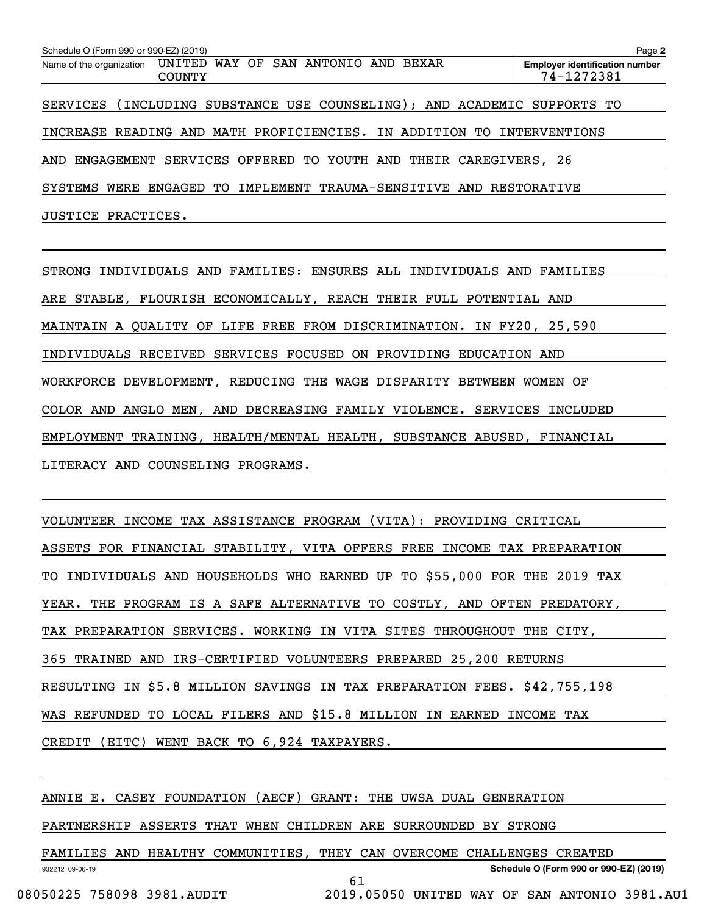SERVICES (INCLUDING SUBSTANCE USE COUNSELING); AND ACADEMIC SUPPORTS TO INCREASE READING AND MATH PROFICIENCIES. IN ADDITION TO INTERVENTIONS AND ENGAGEMENT SERVICES OFFERED TO YOUTH AND THEIR CAREGIVERS, 26 SYSTEMS WERE ENGAGED TO IMPLEMENT TRAUMA-SENSITIVE AND RESTORATIVE JUSTICE PRACTICES.

STRONG INDIVIDUALS AND FAMILIES: ENSURES ALL INDIVIDUALS AND FAMILIES ARE STABLE, FLOURISH ECONOMICALLY, REACH THEIR FULL POTENTIAL AND MAINTAIN A QUALITY OF LIFE FREE FROM DISCRIMINATION. IN FY20, 25,590 INDIVIDUALS RECEIVED SERVICES FOCUSED ON PROVIDING EDUCATION AND WORKFORCE DEVELOPMENT, REDUCING THE WAGE DISPARITY BETWEEN WOMEN OF COLOR AND ANGLO MEN, AND DECREASING FAMILY VIOLENCE. SERVICES INCLUDED EMPLOYMENT TRAINING, HEALTH/MENTAL HEALTH, SUBSTANCE ABUSED, FINANCIAL LITERACY AND COUNSELING PROGRAMS.

VOLUNTEER INCOME TAX ASSISTANCE PROGRAM (VITA): PROVIDING CRITICAL ASSETS FOR FINANCIAL STABILITY, VITA OFFERS FREE INCOME TAX PREPARATION TO INDIVIDUALS AND HOUSEHOLDS WHO EARNED UP TO $55,000 FOR THE 2019 TAX YEAR. THE PROGRAM IS A SAFE ALTERNATIVE TO COSTLY, AND OFTEN PREDATORY, TAX PREPARATION SERVICES. WORKING IN VITA SITES THROUGHOUT THE CITY, 365 TRAINED AND IRS-CERTIFIED VOLUNTEERS PREPARED 25,200 RETURNS RESULTING IN $5.8 MILLION SAVINGS IN TAX PREPARATION FEES. $42,755,198 WAS REFUNDED TO LOCAL FILERS AND $15.8 MILLION IN EARNED INCOME TAX CREDIT (EITC) WENT BACK TO 6,924 TAXPAYERS.

ANNIE E. CASEY FOUNDATION (AECF) GRANT: THE UWSA DUAL GENERATION PARTNERSHIP ASSERTS THAT WHEN CHILDREN ARE SURROUNDED BY STRONG FAMILIES AND HEALTHY COMMUNITIES, THEY CAN OVERCOME CHALLENGES CREATED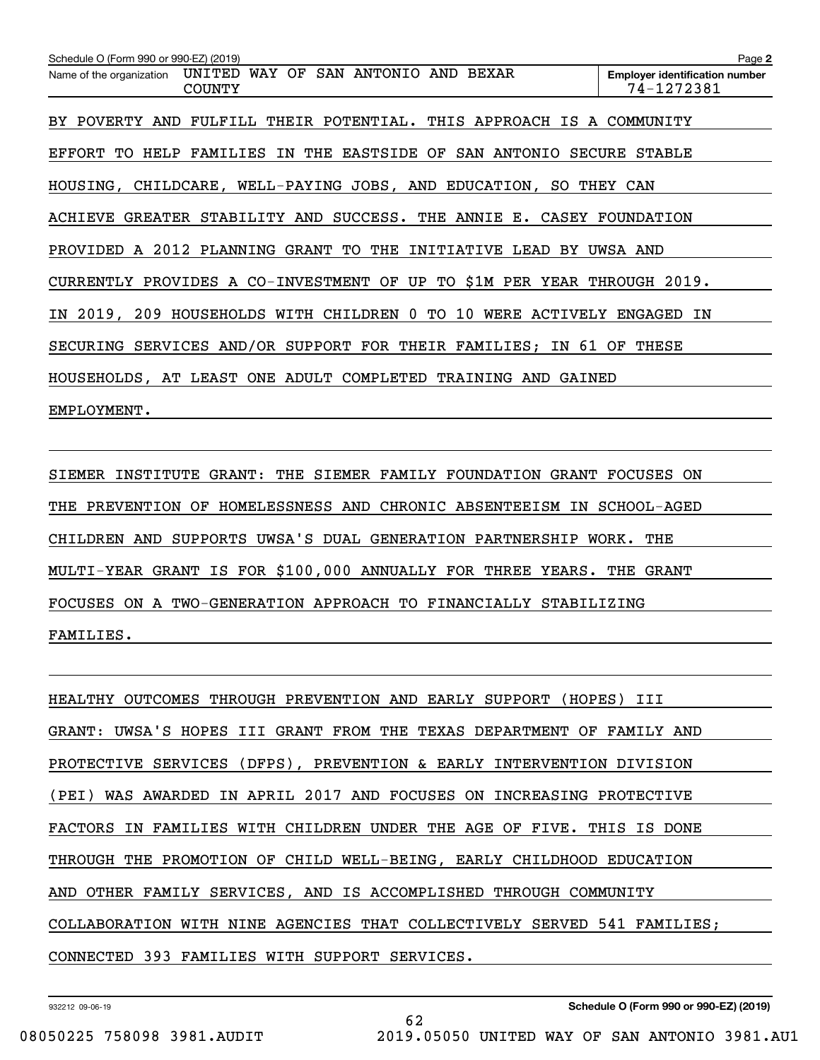Schedule O (Form 990 or 990-EZ) (2019)

Name of the organization: UNITED WAY OF SAN ANTONIO AND BEXAR COUNTY

Employer identification number: 74-1272381

BY POVERTY AND FULFILL THEIR POTENTIAL. THIS APPROACH IS A COMMUNITY EFFORT TO HELP FAMILIES IN THE EASTSIDE OF SAN ANTONIO SECURE STABLE HOUSING, CHILDCARE, WELL-PAYING JOBS, AND EDUCATION, SO THEY CAN ACHIEVE GREATER STABILITY AND SUCCESS. THE ANNIE E. CASEY FOUNDATION PROVIDED A 2012 PLANNING GRANT TO THE INITIATIVE LEAD BY UWSA AND CURRENTLY PROVIDES A CO-INVESTMENT OF UP TO $1M PER YEAR THROUGH 2019. IN 2019, 209 HOUSEHOLDS WITH CHILDREN 0 TO 10 WERE ACTIVELY ENGAGED IN SECURING SERVICES AND/OR SUPPORT FOR THEIR FAMILIES; IN 61 OF THESE HOUSEHOLDS, AT LEAST ONE ADULT COMPLETED TRAINING AND GAINED EMPLOYMENT.

SIEMER INSTITUTE GRANT: THE SIEMER FAMILY FOUNDATION GRANT FOCUSES ON THE PREVENTION OF HOMELESSNESS AND CHRONIC ABSENTEEISM IN SCHOOL-AGED CHILDREN AND SUPPORTS UWSA'S DUAL GENERATION PARTNERSHIP WORK. THE MULTI-YEAR GRANT IS FOR $100,000 ANNUALLY FOR THREE YEARS. THE GRANT FOCUSES ON A TWO-GENERATION APPROACH TO FINANCIALLY STABILIZING FAMILIES.

HEALTHY OUTCOMES THROUGH PREVENTION AND EARLY SUPPORT (HOPES) III GRANT: UWSA'S HOPES III GRANT FROM THE TEXAS DEPARTMENT OF FAMILY AND PROTECTIVE SERVICES (DFPS), PREVENTION & EARLY INTERVENTION DIVISION (PEI) WAS AWARDED IN APRIL 2017 AND FOCUSES ON INCREASING PROTECTIVE FACTORS IN FAMILIES WITH CHILDREN UNDER THE AGE OF FIVE. THIS IS DONE THROUGH THE PROMOTION OF CHILD WELL-BEING, EARLY CHILDHOOD EDUCATION AND OTHER FAMILY SERVICES, AND IS ACCOMPLISHED THROUGH COMMUNITY COLLABORATION WITH NINE AGENCIES THAT COLLECTIVELY SERVED 541 FAMILIES; CONNECTED 393 FAMILIES WITH SUPPORT SERVICES.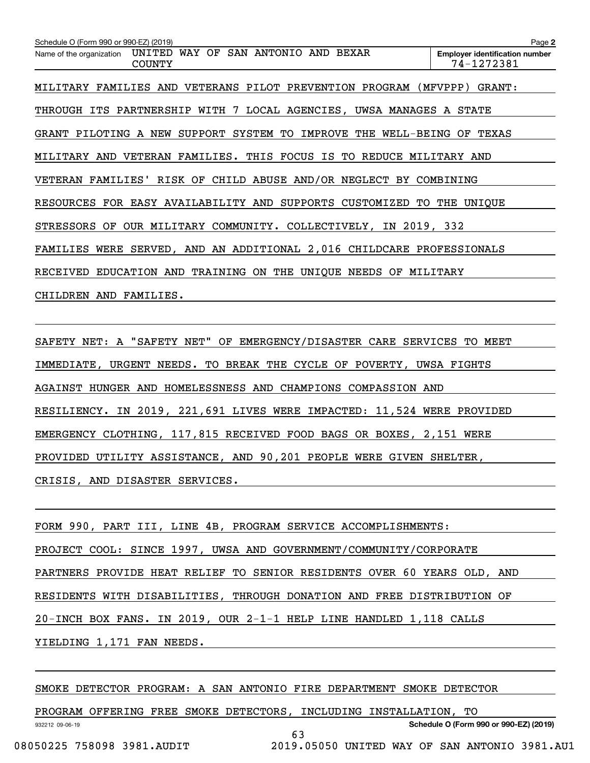Name of the organization: UNITED WAY OF SAN ANTONIO AND BEXAR COUNTY

Employer identification number: 74-1272381

MILITARY FAMILIES AND VETERANS PILOT PREVENTION PROGRAM (MFVPPP) GRANT: THROUGH ITS PARTNERSHIP WITH 7 LOCAL AGENCIES, UWSA MANAGES A STATE GRANT PILOTING A NEW SUPPORT SYSTEM TO IMPROVE THE WELL-BEING OF TEXAS MILITARY AND VETERAN FAMILIES. THIS FOCUS IS TO REDUCE MILITARY AND VETERAN FAMILIES' RISK OF CHILD ABUSE AND/OR NEGLECT BY COMBINING RESOURCES FOR EASY AVAILABILITY AND SUPPORTS CUSTOMIZED TO THE UNIQUE STRESSORS OF OUR MILITARY COMMUNITY. COLLECTIVELY, IN 2019, 332 FAMILIES WERE SERVED, AND AN ADDITIONAL 2,016 CHILDCARE PROFESSIONALS RECEIVED EDUCATION AND TRAINING ON THE UNIQUE NEEDS OF MILITARY CHILDREN AND FAMILIES.

SAFETY NET: A "SAFETY NET" OF EMERGENCY/DISASTER CARE SERVICES TO MEET IMMEDIATE, URGENT NEEDS. TO BREAK THE CYCLE OF POVERTY, UWSA FIGHTS AGAINST HUNGER AND HOMELESSNESS AND CHAMPIONS COMPASSION AND RESILIENCY. IN 2019, 221,691 LIVES WERE IMPACTED: 11,524 WERE PROVIDED EMERGENCY CLOTHING, 117,815 RECEIVED FOOD BAGS OR BOXES, 2,151 WERE PROVIDED UTILITY ASSISTANCE, AND 90,201 PEOPLE WERE GIVEN SHELTER, CRISIS, AND DISASTER SERVICES.

FORM 990, PART III, LINE 4B, PROGRAM SERVICE ACCOMPLISHMENTS:

PROJECT COOL: SINCE 1997, UWSA AND GOVERNMENT/COMMUNITY/CORPORATE PARTNERS PROVIDE HEAT RELIEF TO SENIOR RESIDENTS OVER 60 YEARS OLD, AND RESIDENTS WITH DISABILITIES, THROUGH DONATION AND FREE DISTRIBUTION OF 20-INCH BOX FANS. IN 2019, OUR 2-1-1 HELP LINE HANDLED 1,118 CALLS YIELDING 1,171 FAN NEEDS.

SMOKE DETECTOR PROGRAM: A SAN ANTONIO FIRE DEPARTMENT SMOKE DETECTOR PROGRAM OFFERING FREE SMOKE DETECTORS, INCLUDING INSTALLATION, TO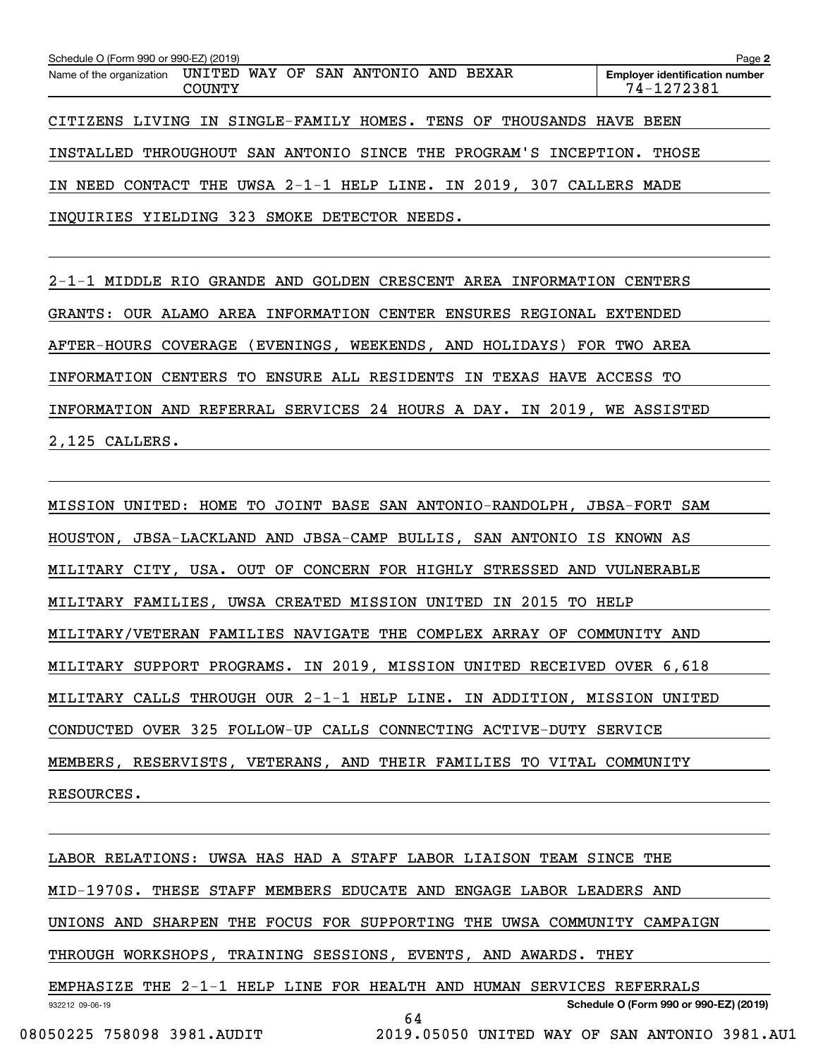CITIZENS LIVING IN SINGLE-FAMILY HOMES. TENS OF THOUSANDS HAVE BEEN INSTALLED THROUGHOUT SAN ANTONIO SINCE THE PROGRAM'S INCEPTION. THOSE IN NEED CONTACT THE UWSA 2-1-1 HELP LINE. IN 2019, 307 CALLERS MADE INQUIRIES YIELDING 323 SMOKE DETECTOR NEEDS.

2-1-1 MIDDLE RIO GRANDE AND GOLDEN CRESCENT AREA INFORMATION CENTERS GRANTS: OUR ALAMO AREA INFORMATION CENTER ENSURES REGIONAL EXTENDED AFTER-HOURS COVERAGE (EVENINGS, WEEKENDS, AND HOLIDAYS) FOR TWO AREA INFORMATION CENTERS TO ENSURE ALL RESIDENTS IN TEXAS HAVE ACCESS TO INFORMATION AND REFERRAL SERVICES 24 HOURS A DAY. IN 2019, WE ASSISTED 2,125 CALLERS.

MISSION UNITED: HOME TO JOINT BASE SAN ANTONIO-RANDOLPH, JBSA-FORT SAM HOUSTON, JBSA-LACKLAND AND JBSA-CAMP BULLIS, SAN ANTONIO IS KNOWN AS MILITARY CITY, USA. OUT OF CONCERN FOR HIGHLY STRESSED AND VULNERABLE MILITARY FAMILIES, UWSA CREATED MISSION UNITED IN 2015 TO HELP MILITARY/VETERAN FAMILIES NAVIGATE THE COMPLEX ARRAY OF COMMUNITY AND MILITARY SUPPORT PROGRAMS. IN 2019, MISSION UNITED RECEIVED OVER 6,618 MILITARY CALLS THROUGH OUR 2-1-1 HELP LINE. IN ADDITION, MISSION UNITED CONDUCTED OVER 325 FOLLOW-UP CALLS CONNECTING ACTIVE-DUTY SERVICE MEMBERS, RESERVISTS, VETERANS, AND THEIR FAMILIES TO VITAL COMMUNITY RESOURCES.

LABOR RELATIONS: UWSA HAS HAD A STAFF LABOR LIAISON TEAM SINCE THE MID-1970S. THESE STAFF MEMBERS EDUCATE AND ENGAGE LABOR LEADERS AND UNIONS AND SHARPEN THE FOCUS FOR SUPPORTING THE UWSA COMMUNITY CAMPAIGN THROUGH WORKSHOPS, TRAINING SESSIONS, EVENTS, AND AWARDS. THEY EMPHASIZE THE 2-1-1 HELP LINE FOR HEALTH AND HUMAN SERVICES REFERRALS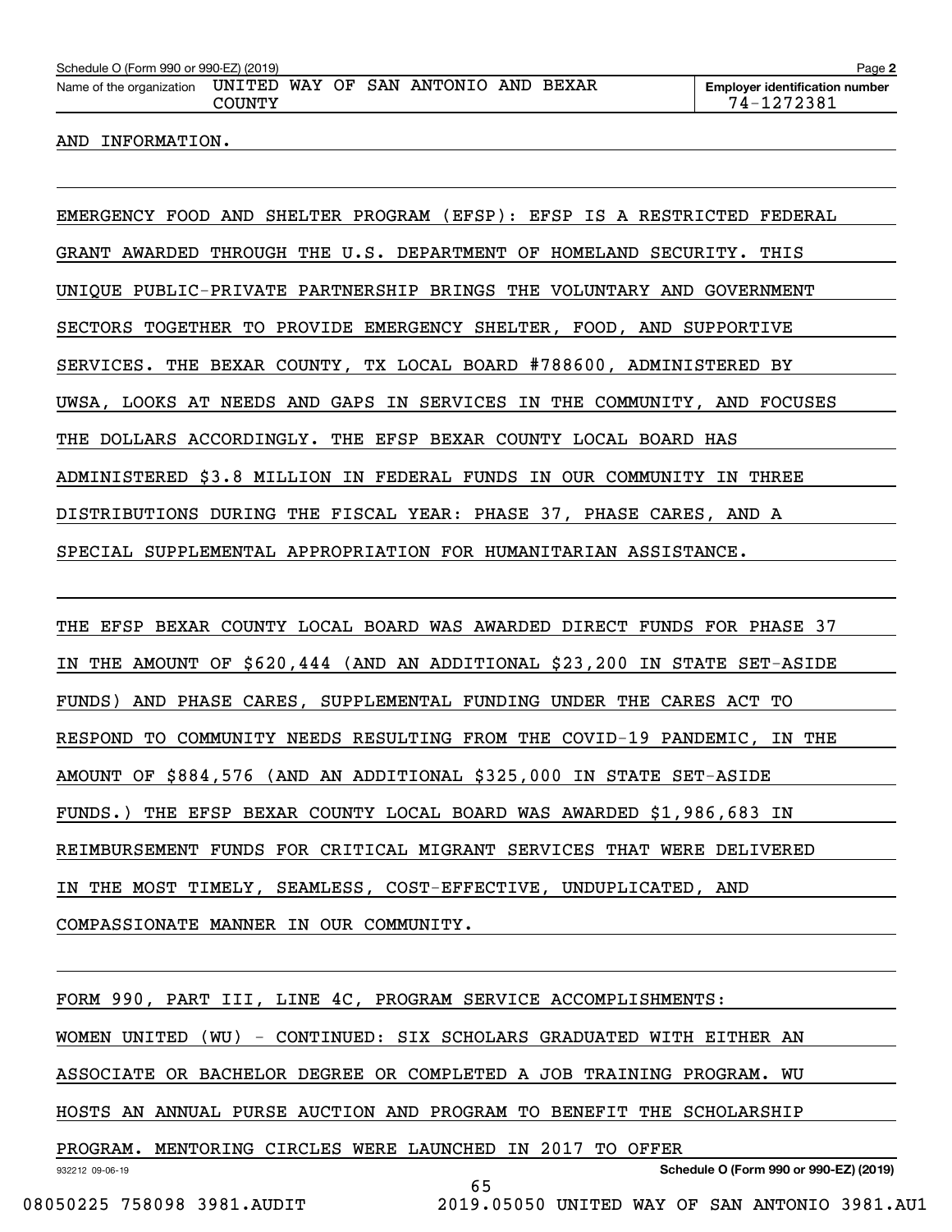AND INFORMATION.

EMERGENCY FOOD AND SHELTER PROGRAM (EFSP): EFSP IS A RESTRICTED FEDERAL GRANT AWARDED THROUGH THE U.S. DEPARTMENT OF HOMELAND SECURITY. THIS UNIQUE PUBLIC-PRIVATE PARTNERSHIP BRINGS THE VOLUNTARY AND GOVERNMENT SECTORS TOGETHER TO PROVIDE EMERGENCY SHELTER, FOOD, AND SUPPORTIVE SERVICES. THE BEXAR COUNTY, TX LOCAL BOARD #788600, ADMINISTERED BY UWSA, LOOKS AT NEEDS AND GAPS IN SERVICES IN THE COMMUNITY, AND FOCUSES THE DOLLARS ACCORDINGLY. THE EFSP BEXAR COUNTY LOCAL BOARD HAS ADMINISTERED $3.8 MILLION IN FEDERAL FUNDS IN OUR COMMUNITY IN THREE DISTRIBUTIONS DURING THE FISCAL YEAR: PHASE 37, PHASE CARES, AND A SPECIAL SUPPLEMENTAL APPROPRIATION FOR HUMANITARIAN ASSISTANCE.

THE EFSP BEXAR COUNTY LOCAL BOARD WAS AWARDED DIRECT FUNDS FOR PHASE 37 IN THE AMOUNT OF $620,444 (AND AN ADDITIONAL $23,200 IN STATE SET-ASIDE FUNDS) AND PHASE CARES, SUPPLEMENTAL FUNDING UNDER THE CARES ACT TO RESPOND TO COMMUNITY NEEDS RESULTING FROM THE COVID-19 PANDEMIC, IN THE AMOUNT OF $884,576 (AND AN ADDITIONAL $325,000 IN STATE SET-ASIDE FUNDS.) THE EFSP BEXAR COUNTY LOCAL BOARD WAS AWARDED $1,986,683 IN REIMBURSEMENT FUNDS FOR CRITICAL MIGRANT SERVICES THAT WERE DELIVERED IN THE MOST TIMELY, SEAMLESS, COST-EFFECTIVE, UNDUPLICATED, AND COMPASSIONATE MANNER IN OUR COMMUNITY.

FORM 990, PART III, LINE 4C, PROGRAM SERVICE ACCOMPLISHMENTS:
WOMEN UNITED (WU) - CONTINUED: SIX SCHOLARS GRADUATED WITH EITHER AN ASSOCIATE OR BACHELOR DEGREE OR COMPLETED A JOB TRAINING PROGRAM. WU HOSTS AN ANNUAL PURSE AUCTION AND PROGRAM TO BENEFIT THE SCHOLARSHIP PROGRAM. MENTORING CIRCLES WERE LAUNCHED IN 2017 TO OFFER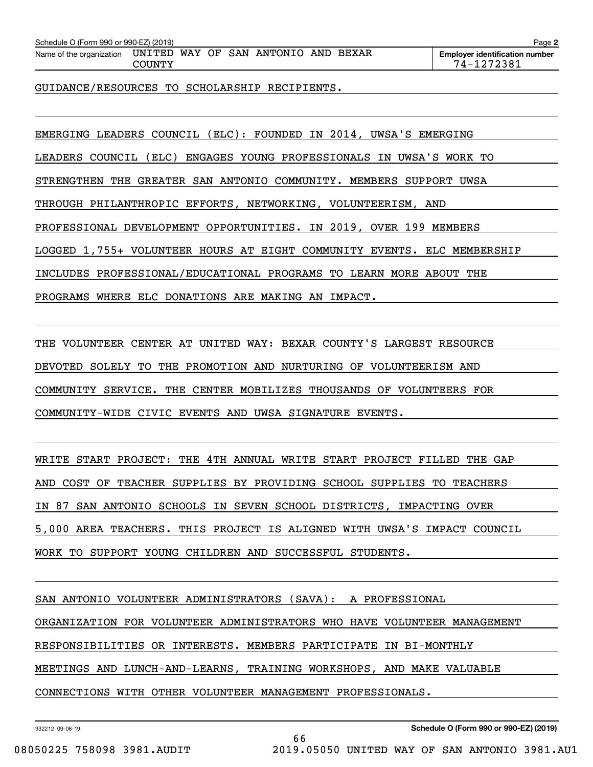GUIDANCE/RESOURCES TO SCHOLARSHIP RECIPIENTS.

EMERGING LEADERS COUNCIL (ELC): FOUNDED IN 2014, UWSA'S EMERGING LEADERS COUNCIL (ELC) ENGAGES YOUNG PROFESSIONALS IN UWSA'S WORK TO STRENGTHEN THE GREATER SAN ANTONIO COMMUNITY. MEMBERS SUPPORT UWSA THROUGH PHILANTHROPIC EFFORTS, NETWORKING, VOLUNTEERISM, AND PROFESSIONAL DEVELOPMENT OPPORTUNITIES. IN 2019, OVER 199 MEMBERS LOGGED 1,755+ VOLUNTEER HOURS AT EIGHT COMMUNITY EVENTS. ELC MEMBERSHIP INCLUDES PROFESSIONAL/EDUCATIONAL PROGRAMS TO LEARN MORE ABOUT THE PROGRAMS WHERE ELC DONATIONS ARE MAKING AN IMPACT.

THE VOLUNTEER CENTER AT UNITED WAY: BEXAR COUNTY'S LARGEST RESOURCE DEVOTED SOLELY TO THE PROMOTION AND NURTURING OF VOLUNTEERISM AND COMMUNITY SERVICE. THE CENTER MOBILIZES THOUSANDS OF VOLUNTEERS FOR COMMUNITY-WIDE CIVIC EVENTS AND UWSA SIGNATURE EVENTS.

WRITE START PROJECT: THE 4TH ANNUAL WRITE START PROJECT FILLED THE GAP AND COST OF TEACHER SUPPLIES BY PROVIDING SCHOOL SUPPLIES TO TEACHERS IN 87 SAN ANTONIO SCHOOLS IN SEVEN SCHOOL DISTRICTS, IMPACTING OVER 5,000 AREA TEACHERS. THIS PROJECT IS ALIGNED WITH UWSA'S IMPACT COUNCIL WORK TO SUPPORT YOUNG CHILDREN AND SUCCESSFUL STUDENTS.

SAN ANTONIO VOLUNTEER ADMINISTRATORS (SAVA): A PROFESSIONAL ORGANIZATION FOR VOLUNTEER ADMINISTRATORS WHO HAVE VOLUNTEER MANAGEMENT RESPONSIBILITIES OR INTERESTS. MEMBERS PARTICIPATE IN BI-MONTHLY MEETINGS AND LUNCH-AND-LEARNS, TRAINING WORKSHOPS, AND MAKE VALUABLE CONNECTIONS WITH OTHER VOLUNTEER MANAGEMENT PROFESSIONALS.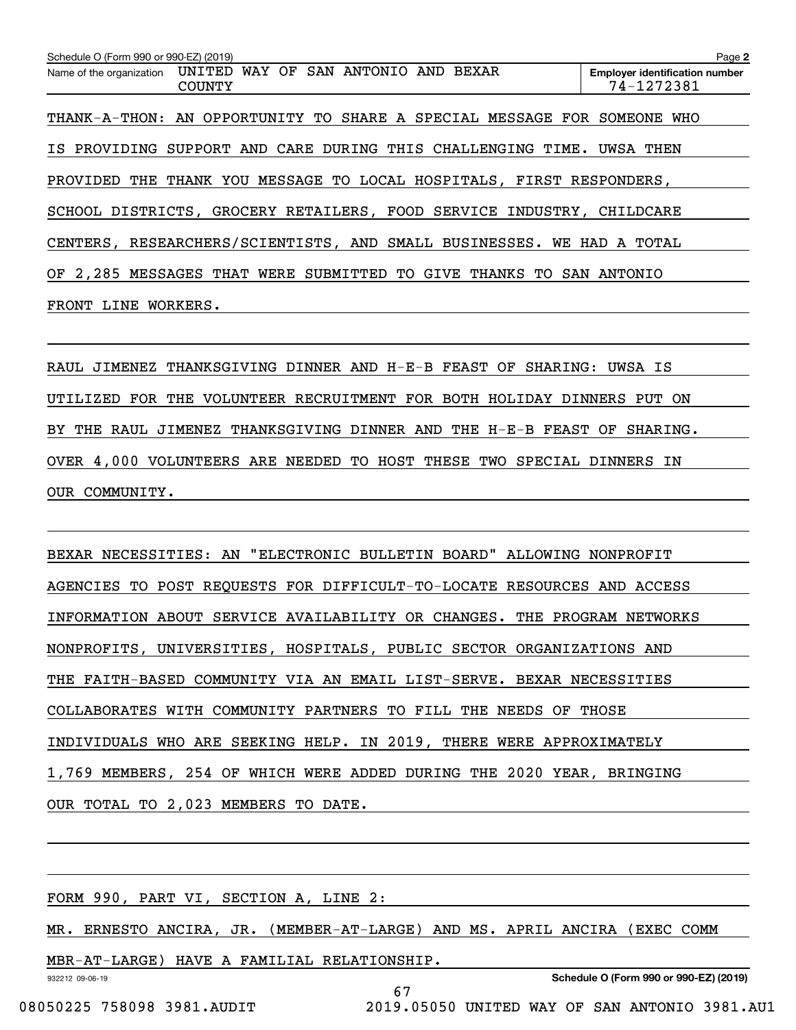Schedule O (Form 990 or 990-EZ) (2019)

Name of the organization: UNITED WAY OF SAN ANTONIO AND BEXAR COUNTY

Employer identification number: 74-1272381

THANK-A-THON: AN OPPORTUNITY TO SHARE A SPECIAL MESSAGE FOR SOMEONE WHO IS PROVIDING SUPPORT AND CARE DURING THIS CHALLENGING TIME. UWSA THEN PROVIDED THE THANK YOU MESSAGE TO LOCAL HOSPITALS, FIRST RESPONDERS, SCHOOL DISTRICTS, GROCERY RETAILERS, FOOD SERVICE INDUSTRY, CHILDCARE CENTERS, RESEARCHERS/SCIENTISTS, AND SMALL BUSINESSES. WE HAD A TOTAL OF 2,285 MESSAGES THAT WERE SUBMITTED TO GIVE THANKS TO SAN ANTONIO FRONT LINE WORKERS.

RAUL JIMENEZ THANKSGIVING DINNER AND H-E-B FEAST OF SHARING: UWSA IS UTILIZED FOR THE VOLUNTEER RECRUITMENT FOR BOTH HOLIDAY DINNERS PUT ON BY THE RAUL JIMENEZ THANKSGIVING DINNER AND THE H-E-B FEAST OF SHARING. OVER 4,000 VOLUNTEERS ARE NEEDED TO HOST THESE TWO SPECIAL DINNERS IN OUR COMMUNITY.

BEXAR NECESSITIES: AN "ELECTRONIC BULLETIN BOARD" ALLOWING NONPROFIT AGENCIES TO POST REQUESTS FOR DIFFICULT-TO-LOCATE RESOURCES AND ACCESS INFORMATION ABOUT SERVICE AVAILABILITY OR CHANGES. THE PROGRAM NETWORKS NONPROFITS, UNIVERSITIES, HOSPITALS, PUBLIC SECTOR ORGANIZATIONS AND THE FAITH-BASED COMMUNITY VIA AN EMAIL LIST-SERVE. BEXAR NECESSITIES COLLABORATES WITH COMMUNITY PARTNERS TO FILL THE NEEDS OF THOSE INDIVIDUALS WHO ARE SEEKING HELP. IN 2019, THERE WERE APPROXIMATELY 1,769 MEMBERS, 254 OF WHICH WERE ADDED DURING THE 2020 YEAR, BRINGING OUR TOTAL TO 2,023 MEMBERS TO DATE.

FORM 990, PART VI, SECTION A, LINE 2:

MR. ERNESTO ANCIRA, JR. (MEMBER-AT-LARGE) AND MS. APRIL ANCIRA (EXEC COMM MBR-AT-LARGE) HAVE A FAMILIAL RELATIONSHIP.

932212 09-06-19 Schedule O (Form 990 or 990-EZ) (2019)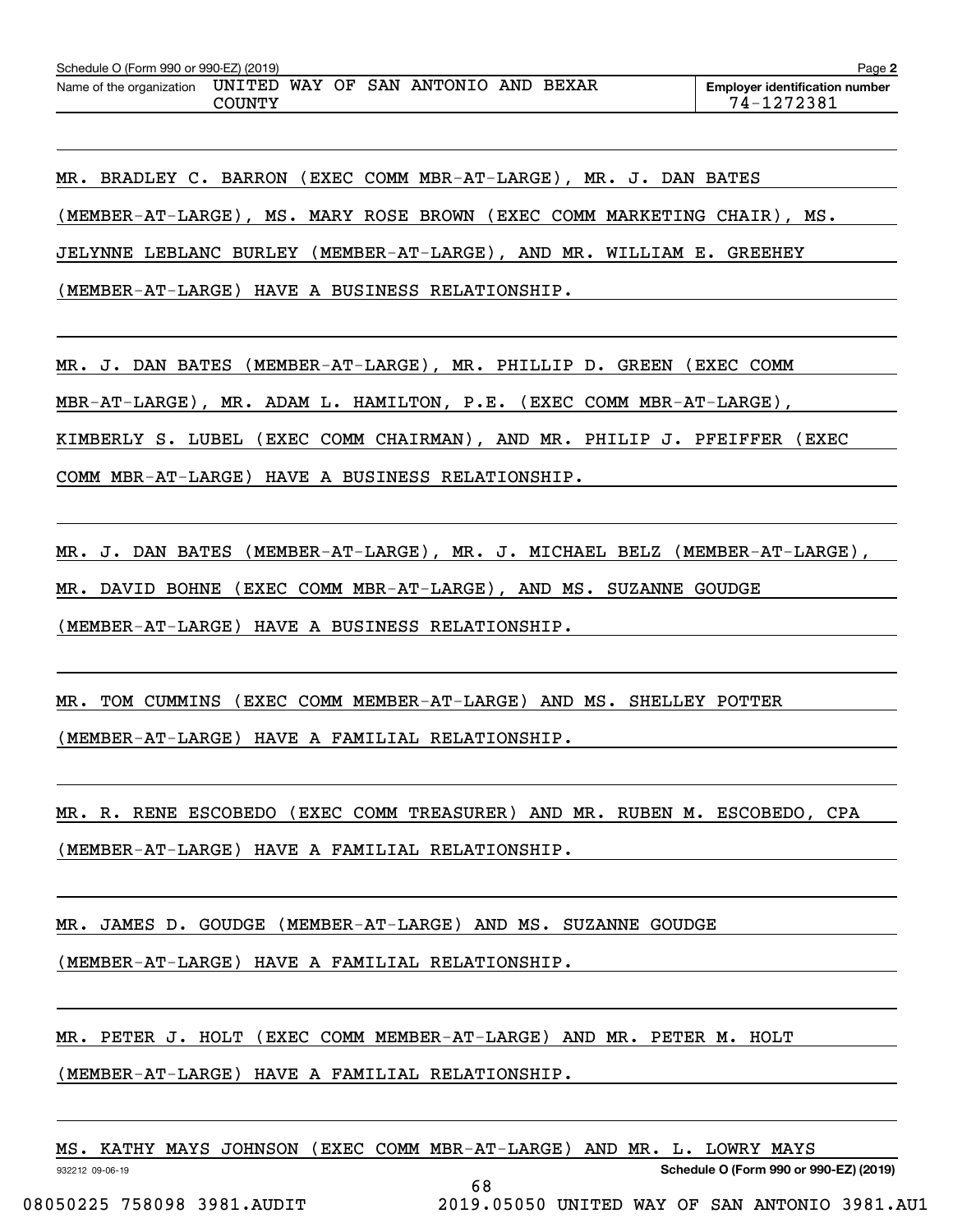Schedule O (Form 990 or 990-EZ) (2019) Page **2**

| Name of the organization | Employer identification number |
|---|---|
| UNITED WAY OF SAN ANTONIO AND BEXAR COUNTY | 74-1272381 |

MR. BRADLEY C. BARRON (EXEC COMM MBR-AT-LARGE), MR. J. DAN BATES (MEMBER-AT-LARGE), MS. MARY ROSE BROWN (EXEC COMM MARKETING CHAIR), MS. JELYNNE LEBLANC BURLEY (MEMBER-AT-LARGE), AND MR. WILLIAM E. GREEHEY (MEMBER-AT-LARGE) HAVE A BUSINESS RELATIONSHIP.

MR. J. DAN BATES (MEMBER-AT-LARGE), MR. PHILLIP D. GREEN (EXEC COMM MBR-AT-LARGE), MR. ADAM L. HAMILTON, P.E. (EXEC COMM MBR-AT-LARGE), KIMBERLY S. LUBEL (EXEC COMM CHAIRMAN), AND MR. PHILIP J. PFEIFFER (EXEC COMM MBR-AT-LARGE) HAVE A BUSINESS RELATIONSHIP.

MR. J. DAN BATES (MEMBER-AT-LARGE), MR. J. MICHAEL BELZ (MEMBER-AT-LARGE), MR. DAVID BOHNE (EXEC COMM MBR-AT-LARGE), AND MS. SUZANNE GOUDGE (MEMBER-AT-LARGE) HAVE A BUSINESS RELATIONSHIP.

MR. TOM CUMMINS (EXEC COMM MEMBER-AT-LARGE) AND MS. SHELLEY POTTER (MEMBER-AT-LARGE) HAVE A FAMILIAL RELATIONSHIP.

MR. R. RENE ESCOBEDO (EXEC COMM TREASURER) AND MR. RUBEN M. ESCOBEDO, CPA (MEMBER-AT-LARGE) HAVE A FAMILIAL RELATIONSHIP.

MR. JAMES D. GOUDGE (MEMBER-AT-LARGE) AND MS. SUZANNE GOUDGE (MEMBER-AT-LARGE) HAVE A FAMILIAL RELATIONSHIP.

MR. PETER J. HOLT (EXEC COMM MEMBER-AT-LARGE) AND MR. PETER M. HOLT (MEMBER-AT-LARGE) HAVE A FAMILIAL RELATIONSHIP.

MS. KATHY MAYS JOHNSON (EXEC COMM MBR-AT-LARGE) AND MR. L. LOWRY MAYS

932212 09-06-19 **Schedule O (Form 990 or 990-EZ) (2019)**

08050225 758098 3981.AUDIT 2019.05050 UNITED WAY OF SAN ANTONIO 3981.AU1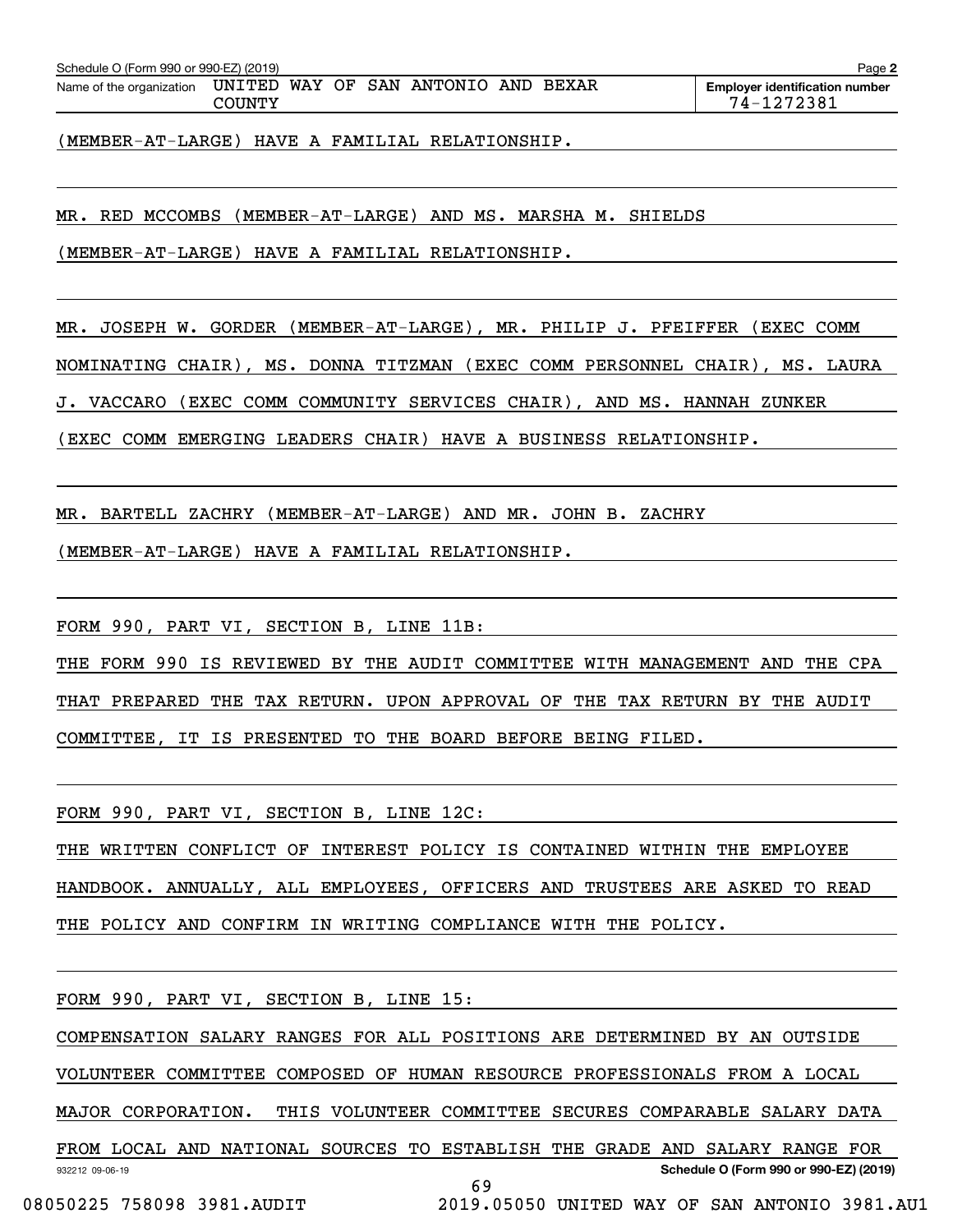(MEMBER-AT-LARGE) HAVE A FAMILIAL RELATIONSHIP.

MR. RED MCCOMBS (MEMBER-AT-LARGE) AND MS. MARSHA M. SHIELDS (MEMBER-AT-LARGE) HAVE A FAMILIAL RELATIONSHIP.

MR. JOSEPH W. GORDER (MEMBER-AT-LARGE), MR. PHILIP J. PFEIFFER (EXEC COMM NOMINATING CHAIR), MS. DONNA TITZMAN (EXEC COMM PERSONNEL CHAIR), MS. LAURA J. VACCARO (EXEC COMM COMMUNITY SERVICES CHAIR), AND MS. HANNAH ZUNKER (EXEC COMM EMERGING LEADERS CHAIR) HAVE A BUSINESS RELATIONSHIP.

MR. BARTELL ZACHRY (MEMBER-AT-LARGE) AND MR. JOHN B. ZACHRY (MEMBER-AT-LARGE) HAVE A FAMILIAL RELATIONSHIP.

FORM 990, PART VI, SECTION B, LINE 11B:

THE FORM 990 IS REVIEWED BY THE AUDIT COMMITTEE WITH MANAGEMENT AND THE CPA THAT PREPARED THE TAX RETURN. UPON APPROVAL OF THE TAX RETURN BY THE AUDIT COMMITTEE, IT IS PRESENTED TO THE BOARD BEFORE BEING FILED.

FORM 990, PART VI, SECTION B, LINE 12C:

THE WRITTEN CONFLICT OF INTEREST POLICY IS CONTAINED WITHIN THE EMPLOYEE HANDBOOK. ANNUALLY, ALL EMPLOYEES, OFFICERS AND TRUSTEES ARE ASKED TO READ THE POLICY AND CONFIRM IN WRITING COMPLIANCE WITH THE POLICY.

FORM 990, PART VI, SECTION B, LINE 15:

COMPENSATION SALARY RANGES FOR ALL POSITIONS ARE DETERMINED BY AN OUTSIDE VOLUNTEER COMMITTEE COMPOSED OF HUMAN RESOURCE PROFESSIONALS FROM A LOCAL MAJOR CORPORATION. THIS VOLUNTEER COMMITTEE SECURES COMPARABLE SALARY DATA FROM LOCAL AND NATIONAL SOURCES TO ESTABLISH THE GRADE AND SALARY RANGE FOR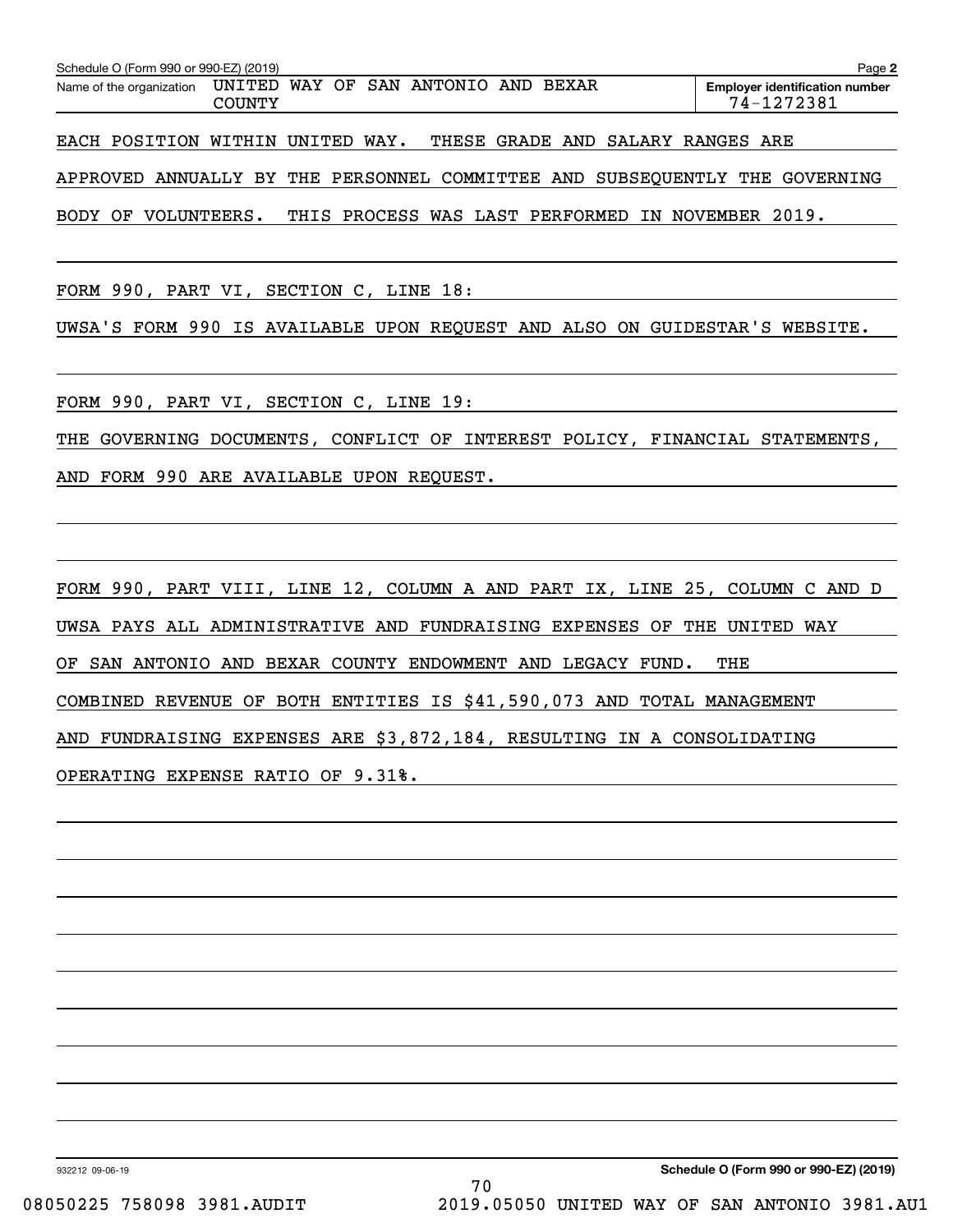Schedule O (Form 990 or 990-EZ) (2019)

Name of the organization: UNITED WAY OF SAN ANTONIO AND BEXAR COUNTY

Employer identification number: 74-1272381

EACH POSITION WITHIN UNITED WAY. THESE GRADE AND SALARY RANGES ARE APPROVED ANNUALLY BY THE PERSONNEL COMMITTEE AND SUBSEQUENTLY THE GOVERNING BODY OF VOLUNTEERS. THIS PROCESS WAS LAST PERFORMED IN NOVEMBER 2019.

FORM 990, PART VI, SECTION C, LINE 18:

UWSA'S FORM 990 IS AVAILABLE UPON REQUEST AND ALSO ON GUIDESTAR'S WEBSITE.

FORM 990, PART VI, SECTION C, LINE 19:

THE GOVERNING DOCUMENTS, CONFLICT OF INTEREST POLICY, FINANCIAL STATEMENTS, AND FORM 990 ARE AVAILABLE UPON REQUEST.

FORM 990, PART VIII, LINE 12, COLUMN A AND PART IX, LINE 25, COLUMN C AND D

UWSA PAYS ALL ADMINISTRATIVE AND FUNDRAISING EXPENSES OF THE UNITED WAY OF SAN ANTONIO AND BEXAR COUNTY ENDOWMENT AND LEGACY FUND. THE COMBINED REVENUE OF BOTH ENTITIES IS $41,590,073 AND TOTAL MANAGEMENT AND FUNDRAISING EXPENSES ARE $3,872,184, RESULTING IN A CONSOLIDATING OPERATING EXPENSE RATIO OF 9.31%.

Schedule O (Form 990 or 990-EZ) (2019)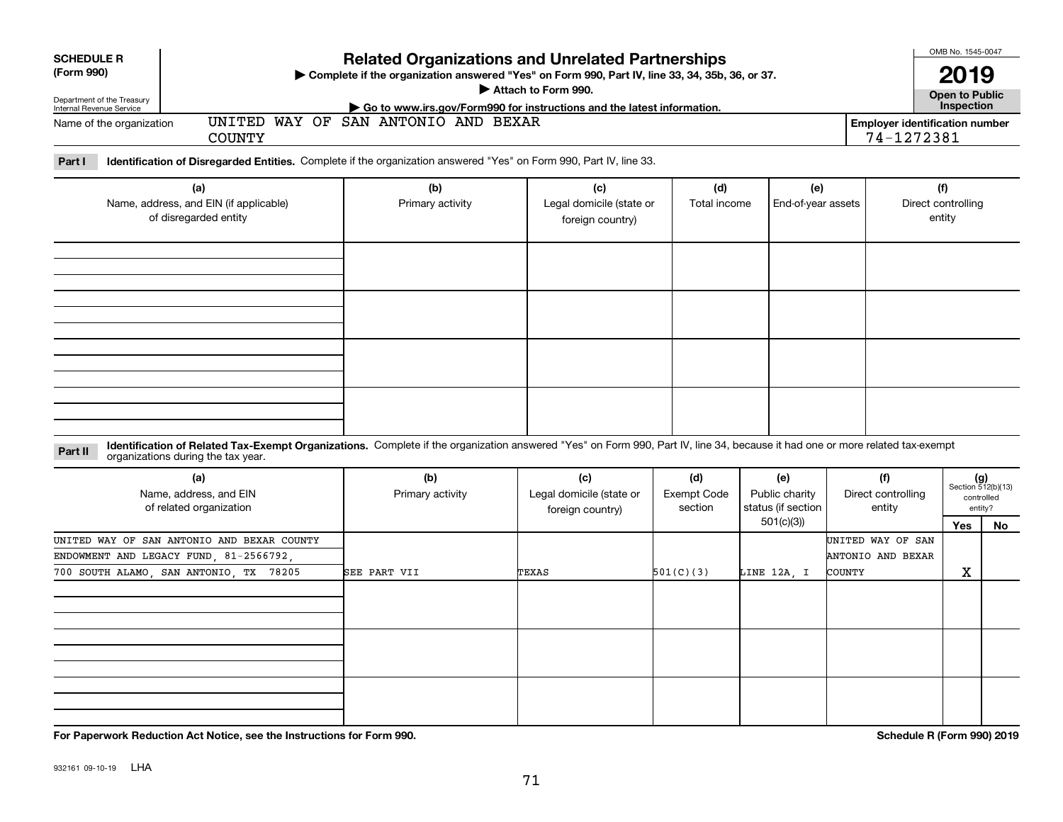**SCHEDULE R**
**(Form 990)**

Department of the Treasury
Internal Revenue Service

# Related Organizations and Unrelated Partnerships

▶ Complete if the organization answered "Yes" on Form 990, Part IV, line 33, 34, 35b, 36, or 37.
▶ Attach to Form 990.
▶ Go to www.irs.gov/Form990 for instructions and the latest information.

OMB No. 1545-0047

**2019**

**Open to Public Inspection**

Name of the organization: UNITED WAY OF SAN ANTONIO AND BEXAR COUNTY

**Employer identification number** 74-1272381

**Part I** **Identification of Disregarded Entities.** Complete if the organization answered "Yes" on Form 990, Part IV, line 33.

| (a) Name, address, and EIN (if applicable) of disregarded entity | (b) Primary activity | (c) Legal domicile (state or foreign country) | (d) Total income | (e) End-of-year assets | (f) Direct controlling entity |
|---|---|---|---|---|---|
| | | | | | |
| | | | | | |
| | | | | | |
| | | | | | |

**Part II** **Identification of Related Tax-Exempt Organizations.** Complete if the organization answered "Yes" on Form 990, Part IV, line 34, because it had one or more related tax-exempt organizations during the tax year.

| (a) Name, address, and EIN of related organization | (b) Primary activity | (c) Legal domicile (state or foreign country) | (d) Exempt Code section | (e) Public charity status (if section 501(c)(3)) | (f) Direct controlling entity | (g) Section 512(b)(13) controlled entity? Yes | No |
|---|---|---|---|---|---|---|---|
| UNITED WAY OF SAN ANTONIO AND BEXAR COUNTY ENDOWMENT AND LEGACY FUND, 81-2566792, 700 SOUTH ALAMO, SAN ANTONIO, TX 78205 | SEE PART VII | TEXAS | 501(C)(3) | LINE 12A, I | UNITED WAY OF SAN ANTONIO AND BEXAR COUNTY | X | |
| | | | | | | | |
| | | | | | | | |
| | | | | | | | |

**For Paperwork Reduction Act Notice, see the Instructions for Form 990.**

**Schedule R (Form 990) 2019**

932161 09-10-19 LHA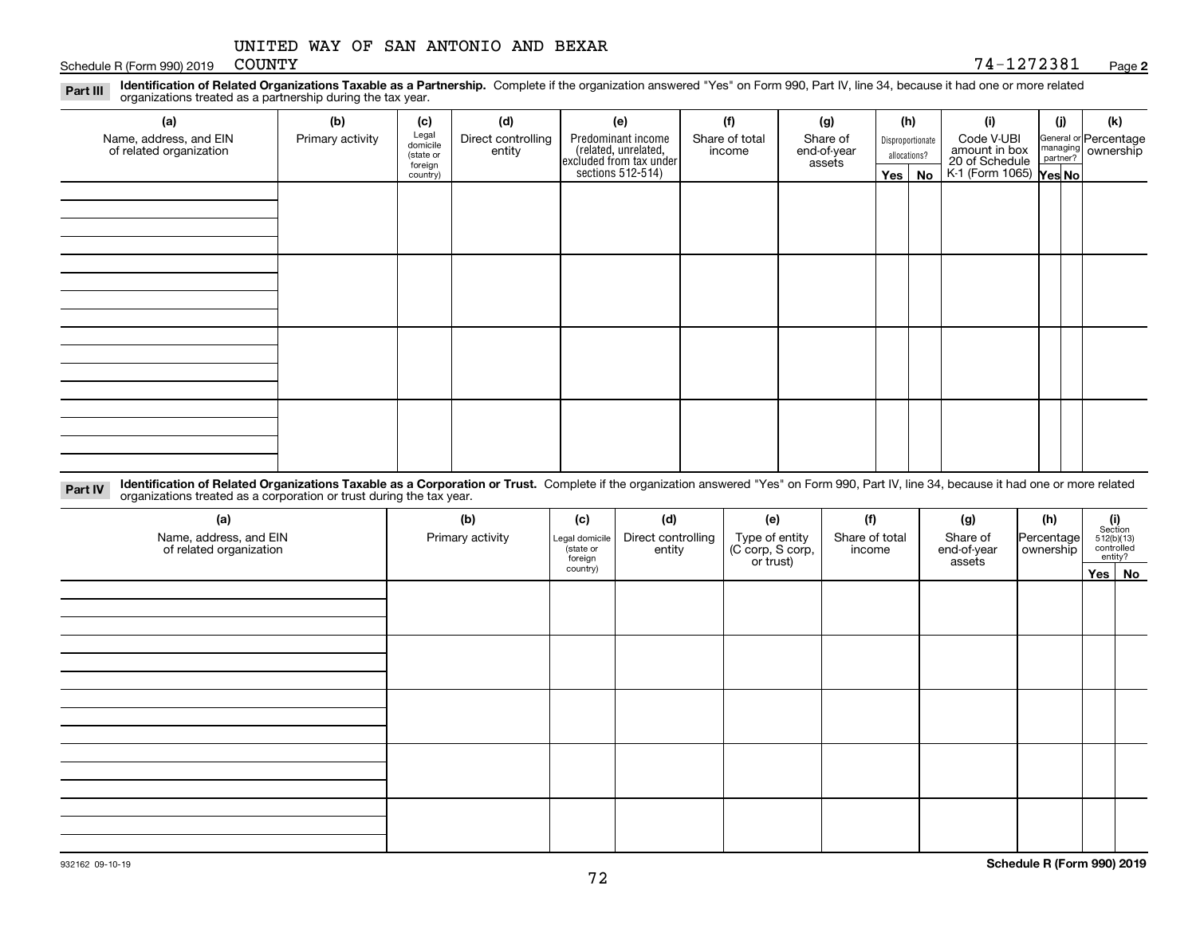UNITED WAY OF SAN ANTONIO AND BEXAR COUNTY

Schedule R (Form 990) 2019 — 74-1272381 — Page **2**

**Part III** **Identification of Related Organizations Taxable as a Partnership.** Complete if the organization answered "Yes" on Form 990, Part IV, line 34, because it had one or more related organizations treated as a partnership during the tax year.

| (a) Name, address, and EIN of related organization | (b) Primary activity | (c) Legal domicile (state or foreign country) | (d) Direct controlling entity | (e) Predominant income (related, unrelated, excluded from tax under sections 512-514) | (f) Share of total income | (g) Share of end-of-year assets | (h) Disproportionate allocations? Yes | (h) No | (i) Code V-UBI amount in box 20 of Schedule K-1 (Form 1065) | (j) General or managing partner? Yes | (j) No | (k) Percentage ownership |
|---|---|---|---|---|---|---|---|---|---|---|---|---|
| | | | | | | | | | | | | |
| | | | | | | | | | | | | |
| | | | | | | | | | | | | |
| | | | | | | | | | | | | |

**Part IV** **Identification of Related Organizations Taxable as a Corporation or Trust.** Complete if the organization answered "Yes" on Form 990, Part IV, line 34, because it had one or more related organizations treated as a corporation or trust during the tax year.

| (a) Name, address, and EIN of related organization | (b) Primary activity | (c) Legal domicile (state or foreign country) | (d) Direct controlling entity | (e) Type of entity (C corp, S corp, or trust) | (f) Share of total income | (g) Share of end-of-year assets | (h) Percentage ownership | (i) Section 512(b)(13) controlled entity? Yes | (i) No |
|---|---|---|---|---|---|---|---|---|---|
| | | | | | | | | | |
| | | | | | | | | | |
| | | | | | | | | | |
| | | | | | | | | | |
| | | | | | | | | | |

932162 09-10-19 **Schedule R (Form 990) 2019**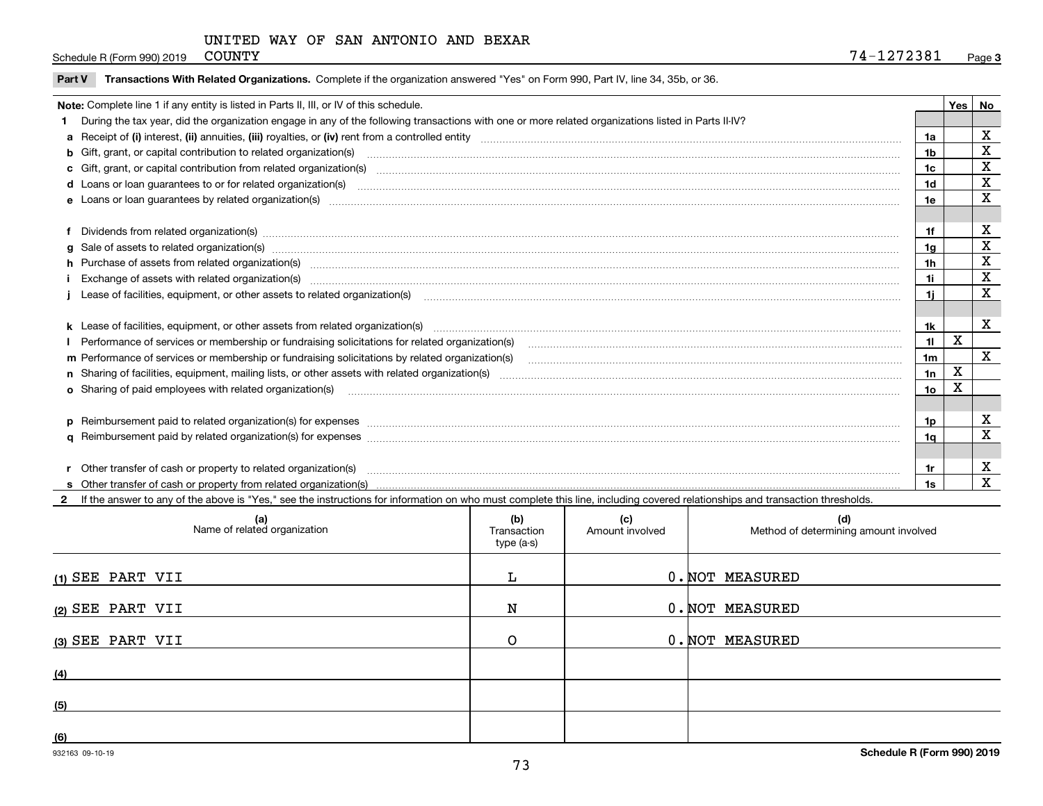UNITED WAY OF SAN ANTONIO AND BEXAR COUNTY

Schedule R (Form 990) 2019 — 74-1272381 — Page 3

**Part V Transactions With Related Organizations.** Complete if the organization answered "Yes" on Form 990, Part IV, line 34, 35b, or 36.

| Note: Complete line 1 if any entity is listed in Parts II, III, or IV of this schedule. | | Yes | No |
|---|---|---|---|
| **1** During the tax year, did the organization engage in any of the following transactions with one or more related organizations listed in Parts II-IV? | | | |
| **a** Receipt of **(i)** interest, **(ii)** annuities, **(iii)** royalties, or **(iv)** rent from a controlled entity | 1a | | X |
| **b** Gift, grant, or capital contribution to related organization(s) | 1b | | X |
| **c** Gift, grant, or capital contribution from related organization(s) | 1c | | X |
| **d** Loans or loan guarantees to or for related organization(s) | 1d | | X |
| **e** Loans or loan guarantees by related organization(s) | 1e | | X |
| **f** Dividends from related organization(s) | 1f | | X |
| **g** Sale of assets to related organization(s) | 1g | | X |
| **h** Purchase of assets from related organization(s) | 1h | | X |
| **i** Exchange of assets with related organization(s) | 1i | | X |
| **j** Lease of facilities, equipment, or other assets to related organization(s) | 1j | | X |
| **k** Lease of facilities, equipment, or other assets from related organization(s) | 1k | | X |
| **l** Performance of services or membership or fundraising solicitations for related organization(s) | 1l | X | |
| **m** Performance of services or membership or fundraising solicitations by related organization(s) | 1m | | X |
| **n** Sharing of facilities, equipment, mailing lists, or other assets with related organization(s) | 1n | X | |
| **o** Sharing of paid employees with related organization(s) | 1o | X | |
| **p** Reimbursement paid to related organization(s) for expenses | 1p | | X |
| **q** Reimbursement paid by related organization(s) for expenses | 1q | | X |
| **r** Other transfer of cash or property to related organization(s) | 1r | | X |
| **s** Other transfer of cash or property from related organization(s) | 1s | | X |

**2** If the answer to any of the above is "Yes," see the instructions for information on who must complete this line, including covered relationships and transaction thresholds.

| (a) Name of related organization | (b) Transaction type (a-s) | (c) Amount involved | (d) Method of determining amount involved |
|---|---|---|---|
| (1) SEE PART VII | L | 0. | NOT MEASURED |
| (2) SEE PART VII | N | 0. | NOT MEASURED |
| (3) SEE PART VII | O | 0. | NOT MEASURED |
| (4) | | | |
| (5) | | | |
| (6) | | | |

932163 09-10-19

Schedule R (Form 990) 2019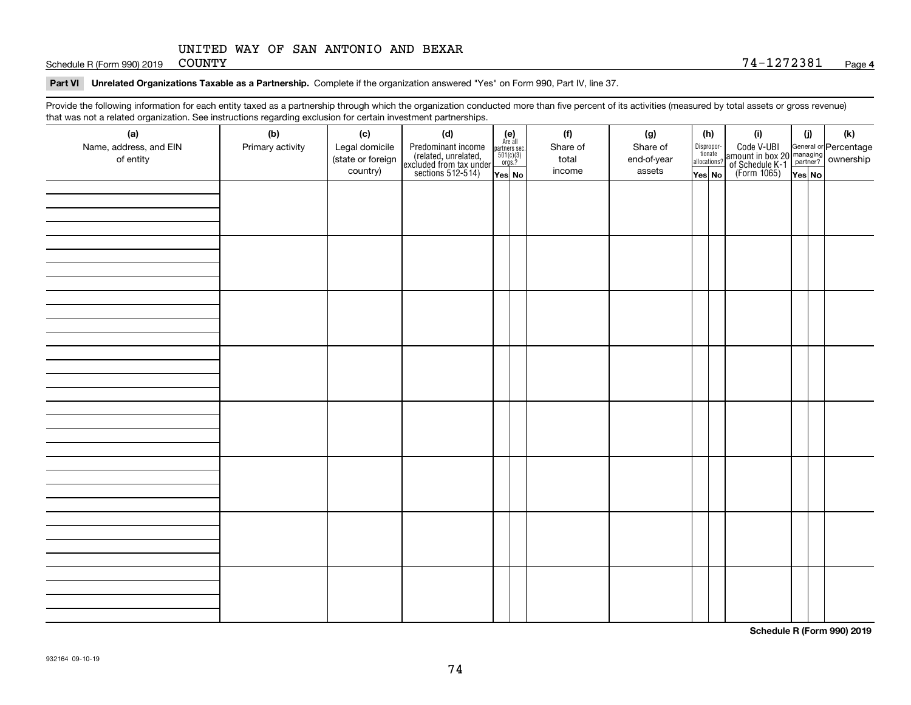UNITED WAY OF SAN ANTONIO AND BEXAR COUNTY

74-1272381

**Part VI Unrelated Organizations Taxable as a Partnership.** Complete if the organization answered "Yes" on Form 990, Part IV, line 37.

Provide the following information for each entity taxed as a partnership through which the organization conducted more than five percent of its activities (measured by total assets or gross revenue) that was not a related organization. See instructions regarding exclusion for certain investment partnerships.

| (a) Name, address, and EIN of entity | (b) Primary activity | (c) Legal domicile (state or foreign country) | (d) Predominant income (related, unrelated, excluded from tax under sections 512-514) | (e) Are all partners sec. 501(c)(3) orgs.? Yes | (e) No | (f) Share of total income | (g) Share of end-of-year assets | (h) Disproportionate allocations? Yes | (h) No | (i) Code V-UBI amount in box 20 of Schedule K-1 (Form 1065) | (j) General or managing partner? Yes | (j) No | (k) Percentage ownership |
|---|---|---|---|---|---|---|---|---|---|---|---|---|---|
| | | | | | | | | | | | | | |
| | | | | | | | | | | | | | |
| | | | | | | | | | | | | | |
| | | | | | | | | | | | | | |
| | | | | | | | | | | | | | |
| | | | | | | | | | | | | | |
| | | | | | | | | | | | | | |
| | | | | | | | | | | | | | |

**Schedule R (Form 990) 2019**

932164 09-10-19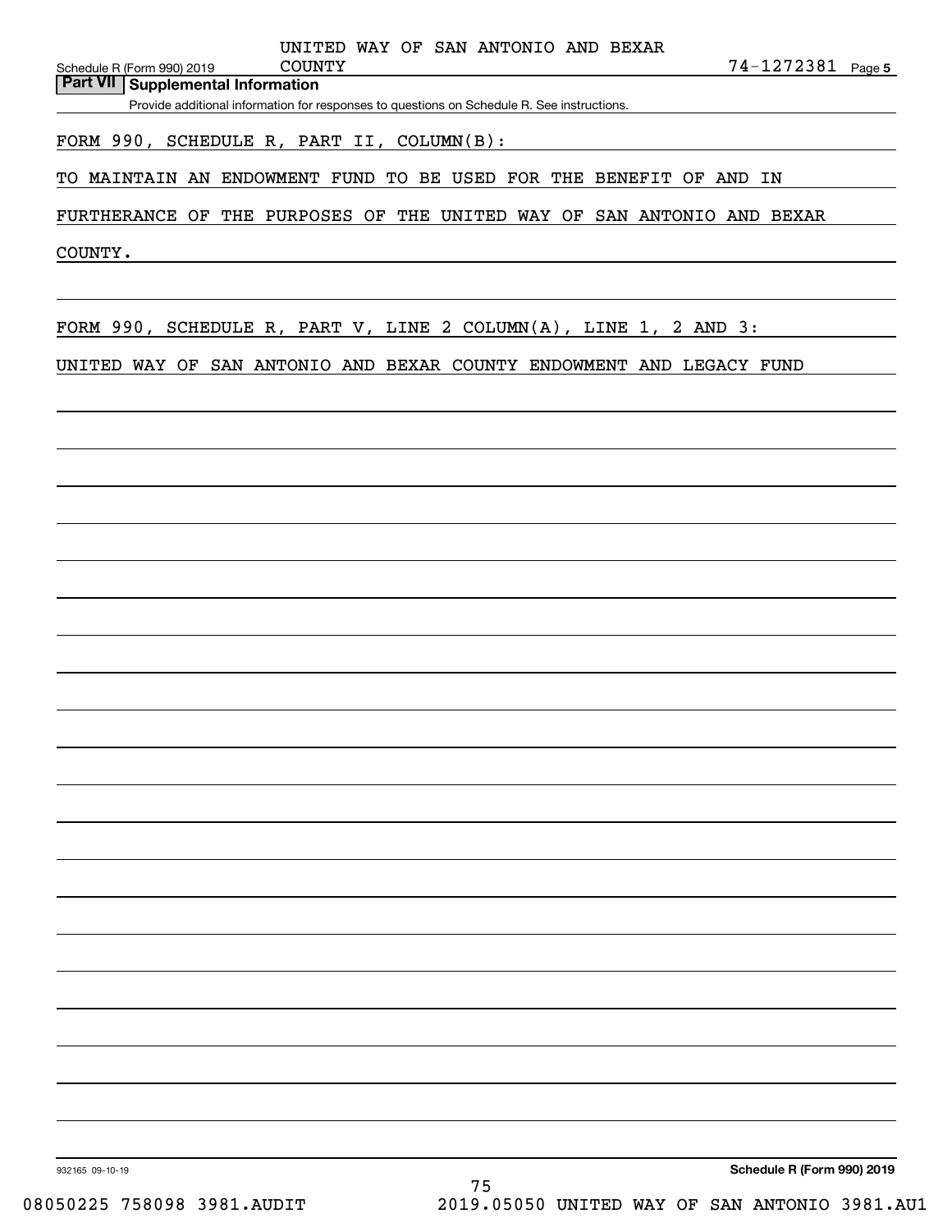UNITED WAY OF SAN ANTONIO AND BEXAR COUNTY 74-1272381

## Part VII Supplemental Information

Provide additional information for responses to questions on Schedule R. See instructions.

FORM 990, SCHEDULE R, PART II, COLUMN(B):

TO MAINTAIN AN ENDOWMENT FUND TO BE USED FOR THE BENEFIT OF AND IN FURTHERANCE OF THE PURPOSES OF THE UNITED WAY OF SAN ANTONIO AND BEXAR COUNTY.

FORM 990, SCHEDULE R, PART V, LINE 2 COLUMN(A), LINE 1, 2 AND 3:

UNITED WAY OF SAN ANTONIO AND BEXAR COUNTY ENDOWMENT AND LEGACY FUND